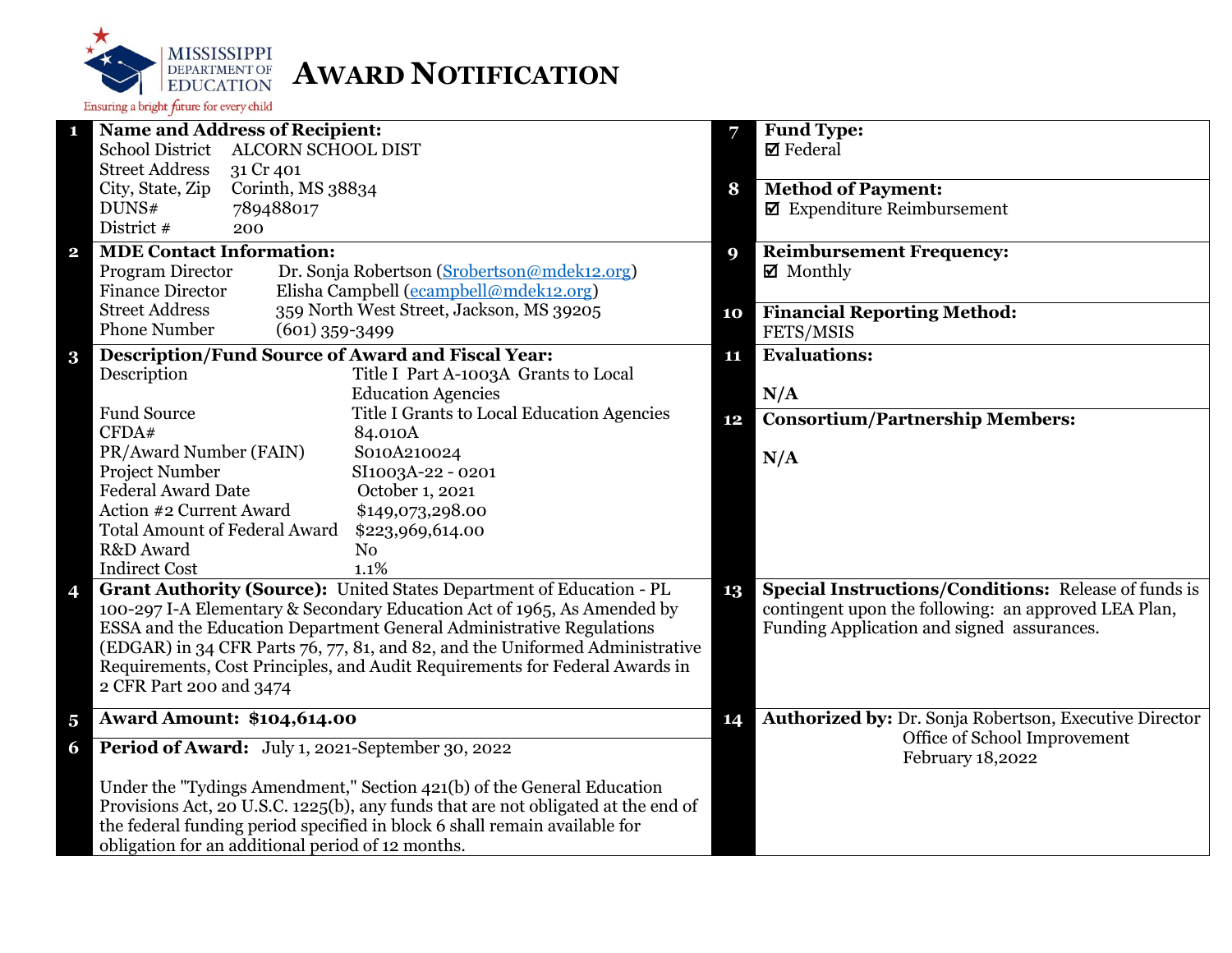MISSISSIPPI DEPARTMENT OF EDUCATION

Ensuring a bright future for every child

# AWARD NOTIFICATION

**1 Name and Address of Recipient:**

| | |
|---|---|
| School District | ALCORN SCHOOL DIST |
| Street Address | 31 Cr 401 |
| City, State, Zip | Corinth, MS 38834 |
| DUNS# | 789488017 |
| District # | 200 |

**2 MDE Contact Information:**

| | |
|---|---|
| Program Director | Dr. Sonja Robertson (Srobertson@mdek12.org) |
| Finance Director | Elisha Campbell (ecampbell@mdek12.org) |
| Street Address | 359 North West Street, Jackson, MS 39205 |
| Phone Number | (601) 359-3499 |

**3 Description/Fund Source of Award and Fiscal Year:**

| | |
|---|---|
| Description | Title I Part A-1003A Grants to Local Education Agencies |
| Fund Source | Title I Grants to Local Education Agencies |
| CFDA# | 84.010A |
| PR/Award Number (FAIN) | S010A210024 |
| Project Number | SI1003A-22 - 0201 |
| Federal Award Date | October 1, 2021 |
| Action #2 Current Award | $149,073,298.00 |
| Total Amount of Federal Award | $223,969,614.00 |
| R&D Award | No |
| Indirect Cost | 1.1% |

**4 Grant Authority (Source):** United States Department of Education - PL 100-297 I-A Elementary & Secondary Education Act of 1965, As Amended by ESSA and the Education Department General Administrative Regulations (EDGAR) in 34 CFR Parts 76, 77, 81, and 82, and the Uniformed Administrative Requirements, Cost Principles, and Audit Requirements for Federal Awards in 2 CFR Part 200 and 3474

**5 Award Amount: $104,614.00**

**6 Period of Award:** July 1, 2021-September 30, 2022

Under the "Tydings Amendment," Section 421(b) of the General Education Provisions Act, 20 U.S.C. 1225(b), any funds that are not obligated at the end of the federal funding period specified in block 6 shall remain available for obligation for an additional period of 12 months.

**7 Fund Type:**
☑ Federal

**8 Method of Payment:**
☑ Expenditure Reimbursement

**9 Reimbursement Frequency:**
☑ Monthly

**10 Financial Reporting Method:**
FETS/MSIS

**11 Evaluations:**

N/A

**12 Consortium/Partnership Members:**

N/A

**13 Special Instructions/Conditions:** Release of funds is contingent upon the following: an approved LEA Plan, Funding Application and signed assurances.

**14 Authorized by:** Dr. Sonja Robertson, Executive Director
Office of School Improvement
February 18,2022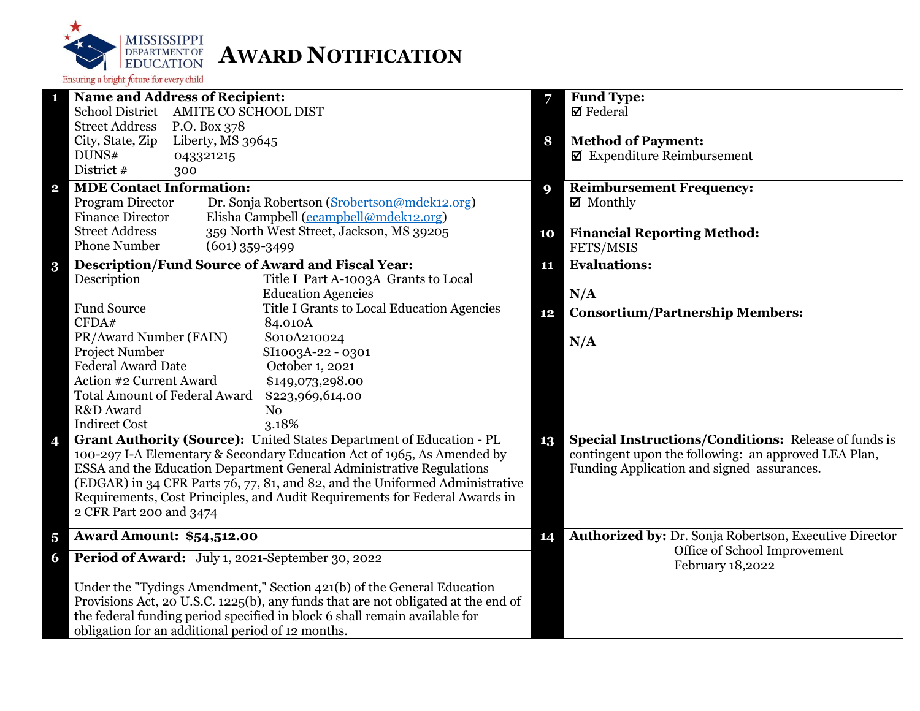MISSISSIPPI DEPARTMENT OF EDUCATION
Ensuring a bright future for every child

# AWARD NOTIFICATION

**1 Name and Address of Recipient:**

| | |
|---|---|
| School District | AMITE CO SCHOOL DIST |
| Street Address | P.O. Box 378 |
| City, State, Zip | Liberty, MS 39645 |
| DUNS# | 043321215 |
| District # | 300 |

**2 MDE Contact Information:**

| | |
|---|---|
| Program Director | Dr. Sonja Robertson (Srobertson@mdek12.org) |
| Finance Director | Elisha Campbell (ecampbell@mdek12.org) |
| Street Address | 359 North West Street, Jackson, MS 39205 |
| Phone Number | (601) 359-3499 |

**3 Description/Fund Source of Award and Fiscal Year:**

| | |
|---|---|
| Description | Title I Part A-1003A Grants to Local Education Agencies |
| Fund Source | Title I Grants to Local Education Agencies |
| CFDA# | 84.010A |
| PR/Award Number (FAIN) | S010A210024 |
| Project Number | SI1003A-22 - 0301 |
| Federal Award Date | October 1, 2021 |
| Action #2 Current Award | $149,073,298.00 |
| Total Amount of Federal Award | $223,969,614.00 |
| R&D Award | No |
| Indirect Cost | 3.18% |

**4 Grant Authority (Source):** United States Department of Education - PL 100-297 I-A Elementary & Secondary Education Act of 1965, As Amended by ESSA and the Education Department General Administrative Regulations (EDGAR) in 34 CFR Parts 76, 77, 81, and 82, and the Uniformed Administrative Requirements, Cost Principles, and Audit Requirements for Federal Awards in 2 CFR Part 200 and 3474

**5 Award Amount: $54,512.00**

**6 Period of Award:** July 1, 2021-September 30, 2022

Under the "Tydings Amendment," Section 421(b) of the General Education Provisions Act, 20 U.S.C. 1225(b), any funds that are not obligated at the end of the federal funding period specified in block 6 shall remain available for obligation for an additional period of 12 months.

**7 Fund Type:**
☑ Federal

**8 Method of Payment:**
☑ Expenditure Reimbursement

**9 Reimbursement Frequency:**
☑ Monthly

**10 Financial Reporting Method:**
FETS/MSIS

**11 Evaluations:**

N/A

**12 Consortium/Partnership Members:**

N/A

**13 Special Instructions/Conditions:** Release of funds is contingent upon the following: an approved LEA Plan, Funding Application and signed assurances.

**14 Authorized by:** Dr. Sonja Robertson, Executive Director
Office of School Improvement
February 18,2022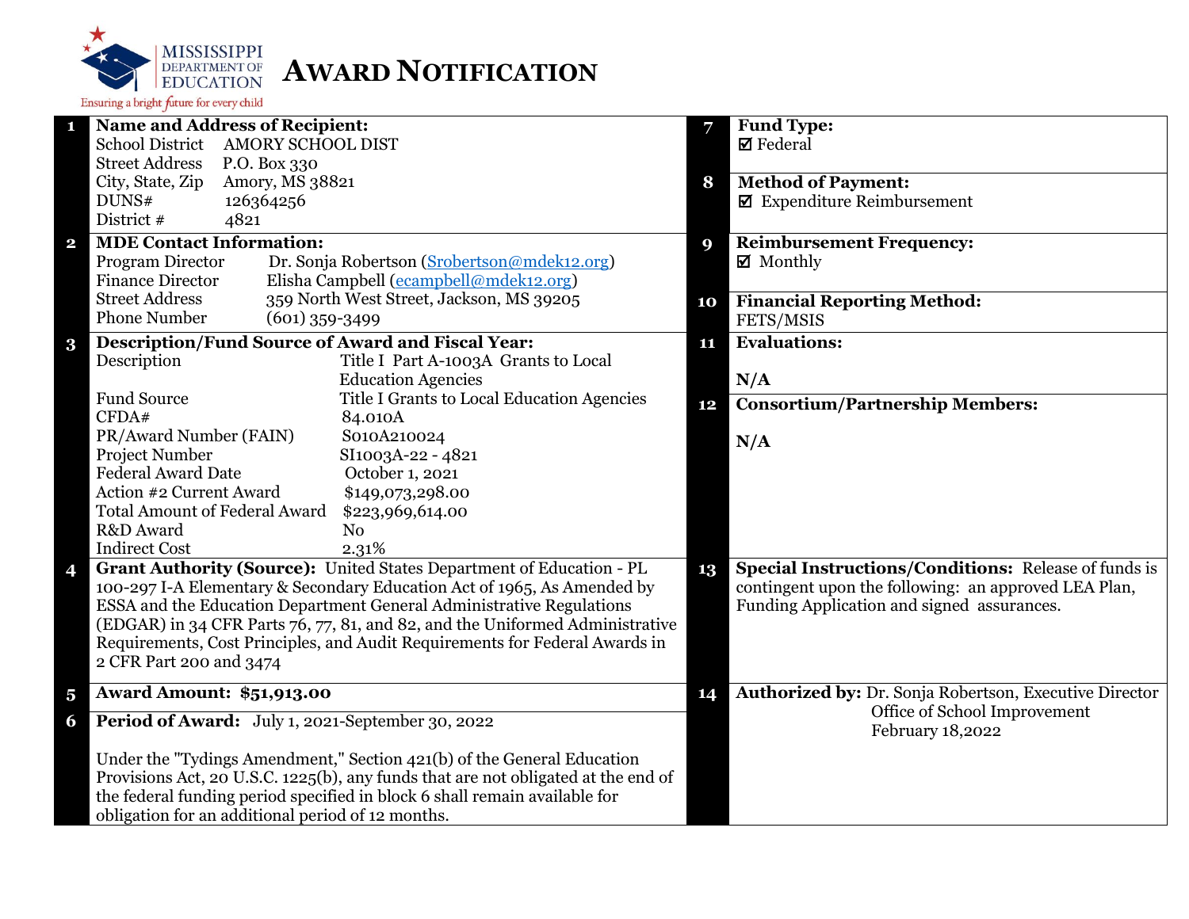MISSISSIPPI DEPARTMENT OF EDUCATION

Ensuring a bright future for every child

# AWARD NOTIFICATION

| # | | # | |
|---|---|---|---|
| 1 | **Name and Address of Recipient:**<br>School District AMORY SCHOOL DIST<br>Street Address P.O. Box 330<br>City, State, Zip Amory, MS 38821<br>DUNS# 126364256<br>District # 4821 | 7 | **Fund Type:**<br>☑ Federal |
| | | 8 | **Method of Payment:**<br>☑ Expenditure Reimbursement |
| 2 | **MDE Contact Information:**<br>Program Director Dr. Sonja Robertson (Srobertson@mdek12.org)<br>Finance Director Elisha Campbell (ecampbell@mdek12.org)<br>Street Address 359 North West Street, Jackson, MS 39205<br>Phone Number (601) 359-3499 | 9 | **Reimbursement Frequency:**<br>☑ Monthly |
| | | 10 | **Financial Reporting Method:**<br>FETS/MSIS |
| 3 | **Description/Fund Source of Award and Fiscal Year:**<br>Description Title I Part A-1003A Grants to Local Education Agencies<br>Fund Source Title I Grants to Local Education Agencies<br>CFDA# 84.010A<br>PR/Award Number (FAIN) S010A210024<br>Project Number SI1003A-22 - 4821<br>Federal Award Date October 1, 2021<br>Action #2 Current Award $149,073,298.00<br>Total Amount of Federal Award $223,969,614.00<br>R&D Award No<br>Indirect Cost 2.31% | 11 | **Evaluations:**<br>N/A |
| | | 12 | **Consortium/Partnership Members:**<br>N/A |
| 4 | **Grant Authority (Source):** United States Department of Education - PL 100-297 I-A Elementary & Secondary Education Act of 1965, As Amended by ESSA and the Education Department General Administrative Regulations (EDGAR) in 34 CFR Parts 76, 77, 81, and 82, and the Uniformed Administrative Requirements, Cost Principles, and Audit Requirements for Federal Awards in 2 CFR Part 200 and 3474 | 13 | **Special Instructions/Conditions:** Release of funds is contingent upon the following: an approved LEA Plan, Funding Application and signed assurances. |
| 5 | **Award Amount: $51,913.00** | 14 | **Authorized by:** Dr. Sonja Robertson, Executive Director<br>Office of School Improvement<br>February 18,2022 |
| 6 | **Period of Award:** July 1, 2021-September 30, 2022<br><br>Under the "Tydings Amendment," Section 421(b) of the General Education Provisions Act, 20 U.S.C. 1225(b), any funds that are not obligated at the end of the federal funding period specified in block 6 shall remain available for obligation for an additional period of 12 months. | | |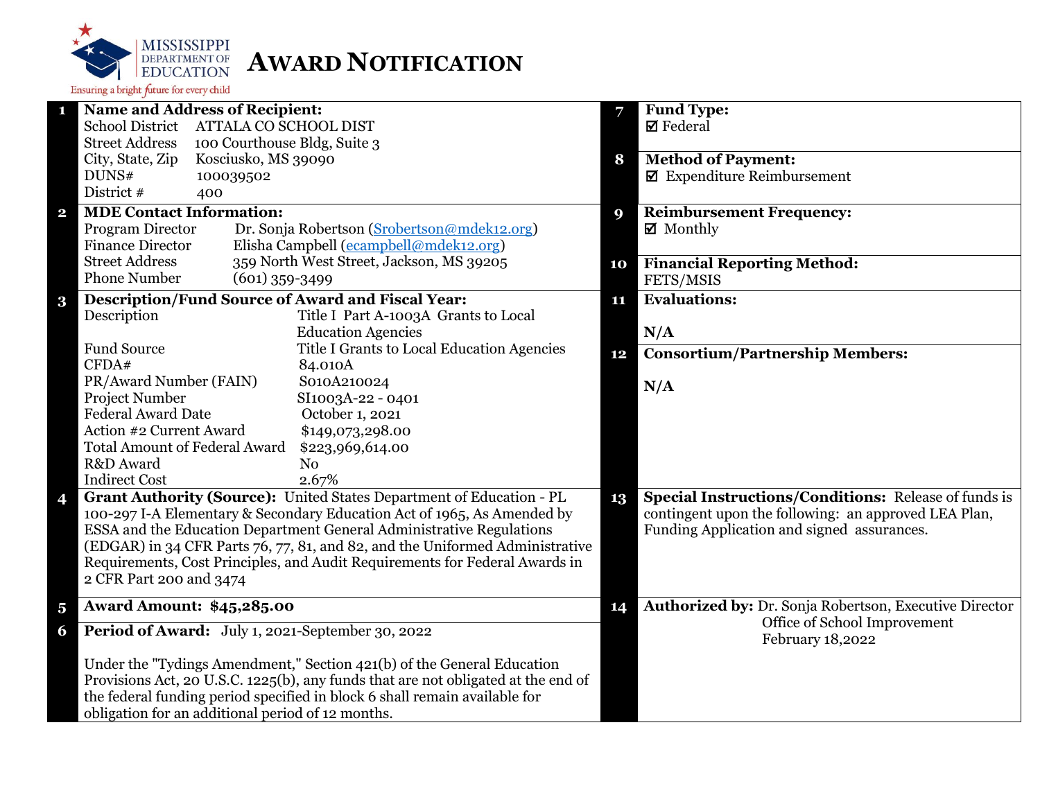# AWARD NOTIFICATION

| # | | # | |
|---|---|---|---|
| 1 | **Name and Address of Recipient:**<br>School District ATTALA CO SCHOOL DIST<br>Street Address 100 Courthouse Bldg, Suite 3<br>City, State, Zip Kosciusko, MS 39090<br>DUNS# 100039502<br>District # 400 | 7 | **Fund Type:**<br>☑ Federal |
| | | 8 | **Method of Payment:**<br>☑ Expenditure Reimbursement |
| 2 | **MDE Contact Information:**<br>Program Director Dr. Sonja Robertson (Srobertson@mdek12.org)<br>Finance Director Elisha Campbell (ecampbell@mdek12.org)<br>Street Address 359 North West Street, Jackson, MS 39205<br>Phone Number (601) 359-3499 | 9 | **Reimbursement Frequency:**<br>☑ Monthly |
| | | 10 | **Financial Reporting Method:**<br>FETS/MSIS |
| 3 | **Description/Fund Source of Award and Fiscal Year:**<br>Description: Title I Part A-1003A Grants to Local Education Agencies<br>Fund Source: Title I Grants to Local Education Agencies<br>CFDA#: 84.010A<br>PR/Award Number (FAIN): S010A210024<br>Project Number: SI1003A-22 - 0401<br>Federal Award Date: October 1, 2021<br>Action #2 Current Award: $149,073,298.00<br>Total Amount of Federal Award: $223,969,614.00<br>R&D Award: No<br>Indirect Cost: 2.67% | 11 | **Evaluations:**<br>N/A |
| | | 12 | **Consortium/Partnership Members:**<br>N/A |
| 4 | **Grant Authority (Source):** United States Department of Education - PL 100-297 I-A Elementary & Secondary Education Act of 1965, As Amended by ESSA and the Education Department General Administrative Regulations (EDGAR) in 34 CFR Parts 76, 77, 81, and 82, and the Uniformed Administrative Requirements, Cost Principles, and Audit Requirements for Federal Awards in 2 CFR Part 200 and 3474 | 13 | **Special Instructions/Conditions:** Release of funds is contingent upon the following: an approved LEA Plan, Funding Application and signed assurances. |
| 5 | **Award Amount: $45,285.00** | 14 | **Authorized by:** Dr. Sonja Robertson, Executive Director<br>Office of School Improvement<br>February 18,2022 |
| 6 | **Period of Award:** July 1, 2021-September 30, 2022<br><br>Under the "Tydings Amendment," Section 421(b) of the General Education Provisions Act, 20 U.S.C. 1225(b), any funds that are not obligated at the end of the federal funding period specified in block 6 shall remain available for obligation for an additional period of 12 months. | | |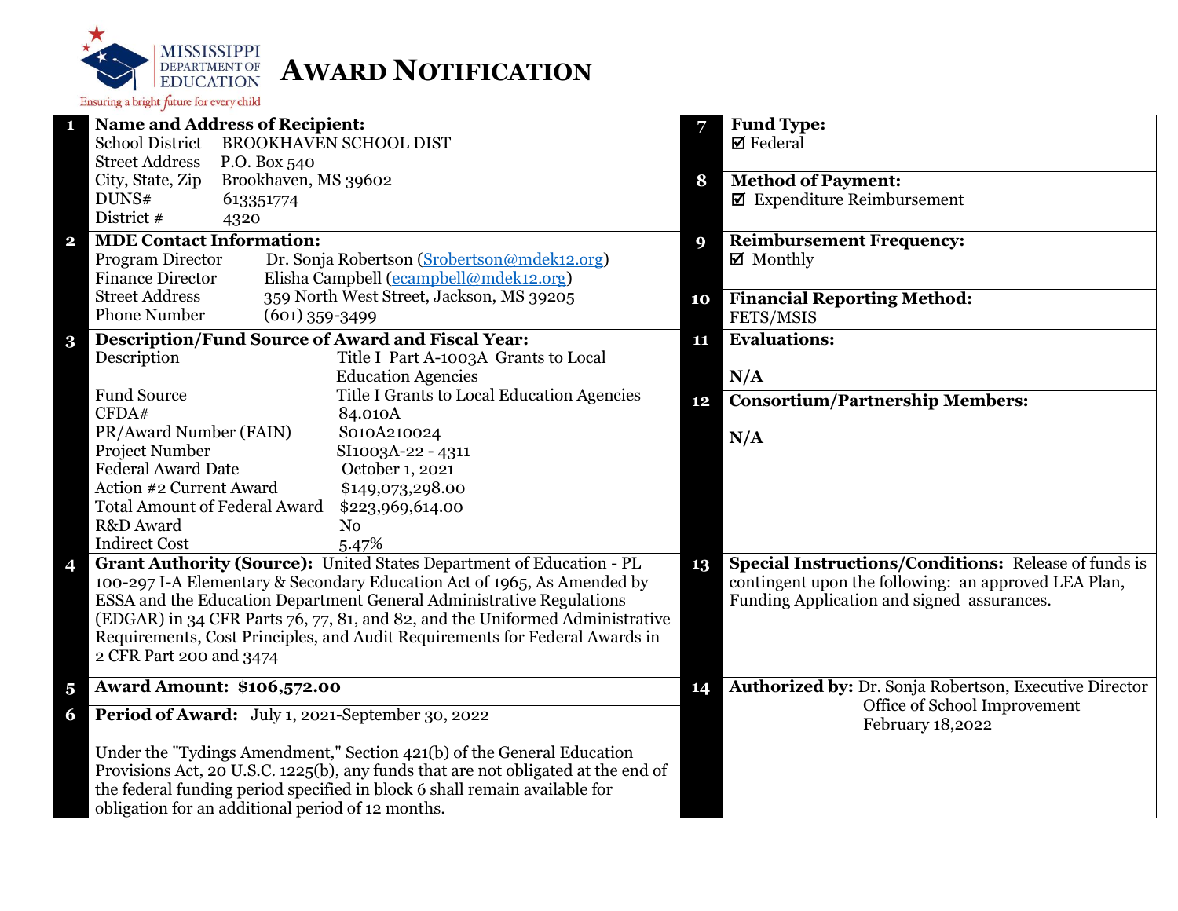MISSISSIPPI DEPARTMENT OF EDUCATION
Ensuring a bright future for every child

# AWARD NOTIFICATION

**1 Name and Address of Recipient:**

| | |
|---|---|
| School District | BROOKHAVEN SCHOOL DIST |
| Street Address | P.O. Box 540 |
| City, State, Zip | Brookhaven, MS 39602 |
| DUNS# | 613351774 |
| District # | 4320 |

**2 MDE Contact Information:**

| | |
|---|---|
| Program Director | Dr. Sonja Robertson (Srobertson@mdek12.org) |
| Finance Director | Elisha Campbell (ecampbell@mdek12.org) |
| Street Address | 359 North West Street, Jackson, MS 39205 |
| Phone Number | (601) 359-3499 |

**3 Description/Fund Source of Award and Fiscal Year:**

| | |
|---|---|
| Description | Title I Part A-1003A Grants to Local Education Agencies |
| Fund Source | Title I Grants to Local Education Agencies |
| CFDA# | 84.010A |
| PR/Award Number (FAIN) | S010A210024 |
| Project Number | SI1003A-22 - 4311 |
| Federal Award Date | October 1, 2021 |
| Action #2 Current Award | $149,073,298.00 |
| Total Amount of Federal Award | $223,969,614.00 |
| R&D Award | No |
| Indirect Cost | 5.47% |

**4 Grant Authority (Source):** United States Department of Education - PL 100-297 I-A Elementary & Secondary Education Act of 1965, As Amended by ESSA and the Education Department General Administrative Regulations (EDGAR) in 34 CFR Parts 76, 77, 81, and 82, and the Uniformed Administrative Requirements, Cost Principles, and Audit Requirements for Federal Awards in 2 CFR Part 200 and 3474

**5 Award Amount: $106,572.00**

**6 Period of Award:** July 1, 2021-September 30, 2022

Under the "Tydings Amendment," Section 421(b) of the General Education Provisions Act, 20 U.S.C. 1225(b), any funds that are not obligated at the end of the federal funding period specified in block 6 shall remain available for obligation for an additional period of 12 months.

**7 Fund Type:**
☑ Federal

**8 Method of Payment:**
☑ Expenditure Reimbursement

**9 Reimbursement Frequency:**
☑ Monthly

**10 Financial Reporting Method:**
FETS/MSIS

**11 Evaluations:**

N/A

**12 Consortium/Partnership Members:**

N/A

**13 Special Instructions/Conditions:** Release of funds is contingent upon the following: an approved LEA Plan, Funding Application and signed assurances.

**14 Authorized by:** Dr. Sonja Robertson, Executive Director
Office of School Improvement
February 18,2022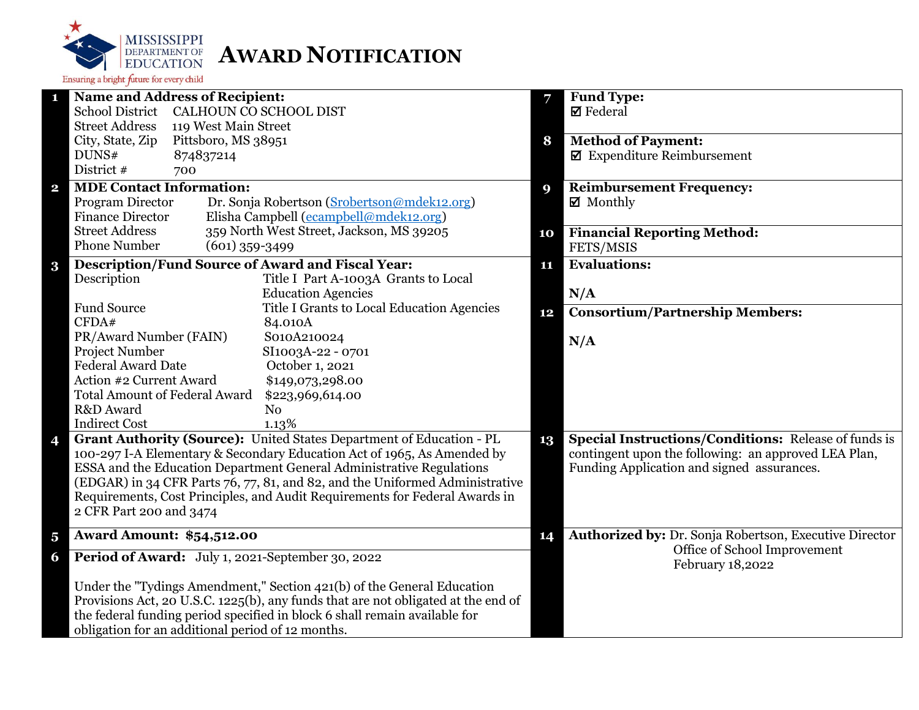# AWARD NOTIFICATION

Mississippi Department of Education — Ensuring a bright future for every child

**1 Name and Address of Recipient:**

| | |
|---|---|
| School District | CALHOUN CO SCHOOL DIST |
| Street Address | 119 West Main Street |
| City, State, Zip | Pittsboro, MS 38951 |
| DUNS# | 874837214 |
| District # | 700 |

**2 MDE Contact Information:**

| | |
|---|---|
| Program Director | Dr. Sonja Robertson (Srobertson@mdek12.org) |
| Finance Director | Elisha Campbell (ecampbell@mdek12.org) |
| Street Address | 359 North West Street, Jackson, MS 39205 |
| Phone Number | (601) 359-3499 |

**3 Description/Fund Source of Award and Fiscal Year:**

| | |
|---|---|
| Description | Title I Part A-1003A Grants to Local Education Agencies |
| Fund Source | Title I Grants to Local Education Agencies |
| CFDA# | 84.010A |
| PR/Award Number (FAIN) | S010A210024 |
| Project Number | SI1003A-22 - 0701 |
| Federal Award Date | October 1, 2021 |
| Action #2 Current Award | $149,073,298.00 |
| Total Amount of Federal Award | $223,969,614.00 |
| R&D Award | No |
| Indirect Cost | 1.13% |

**4 Grant Authority (Source):** United States Department of Education - PL 100-297 I-A Elementary & Secondary Education Act of 1965, As Amended by ESSA and the Education Department General Administrative Regulations (EDGAR) in 34 CFR Parts 76, 77, 81, and 82, and the Uniformed Administrative Requirements, Cost Principles, and Audit Requirements for Federal Awards in 2 CFR Part 200 and 3474

**5 Award Amount: $54,512.00**

**6 Period of Award:** July 1, 2021-September 30, 2022

Under the "Tydings Amendment," Section 421(b) of the General Education Provisions Act, 20 U.S.C. 1225(b), any funds that are not obligated at the end of the federal funding period specified in block 6 shall remain available for obligation for an additional period of 12 months.

**7 Fund Type:**
☑ Federal

**8 Method of Payment:**
☑ Expenditure Reimbursement

**9 Reimbursement Frequency:**
☑ Monthly

**10 Financial Reporting Method:**
FETS/MSIS

**11 Evaluations:**

N/A

**12 Consortium/Partnership Members:**

N/A

**13 Special Instructions/Conditions:** Release of funds is contingent upon the following: an approved LEA Plan, Funding Application and signed assurances.

**14 Authorized by:** Dr. Sonja Robertson, Executive Director
Office of School Improvement
February 18,2022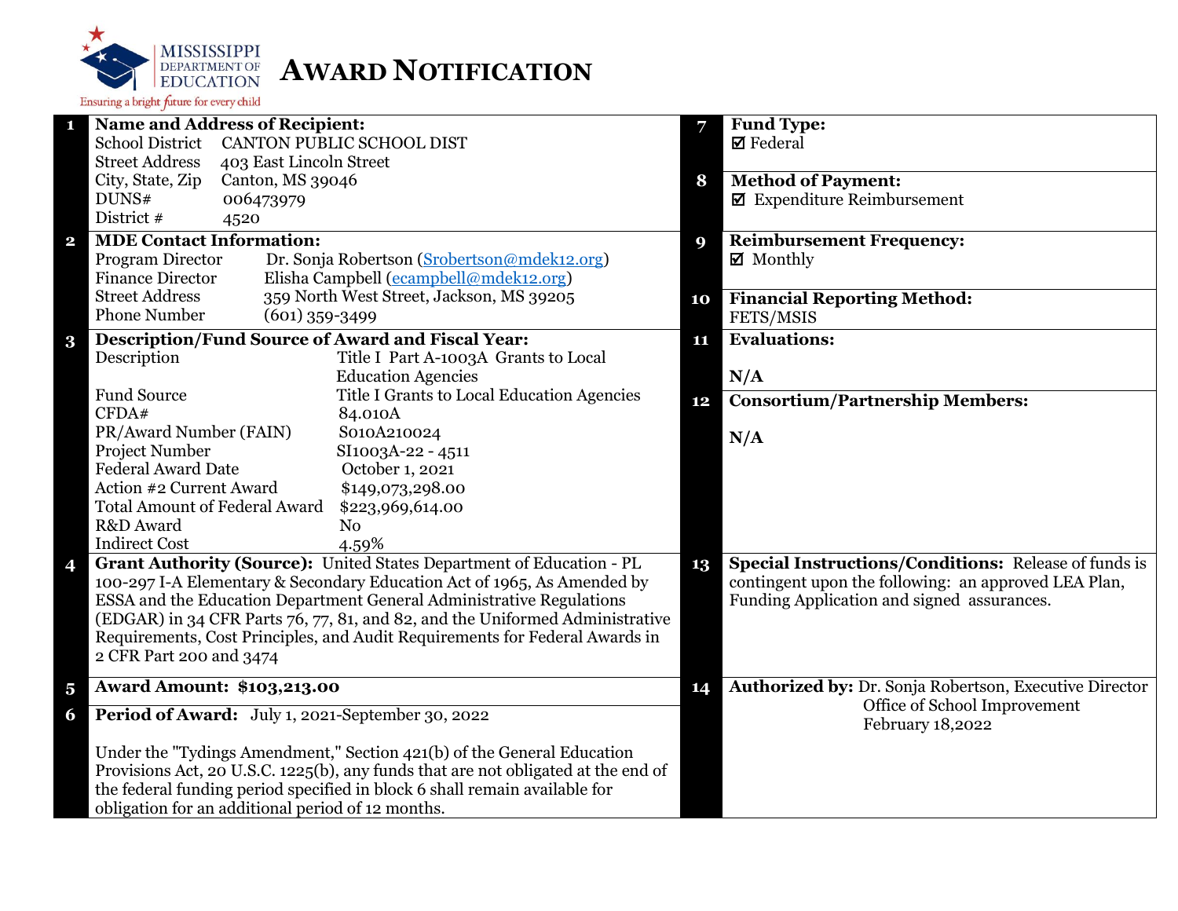MISSISSIPPI DEPARTMENT OF EDUCATION

Ensuring a bright future for every child

# AWARD NOTIFICATION

**1 Name and Address of Recipient:**

| | |
|---|---|
| School District | CANTON PUBLIC SCHOOL DIST |
| Street Address | 403 East Lincoln Street |
| City, State, Zip | Canton, MS 39046 |
| DUNS# | 006473979 |
| District # | 4520 |

**2 MDE Contact Information:**

| | |
|---|---|
| Program Director | Dr. Sonja Robertson (Srobertson@mdek12.org) |
| Finance Director | Elisha Campbell (ecampbell@mdek12.org) |
| Street Address | 359 North West Street, Jackson, MS 39205 |
| Phone Number | (601) 359-3499 |

**3 Description/Fund Source of Award and Fiscal Year:**

| | |
|---|---|
| Description | Title I Part A-1003A Grants to Local Education Agencies |
| Fund Source | Title I Grants to Local Education Agencies |
| CFDA# | 84.010A |
| PR/Award Number (FAIN) | S010A210024 |
| Project Number | SI1003A-22 - 4511 |
| Federal Award Date | October 1, 2021 |
| Action #2 Current Award | $149,073,298.00 |
| Total Amount of Federal Award | $223,969,614.00 |
| R&D Award | No |
| Indirect Cost | 4.59% |

**4 Grant Authority (Source):** United States Department of Education - PL 100-297 I-A Elementary & Secondary Education Act of 1965, As Amended by ESSA and the Education Department General Administrative Regulations (EDGAR) in 34 CFR Parts 76, 77, 81, and 82, and the Uniformed Administrative Requirements, Cost Principles, and Audit Requirements for Federal Awards in 2 CFR Part 200 and 3474

**5 Award Amount: $103,213.00**

**6 Period of Award:** July 1, 2021-September 30, 2022

Under the "Tydings Amendment," Section 421(b) of the General Education Provisions Act, 20 U.S.C. 1225(b), any funds that are not obligated at the end of the federal funding period specified in block 6 shall remain available for obligation for an additional period of 12 months.

**7 Fund Type:**
☑ Federal

**8 Method of Payment:**
☑ Expenditure Reimbursement

**9 Reimbursement Frequency:**
☑ Monthly

**10 Financial Reporting Method:**
FETS/MSIS

**11 Evaluations:**

**N/A**

**12 Consortium/Partnership Members:**

**N/A**

**13 Special Instructions/Conditions:** Release of funds is contingent upon the following: an approved LEA Plan, Funding Application and signed assurances.

**14 Authorized by:** Dr. Sonja Robertson, Executive Director
Office of School Improvement
February 18,2022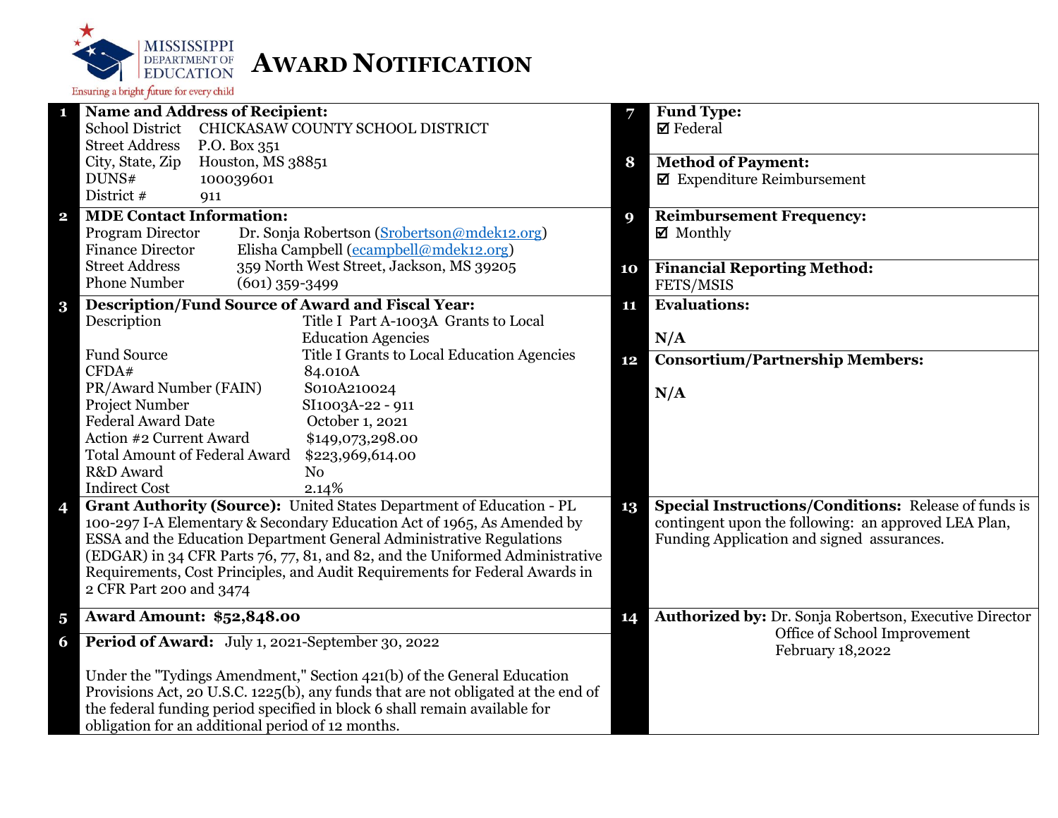MISSISSIPPI DEPARTMENT OF EDUCATION

Ensuring a bright future for every child

# AWARD NOTIFICATION

**1 Name and Address of Recipient:**

| | |
|---|---|
| School District | CHICKASAW COUNTY SCHOOL DISTRICT |
| Street Address | P.O. Box 351 |
| City, State, Zip | Houston, MS 38851 |
| DUNS# | 100039601 |
| District # | 911 |

**2 MDE Contact Information:**

| | |
|---|---|
| Program Director | Dr. Sonja Robertson (Srobertson@mdek12.org) |
| Finance Director | Elisha Campbell (ecampbell@mdek12.org) |
| Street Address | 359 North West Street, Jackson, MS 39205 |
| Phone Number | (601) 359-3499 |

**3 Description/Fund Source of Award and Fiscal Year:**

| | |
|---|---|
| Description | Title I Part A-1003A Grants to Local Education Agencies |
| Fund Source | Title I Grants to Local Education Agencies |
| CFDA# | 84.010A |
| PR/Award Number (FAIN) | S010A210024 |
| Project Number | SI1003A-22 - 911 |
| Federal Award Date | October 1, 2021 |
| Action #2 Current Award | $149,073,298.00 |
| Total Amount of Federal Award | $223,969,614.00 |
| R&D Award | No |
| Indirect Cost | 2.14% |

**4 Grant Authority (Source):** United States Department of Education - PL 100-297 I-A Elementary & Secondary Education Act of 1965, As Amended by ESSA and the Education Department General Administrative Regulations (EDGAR) in 34 CFR Parts 76, 77, 81, and 82, and the Uniformed Administrative Requirements, Cost Principles, and Audit Requirements for Federal Awards in 2 CFR Part 200 and 3474

**5 Award Amount: $52,848.00**

**6 Period of Award:** July 1, 2021-September 30, 2022

Under the "Tydings Amendment," Section 421(b) of the General Education Provisions Act, 20 U.S.C. 1225(b), any funds that are not obligated at the end of the federal funding period specified in block 6 shall remain available for obligation for an additional period of 12 months.

**7 Fund Type:**
☑ Federal

**8 Method of Payment:**
☑ Expenditure Reimbursement

**9 Reimbursement Frequency:**
☑ Monthly

**10 Financial Reporting Method:**
FETS/MSIS

**11 Evaluations:**

N/A

**12 Consortium/Partnership Members:**

N/A

**13 Special Instructions/Conditions:** Release of funds is contingent upon the following: an approved LEA Plan, Funding Application and signed assurances.

**14 Authorized by:** Dr. Sonja Robertson, Executive Director
Office of School Improvement
February 18,2022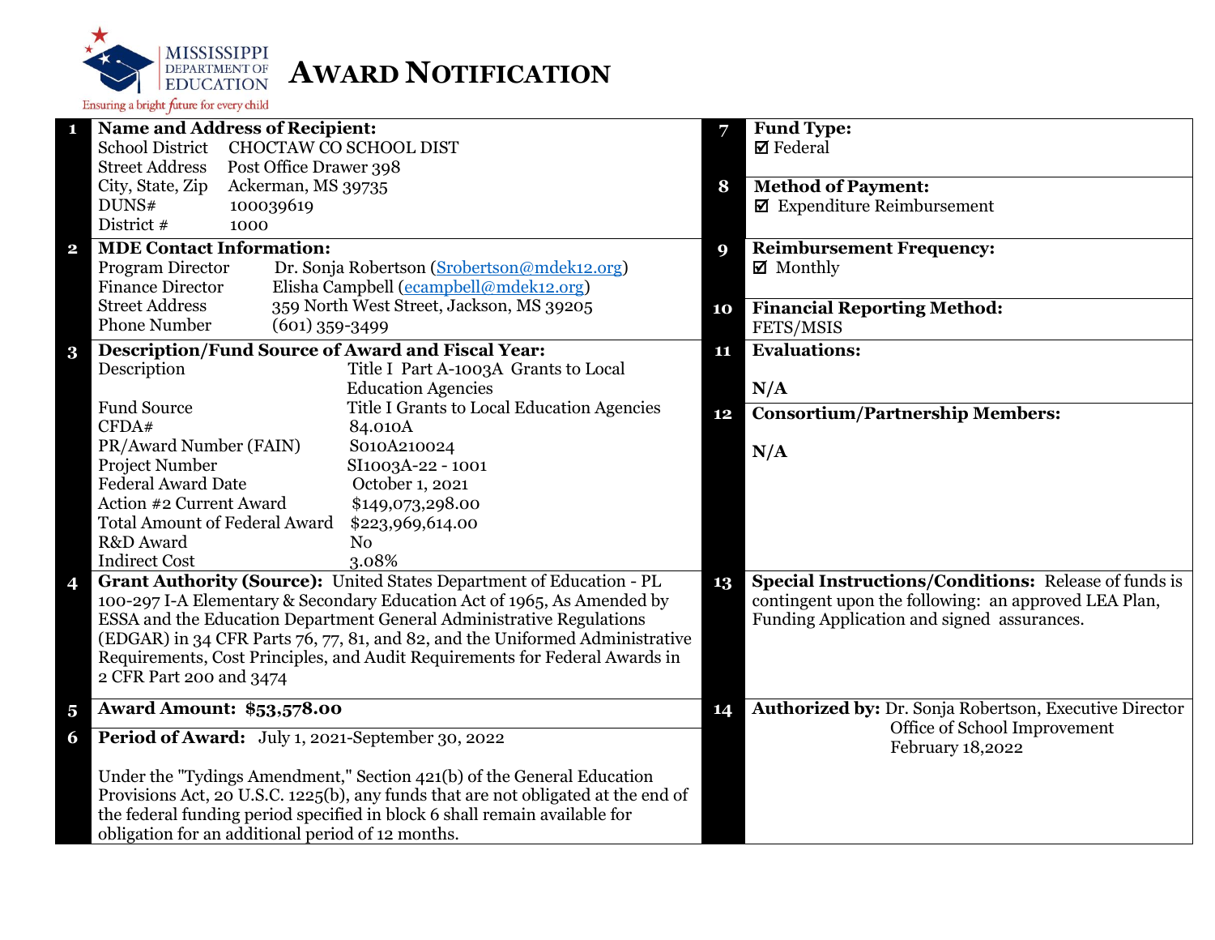# AWARD NOTIFICATION

MISSISSIPPI DEPARTMENT OF EDUCATION
Ensuring a bright future for every child

| # | | # | |
|---|---|---|---|
| 1 | **Name and Address of Recipient:**<br>School District CHOCTAW CO SCHOOL DIST<br>Street Address Post Office Drawer 398<br>City, State, Zip Ackerman, MS 39735<br>DUNS# 100039619<br>District # 1000 | 7 | **Fund Type:**<br>☑ Federal |
| | | 8 | **Method of Payment:**<br>☑ Expenditure Reimbursement |
| 2 | **MDE Contact Information:**<br>Program Director Dr. Sonja Robertson (Srobertson@mdek12.org)<br>Finance Director Elisha Campbell (ecampbell@mdek12.org)<br>Street Address 359 North West Street, Jackson, MS 39205<br>Phone Number (601) 359-3499 | 9 | **Reimbursement Frequency:**<br>☑ Monthly |
| | | 10 | **Financial Reporting Method:**<br>FETS/MSIS |
| 3 | **Description/Fund Source of Award and Fiscal Year:**<br>Description: Title I Part A-1003A Grants to Local Education Agencies<br>Fund Source: Title I Grants to Local Education Agencies<br>CFDA#: 84.010A<br>PR/Award Number (FAIN): S010A210024<br>Project Number: SI1003A-22 - 1001<br>Federal Award Date: October 1, 2021<br>Action #2 Current Award: $149,073,298.00<br>Total Amount of Federal Award: $223,969,614.00<br>R&D Award: No<br>Indirect Cost: 3.08% | 11 | **Evaluations:**<br>N/A |
| | | 12 | **Consortium/Partnership Members:**<br>N/A |
| 4 | **Grant Authority (Source):** United States Department of Education - PL 100-297 I-A Elementary & Secondary Education Act of 1965, As Amended by ESSA and the Education Department General Administrative Regulations (EDGAR) in 34 CFR Parts 76, 77, 81, and 82, and the Uniformed Administrative Requirements, Cost Principles, and Audit Requirements for Federal Awards in 2 CFR Part 200 and 3474 | 13 | **Special Instructions/Conditions:** Release of funds is contingent upon the following: an approved LEA Plan, Funding Application and signed assurances. |
| 5 | **Award Amount: $53,578.00** | 14 | **Authorized by:** Dr. Sonja Robertson, Executive Director<br>Office of School Improvement<br>February 18,2022 |
| 6 | **Period of Award:** July 1, 2021-September 30, 2022<br><br>Under the "Tydings Amendment," Section 421(b) of the General Education Provisions Act, 20 U.S.C. 1225(b), any funds that are not obligated at the end of the federal funding period specified in block 6 shall remain available for obligation for an additional period of 12 months. | | |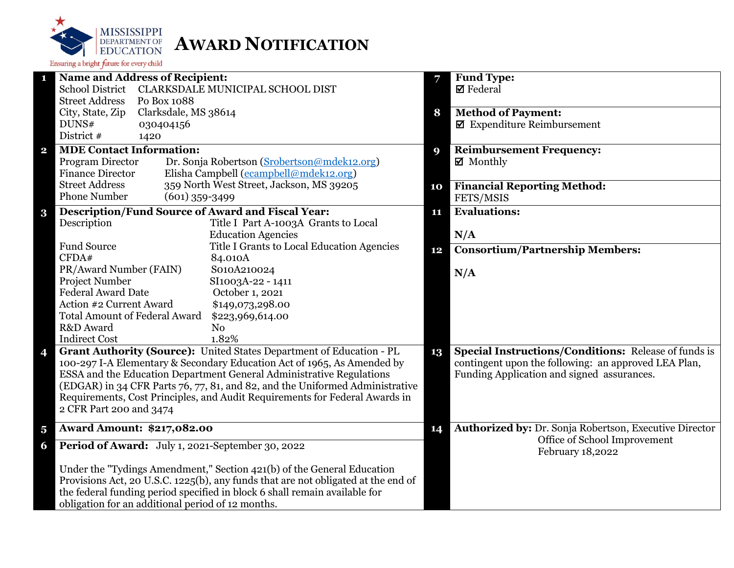MISSISSIPPI DEPARTMENT OF EDUCATION

Ensuring a bright future for every child

# AWARD NOTIFICATION

**1 Name and Address of Recipient:**

School District CLARKSDALE MUNICIPAL SCHOOL DIST
Street Address Po Box 1088
City, State, Zip Clarksdale, MS 38614
DUNS# 030404156
District # 1420

**2 MDE Contact Information:**

Program Director Dr. Sonja Robertson (Srobertson@mdek12.org)
Finance Director Elisha Campbell (ecampbell@mdek12.org)
Street Address 359 North West Street, Jackson, MS 39205
Phone Number (601) 359-3499

**3 Description/Fund Source of Award and Fiscal Year:**

| | |
|---|---|
| Description | Title I Part A-1003A Grants to Local Education Agencies |
| Fund Source | Title I Grants to Local Education Agencies |
| CFDA# | 84.010A |
| PR/Award Number (FAIN) | S010A210024 |
| Project Number | SI1003A-22 - 1411 |
| Federal Award Date | October 1, 2021 |
| Action #2 Current Award | $149,073,298.00 |
| Total Amount of Federal Award | $223,969,614.00 |
| R&D Award | No |
| Indirect Cost | 1.82% |

**4 Grant Authority (Source):** United States Department of Education - PL 100-297 I-A Elementary & Secondary Education Act of 1965, As Amended by ESSA and the Education Department General Administrative Regulations (EDGAR) in 34 CFR Parts 76, 77, 81, and 82, and the Uniformed Administrative Requirements, Cost Principles, and Audit Requirements for Federal Awards in 2 CFR Part 200 and 3474

**5 Award Amount: $217,082.00**

**6 Period of Award:** July 1, 2021-September 30, 2022

Under the "Tydings Amendment," Section 421(b) of the General Education Provisions Act, 20 U.S.C. 1225(b), any funds that are not obligated at the end of the federal funding period specified in block 6 shall remain available for obligation for an additional period of 12 months.

**7 Fund Type:**

☑ Federal

**8 Method of Payment:**

☑ Expenditure Reimbursement

**9 Reimbursement Frequency:**

☑ Monthly

**10 Financial Reporting Method:**

FETS/MSIS

**11 Evaluations:**

N/A

**12 Consortium/Partnership Members:**

N/A

**13 Special Instructions/Conditions:** Release of funds is contingent upon the following: an approved LEA Plan, Funding Application and signed assurances.

**14 Authorized by:** Dr. Sonja Robertson, Executive Director
Office of School Improvement
February 18,2022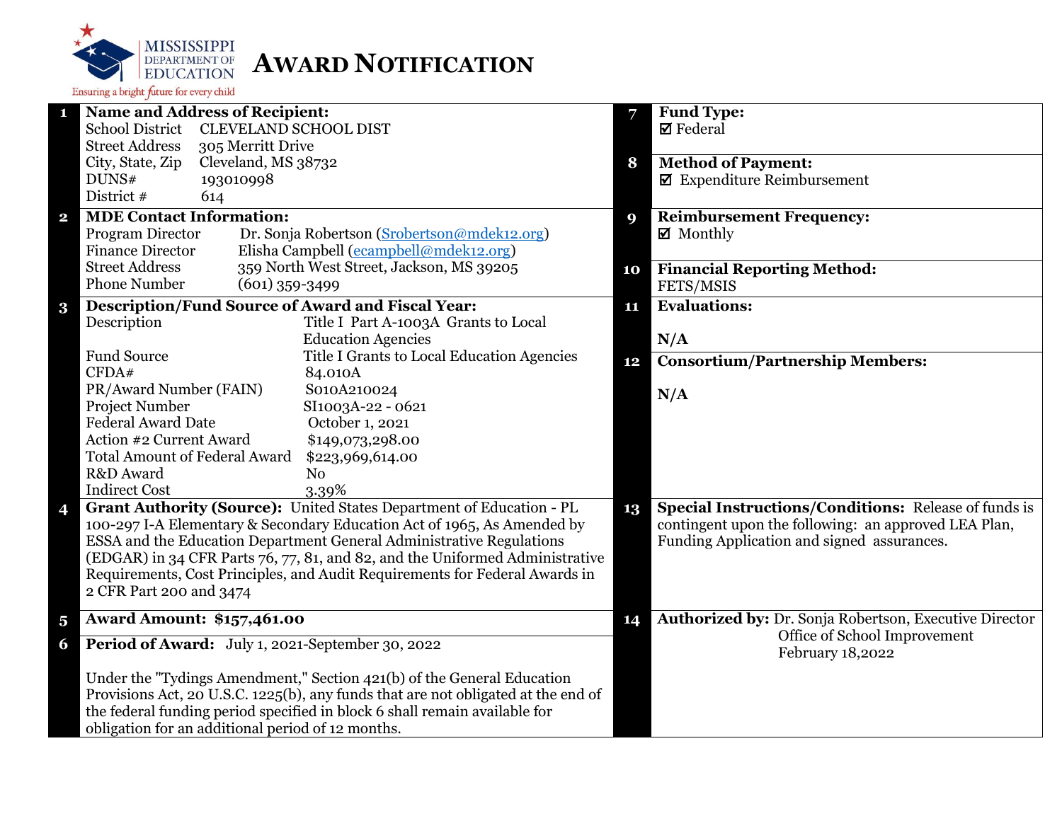MISSISSIPPI DEPARTMENT OF EDUCATION

Ensuring a bright future for every child

# AWARD NOTIFICATION

**1 Name and Address of Recipient:**

| | |
|---|---|
| School District | CLEVELAND SCHOOL DIST |
| Street Address | 305 Merritt Drive |
| City, State, Zip | Cleveland, MS 38732 |
| DUNS# | 193010998 |
| District # | 614 |

**2 MDE Contact Information:**

| | |
|---|---|
| Program Director | Dr. Sonja Robertson (Srobertson@mdek12.org) |
| Finance Director | Elisha Campbell (ecampbell@mdek12.org) |
| Street Address | 359 North West Street, Jackson, MS 39205 |
| Phone Number | (601) 359-3499 |

**3 Description/Fund Source of Award and Fiscal Year:**

| | |
|---|---|
| Description | Title I Part A-1003A Grants to Local Education Agencies |
| Fund Source | Title I Grants to Local Education Agencies |
| CFDA# | 84.010A |
| PR/Award Number (FAIN) | S010A210024 |
| Project Number | SI1003A-22 - 0621 |
| Federal Award Date | October 1, 2021 |
| Action #2 Current Award | $149,073,298.00 |
| Total Amount of Federal Award | $223,969,614.00 |
| R&D Award | No |
| Indirect Cost | 3.39% |

**4 Grant Authority (Source):** United States Department of Education - PL 100-297 I-A Elementary & Secondary Education Act of 1965, As Amended by ESSA and the Education Department General Administrative Regulations (EDGAR) in 34 CFR Parts 76, 77, 81, and 82, and the Uniformed Administrative Requirements, Cost Principles, and Audit Requirements for Federal Awards in 2 CFR Part 200 and 3474

**5 Award Amount: $157,461.00**

**6 Period of Award:** July 1, 2021-September 30, 2022

Under the "Tydings Amendment," Section 421(b) of the General Education Provisions Act, 20 U.S.C. 1225(b), any funds that are not obligated at the end of the federal funding period specified in block 6 shall remain available for obligation for an additional period of 12 months.

**7 Fund Type:**
☑ Federal

**8 Method of Payment:**
☑ Expenditure Reimbursement

**9 Reimbursement Frequency:**
☑ Monthly

**10 Financial Reporting Method:**
FETS/MSIS

**11 Evaluations:**

N/A

**12 Consortium/Partnership Members:**

N/A

**13 Special Instructions/Conditions:** Release of funds is contingent upon the following: an approved LEA Plan, Funding Application and signed assurances.

**14 Authorized by:** Dr. Sonja Robertson, Executive Director
Office of School Improvement
February 18,2022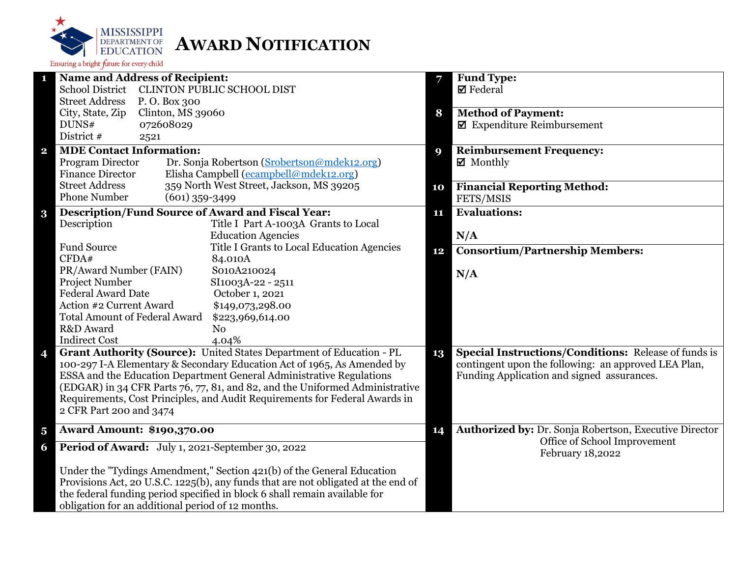# AWARD NOTIFICATION

Mississippi Department of Education — Ensuring a bright future for every child

**1 Name and Address of Recipient:**

| | |
|---|---|
| School District | CLINTON PUBLIC SCHOOL DIST |
| Street Address | P. O. Box 300 |
| City, State, Zip | Clinton, MS 39060 |
| DUNS# | 072608029 |
| District # | 2521 |

**2 MDE Contact Information:**

| | |
|---|---|
| Program Director | Dr. Sonja Robertson (Srobertson@mdek12.org) |
| Finance Director | Elisha Campbell (ecampbell@mdek12.org) |
| Street Address | 359 North West Street, Jackson, MS 39205 |
| Phone Number | (601) 359-3499 |

**3 Description/Fund Source of Award and Fiscal Year:**

| | |
|---|---|
| Description | Title I Part A-1003A Grants to Local Education Agencies |
| Fund Source | Title I Grants to Local Education Agencies |
| CFDA# | 84.010A |
| PR/Award Number (FAIN) | S010A210024 |
| Project Number | SI1003A-22 - 2511 |
| Federal Award Date | October 1, 2021 |
| Action #2 Current Award | $149,073,298.00 |
| Total Amount of Federal Award | $223,969,614.00 |
| R&D Award | No |
| Indirect Cost | 4.04% |

**4 Grant Authority (Source):** United States Department of Education - PL 100-297 I-A Elementary & Secondary Education Act of 1965, As Amended by ESSA and the Education Department General Administrative Regulations (EDGAR) in 34 CFR Parts 76, 77, 81, and 82, and the Uniformed Administrative Requirements, Cost Principles, and Audit Requirements for Federal Awards in 2 CFR Part 200 and 3474

**5 Award Amount: $190,370.00**

**6 Period of Award:** July 1, 2021-September 30, 2022

Under the "Tydings Amendment," Section 421(b) of the General Education Provisions Act, 20 U.S.C. 1225(b), any funds that are not obligated at the end of the federal funding period specified in block 6 shall remain available for obligation for an additional period of 12 months.

**7 Fund Type:**
☑ Federal

**8 Method of Payment:**
☑ Expenditure Reimbursement

**9 Reimbursement Frequency:**
☑ Monthly

**10 Financial Reporting Method:**
FETS/MSIS

**11 Evaluations:**

N/A

**12 Consortium/Partnership Members:**

N/A

**13 Special Instructions/Conditions:** Release of funds is contingent upon the following: an approved LEA Plan, Funding Application and signed assurances.

**14 Authorized by:** Dr. Sonja Robertson, Executive Director
Office of School Improvement
February 18,2022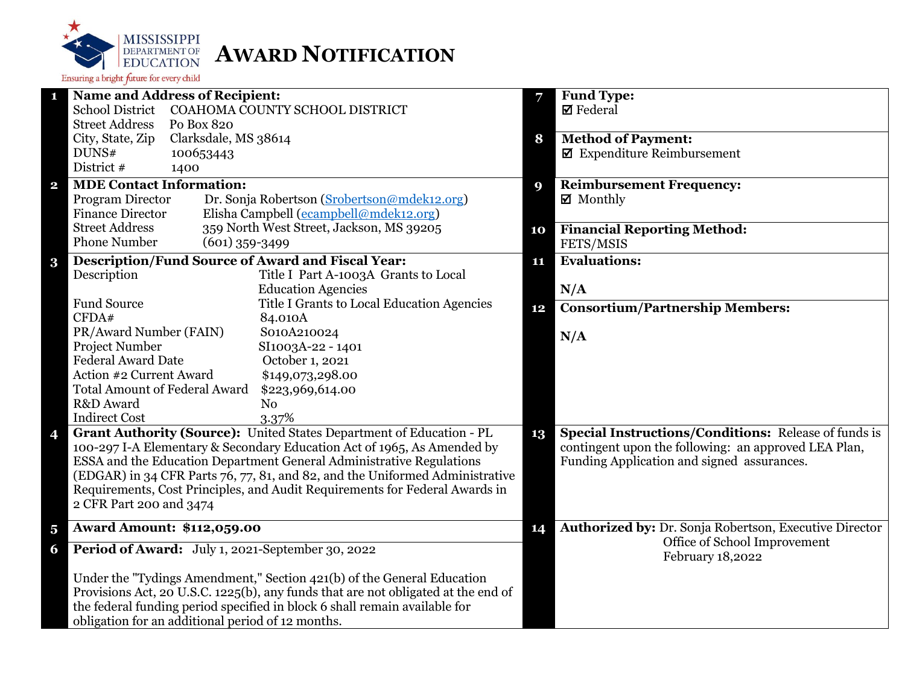MISSISSIPPI DEPARTMENT OF EDUCATION

Ensuring a bright future for every child

# AWARD NOTIFICATION

**1 Name and Address of Recipient:**

| | |
|---|---|
| School District | COAHOMA COUNTY SCHOOL DISTRICT |
| Street Address | Po Box 820 |
| City, State, Zip | Clarksdale, MS 38614 |
| DUNS# | 100653443 |
| District # | 1400 |

**2 MDE Contact Information:**

| | |
|---|---|
| Program Director | Dr. Sonja Robertson (Srobertson@mdek12.org) |
| Finance Director | Elisha Campbell (ecampbell@mdek12.org) |
| Street Address | 359 North West Street, Jackson, MS 39205 |
| Phone Number | (601) 359-3499 |

**3 Description/Fund Source of Award and Fiscal Year:**

| | |
|---|---|
| Description | Title I Part A-1003A Grants to Local Education Agencies |
| Fund Source | Title I Grants to Local Education Agencies |
| CFDA# | 84.010A |
| PR/Award Number (FAIN) | S010A210024 |
| Project Number | SI1003A-22 - 1401 |
| Federal Award Date | October 1, 2021 |
| Action #2 Current Award | $149,073,298.00 |
| Total Amount of Federal Award | $223,969,614.00 |
| R&D Award | No |
| Indirect Cost | 3.37% |

**4 Grant Authority (Source):** United States Department of Education - PL 100-297 I-A Elementary & Secondary Education Act of 1965, As Amended by ESSA and the Education Department General Administrative Regulations (EDGAR) in 34 CFR Parts 76, 77, 81, and 82, and the Uniformed Administrative Requirements, Cost Principles, and Audit Requirements for Federal Awards in 2 CFR Part 200 and 3474

**5 Award Amount: $112,059.00**

**6 Period of Award:** July 1, 2021-September 30, 2022

Under the "Tydings Amendment," Section 421(b) of the General Education Provisions Act, 20 U.S.C. 1225(b), any funds that are not obligated at the end of the federal funding period specified in block 6 shall remain available for obligation for an additional period of 12 months.

**7 Fund Type:**
☑ Federal

**8 Method of Payment:**
☑ Expenditure Reimbursement

**9 Reimbursement Frequency:**
☑ Monthly

**10 Financial Reporting Method:**
FETS/MSIS

**11 Evaluations:**

N/A

**12 Consortium/Partnership Members:**

N/A

**13 Special Instructions/Conditions:** Release of funds is contingent upon the following: an approved LEA Plan, Funding Application and signed assurances.

**14 Authorized by:** Dr. Sonja Robertson, Executive Director
Office of School Improvement
February 18,2022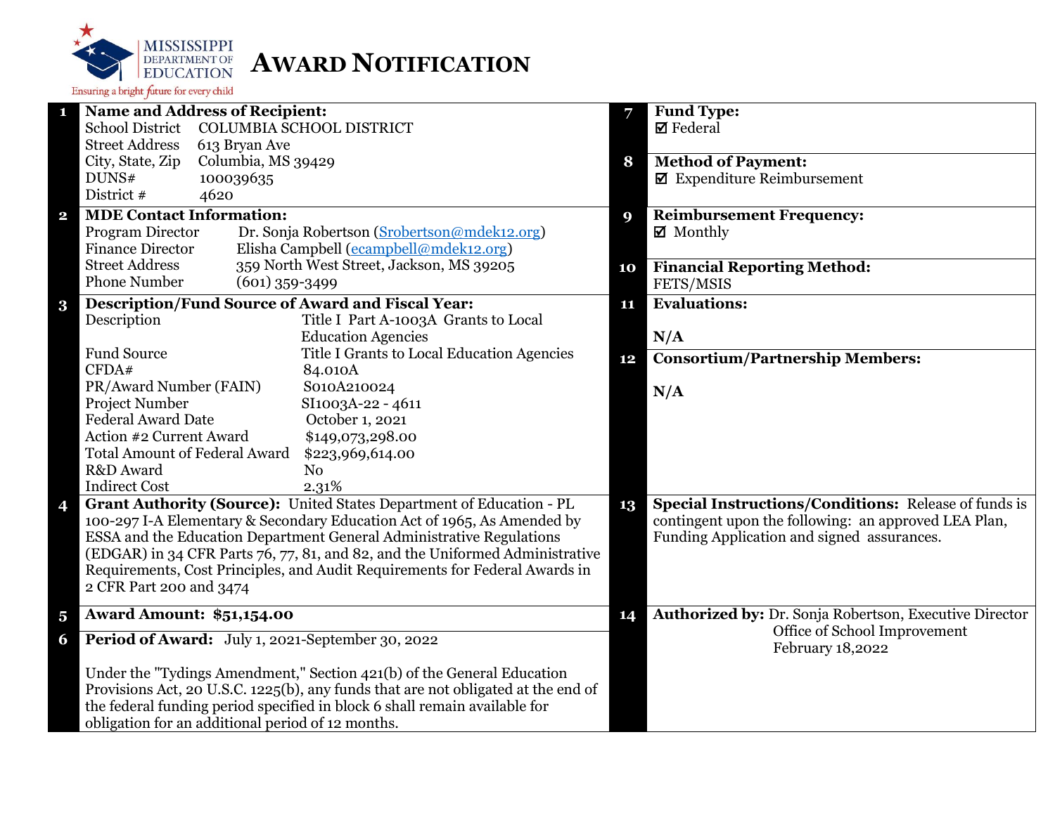MISSISSIPPI DEPARTMENT OF EDUCATION

Ensuring a bright future for every child

# AWARD NOTIFICATION

**1 Name and Address of Recipient:**

| | |
|---|---|
| School District | COLUMBIA SCHOOL DISTRICT |
| Street Address | 613 Bryan Ave |
| City, State, Zip | Columbia, MS 39429 |
| DUNS# | 100039635 |
| District # | 4620 |

**2 MDE Contact Information:**

| | |
|---|---|
| Program Director | Dr. Sonja Robertson (Srobertson@mdek12.org) |
| Finance Director | Elisha Campbell (ecampbell@mdek12.org) |
| Street Address | 359 North West Street, Jackson, MS 39205 |
| Phone Number | (601) 359-3499 |

**3 Description/Fund Source of Award and Fiscal Year:**

| | |
|---|---|
| Description | Title I Part A-1003A Grants to Local Education Agencies |
| Fund Source | Title I Grants to Local Education Agencies |
| CFDA# | 84.010A |
| PR/Award Number (FAIN) | S010A210024 |
| Project Number | SI1003A-22 - 4611 |
| Federal Award Date | October 1, 2021 |
| Action #2 Current Award | $149,073,298.00 |
| Total Amount of Federal Award | $223,969,614.00 |
| R&D Award | No |
| Indirect Cost | 2.31% |

**4 Grant Authority (Source):** United States Department of Education - PL 100-297 I-A Elementary & Secondary Education Act of 1965, As Amended by ESSA and the Education Department General Administrative Regulations (EDGAR) in 34 CFR Parts 76, 77, 81, and 82, and the Uniformed Administrative Requirements, Cost Principles, and Audit Requirements for Federal Awards in 2 CFR Part 200 and 3474

**5 Award Amount: $51,154.00**

**6 Period of Award:** July 1, 2021-September 30, 2022

Under the "Tydings Amendment," Section 421(b) of the General Education Provisions Act, 20 U.S.C. 1225(b), any funds that are not obligated at the end of the federal funding period specified in block 6 shall remain available for obligation for an additional period of 12 months.

**7 Fund Type:**
☑ Federal

**8 Method of Payment:**
☑ Expenditure Reimbursement

**9 Reimbursement Frequency:**
☑ Monthly

**10 Financial Reporting Method:**
FETS/MSIS

**11 Evaluations:**

N/A

**12 Consortium/Partnership Members:**

N/A

**13 Special Instructions/Conditions:** Release of funds is contingent upon the following: an approved LEA Plan, Funding Application and signed assurances.

**14 Authorized by:** Dr. Sonja Robertson, Executive Director
Office of School Improvement
February 18,2022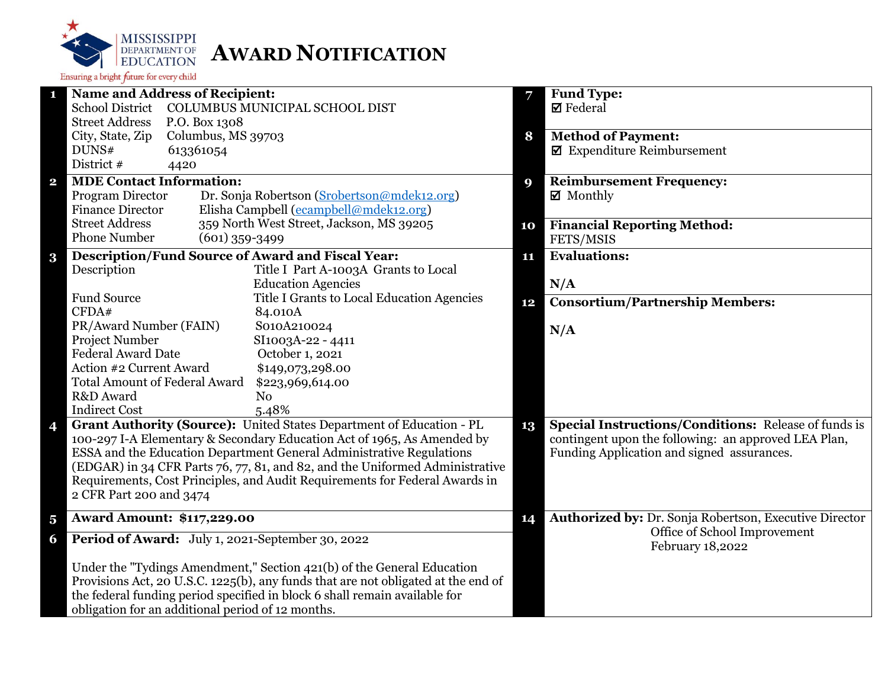MISSISSIPPI DEPARTMENT OF EDUCATION

Ensuring a bright future for every child

# AWARD NOTIFICATION

**1 Name and Address of Recipient:**

School District COLUMBUS MUNICIPAL SCHOOL DIST
Street Address P.O. Box 1308
City, State, Zip Columbus, MS 39703
DUNS# 613361054
District # 4420

**2 MDE Contact Information:**

Program Director Dr. Sonja Robertson (Srobertson@mdek12.org)
Finance Director Elisha Campbell (ecampbell@mdek12.org)
Street Address 359 North West Street, Jackson, MS 39205
Phone Number (601) 359-3499

**3 Description/Fund Source of Award and Fiscal Year:**

| | |
|---|---|
| Description | Title I Part A-1003A Grants to Local Education Agencies |
| Fund Source | Title I Grants to Local Education Agencies |
| CFDA# | 84.010A |
| PR/Award Number (FAIN) | S010A210024 |
| Project Number | SI1003A-22 - 4411 |
| Federal Award Date | October 1, 2021 |
| Action #2 Current Award | $149,073,298.00 |
| Total Amount of Federal Award | $223,969,614.00 |
| R&D Award | No |
| Indirect Cost | 5.48% |

**4 Grant Authority (Source):** United States Department of Education - PL 100-297 I-A Elementary & Secondary Education Act of 1965, As Amended by ESSA and the Education Department General Administrative Regulations (EDGAR) in 34 CFR Parts 76, 77, 81, and 82, and the Uniformed Administrative Requirements, Cost Principles, and Audit Requirements for Federal Awards in 2 CFR Part 200 and 3474

**5 Award Amount: $117,229.00**

**6 Period of Award:** July 1, 2021-September 30, 2022

Under the "Tydings Amendment," Section 421(b) of the General Education Provisions Act, 20 U.S.C. 1225(b), any funds that are not obligated at the end of the federal funding period specified in block 6 shall remain available for obligation for an additional period of 12 months.

**7 Fund Type:**

☑ Federal

**8 Method of Payment:**

☑ Expenditure Reimbursement

**9 Reimbursement Frequency:**

☑ Monthly

**10 Financial Reporting Method:**

FETS/MSIS

**11 Evaluations:**

N/A

**12 Consortium/Partnership Members:**

N/A

**13 Special Instructions/Conditions:** Release of funds is contingent upon the following: an approved LEA Plan, Funding Application and signed assurances.

**14 Authorized by:** Dr. Sonja Robertson, Executive Director
Office of School Improvement
February 18,2022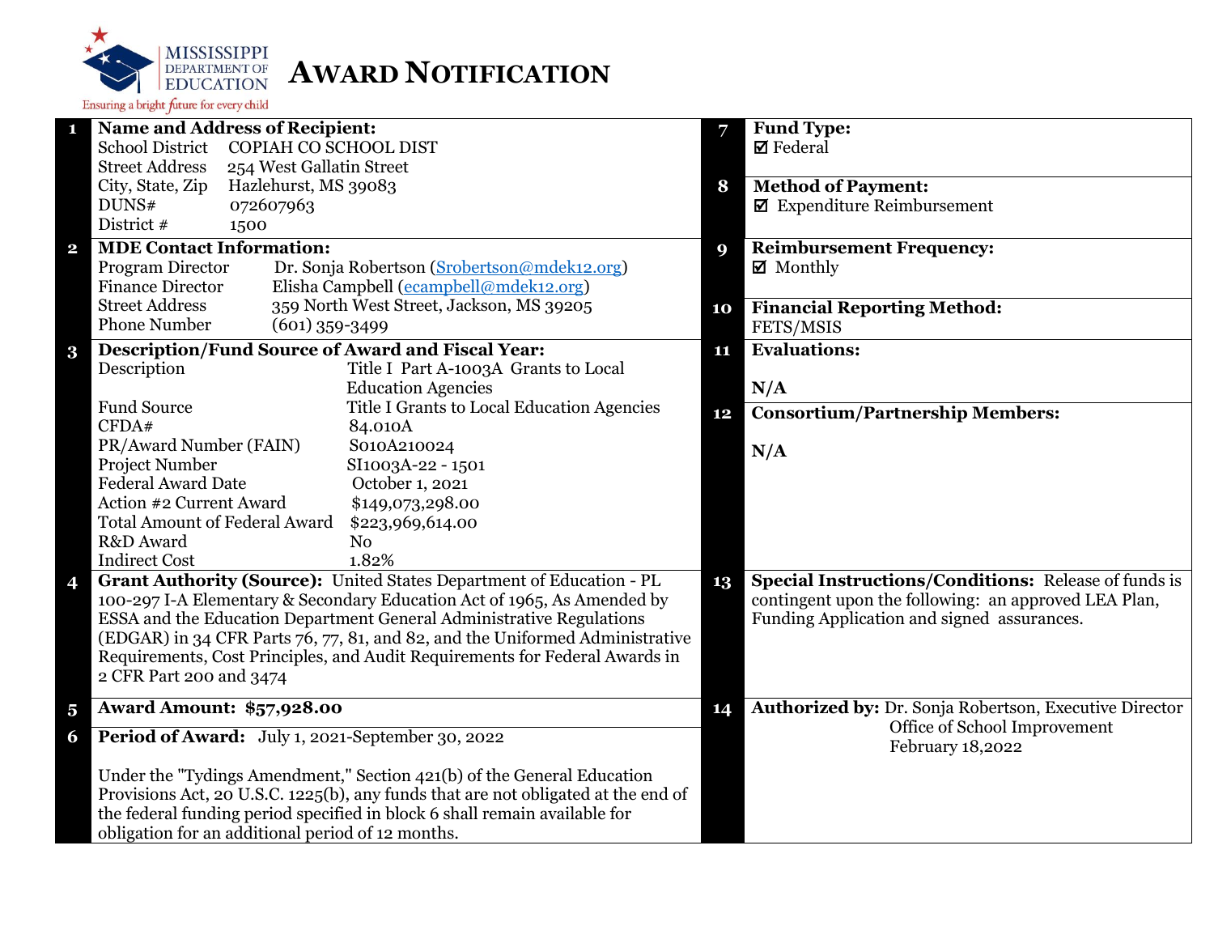MISSISSIPPI DEPARTMENT OF EDUCATION

Ensuring a bright future for every child

# AWARD NOTIFICATION

**1 Name and Address of Recipient:**

School District COPIAH CO SCHOOL DIST
Street Address 254 West Gallatin Street
City, State, Zip Hazlehurst, MS 39083
DUNS# 072607963
District # 1500

**2 MDE Contact Information:**

Program Director Dr. Sonja Robertson (Srobertson@mdek12.org)
Finance Director Elisha Campbell (ecampbell@mdek12.org)
Street Address 359 North West Street, Jackson, MS 39205
Phone Number (601) 359-3499

**3 Description/Fund Source of Award and Fiscal Year:**

| | |
|---|---|
| Description | Title I Part A-1003A Grants to Local Education Agencies |
| Fund Source | Title I Grants to Local Education Agencies |
| CFDA# | 84.010A |
| PR/Award Number (FAIN) | S010A210024 |
| Project Number | SI1003A-22 - 1501 |
| Federal Award Date | October 1, 2021 |
| Action #2 Current Award | $149,073,298.00 |
| Total Amount of Federal Award | $223,969,614.00 |
| R&D Award | No |
| Indirect Cost | 1.82% |

**4 Grant Authority (Source):** United States Department of Education - PL 100-297 I-A Elementary & Secondary Education Act of 1965, As Amended by ESSA and the Education Department General Administrative Regulations (EDGAR) in 34 CFR Parts 76, 77, 81, and 82, and the Uniformed Administrative Requirements, Cost Principles, and Audit Requirements for Federal Awards in 2 CFR Part 200 and 3474

**5 Award Amount: $57,928.00**

**6 Period of Award:** July 1, 2021-September 30, 2022

Under the "Tydings Amendment," Section 421(b) of the General Education Provisions Act, 20 U.S.C. 1225(b), any funds that are not obligated at the end of the federal funding period specified in block 6 shall remain available for obligation for an additional period of 12 months.

**7 Fund Type:**
☑ Federal

**8 Method of Payment:**
☑ Expenditure Reimbursement

**9 Reimbursement Frequency:**
☑ Monthly

**10 Financial Reporting Method:**
FETS/MSIS

**11 Evaluations:**

N/A

**12 Consortium/Partnership Members:**

N/A

**13 Special Instructions/Conditions:** Release of funds is contingent upon the following: an approved LEA Plan, Funding Application and signed assurances.

**14 Authorized by:** Dr. Sonja Robertson, Executive Director
Office of School Improvement
February 18,2022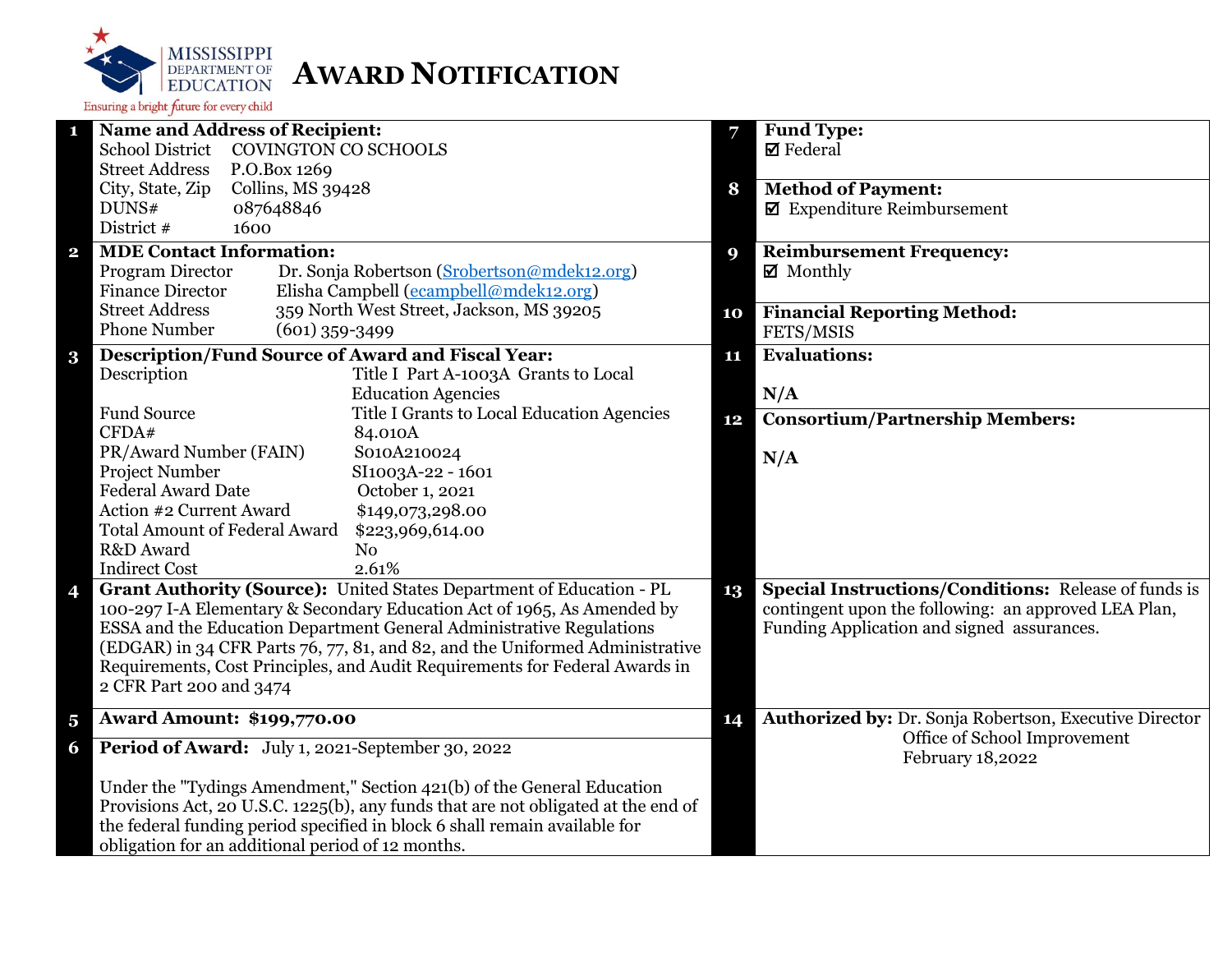MISSISSIPPI DEPARTMENT OF EDUCATION

Ensuring a bright future for every child

# AWARD NOTIFICATION

**1 Name and Address of Recipient:**

School District COVINGTON CO SCHOOLS
Street Address P.O.Box 1269
City, State, Zip Collins, MS 39428
DUNS# 087648846
District # 1600

**2 MDE Contact Information:**

Program Director Dr. Sonja Robertson (Srobertson@mdek12.org)
Finance Director Elisha Campbell (ecampbell@mdek12.org)
Street Address 359 North West Street, Jackson, MS 39205
Phone Number (601) 359-3499

**3 Description/Fund Source of Award and Fiscal Year:**

| | |
|---|---|
| Description | Title I Part A-1003A Grants to Local Education Agencies |
| Fund Source | Title I Grants to Local Education Agencies |
| CFDA# | 84.010A |
| PR/Award Number (FAIN) | S010A210024 |
| Project Number | SI1003A-22 - 1601 |
| Federal Award Date | October 1, 2021 |
| Action #2 Current Award | $149,073,298.00 |
| Total Amount of Federal Award | $223,969,614.00 |
| R&D Award | No |
| Indirect Cost | 2.61% |

**4 Grant Authority (Source):** United States Department of Education - PL 100-297 I-A Elementary & Secondary Education Act of 1965, As Amended by ESSA and the Education Department General Administrative Regulations (EDGAR) in 34 CFR Parts 76, 77, 81, and 82, and the Uniformed Administrative Requirements, Cost Principles, and Audit Requirements for Federal Awards in 2 CFR Part 200 and 3474

**5 Award Amount: $199,770.00**

**6 Period of Award:** July 1, 2021-September 30, 2022

Under the "Tydings Amendment," Section 421(b) of the General Education Provisions Act, 20 U.S.C. 1225(b), any funds that are not obligated at the end of the federal funding period specified in block 6 shall remain available for obligation for an additional period of 12 months.

**7 Fund Type:**

☑ Federal

**8 Method of Payment:**

☑ Expenditure Reimbursement

**9 Reimbursement Frequency:**

☑ Monthly

**10 Financial Reporting Method:**

FETS/MSIS

**11 Evaluations:**

N/A

**12 Consortium/Partnership Members:**

N/A

**13 Special Instructions/Conditions:** Release of funds is contingent upon the following: an approved LEA Plan, Funding Application and signed assurances.

**14 Authorized by:** Dr. Sonja Robertson, Executive Director
Office of School Improvement
February 18,2022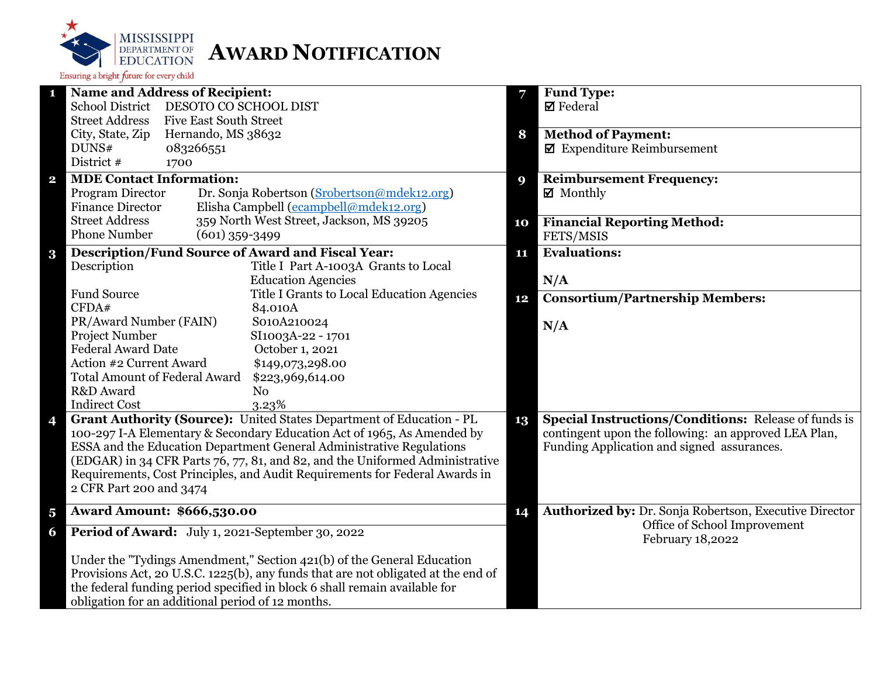MISSISSIPPI DEPARTMENT OF EDUCATION

Ensuring a bright future for every child

# AWARD NOTIFICATION

**1 Name and Address of Recipient:**

School District DESOTO CO SCHOOL DIST
Street Address Five East South Street
City, State, Zip Hernando, MS 38632
DUNS# 083266551
District # 1700

**2 MDE Contact Information:**

Program Director Dr. Sonja Robertson (Srobertson@mdek12.org)
Finance Director Elisha Campbell (ecampbell@mdek12.org)
Street Address 359 North West Street, Jackson, MS 39205
Phone Number (601) 359-3499

**3 Description/Fund Source of Award and Fiscal Year:**

| | |
|---|---|
| Description | Title I Part A-1003A Grants to Local Education Agencies |
| Fund Source | Title I Grants to Local Education Agencies |
| CFDA# | 84.010A |
| PR/Award Number (FAIN) | S010A210024 |
| Project Number | SI1003A-22 - 1701 |
| Federal Award Date | October 1, 2021 |
| Action #2 Current Award | $149,073,298.00 |
| Total Amount of Federal Award | $223,969,614.00 |
| R&D Award | No |
| Indirect Cost | 3.23% |

**4 Grant Authority (Source):** United States Department of Education - PL 100-297 I-A Elementary & Secondary Education Act of 1965, As Amended by ESSA and the Education Department General Administrative Regulations (EDGAR) in 34 CFR Parts 76, 77, 81, and 82, and the Uniformed Administrative Requirements, Cost Principles, and Audit Requirements for Federal Awards in 2 CFR Part 200 and 3474

**5 Award Amount: $666,530.00**

**6 Period of Award:** July 1, 2021-September 30, 2022

Under the "Tydings Amendment," Section 421(b) of the General Education Provisions Act, 20 U.S.C. 1225(b), any funds that are not obligated at the end of the federal funding period specified in block 6 shall remain available for obligation for an additional period of 12 months.

**7 Fund Type:**

☑ Federal

**8 Method of Payment:**

☑ Expenditure Reimbursement

**9 Reimbursement Frequency:**

☑ Monthly

**10 Financial Reporting Method:**

FETS/MSIS

**11 Evaluations:**

N/A

**12 Consortium/Partnership Members:**

N/A

**13 Special Instructions/Conditions:** Release of funds is contingent upon the following: an approved LEA Plan, Funding Application and signed assurances.

**14 Authorized by:** Dr. Sonja Robertson, Executive Director
Office of School Improvement
February 18,2022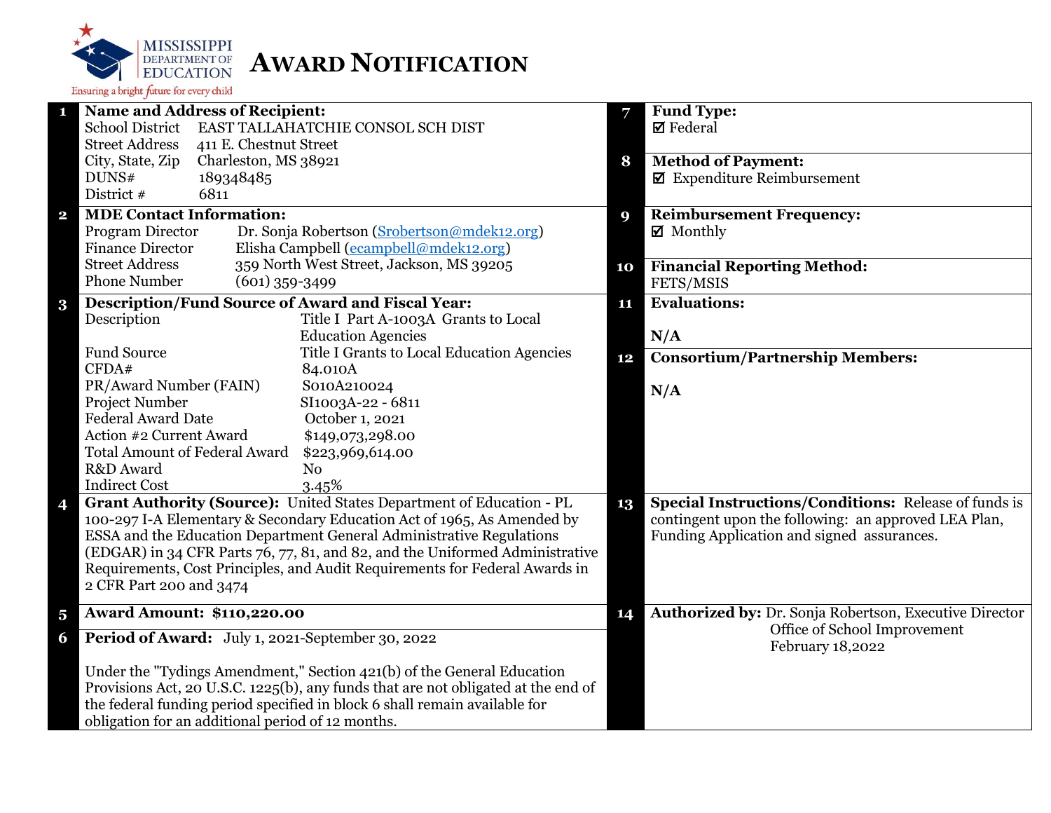# AWARD NOTIFICATION

MISSISSIPPI DEPARTMENT OF EDUCATION
Ensuring a bright future for every child

**1 Name and Address of Recipient:**

| | |
|---|---|
| School District | EAST TALLAHATCHIE CONSOL SCH DIST |
| Street Address | 411 E. Chestnut Street |
| City, State, Zip | Charleston, MS 38921 |
| DUNS# | 189348485 |
| District # | 6811 |

**2 MDE Contact Information:**

| | |
|---|---|
| Program Director | Dr. Sonja Robertson (Srobertson@mdek12.org) |
| Finance Director | Elisha Campbell (ecampbell@mdek12.org) |
| Street Address | 359 North West Street, Jackson, MS 39205 |
| Phone Number | (601) 359-3499 |

**3 Description/Fund Source of Award and Fiscal Year:**

| | |
|---|---|
| Description | Title I Part A-1003A Grants to Local Education Agencies |
| Fund Source | Title I Grants to Local Education Agencies |
| CFDA# | 84.010A |
| PR/Award Number (FAIN) | S010A210024 |
| Project Number | SI1003A-22 - 6811 |
| Federal Award Date | October 1, 2021 |
| Action #2 Current Award | $149,073,298.00 |
| Total Amount of Federal Award | $223,969,614.00 |
| R&D Award | No |
| Indirect Cost | 3.45% |

**4 Grant Authority (Source):** United States Department of Education - PL 100-297 I-A Elementary & Secondary Education Act of 1965, As Amended by ESSA and the Education Department General Administrative Regulations (EDGAR) in 34 CFR Parts 76, 77, 81, and 82, and the Uniformed Administrative Requirements, Cost Principles, and Audit Requirements for Federal Awards in 2 CFR Part 200 and 3474

**5 Award Amount: $110,220.00**

**6 Period of Award:** July 1, 2021-September 30, 2022

Under the "Tydings Amendment," Section 421(b) of the General Education Provisions Act, 20 U.S.C. 1225(b), any funds that are not obligated at the end of the federal funding period specified in block 6 shall remain available for obligation for an additional period of 12 months.

**7 Fund Type:**
☑ Federal

**8 Method of Payment:**
☑ Expenditure Reimbursement

**9 Reimbursement Frequency:**
☑ Monthly

**10 Financial Reporting Method:**
FETS/MSIS

**11 Evaluations:**

N/A

**12 Consortium/Partnership Members:**

N/A

**13 Special Instructions/Conditions:** Release of funds is contingent upon the following: an approved LEA Plan, Funding Application and signed assurances.

**14 Authorized by:** Dr. Sonja Robertson, Executive Director
Office of School Improvement
February 18,2022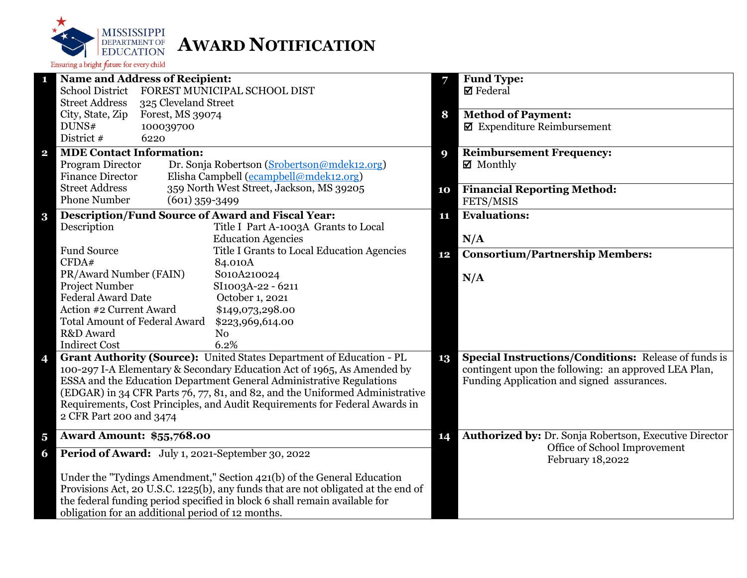**MISSISSIPPI DEPARTMENT OF EDUCATION**
Ensuring a bright future for every child

# AWARD NOTIFICATION

**1 Name and Address of Recipient:**

| | |
|---|---|
| School District | FOREST MUNICIPAL SCHOOL DIST |
| Street Address | 325 Cleveland Street |
| City, State, Zip | Forest, MS 39074 |
| DUNS# | 100039700 |
| District # | 6220 |

**2 MDE Contact Information:**

| | |
|---|---|
| Program Director | Dr. Sonja Robertson (Srobertson@mdek12.org) |
| Finance Director | Elisha Campbell (ecampbell@mdek12.org) |
| Street Address | 359 North West Street, Jackson, MS 39205 |
| Phone Number | (601) 359-3499 |

**3 Description/Fund Source of Award and Fiscal Year:**

| | |
|---|---|
| Description | Title I Part A-1003A Grants to Local Education Agencies |
| Fund Source | Title I Grants to Local Education Agencies |
| CFDA# | 84.010A |
| PR/Award Number (FAIN) | S010A210024 |
| Project Number | SI1003A-22 - 6211 |
| Federal Award Date | October 1, 2021 |
| Action #2 Current Award | $149,073,298.00 |
| Total Amount of Federal Award | $223,969,614.00 |
| R&D Award | No |
| Indirect Cost | 6.2% |

**4 Grant Authority (Source):** United States Department of Education - PL 100-297 I-A Elementary & Secondary Education Act of 1965, As Amended by ESSA and the Education Department General Administrative Regulations (EDGAR) in 34 CFR Parts 76, 77, 81, and 82, and the Uniformed Administrative Requirements, Cost Principles, and Audit Requirements for Federal Awards in 2 CFR Part 200 and 3474

**5 Award Amount: $55,768.00**

**6 Period of Award:** July 1, 2021-September 30, 2022

Under the "Tydings Amendment," Section 421(b) of the General Education Provisions Act, 20 U.S.C. 1225(b), any funds that are not obligated at the end of the federal funding period specified in block 6 shall remain available for obligation for an additional period of 12 months.

**7 Fund Type:**
☑ Federal

**8 Method of Payment:**
☑ Expenditure Reimbursement

**9 Reimbursement Frequency:**
☑ Monthly

**10 Financial Reporting Method:**
FETS/MSIS

**11 Evaluations:**

N/A

**12 Consortium/Partnership Members:**

N/A

**13 Special Instructions/Conditions:** Release of funds is contingent upon the following: an approved LEA Plan, Funding Application and signed assurances.

**14 Authorized by:** Dr. Sonja Robertson, Executive Director
Office of School Improvement
February 18,2022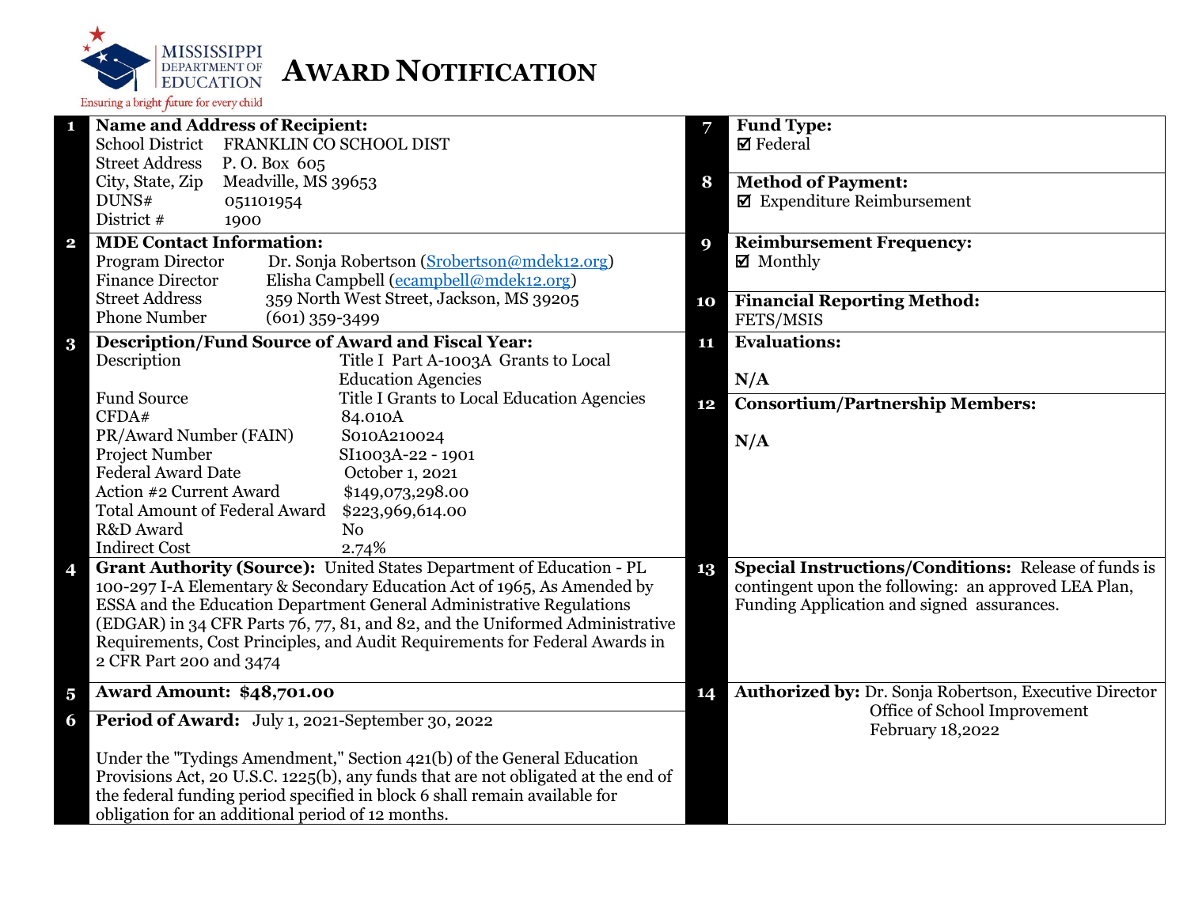MISSISSIPPI DEPARTMENT OF EDUCATION

Ensuring a bright future for every child

# AWARD NOTIFICATION

**1 Name and Address of Recipient:**

School District FRANKLIN CO SCHOOL DIST
Street Address P. O. Box 605
City, State, Zip Meadville, MS 39653
DUNS# 051101954
District # 1900

**2 MDE Contact Information:**

Program Director Dr. Sonja Robertson (Srobertson@mdek12.org)
Finance Director Elisha Campbell (ecampbell@mdek12.org)
Street Address 359 North West Street, Jackson, MS 39205
Phone Number (601) 359-3499

**3 Description/Fund Source of Award and Fiscal Year:**

| | |
|---|---|
| Description | Title I Part A-1003A Grants to Local Education Agencies |
| Fund Source | Title I Grants to Local Education Agencies |
| CFDA# | 84.010A |
| PR/Award Number (FAIN) | S010A210024 |
| Project Number | SI1003A-22 - 1901 |
| Federal Award Date | October 1, 2021 |
| Action #2 Current Award | $149,073,298.00 |
| Total Amount of Federal Award | $223,969,614.00 |
| R&D Award | No |
| Indirect Cost | 2.74% |

**4 Grant Authority (Source):** United States Department of Education - PL 100-297 I-A Elementary & Secondary Education Act of 1965, As Amended by ESSA and the Education Department General Administrative Regulations (EDGAR) in 34 CFR Parts 76, 77, 81, and 82, and the Uniformed Administrative Requirements, Cost Principles, and Audit Requirements for Federal Awards in 2 CFR Part 200 and 3474

**5 Award Amount: $48,701.00**

**6 Period of Award:** July 1, 2021-September 30, 2022

Under the "Tydings Amendment," Section 421(b) of the General Education Provisions Act, 20 U.S.C. 1225(b), any funds that are not obligated at the end of the federal funding period specified in block 6 shall remain available for obligation for an additional period of 12 months.

**7 Fund Type:**

☑ Federal

**8 Method of Payment:**

☑ Expenditure Reimbursement

**9 Reimbursement Frequency:**

☑ Monthly

**10 Financial Reporting Method:**

FETS/MSIS

**11 Evaluations:**

N/A

**12 Consortium/Partnership Members:**

N/A

**13 Special Instructions/Conditions:** Release of funds is contingent upon the following: an approved LEA Plan, Funding Application and signed assurances.

**14 Authorized by:** Dr. Sonja Robertson, Executive Director
Office of School Improvement
February 18,2022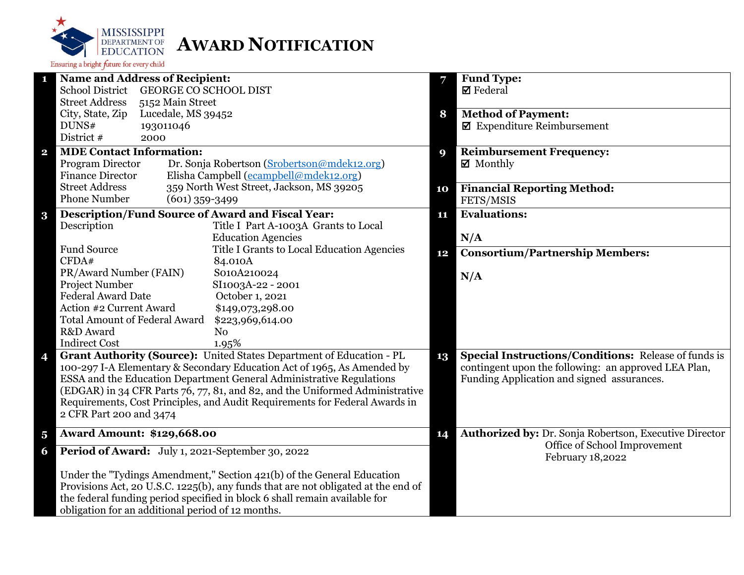# AWARD NOTIFICATION

MISSISSIPPI DEPARTMENT OF EDUCATION
Ensuring a bright future for every child

| | | | |
|---|---|---|---|
| **1** | **Name and Address of Recipient:**<br>School District GEORGE CO SCHOOL DIST<br>Street Address 5152 Main Street<br>City, State, Zip Lucedale, MS 39452<br>DUNS# 193011046<br>District # 2000 | **7** | **Fund Type:**<br>☑ Federal |
| | | **8** | **Method of Payment:**<br>☑ Expenditure Reimbursement |
| **2** | **MDE Contact Information:**<br>Program Director Dr. Sonja Robertson (Srobertson@mdek12.org)<br>Finance Director Elisha Campbell (ecampbell@mdek12.org)<br>Street Address 359 North West Street, Jackson, MS 39205<br>Phone Number (601) 359-3499 | **9** | **Reimbursement Frequency:**<br>☑ Monthly |
| | | **10** | **Financial Reporting Method:**<br>FETS/MSIS |
| **3** | **Description/Fund Source of Award and Fiscal Year:**<br>Description: Title I Part A-1003A Grants to Local Education Agencies<br>Fund Source: Title I Grants to Local Education Agencies<br>CFDA#: 84.010A<br>PR/Award Number (FAIN): S010A210024<br>Project Number: SI1003A-22 - 2001<br>Federal Award Date: October 1, 2021<br>Action #2 Current Award: $149,073,298.00<br>Total Amount of Federal Award: $223,969,614.00<br>R&D Award: No<br>Indirect Cost: 1.95% | **11** | **Evaluations:**<br>N/A |
| | | **12** | **Consortium/Partnership Members:**<br>N/A |
| **4** | **Grant Authority (Source):** United States Department of Education - PL 100-297 I-A Elementary & Secondary Education Act of 1965, As Amended by ESSA and the Education Department General Administrative Regulations (EDGAR) in 34 CFR Parts 76, 77, 81, and 82, and the Uniformed Administrative Requirements, Cost Principles, and Audit Requirements for Federal Awards in 2 CFR Part 200 and 3474 | **13** | **Special Instructions/Conditions:** Release of funds is contingent upon the following: an approved LEA Plan, Funding Application and signed assurances. |
| **5** | **Award Amount: $129,668.00** | **14** | **Authorized by:** Dr. Sonja Robertson, Executive Director<br>Office of School Improvement<br>February 18,2022 |
| **6** | **Period of Award:** July 1, 2021-September 30, 2022<br><br>Under the "Tydings Amendment," Section 421(b) of the General Education Provisions Act, 20 U.S.C. 1225(b), any funds that are not obligated at the end of the federal funding period specified in block 6 shall remain available for obligation for an additional period of 12 months. | | |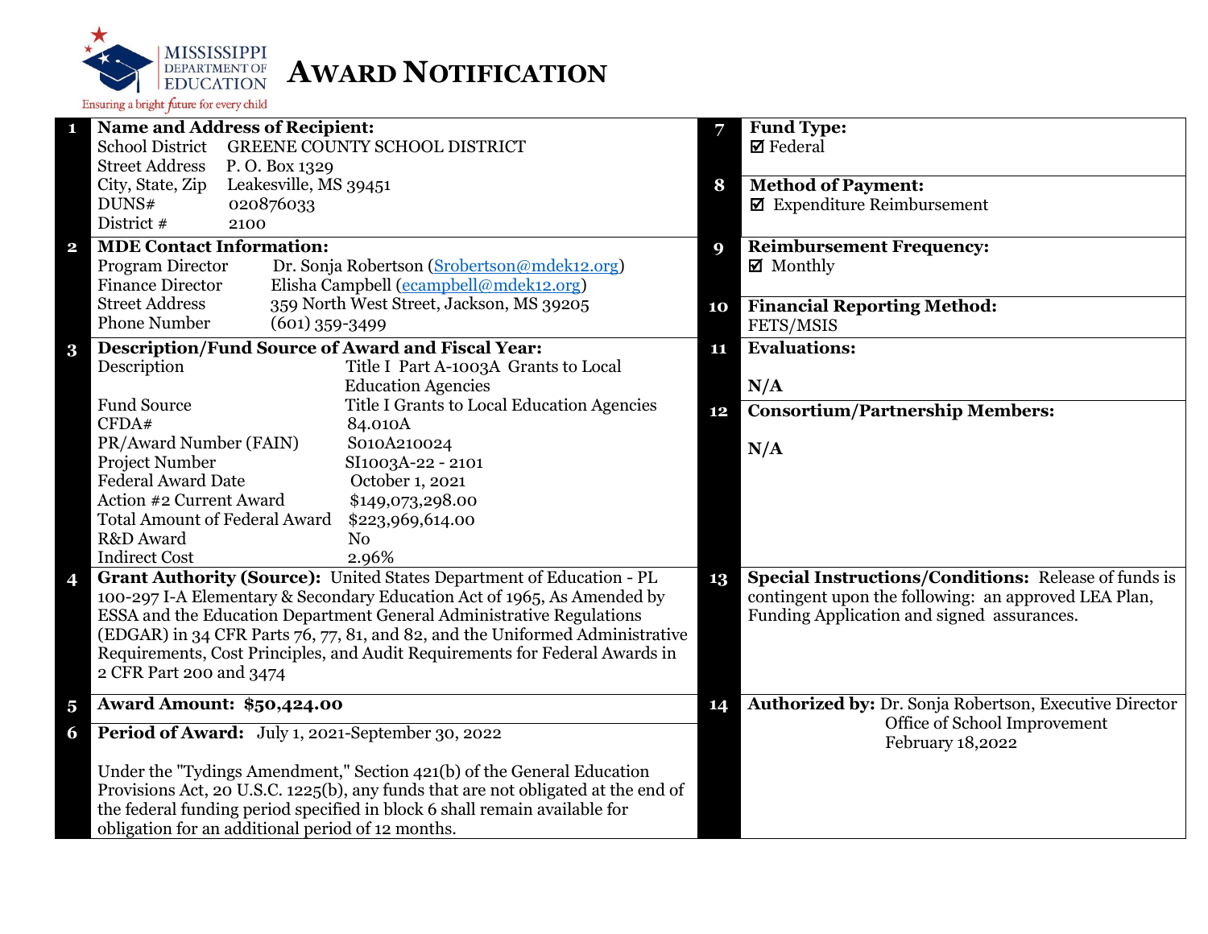MISSISSIPPI DEPARTMENT OF EDUCATION
Ensuring a bright future for every child

# AWARD NOTIFICATION

**1 Name and Address of Recipient:**

| | |
|---|---|
| School District | GREENE COUNTY SCHOOL DISTRICT |
| Street Address | P. O. Box 1329 |
| City, State, Zip | Leakesville, MS 39451 |
| DUNS# | 020876033 |
| District # | 2100 |

**2 MDE Contact Information:**

| | |
|---|---|
| Program Director | Dr. Sonja Robertson (Srobertson@mdek12.org) |
| Finance Director | Elisha Campbell (ecampbell@mdek12.org) |
| Street Address | 359 North West Street, Jackson, MS 39205 |
| Phone Number | (601) 359-3499 |

**3 Description/Fund Source of Award and Fiscal Year:**

| | |
|---|---|
| Description | Title I Part A-1003A Grants to Local Education Agencies |
| Fund Source | Title I Grants to Local Education Agencies |
| CFDA# | 84.010A |
| PR/Award Number (FAIN) | S010A210024 |
| Project Number | SI1003A-22 - 2101 |
| Federal Award Date | October 1, 2021 |
| Action #2 Current Award | $149,073,298.00 |
| Total Amount of Federal Award | $223,969,614.00 |
| R&D Award | No |
| Indirect Cost | 2.96% |

**4 Grant Authority (Source):** United States Department of Education - PL 100-297 I-A Elementary & Secondary Education Act of 1965, As Amended by ESSA and the Education Department General Administrative Regulations (EDGAR) in 34 CFR Parts 76, 77, 81, and 82, and the Uniformed Administrative Requirements, Cost Principles, and Audit Requirements for Federal Awards in 2 CFR Part 200 and 3474

**5 Award Amount: $50,424.00**

**6 Period of Award:** July 1, 2021-September 30, 2022

Under the "Tydings Amendment," Section 421(b) of the General Education Provisions Act, 20 U.S.C. 1225(b), any funds that are not obligated at the end of the federal funding period specified in block 6 shall remain available for obligation for an additional period of 12 months.

**7 Fund Type:**
☑ Federal

**8 Method of Payment:**
☑ Expenditure Reimbursement

**9 Reimbursement Frequency:**
☑ Monthly

**10 Financial Reporting Method:**
FETS/MSIS

**11 Evaluations:**

N/A

**12 Consortium/Partnership Members:**

N/A

**13 Special Instructions/Conditions:** Release of funds is contingent upon the following: an approved LEA Plan, Funding Application and signed assurances.

**14 Authorized by:** Dr. Sonja Robertson, Executive Director
Office of School Improvement
February 18,2022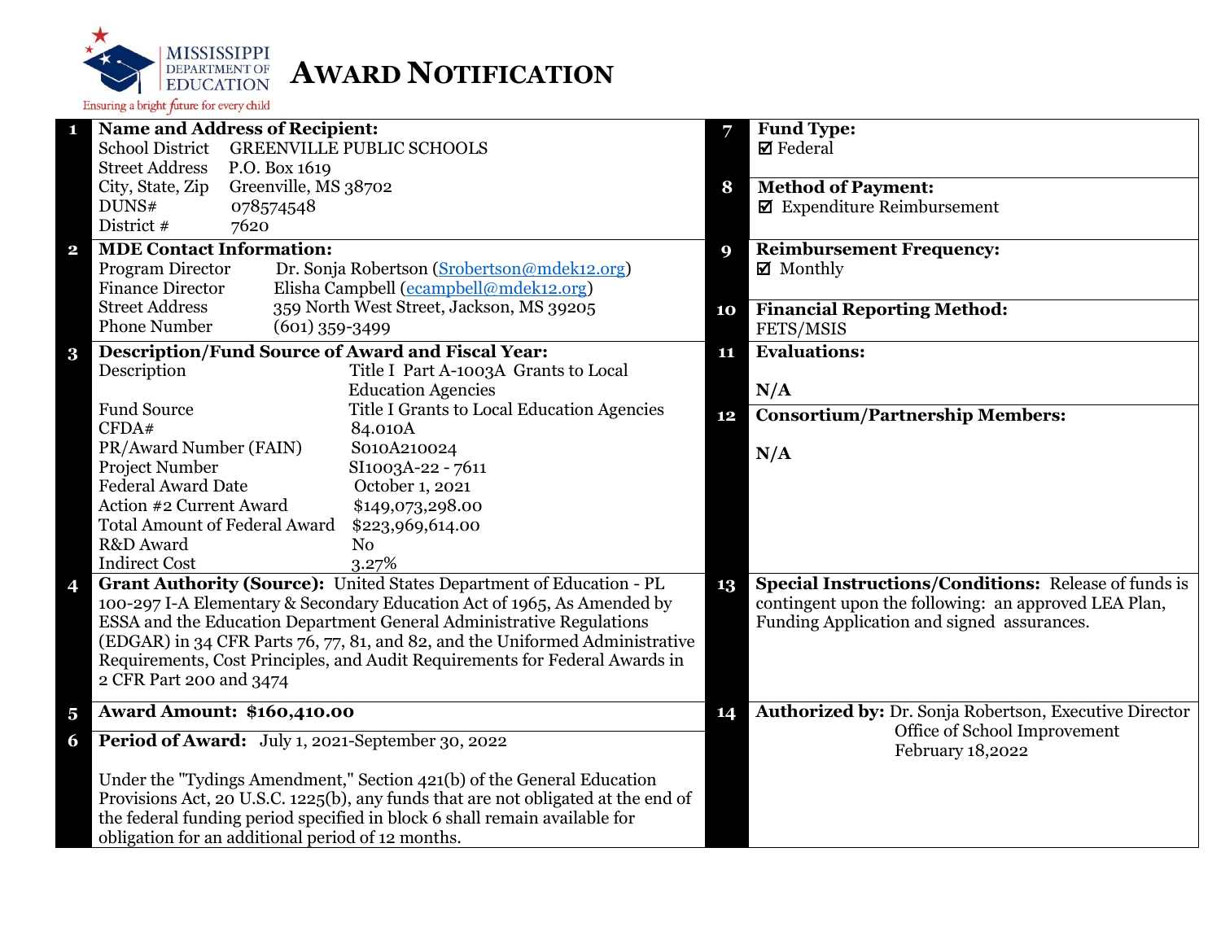MISSISSIPPI DEPARTMENT OF EDUCATION

Ensuring a bright future for every child

# AWARD NOTIFICATION

**1 Name and Address of Recipient:**

School District GREENVILLE PUBLIC SCHOOLS
Street Address P.O. Box 1619
City, State, Zip Greenville, MS 38702
DUNS# 078574548
District # 7620

**2 MDE Contact Information:**

Program Director Dr. Sonja Robertson (Srobertson@mdek12.org)
Finance Director Elisha Campbell (ecampbell@mdek12.org)
Street Address 359 North West Street, Jackson, MS 39205
Phone Number (601) 359-3499

**3 Description/Fund Source of Award and Fiscal Year:**

| | |
|---|---|
| Description | Title I Part A-1003A Grants to Local Education Agencies |
| Fund Source | Title I Grants to Local Education Agencies |
| CFDA# | 84.010A |
| PR/Award Number (FAIN) | S010A210024 |
| Project Number | SI1003A-22 - 7611 |
| Federal Award Date | October 1, 2021 |
| Action #2 Current Award | $149,073,298.00 |
| Total Amount of Federal Award | $223,969,614.00 |
| R&D Award | No |
| Indirect Cost | 3.27% |

**4 Grant Authority (Source):** United States Department of Education - PL 100-297 I-A Elementary & Secondary Education Act of 1965, As Amended by ESSA and the Education Department General Administrative Regulations (EDGAR) in 34 CFR Parts 76, 77, 81, and 82, and the Uniformed Administrative Requirements, Cost Principles, and Audit Requirements for Federal Awards in 2 CFR Part 200 and 3474

**5 Award Amount: $160,410.00**

**6 Period of Award:** July 1, 2021-September 30, 2022

Under the "Tydings Amendment," Section 421(b) of the General Education Provisions Act, 20 U.S.C. 1225(b), any funds that are not obligated at the end of the federal funding period specified in block 6 shall remain available for obligation for an additional period of 12 months.

**7 Fund Type:**
☑ Federal

**8 Method of Payment:**
☑ Expenditure Reimbursement

**9 Reimbursement Frequency:**
☑ Monthly

**10 Financial Reporting Method:**
FETS/MSIS

**11 Evaluations:**

N/A

**12 Consortium/Partnership Members:**

N/A

**13 Special Instructions/Conditions:** Release of funds is contingent upon the following: an approved LEA Plan, Funding Application and signed assurances.

**14 Authorized by:** Dr. Sonja Robertson, Executive Director
Office of School Improvement
February 18,2022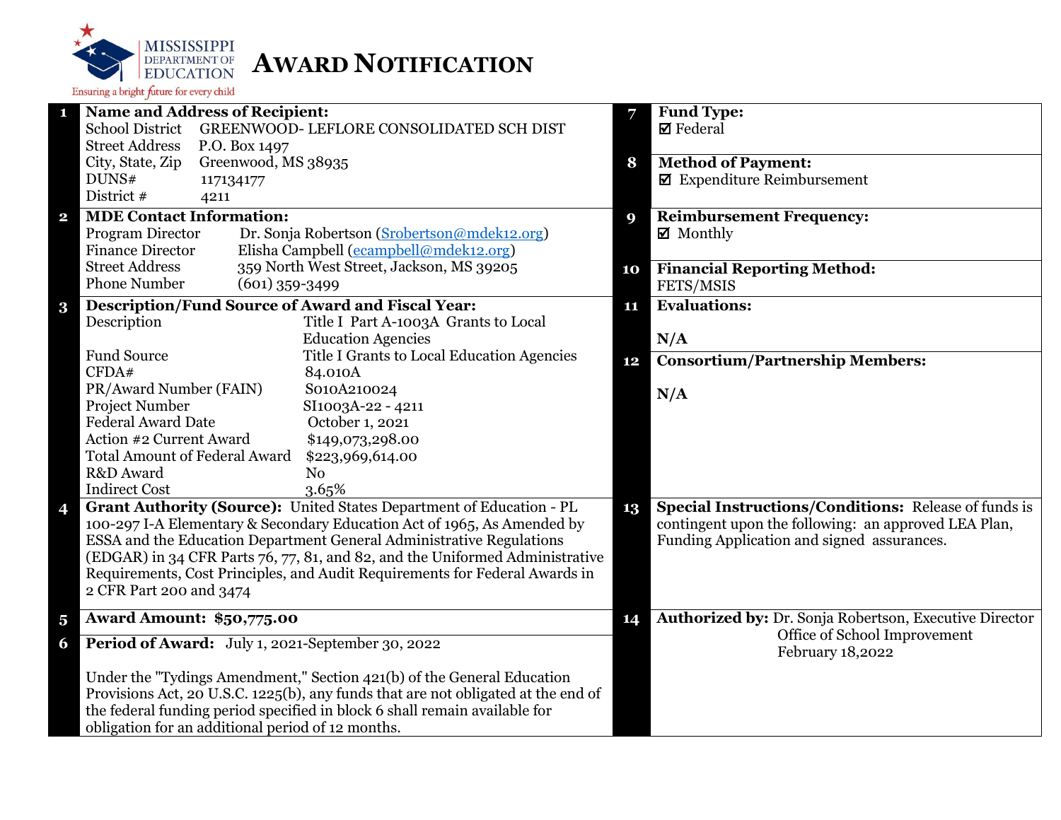MISSISSIPPI DEPARTMENT OF EDUCATION

Ensuring a bright future for every child

# AWARD NOTIFICATION

**1 Name and Address of Recipient:**

| | |
|---|---|
| School District | GREENWOOD- LEFLORE CONSOLIDATED SCH DIST |
| Street Address | P.O. Box 1497 |
| City, State, Zip | Greenwood, MS 38935 |
| DUNS# | 117134177 |
| District # | 4211 |

**2 MDE Contact Information:**

| | |
|---|---|
| Program Director | Dr. Sonja Robertson (Srobertson@mdek12.org) |
| Finance Director | Elisha Campbell (ecampbell@mdek12.org) |
| Street Address | 359 North West Street, Jackson, MS 39205 |
| Phone Number | (601) 359-3499 |

**3 Description/Fund Source of Award and Fiscal Year:**

| | |
|---|---|
| Description | Title I Part A-1003A Grants to Local Education Agencies |
| Fund Source | Title I Grants to Local Education Agencies |
| CFDA# | 84.010A |
| PR/Award Number (FAIN) | S010A210024 |
| Project Number | SI1003A-22 - 4211 |
| Federal Award Date | October 1, 2021 |
| Action #2 Current Award | $149,073,298.00 |
| Total Amount of Federal Award | $223,969,614.00 |
| R&D Award | No |
| Indirect Cost | 3.65% |

**4 Grant Authority (Source):** United States Department of Education - PL 100-297 I-A Elementary & Secondary Education Act of 1965, As Amended by ESSA and the Education Department General Administrative Regulations (EDGAR) in 34 CFR Parts 76, 77, 81, and 82, and the Uniformed Administrative Requirements, Cost Principles, and Audit Requirements for Federal Awards in 2 CFR Part 200 and 3474

**5 Award Amount: $50,775.00**

**6 Period of Award:** July 1, 2021-September 30, 2022

Under the "Tydings Amendment," Section 421(b) of the General Education Provisions Act, 20 U.S.C. 1225(b), any funds that are not obligated at the end of the federal funding period specified in block 6 shall remain available for obligation for an additional period of 12 months.

**7 Fund Type:**
☑ Federal

**8 Method of Payment:**
☑ Expenditure Reimbursement

**9 Reimbursement Frequency:**
☑ Monthly

**10 Financial Reporting Method:**
FETS/MSIS

**11 Evaluations:**

N/A

**12 Consortium/Partnership Members:**

N/A

**13 Special Instructions/Conditions:** Release of funds is contingent upon the following: an approved LEA Plan, Funding Application and signed assurances.

**14 Authorized by:** Dr. Sonja Robertson, Executive Director
Office of School Improvement
February 18,2022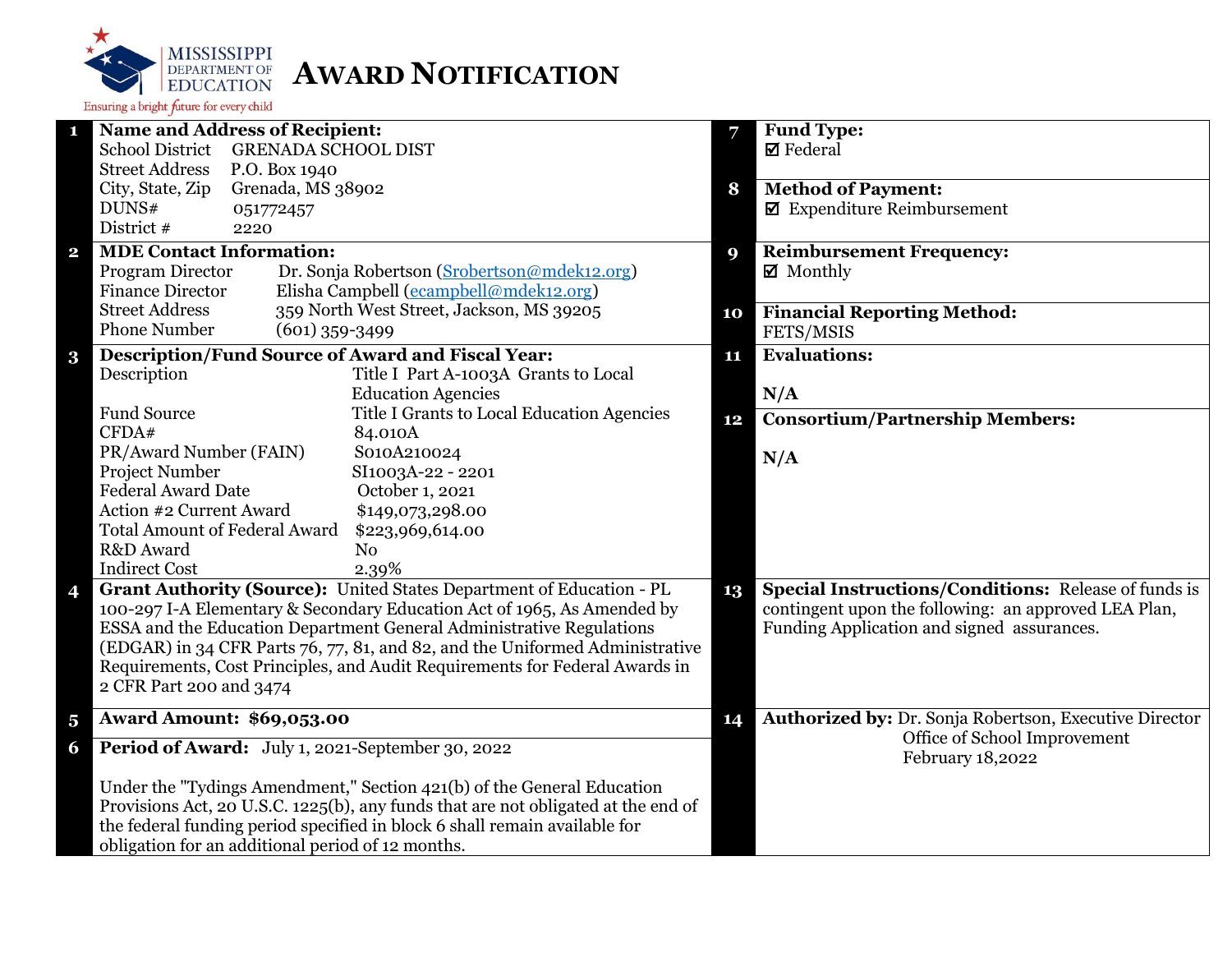MISSISSIPPI DEPARTMENT OF EDUCATION
Ensuring a bright future for every child

# AWARD NOTIFICATION

**1 Name and Address of Recipient:**

| | |
|---|---|
| School District | GRENADA SCHOOL DIST |
| Street Address | P.O. Box 1940 |
| City, State, Zip | Grenada, MS 38902 |
| DUNS# | 051772457 |
| District # | 2220 |

**2 MDE Contact Information:**

| | |
|---|---|
| Program Director | Dr. Sonja Robertson (Srobertson@mdek12.org) |
| Finance Director | Elisha Campbell (ecampbell@mdek12.org) |
| Street Address | 359 North West Street, Jackson, MS 39205 |
| Phone Number | (601) 359-3499 |

**3 Description/Fund Source of Award and Fiscal Year:**

| | |
|---|---|
| Description | Title I Part A-1003A Grants to Local Education Agencies |
| Fund Source | Title I Grants to Local Education Agencies |
| CFDA# | 84.010A |
| PR/Award Number (FAIN) | S010A210024 |
| Project Number | SI1003A-22 - 2201 |
| Federal Award Date | October 1, 2021 |
| Action #2 Current Award | $149,073,298.00 |
| Total Amount of Federal Award | $223,969,614.00 |
| R&D Award | No |
| Indirect Cost | 2.39% |

**4 Grant Authority (Source):** United States Department of Education - PL 100-297 I-A Elementary & Secondary Education Act of 1965, As Amended by ESSA and the Education Department General Administrative Regulations (EDGAR) in 34 CFR Parts 76, 77, 81, and 82, and the Uniformed Administrative Requirements, Cost Principles, and Audit Requirements for Federal Awards in 2 CFR Part 200 and 3474

**5 Award Amount: $69,053.00**

**6 Period of Award:** July 1, 2021-September 30, 2022

Under the "Tydings Amendment," Section 421(b) of the General Education Provisions Act, 20 U.S.C. 1225(b), any funds that are not obligated at the end of the federal funding period specified in block 6 shall remain available for obligation for an additional period of 12 months.

**7 Fund Type:**
☑ Federal

**8 Method of Payment:**
☑ Expenditure Reimbursement

**9 Reimbursement Frequency:**
☑ Monthly

**10 Financial Reporting Method:**
FETS/MSIS

**11 Evaluations:**

N/A

**12 Consortium/Partnership Members:**

N/A

**13 Special Instructions/Conditions:** Release of funds is contingent upon the following: an approved LEA Plan, Funding Application and signed assurances.

**14 Authorized by:** Dr. Sonja Robertson, Executive Director
Office of School Improvement
February 18,2022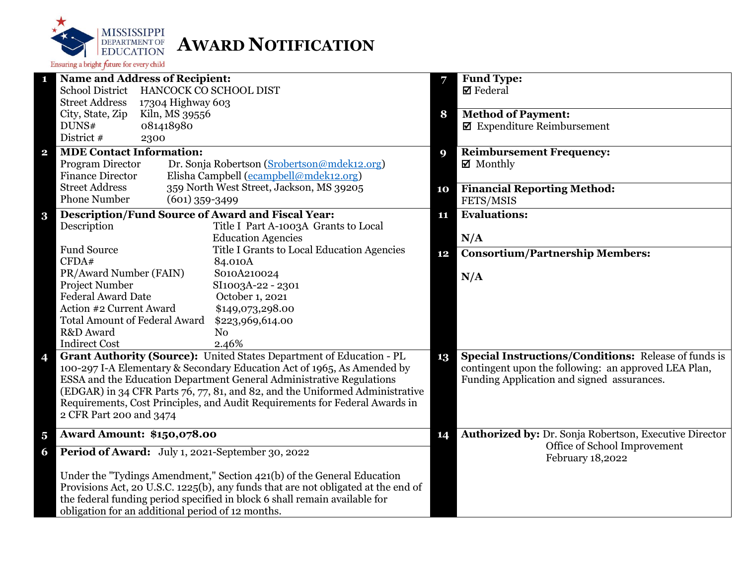MISSISSIPPI DEPARTMENT OF EDUCATION

Ensuring a bright future for every child

# AWARD NOTIFICATION

**1 Name and Address of Recipient:**

| | |
|---|---|
| School District | HANCOCK CO SCHOOL DIST |
| Street Address | 17304 Highway 603 |
| City, State, Zip | Kiln, MS 39556 |
| DUNS# | 081418980 |
| District # | 2300 |

**2 MDE Contact Information:**

| | |
|---|---|
| Program Director | Dr. Sonja Robertson (Srobertson@mdek12.org) |
| Finance Director | Elisha Campbell (ecampbell@mdek12.org) |
| Street Address | 359 North West Street, Jackson, MS 39205 |
| Phone Number | (601) 359-3499 |

**3 Description/Fund Source of Award and Fiscal Year:**

| | |
|---|---|
| Description | Title I Part A-1003A Grants to Local Education Agencies |
| Fund Source | Title I Grants to Local Education Agencies |
| CFDA# | 84.010A |
| PR/Award Number (FAIN) | S010A210024 |
| Project Number | SI1003A-22 - 2301 |
| Federal Award Date | October 1, 2021 |
| Action #2 Current Award | $149,073,298.00 |
| Total Amount of Federal Award | $223,969,614.00 |
| R&D Award | No |
| Indirect Cost | 2.46% |

**4 Grant Authority (Source):** United States Department of Education - PL 100-297 I-A Elementary & Secondary Education Act of 1965, As Amended by ESSA and the Education Department General Administrative Regulations (EDGAR) in 34 CFR Parts 76, 77, 81, and 82, and the Uniformed Administrative Requirements, Cost Principles, and Audit Requirements for Federal Awards in 2 CFR Part 200 and 3474

**5 Award Amount: $150,078.00**

**6 Period of Award:** July 1, 2021-September 30, 2022

Under the "Tydings Amendment," Section 421(b) of the General Education Provisions Act, 20 U.S.C. 1225(b), any funds that are not obligated at the end of the federal funding period specified in block 6 shall remain available for obligation for an additional period of 12 months.

**7 Fund Type:**
☑ Federal

**8 Method of Payment:**
☑ Expenditure Reimbursement

**9 Reimbursement Frequency:**
☑ Monthly

**10 Financial Reporting Method:**
FETS/MSIS

**11 Evaluations:**

N/A

**12 Consortium/Partnership Members:**

N/A

**13 Special Instructions/Conditions:** Release of funds is contingent upon the following: an approved LEA Plan, Funding Application and signed assurances.

**14 Authorized by:** Dr. Sonja Robertson, Executive Director
Office of School Improvement
February 18,2022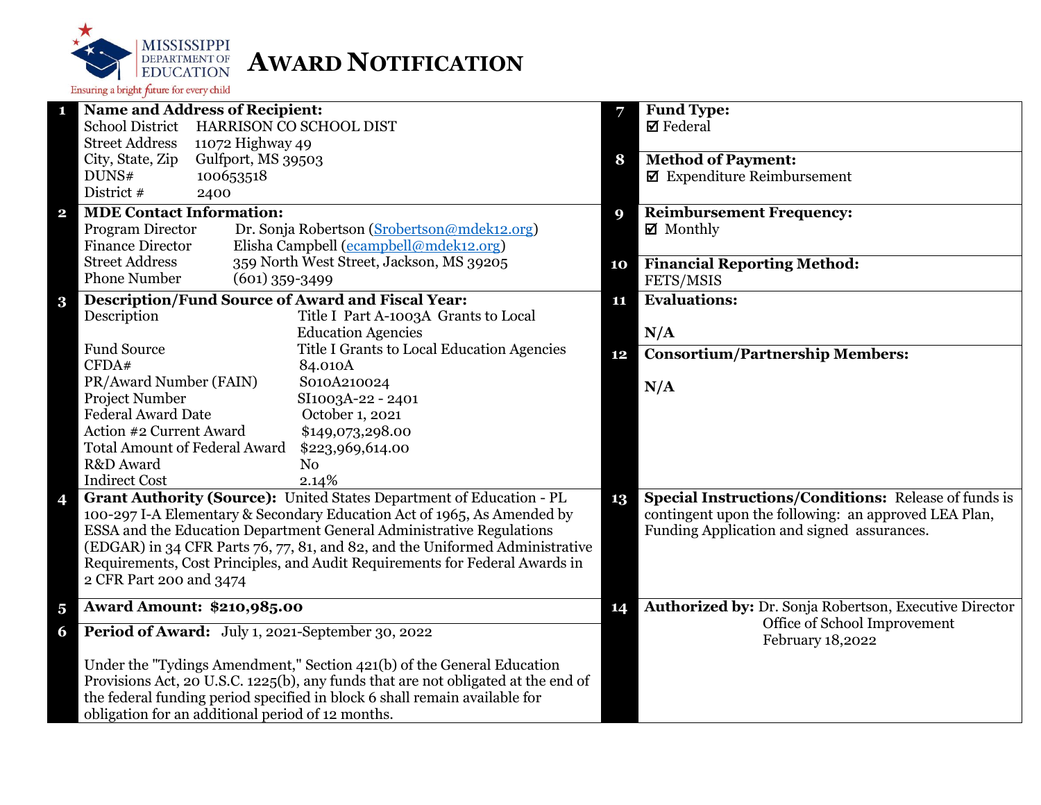MISSISSIPPI DEPARTMENT OF EDUCATION

Ensuring a bright future for every child

# AWARD NOTIFICATION

**1 Name and Address of Recipient:**

| | |
|---|---|
| School District | HARRISON CO SCHOOL DIST |
| Street Address | 11072 Highway 49 |
| City, State, Zip | Gulfport, MS 39503 |
| DUNS# | 100653518 |
| District # | 2400 |

**2 MDE Contact Information:**

| | |
|---|---|
| Program Director | Dr. Sonja Robertson (Srobertson@mdek12.org) |
| Finance Director | Elisha Campbell (ecampbell@mdek12.org) |
| Street Address | 359 North West Street, Jackson, MS 39205 |
| Phone Number | (601) 359-3499 |

**3 Description/Fund Source of Award and Fiscal Year:**

| | |
|---|---|
| Description | Title I Part A-1003A Grants to Local Education Agencies |
| Fund Source | Title I Grants to Local Education Agencies |
| CFDA# | 84.010A |
| PR/Award Number (FAIN) | S010A210024 |
| Project Number | SI1003A-22 - 2401 |
| Federal Award Date | October 1, 2021 |
| Action #2 Current Award | $149,073,298.00 |
| Total Amount of Federal Award | $223,969,614.00 |
| R&D Award | No |
| Indirect Cost | 2.14% |

**4 Grant Authority (Source):** United States Department of Education - PL 100-297 I-A Elementary & Secondary Education Act of 1965, As Amended by ESSA and the Education Department General Administrative Regulations (EDGAR) in 34 CFR Parts 76, 77, 81, and 82, and the Uniformed Administrative Requirements, Cost Principles, and Audit Requirements for Federal Awards in 2 CFR Part 200 and 3474

**5 Award Amount: $210,985.00**

**6 Period of Award:** July 1, 2021-September 30, 2022

Under the "Tydings Amendment," Section 421(b) of the General Education Provisions Act, 20 U.S.C. 1225(b), any funds that are not obligated at the end of the federal funding period specified in block 6 shall remain available for obligation for an additional period of 12 months.

**7 Fund Type:**
☑ Federal

**8 Method of Payment:**
☑ Expenditure Reimbursement

**9 Reimbursement Frequency:**
☑ Monthly

**10 Financial Reporting Method:**
FETS/MSIS

**11 Evaluations:**

N/A

**12 Consortium/Partnership Members:**

N/A

**13 Special Instructions/Conditions:** Release of funds is contingent upon the following: an approved LEA Plan, Funding Application and signed assurances.

**14 Authorized by:** Dr. Sonja Robertson, Executive Director
Office of School Improvement
February 18,2022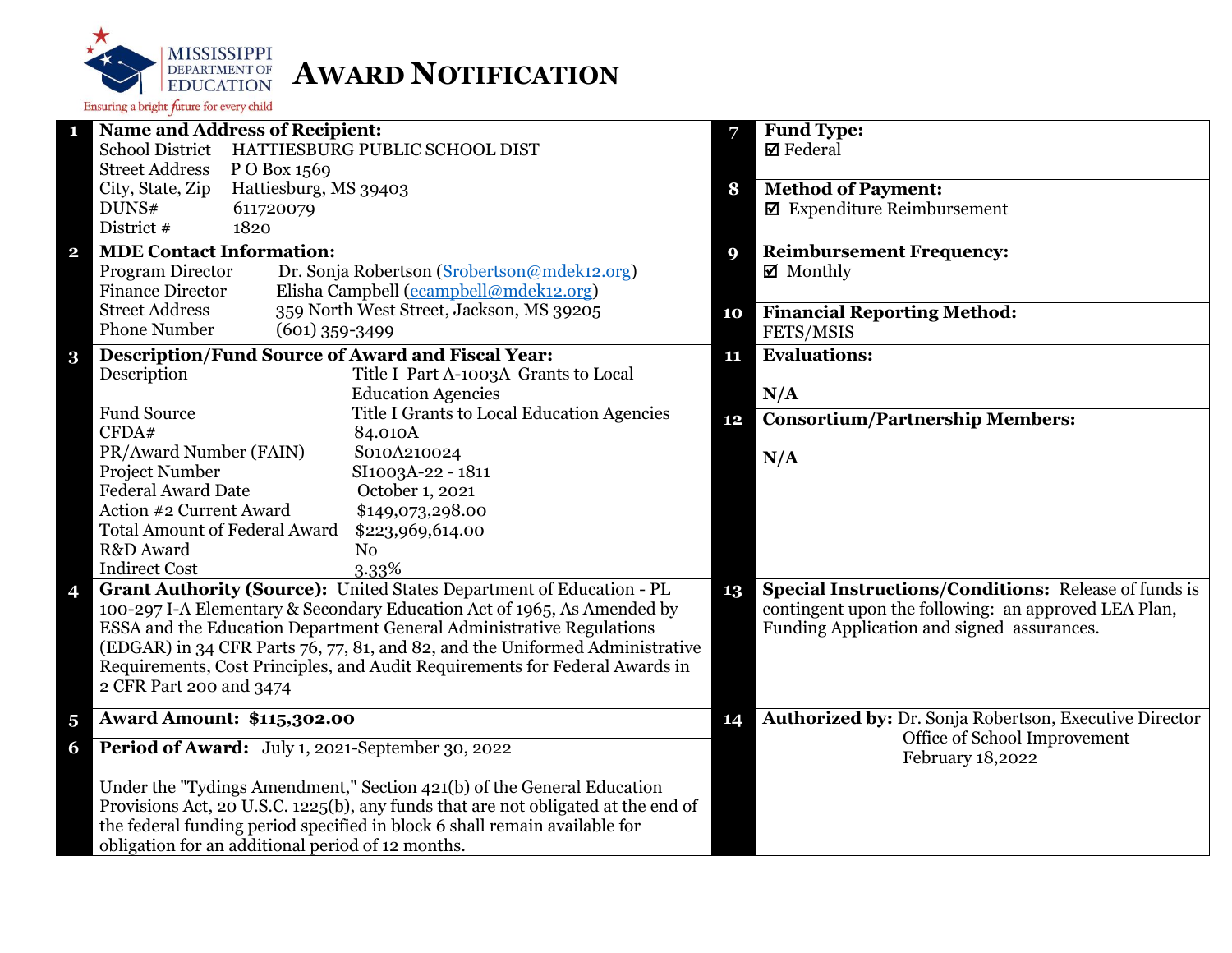MISSISSIPPI DEPARTMENT OF EDUCATION

Ensuring a bright future for every child

# AWARD NOTIFICATION

| # | | # | |
|---|---|---|---|
| **1** | **Name and Address of Recipient:**<br>School District HATTIESBURG PUBLIC SCHOOL DIST<br>Street Address P O Box 1569<br>City, State, Zip Hattiesburg, MS 39403<br>DUNS# 611720079<br>District # 1820 | **7** | **Fund Type:**<br>☑ Federal |
| | | **8** | **Method of Payment:**<br>☑ Expenditure Reimbursement |
| **2** | **MDE Contact Information:**<br>Program Director Dr. Sonja Robertson (Srobertson@mdek12.org)<br>Finance Director Elisha Campbell (ecampbell@mdek12.org)<br>Street Address 359 North West Street, Jackson, MS 39205<br>Phone Number (601) 359-3499 | **9** | **Reimbursement Frequency:**<br>☑ Monthly |
| | | **10** | **Financial Reporting Method:**<br>FETS/MSIS |
| **3** | **Description/Fund Source of Award and Fiscal Year:**<br>Description Title I Part A-1003A Grants to Local Education Agencies<br>Fund Source Title I Grants to Local Education Agencies<br>CFDA# 84.010A<br>PR/Award Number (FAIN) S010A210024<br>Project Number SI1003A-22 - 1811<br>Federal Award Date October 1, 2021<br>Action #2 Current Award $149,073,298.00<br>Total Amount of Federal Award $223,969,614.00<br>R&D Award No<br>Indirect Cost 3.33% | **11** | **Evaluations:**<br><br>**N/A** |
| | | **12** | **Consortium/Partnership Members:**<br><br>**N/A** |
| **4** | **Grant Authority (Source):** United States Department of Education - PL 100-297 I-A Elementary & Secondary Education Act of 1965, As Amended by ESSA and the Education Department General Administrative Regulations (EDGAR) in 34 CFR Parts 76, 77, 81, and 82, and the Uniformed Administrative Requirements, Cost Principles, and Audit Requirements for Federal Awards in 2 CFR Part 200 and 3474 | **13** | **Special Instructions/Conditions:** Release of funds is contingent upon the following: an approved LEA Plan, Funding Application and signed assurances. |
| **5** | **Award Amount: $115,302.00** | **14** | **Authorized by:** Dr. Sonja Robertson, Executive Director<br>Office of School Improvement<br>February 18,2022 |
| **6** | **Period of Award:** July 1, 2021-September 30, 2022<br><br>Under the "Tydings Amendment," Section 421(b) of the General Education Provisions Act, 20 U.S.C. 1225(b), any funds that are not obligated at the end of the federal funding period specified in block 6 shall remain available for obligation for an additional period of 12 months. | | |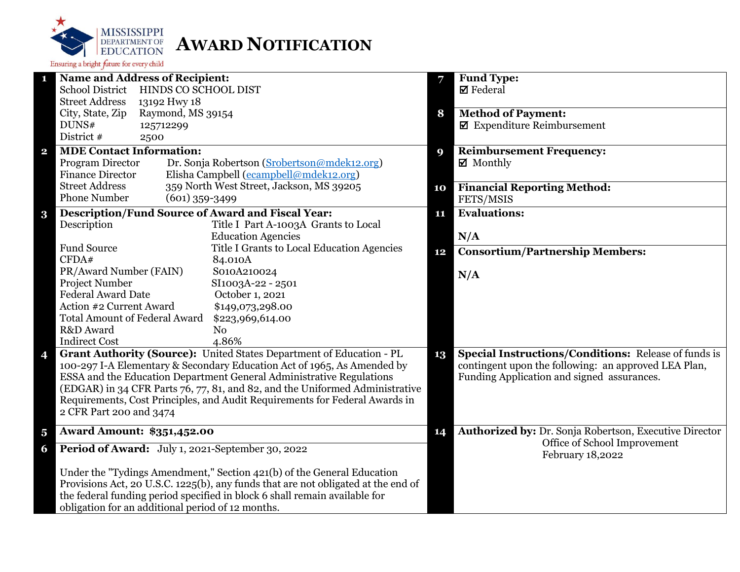MISSISSIPPI DEPARTMENT OF EDUCATION

Ensuring a bright future for every child

# AWARD NOTIFICATION

**1 Name and Address of Recipient:**

School District HINDS CO SCHOOL DIST
Street Address 13192 Hwy 18
City, State, Zip Raymond, MS 39154
DUNS# 125712299
District # 2500

**2 MDE Contact Information:**

Program Director Dr. Sonja Robertson (Srobertson@mdek12.org)
Finance Director Elisha Campbell (ecampbell@mdek12.org)
Street Address 359 North West Street, Jackson, MS 39205
Phone Number (601) 359-3499

**3 Description/Fund Source of Award and Fiscal Year:**

| | |
|---|---|
| Description | Title I Part A-1003A Grants to Local Education Agencies |
| Fund Source | Title I Grants to Local Education Agencies |
| CFDA# | 84.010A |
| PR/Award Number (FAIN) | S010A210024 |
| Project Number | SI1003A-22 - 2501 |
| Federal Award Date | October 1, 2021 |
| Action #2 Current Award | $149,073,298.00 |
| Total Amount of Federal Award | $223,969,614.00 |
| R&D Award | No |
| Indirect Cost | 4.86% |

**4 Grant Authority (Source):** United States Department of Education - PL 100-297 I-A Elementary & Secondary Education Act of 1965, As Amended by ESSA and the Education Department General Administrative Regulations (EDGAR) in 34 CFR Parts 76, 77, 81, and 82, and the Uniformed Administrative Requirements, Cost Principles, and Audit Requirements for Federal Awards in 2 CFR Part 200 and 3474

**5 Award Amount: $351,452.00**

**6 Period of Award:** July 1, 2021-September 30, 2022

Under the "Tydings Amendment," Section 421(b) of the General Education Provisions Act, 20 U.S.C. 1225(b), any funds that are not obligated at the end of the federal funding period specified in block 6 shall remain available for obligation for an additional period of 12 months.

**7 Fund Type:**
☑ Federal

**8 Method of Payment:**
☑ Expenditure Reimbursement

**9 Reimbursement Frequency:**
☑ Monthly

**10 Financial Reporting Method:**
FETS/MSIS

**11 Evaluations:**

N/A

**12 Consortium/Partnership Members:**

N/A

**13 Special Instructions/Conditions:** Release of funds is contingent upon the following: an approved LEA Plan, Funding Application and signed assurances.

**14 Authorized by:** Dr. Sonja Robertson, Executive Director
Office of School Improvement
February 18,2022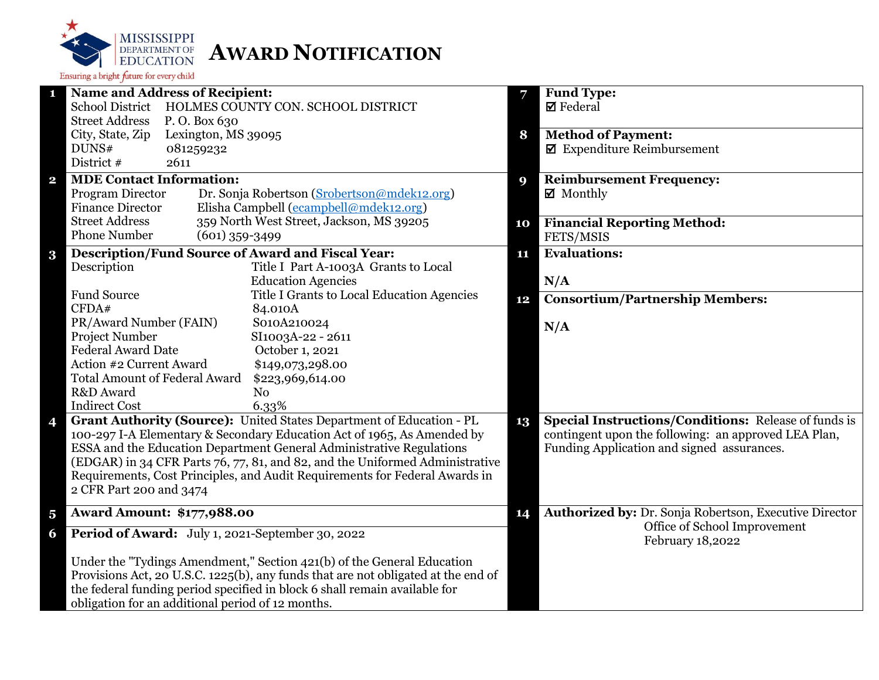# AWARD NOTIFICATION

MISSISSIPPI DEPARTMENT OF EDUCATION
Ensuring a bright future for every child

**1 Name and Address of Recipient:**

| | |
|---|---|
| School District | HOLMES COUNTY CON. SCHOOL DISTRICT |
| Street Address | P. O. Box 630 |
| City, State, Zip | Lexington, MS 39095 |
| DUNS# | 081259232 |
| District # | 2611 |

**2 MDE Contact Information:**

| | |
|---|---|
| Program Director | Dr. Sonja Robertson (Srobertson@mdek12.org) |
| Finance Director | Elisha Campbell (ecampbell@mdek12.org) |
| Street Address | 359 North West Street, Jackson, MS 39205 |
| Phone Number | (601) 359-3499 |

**3 Description/Fund Source of Award and Fiscal Year:**

| | |
|---|---|
| Description | Title I Part A-1003A Grants to Local Education Agencies |
| Fund Source | Title I Grants to Local Education Agencies |
| CFDA# | 84.010A |
| PR/Award Number (FAIN) | S010A210024 |
| Project Number | SI1003A-22 - 2611 |
| Federal Award Date | October 1, 2021 |
| Action #2 Current Award | $149,073,298.00 |
| Total Amount of Federal Award | $223,969,614.00 |
| R&D Award | No |
| Indirect Cost | 6.33% |

**4 Grant Authority (Source):** United States Department of Education - PL 100-297 I-A Elementary & Secondary Education Act of 1965, As Amended by ESSA and the Education Department General Administrative Regulations (EDGAR) in 34 CFR Parts 76, 77, 81, and 82, and the Uniformed Administrative Requirements, Cost Principles, and Audit Requirements for Federal Awards in 2 CFR Part 200 and 3474

**5 Award Amount: $177,988.00**

**6 Period of Award:** July 1, 2021-September 30, 2022

Under the "Tydings Amendment," Section 421(b) of the General Education Provisions Act, 20 U.S.C. 1225(b), any funds that are not obligated at the end of the federal funding period specified in block 6 shall remain available for obligation for an additional period of 12 months.

**7 Fund Type:**
☑ Federal

**8 Method of Payment:**
☑ Expenditure Reimbursement

**9 Reimbursement Frequency:**
☑ Monthly

**10 Financial Reporting Method:**
FETS/MSIS

**11 Evaluations:**

N/A

**12 Consortium/Partnership Members:**

N/A

**13 Special Instructions/Conditions:** Release of funds is contingent upon the following: an approved LEA Plan, Funding Application and signed assurances.

**14 Authorized by:** Dr. Sonja Robertson, Executive Director
Office of School Improvement
February 18,2022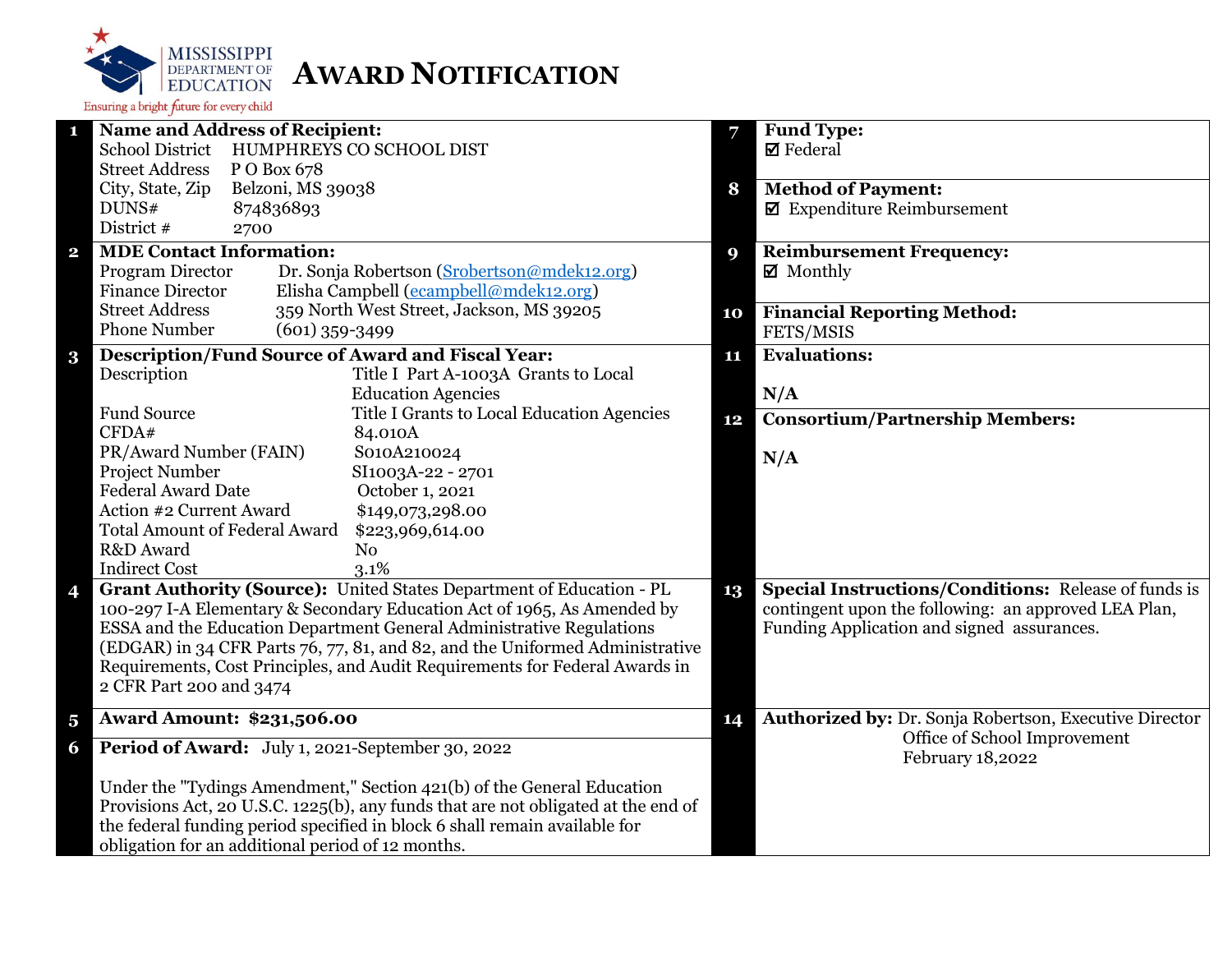# AWARD NOTIFICATION

**1 Name and Address of Recipient:**

| | |
|---|---|
| School District | HUMPHREYS CO SCHOOL DIST |
| Street Address | P O Box 678 |
| City, State, Zip | Belzoni, MS 39038 |
| DUNS# | 874836893 |
| District # | 2700 |

**2 MDE Contact Information:**

| | |
|---|---|
| Program Director | Dr. Sonja Robertson (Srobertson@mdek12.org) |
| Finance Director | Elisha Campbell (ecampbell@mdek12.org) |
| Street Address | 359 North West Street, Jackson, MS 39205 |
| Phone Number | (601) 359-3499 |

**3 Description/Fund Source of Award and Fiscal Year:**

| | |
|---|---|
| Description | Title I Part A-1003A Grants to Local Education Agencies |
| Fund Source | Title I Grants to Local Education Agencies |
| CFDA# | 84.010A |
| PR/Award Number (FAIN) | S010A210024 |
| Project Number | SI1003A-22 - 2701 |
| Federal Award Date | October 1, 2021 |
| Action #2 Current Award | $149,073,298.00 |
| Total Amount of Federal Award | $223,969,614.00 |
| R&D Award | No |
| Indirect Cost | 3.1% |

**4 Grant Authority (Source):** United States Department of Education - PL 100-297 I-A Elementary & Secondary Education Act of 1965, As Amended by ESSA and the Education Department General Administrative Regulations (EDGAR) in 34 CFR Parts 76, 77, 81, and 82, and the Uniformed Administrative Requirements, Cost Principles, and Audit Requirements for Federal Awards in 2 CFR Part 200 and 3474

**5 Award Amount: $231,506.00**

**6 Period of Award:** July 1, 2021-September 30, 2022

Under the "Tydings Amendment," Section 421(b) of the General Education Provisions Act, 20 U.S.C. 1225(b), any funds that are not obligated at the end of the federal funding period specified in block 6 shall remain available for obligation for an additional period of 12 months.

**7 Fund Type:**
☑ Federal

**8 Method of Payment:**
☑ Expenditure Reimbursement

**9 Reimbursement Frequency:**
☑ Monthly

**10 Financial Reporting Method:**
FETS/MSIS

**11 Evaluations:**

N/A

**12 Consortium/Partnership Members:**

N/A

**13 Special Instructions/Conditions:** Release of funds is contingent upon the following: an approved LEA Plan, Funding Application and signed assurances.

**14 Authorized by:** Dr. Sonja Robertson, Executive Director
Office of School Improvement
February 18,2022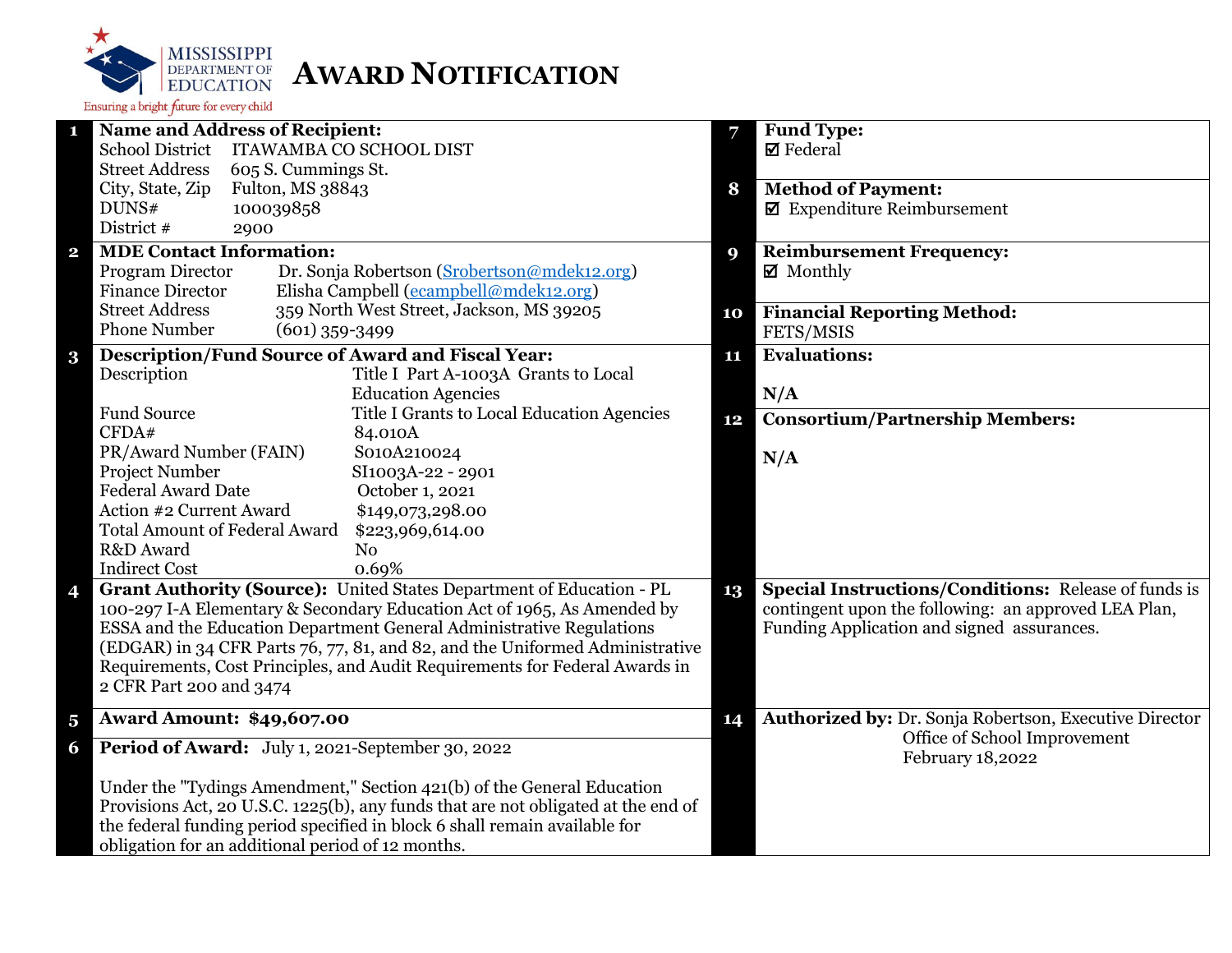MISSISSIPPI DEPARTMENT OF EDUCATION

Ensuring a bright future for every child

# AWARD NOTIFICATION

**1 Name and Address of Recipient:**

| | |
|---|---|
| School District | ITAWAMBA CO SCHOOL DIST |
| Street Address | 605 S. Cummings St. |
| City, State, Zip | Fulton, MS 38843 |
| DUNS# | 100039858 |
| District # | 2900 |

**2 MDE Contact Information:**

| | |
|---|---|
| Program Director | Dr. Sonja Robertson (Srobertson@mdek12.org) |
| Finance Director | Elisha Campbell (ecampbell@mdek12.org) |
| Street Address | 359 North West Street, Jackson, MS 39205 |
| Phone Number | (601) 359-3499 |

**3 Description/Fund Source of Award and Fiscal Year:**

| | |
|---|---|
| Description | Title I Part A-1003A Grants to Local Education Agencies |
| Fund Source | Title I Grants to Local Education Agencies |
| CFDA# | 84.010A |
| PR/Award Number (FAIN) | S010A210024 |
| Project Number | SI1003A-22 - 2901 |
| Federal Award Date | October 1, 2021 |
| Action #2 Current Award | $149,073,298.00 |
| Total Amount of Federal Award | $223,969,614.00 |
| R&D Award | No |
| Indirect Cost | 0.69% |

**4 Grant Authority (Source):** United States Department of Education - PL 100-297 I-A Elementary & Secondary Education Act of 1965, As Amended by ESSA and the Education Department General Administrative Regulations (EDGAR) in 34 CFR Parts 76, 77, 81, and 82, and the Uniformed Administrative Requirements, Cost Principles, and Audit Requirements for Federal Awards in 2 CFR Part 200 and 3474

**5 Award Amount: $49,607.00**

**6 Period of Award:** July 1, 2021-September 30, 2022

Under the "Tydings Amendment," Section 421(b) of the General Education Provisions Act, 20 U.S.C. 1225(b), any funds that are not obligated at the end of the federal funding period specified in block 6 shall remain available for obligation for an additional period of 12 months.

**7 Fund Type:**
☑ Federal

**8 Method of Payment:**
☑ Expenditure Reimbursement

**9 Reimbursement Frequency:**
☑ Monthly

**10 Financial Reporting Method:**
FETS/MSIS

**11 Evaluations:**

N/A

**12 Consortium/Partnership Members:**

N/A

**13 Special Instructions/Conditions:** Release of funds is contingent upon the following: an approved LEA Plan, Funding Application and signed assurances.

**14 Authorized by:** Dr. Sonja Robertson, Executive Director
Office of School Improvement
February 18,2022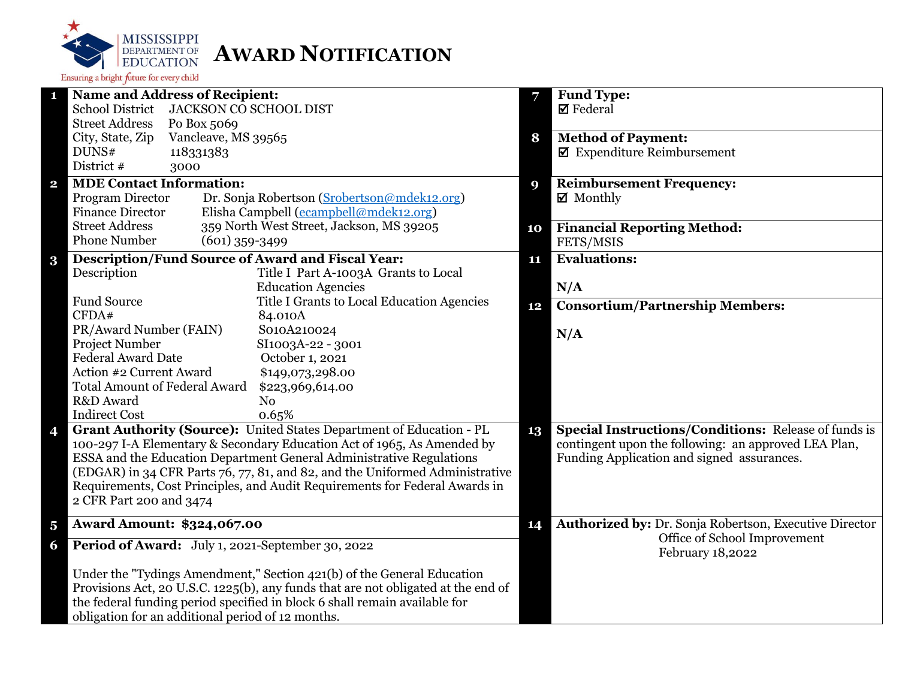MISSISSIPPI DEPARTMENT OF EDUCATION
Ensuring a bright future for every child

# AWARD NOTIFICATION

**1 Name and Address of Recipient:**

School District JACKSON CO SCHOOL DIST
Street Address Po Box 5069
City, State, Zip Vancleave, MS 39565
DUNS# 118331383
District # 3000

**2 MDE Contact Information:**

Program Director Dr. Sonja Robertson (Srobertson@mdek12.org)
Finance Director Elisha Campbell (ecampbell@mdek12.org)
Street Address 359 North West Street, Jackson, MS 39205
Phone Number (601) 359-3499

**3 Description/Fund Source of Award and Fiscal Year:**

| | |
|---|---|
| Description | Title I Part A-1003A Grants to Local Education Agencies |
| Fund Source | Title I Grants to Local Education Agencies |
| CFDA# | 84.010A |
| PR/Award Number (FAIN) | S010A210024 |
| Project Number | SI1003A-22 - 3001 |
| Federal Award Date | October 1, 2021 |
| Action #2 Current Award | $149,073,298.00 |
| Total Amount of Federal Award | $223,969,614.00 |
| R&D Award | No |
| Indirect Cost | 0.65% |

**4 Grant Authority (Source):** United States Department of Education - PL 100-297 I-A Elementary & Secondary Education Act of 1965, As Amended by ESSA and the Education Department General Administrative Regulations (EDGAR) in 34 CFR Parts 76, 77, 81, and 82, and the Uniformed Administrative Requirements, Cost Principles, and Audit Requirements for Federal Awards in 2 CFR Part 200 and 3474

**5 Award Amount: $324,067.00**

**6 Period of Award:** July 1, 2021-September 30, 2022

Under the "Tydings Amendment," Section 421(b) of the General Education Provisions Act, 20 U.S.C. 1225(b), any funds that are not obligated at the end of the federal funding period specified in block 6 shall remain available for obligation for an additional period of 12 months.

**7 Fund Type:**

☑ Federal

**8 Method of Payment:**

☑ Expenditure Reimbursement

**9 Reimbursement Frequency:**

☑ Monthly

**10 Financial Reporting Method:**

FETS/MSIS

**11 Evaluations:**

N/A

**12 Consortium/Partnership Members:**

N/A

**13 Special Instructions/Conditions:** Release of funds is contingent upon the following: an approved LEA Plan, Funding Application and signed assurances.

**14 Authorized by:** Dr. Sonja Robertson, Executive Director
Office of School Improvement
February 18,2022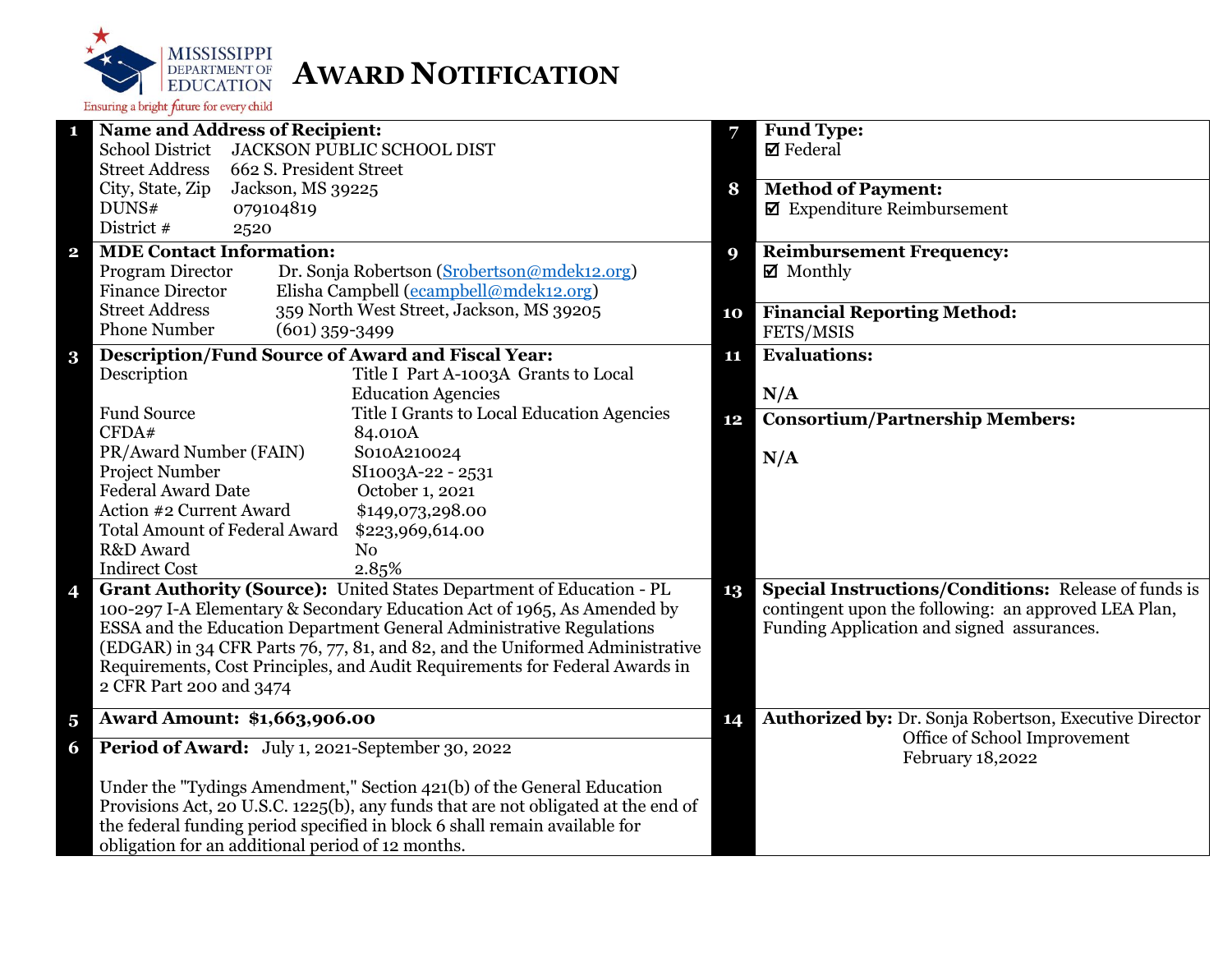MISSISSIPPI DEPARTMENT OF EDUCATION
Ensuring a bright future for every child

# AWARD NOTIFICATION

**1 Name and Address of Recipient:**

School District JACKSON PUBLIC SCHOOL DIST
Street Address 662 S. President Street
City, State, Zip Jackson, MS 39225
DUNS# 079104819
District # 2520

**2 MDE Contact Information:**

Program Director Dr. Sonja Robertson (Srobertson@mdek12.org)
Finance Director Elisha Campbell (ecampbell@mdek12.org)
Street Address 359 North West Street, Jackson, MS 39205
Phone Number (601) 359-3499

**3 Description/Fund Source of Award and Fiscal Year:**

| | |
|---|---|
| Description | Title I Part A-1003A Grants to Local Education Agencies |
| Fund Source | Title I Grants to Local Education Agencies |
| CFDA# | 84.010A |
| PR/Award Number (FAIN) | S010A210024 |
| Project Number | SI1003A-22 - 2531 |
| Federal Award Date | October 1, 2021 |
| Action #2 Current Award | $149,073,298.00 |
| Total Amount of Federal Award | $223,969,614.00 |
| R&D Award | No |
| Indirect Cost | 2.85% |

**4 Grant Authority (Source):** United States Department of Education - PL 100-297 I-A Elementary & Secondary Education Act of 1965, As Amended by ESSA and the Education Department General Administrative Regulations (EDGAR) in 34 CFR Parts 76, 77, 81, and 82, and the Uniformed Administrative Requirements, Cost Principles, and Audit Requirements for Federal Awards in 2 CFR Part 200 and 3474

**5 Award Amount: $1,663,906.00**

**6 Period of Award:** July 1, 2021-September 30, 2022

Under the "Tydings Amendment," Section 421(b) of the General Education Provisions Act, 20 U.S.C. 1225(b), any funds that are not obligated at the end of the federal funding period specified in block 6 shall remain available for obligation for an additional period of 12 months.

**7 Fund Type:**
☑ Federal

**8 Method of Payment:**
☑ Expenditure Reimbursement

**9 Reimbursement Frequency:**
☑ Monthly

**10 Financial Reporting Method:**
FETS/MSIS

**11 Evaluations:**

N/A

**12 Consortium/Partnership Members:**

N/A

**13 Special Instructions/Conditions:** Release of funds is contingent upon the following: an approved LEA Plan, Funding Application and signed assurances.

**14 Authorized by:** Dr. Sonja Robertson, Executive Director
Office of School Improvement
February 18,2022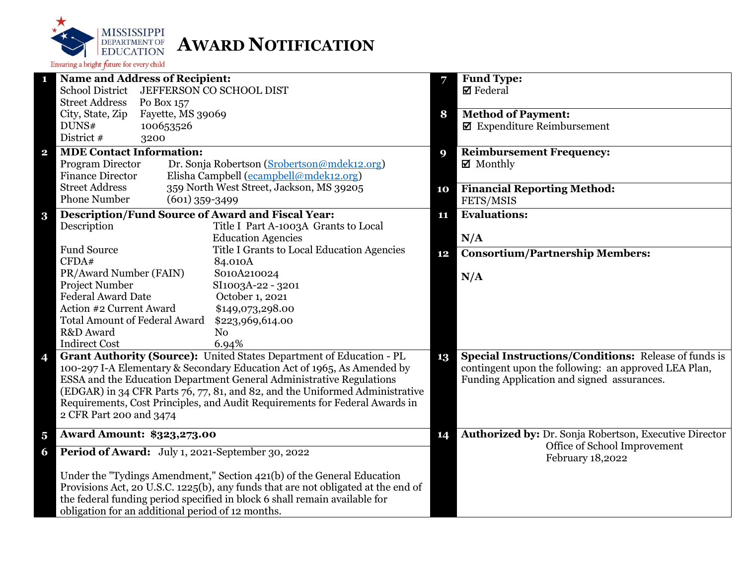# AWARD NOTIFICATION

MISSISSIPPI DEPARTMENT OF EDUCATION
Ensuring a bright future for every child

**1 Name and Address of Recipient:**

| | |
|---|---|
| School District | JEFFERSON CO SCHOOL DIST |
| Street Address | Po Box 157 |
| City, State, Zip | Fayette, MS 39069 |
| DUNS# | 100653526 |
| District # | 3200 |

**2 MDE Contact Information:**

| | |
|---|---|
| Program Director | Dr. Sonja Robertson (Srobertson@mdek12.org) |
| Finance Director | Elisha Campbell (ecampbell@mdek12.org) |
| Street Address | 359 North West Street, Jackson, MS 39205 |
| Phone Number | (601) 359-3499 |

**3 Description/Fund Source of Award and Fiscal Year:**

| | |
|---|---|
| Description | Title I Part A-1003A Grants to Local Education Agencies |
| Fund Source | Title I Grants to Local Education Agencies |
| CFDA# | 84.010A |
| PR/Award Number (FAIN) | S010A210024 |
| Project Number | SI1003A-22 - 3201 |
| Federal Award Date | October 1, 2021 |
| Action #2 Current Award | $149,073,298.00 |
| Total Amount of Federal Award | $223,969,614.00 |
| R&D Award | No |
| Indirect Cost | 6.94% |

**4 Grant Authority (Source):** United States Department of Education - PL 100-297 I-A Elementary & Secondary Education Act of 1965, As Amended by ESSA and the Education Department General Administrative Regulations (EDGAR) in 34 CFR Parts 76, 77, 81, and 82, and the Uniformed Administrative Requirements, Cost Principles, and Audit Requirements for Federal Awards in 2 CFR Part 200 and 3474

**5 Award Amount: $323,273.00**

**6 Period of Award:** July 1, 2021-September 30, 2022

Under the "Tydings Amendment," Section 421(b) of the General Education Provisions Act, 20 U.S.C. 1225(b), any funds that are not obligated at the end of the federal funding period specified in block 6 shall remain available for obligation for an additional period of 12 months.

**7 Fund Type:**
☑ Federal

**8 Method of Payment:**
☑ Expenditure Reimbursement

**9 Reimbursement Frequency:**
☑ Monthly

**10 Financial Reporting Method:**
FETS/MSIS

**11 Evaluations:**

N/A

**12 Consortium/Partnership Members:**

N/A

**13 Special Instructions/Conditions:** Release of funds is contingent upon the following: an approved LEA Plan, Funding Application and signed assurances.

**14 Authorized by:** Dr. Sonja Robertson, Executive Director
Office of School Improvement
February 18,2022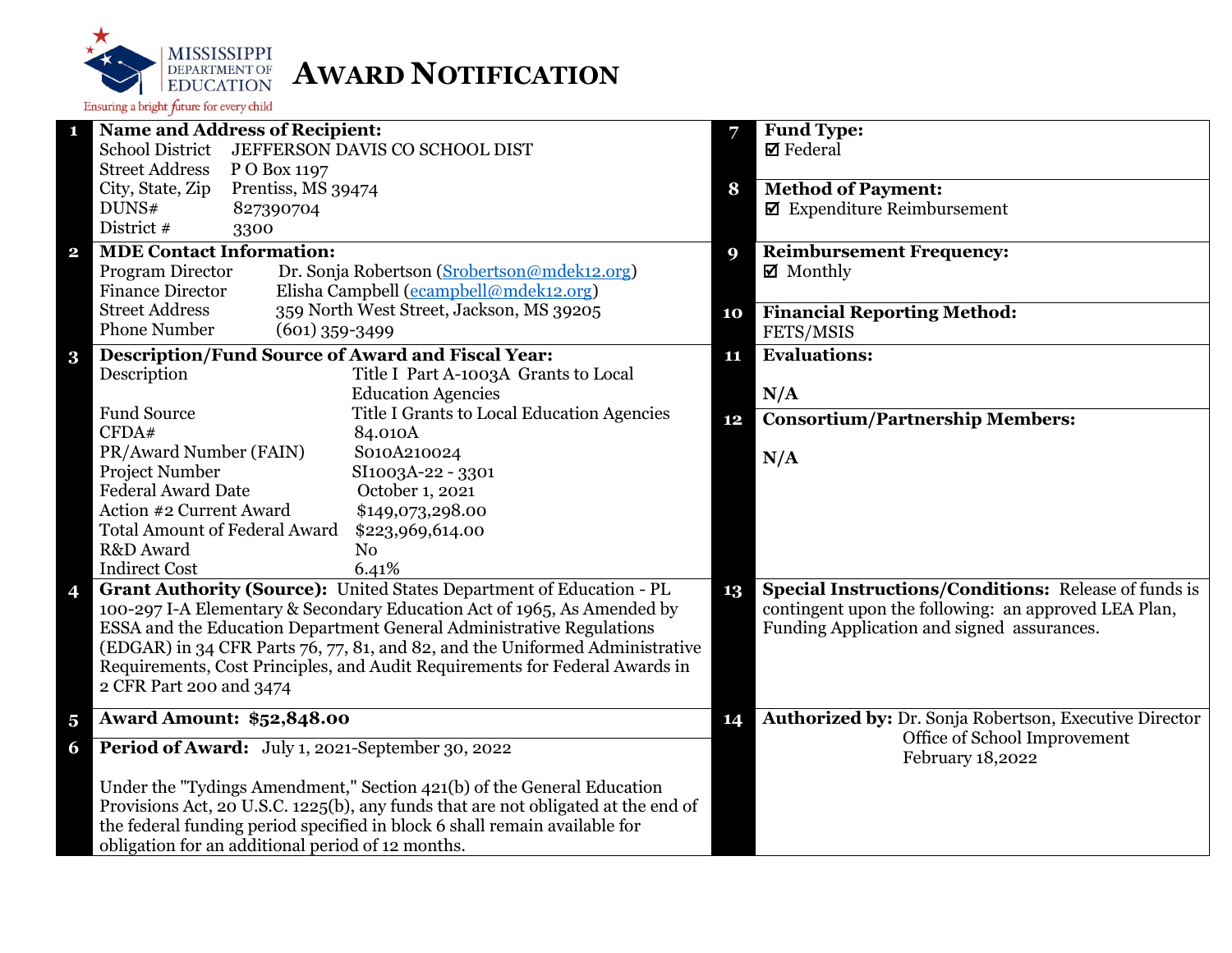MISSISSIPPI DEPARTMENT OF EDUCATION

Ensuring a bright future for every child

# AWARD NOTIFICATION

**1 Name and Address of Recipient:**

| | |
|---|---|
| School District | JEFFERSON DAVIS CO SCHOOL DIST |
| Street Address | P O Box 1197 |
| City, State, Zip | Prentiss, MS 39474 |
| DUNS# | 827390704 |
| District # | 3300 |

**2 MDE Contact Information:**

| | |
|---|---|
| Program Director | Dr. Sonja Robertson (Srobertson@mdek12.org) |
| Finance Director | Elisha Campbell (ecampbell@mdek12.org) |
| Street Address | 359 North West Street, Jackson, MS 39205 |
| Phone Number | (601) 359-3499 |

**3 Description/Fund Source of Award and Fiscal Year:**

| | |
|---|---|
| Description | Title I Part A-1003A Grants to Local Education Agencies |
| Fund Source | Title I Grants to Local Education Agencies |
| CFDA# | 84.010A |
| PR/Award Number (FAIN) | S010A210024 |
| Project Number | SI1003A-22 - 3301 |
| Federal Award Date | October 1, 2021 |
| Action #2 Current Award | $149,073,298.00 |
| Total Amount of Federal Award | $223,969,614.00 |
| R&D Award | No |
| Indirect Cost | 6.41% |

**4 Grant Authority (Source):** United States Department of Education - PL 100-297 I-A Elementary & Secondary Education Act of 1965, As Amended by ESSA and the Education Department General Administrative Regulations (EDGAR) in 34 CFR Parts 76, 77, 81, and 82, and the Uniformed Administrative Requirements, Cost Principles, and Audit Requirements for Federal Awards in 2 CFR Part 200 and 3474

**5 Award Amount: $52,848.00**

**6 Period of Award:** July 1, 2021-September 30, 2022

Under the "Tydings Amendment," Section 421(b) of the General Education Provisions Act, 20 U.S.C. 1225(b), any funds that are not obligated at the end of the federal funding period specified in block 6 shall remain available for obligation for an additional period of 12 months.

**7 Fund Type:**
☑ Federal

**8 Method of Payment:**
☑ Expenditure Reimbursement

**9 Reimbursement Frequency:**
☑ Monthly

**10 Financial Reporting Method:**
FETS/MSIS

**11 Evaluations:**

N/A

**12 Consortium/Partnership Members:**

N/A

**13 Special Instructions/Conditions:** Release of funds is contingent upon the following: an approved LEA Plan, Funding Application and signed assurances.

**14 Authorized by:** Dr. Sonja Robertson, Executive Director
Office of School Improvement
February 18,2022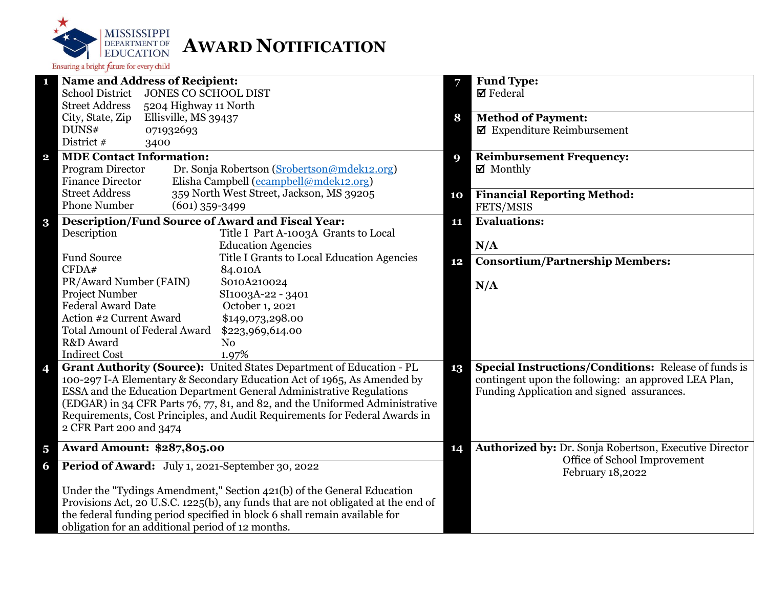MISSISSIPPI DEPARTMENT OF EDUCATION

Ensuring a bright future for every child

# AWARD NOTIFICATION

**1 Name and Address of Recipient:**

School District: JONES CO SCHOOL DIST
Street Address: 5204 Highway 11 North
City, State, Zip: Ellisville, MS 39437
DUNS#: 071932693
District #: 3400

**2 MDE Contact Information:**

Program Director: Dr. Sonja Robertson (Srobertson@mdek12.org)
Finance Director: Elisha Campbell (ecampbell@mdek12.org)
Street Address: 359 North West Street, Jackson, MS 39205
Phone Number: (601) 359-3499

**3 Description/Fund Source of Award and Fiscal Year:**

| | |
|---|---|
| Description | Title I Part A-1003A Grants to Local Education Agencies |
| Fund Source | Title I Grants to Local Education Agencies |
| CFDA# | 84.010A |
| PR/Award Number (FAIN) | S010A210024 |
| Project Number | SI1003A-22 - 3401 |
| Federal Award Date | October 1, 2021 |
| Action #2 Current Award | $149,073,298.00 |
| Total Amount of Federal Award | $223,969,614.00 |
| R&D Award | No |
| Indirect Cost | 1.97% |

**4 Grant Authority (Source):** United States Department of Education - PL 100-297 I-A Elementary & Secondary Education Act of 1965, As Amended by ESSA and the Education Department General Administrative Regulations (EDGAR) in 34 CFR Parts 76, 77, 81, and 82, and the Uniformed Administrative Requirements, Cost Principles, and Audit Requirements for Federal Awards in 2 CFR Part 200 and 3474

**5 Award Amount: $287,805.00**

**6 Period of Award:** July 1, 2021-September 30, 2022

Under the "Tydings Amendment," Section 421(b) of the General Education Provisions Act, 20 U.S.C. 1225(b), any funds that are not obligated at the end of the federal funding period specified in block 6 shall remain available for obligation for an additional period of 12 months.

**7 Fund Type:**
☑ Federal

**8 Method of Payment:**
☑ Expenditure Reimbursement

**9 Reimbursement Frequency:**
☑ Monthly

**10 Financial Reporting Method:**
FETS/MSIS

**11 Evaluations:**

N/A

**12 Consortium/Partnership Members:**

N/A

**13 Special Instructions/Conditions:** Release of funds is contingent upon the following: an approved LEA Plan, Funding Application and signed assurances.

**14 Authorized by:** Dr. Sonja Robertson, Executive Director
Office of School Improvement
February 18,2022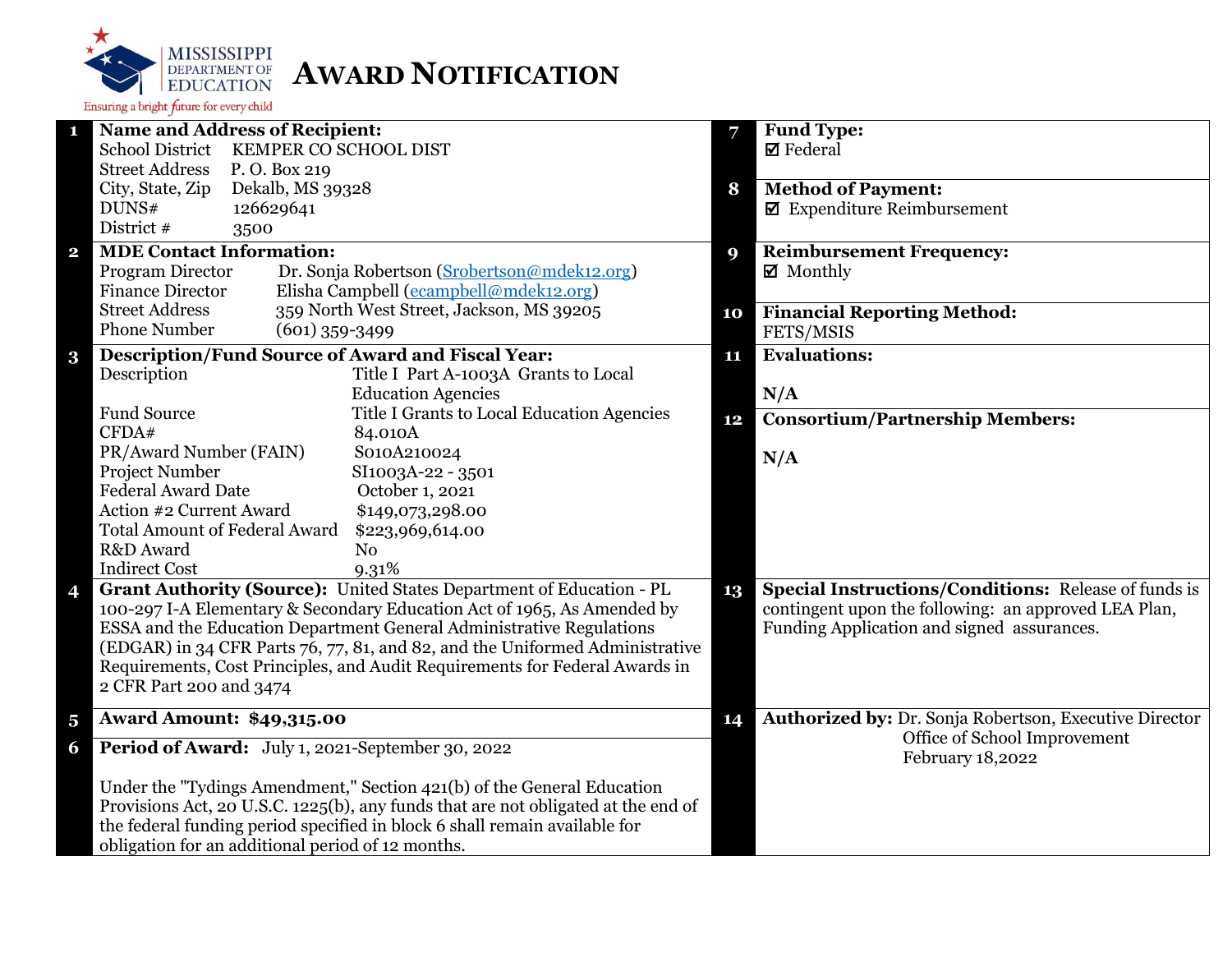MISSISSIPPI DEPARTMENT OF EDUCATION

Ensuring a bright future for every child

# AWARD NOTIFICATION

**1 Name and Address of Recipient:**

| | |
|---|---|
| School District | KEMPER CO SCHOOL DIST |
| Street Address | P. O. Box 219 |
| City, State, Zip | Dekalb, MS 39328 |
| DUNS# | 126629641 |
| District # | 3500 |

**2 MDE Contact Information:**

| | |
|---|---|
| Program Director | Dr. Sonja Robertson (Srobertson@mdek12.org) |
| Finance Director | Elisha Campbell (ecampbell@mdek12.org) |
| Street Address | 359 North West Street, Jackson, MS 39205 |
| Phone Number | (601) 359-3499 |

**3 Description/Fund Source of Award and Fiscal Year:**

| | |
|---|---|
| Description | Title I Part A-1003A Grants to Local Education Agencies |
| Fund Source | Title I Grants to Local Education Agencies |
| CFDA# | 84.010A |
| PR/Award Number (FAIN) | S010A210024 |
| Project Number | SI1003A-22 - 3501 |
| Federal Award Date | October 1, 2021 |
| Action #2 Current Award | $149,073,298.00 |
| Total Amount of Federal Award | $223,969,614.00 |
| R&D Award | No |
| Indirect Cost | 9.31% |

**4 Grant Authority (Source):** United States Department of Education - PL 100-297 I-A Elementary & Secondary Education Act of 1965, As Amended by ESSA and the Education Department General Administrative Regulations (EDGAR) in 34 CFR Parts 76, 77, 81, and 82, and the Uniformed Administrative Requirements, Cost Principles, and Audit Requirements for Federal Awards in 2 CFR Part 200 and 3474

**5 Award Amount: $49,315.00**

**6 Period of Award:** July 1, 2021-September 30, 2022

Under the "Tydings Amendment," Section 421(b) of the General Education Provisions Act, 20 U.S.C. 1225(b), any funds that are not obligated at the end of the federal funding period specified in block 6 shall remain available for obligation for an additional period of 12 months.

**7 Fund Type:**
☑ Federal

**8 Method of Payment:**
☑ Expenditure Reimbursement

**9 Reimbursement Frequency:**
☑ Monthly

**10 Financial Reporting Method:**
FETS/MSIS

**11 Evaluations:**

N/A

**12 Consortium/Partnership Members:**

N/A

**13 Special Instructions/Conditions:** Release of funds is contingent upon the following: an approved LEA Plan, Funding Application and signed assurances.

**14 Authorized by:** Dr. Sonja Robertson, Executive Director
Office of School Improvement
February 18,2022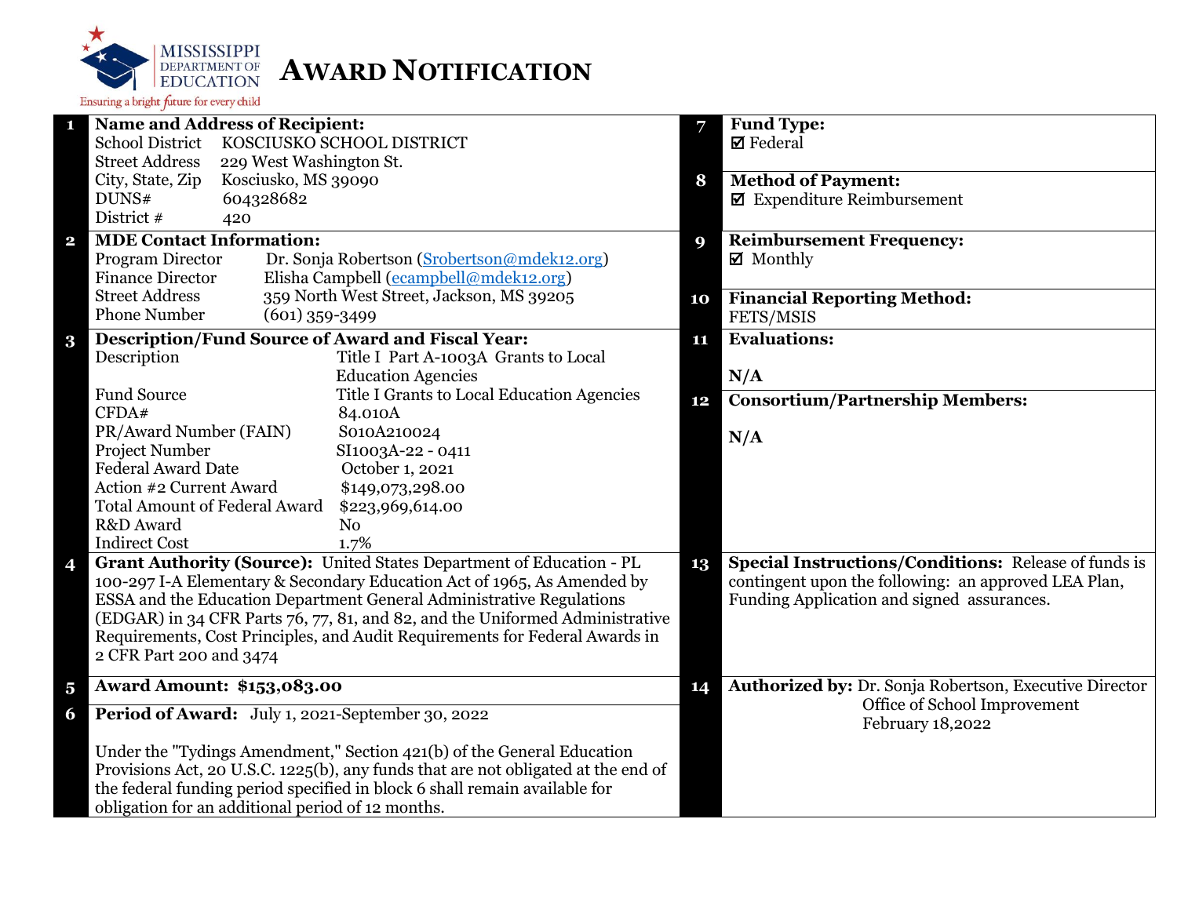MISSISSIPPI DEPARTMENT OF EDUCATION

Ensuring a bright future for every child

# AWARD NOTIFICATION

**1 Name and Address of Recipient:**

| | |
|---|---|
| School District | KOSCIUSKO SCHOOL DISTRICT |
| Street Address | 229 West Washington St. |
| City, State, Zip | Kosciusko, MS 39090 |
| DUNS# | 604328682 |
| District # | 420 |

**2 MDE Contact Information:**

| | |
|---|---|
| Program Director | Dr. Sonja Robertson (Srobertson@mdek12.org) |
| Finance Director | Elisha Campbell (ecampbell@mdek12.org) |
| Street Address | 359 North West Street, Jackson, MS 39205 |
| Phone Number | (601) 359-3499 |

**3 Description/Fund Source of Award and Fiscal Year:**

| | |
|---|---|
| Description | Title I Part A-1003A Grants to Local Education Agencies |
| Fund Source | Title I Grants to Local Education Agencies |
| CFDA# | 84.010A |
| PR/Award Number (FAIN) | S010A210024 |
| Project Number | SI1003A-22 - 0411 |
| Federal Award Date | October 1, 2021 |
| Action #2 Current Award | $149,073,298.00 |
| Total Amount of Federal Award | $223,969,614.00 |
| R&D Award | No |
| Indirect Cost | 1.7% |

**4 Grant Authority (Source):** United States Department of Education - PL 100-297 I-A Elementary & Secondary Education Act of 1965, As Amended by ESSA and the Education Department General Administrative Regulations (EDGAR) in 34 CFR Parts 76, 77, 81, and 82, and the Uniformed Administrative Requirements, Cost Principles, and Audit Requirements for Federal Awards in 2 CFR Part 200 and 3474

**5 Award Amount: $153,083.00**

**6 Period of Award:** July 1, 2021-September 30, 2022

Under the "Tydings Amendment," Section 421(b) of the General Education Provisions Act, 20 U.S.C. 1225(b), any funds that are not obligated at the end of the federal funding period specified in block 6 shall remain available for obligation for an additional period of 12 months.

**7 Fund Type:**
☑ Federal

**8 Method of Payment:**
☑ Expenditure Reimbursement

**9 Reimbursement Frequency:**
☑ Monthly

**10 Financial Reporting Method:**
FETS/MSIS

**11 Evaluations:**

N/A

**12 Consortium/Partnership Members:**

N/A

**13 Special Instructions/Conditions:** Release of funds is contingent upon the following: an approved LEA Plan, Funding Application and signed assurances.

**14 Authorized by:** Dr. Sonja Robertson, Executive Director
Office of School Improvement
February 18,2022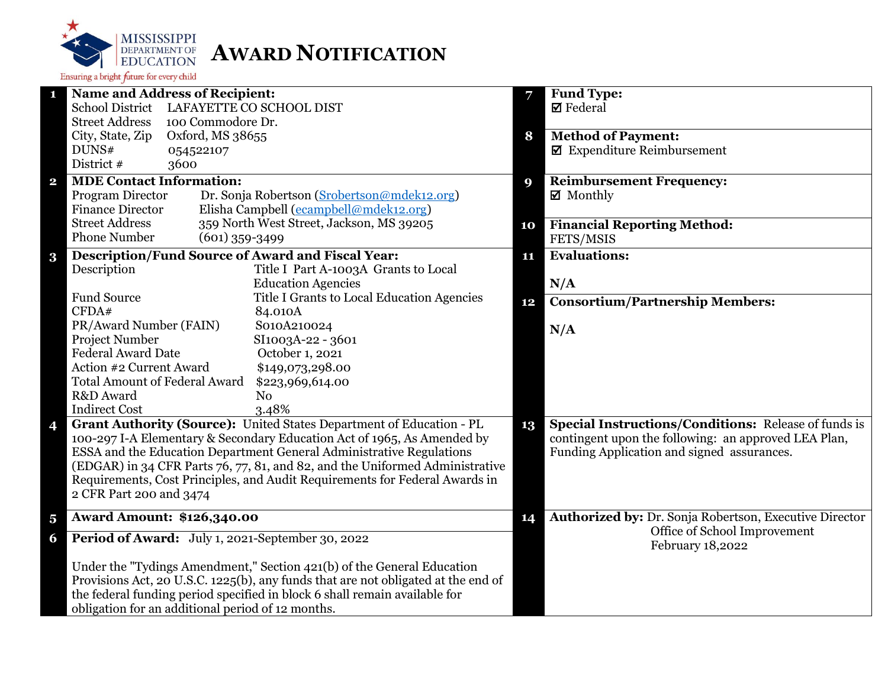MISSISSIPPI DEPARTMENT OF EDUCATION

Ensuring a bright future for every child

# AWARD NOTIFICATION

**1 Name and Address of Recipient:**

| | |
|---|---|
| School District | LAFAYETTE CO SCHOOL DIST |
| Street Address | 100 Commodore Dr. |
| City, State, Zip | Oxford, MS 38655 |
| DUNS# | 054522107 |
| District # | 3600 |

**2 MDE Contact Information:**

| | |
|---|---|
| Program Director | Dr. Sonja Robertson (Srobertson@mdek12.org) |
| Finance Director | Elisha Campbell (ecampbell@mdek12.org) |
| Street Address | 359 North West Street, Jackson, MS 39205 |
| Phone Number | (601) 359-3499 |

**3 Description/Fund Source of Award and Fiscal Year:**

| | |
|---|---|
| Description | Title I Part A-1003A Grants to Local Education Agencies |
| Fund Source | Title I Grants to Local Education Agencies |
| CFDA# | 84.010A |
| PR/Award Number (FAIN) | S010A210024 |
| Project Number | SI1003A-22 - 3601 |
| Federal Award Date | October 1, 2021 |
| Action #2 Current Award | $149,073,298.00 |
| Total Amount of Federal Award | $223,969,614.00 |
| R&D Award | No |
| Indirect Cost | 3.48% |

**4 Grant Authority (Source):** United States Department of Education - PL 100-297 I-A Elementary & Secondary Education Act of 1965, As Amended by ESSA and the Education Department General Administrative Regulations (EDGAR) in 34 CFR Parts 76, 77, 81, and 82, and the Uniformed Administrative Requirements, Cost Principles, and Audit Requirements for Federal Awards in 2 CFR Part 200 and 3474

**5 Award Amount: $126,340.00**

**6 Period of Award:** July 1, 2021-September 30, 2022

Under the "Tydings Amendment," Section 421(b) of the General Education Provisions Act, 20 U.S.C. 1225(b), any funds that are not obligated at the end of the federal funding period specified in block 6 shall remain available for obligation for an additional period of 12 months.

**7 Fund Type:**
☑ Federal

**8 Method of Payment:**
☑ Expenditure Reimbursement

**9 Reimbursement Frequency:**
☑ Monthly

**10 Financial Reporting Method:**
FETS/MSIS

**11 Evaluations:**

N/A

**12 Consortium/Partnership Members:**

N/A

**13 Special Instructions/Conditions:** Release of funds is contingent upon the following: an approved LEA Plan, Funding Application and signed assurances.

**14 Authorized by:** Dr. Sonja Robertson, Executive Director
Office of School Improvement
February 18,2022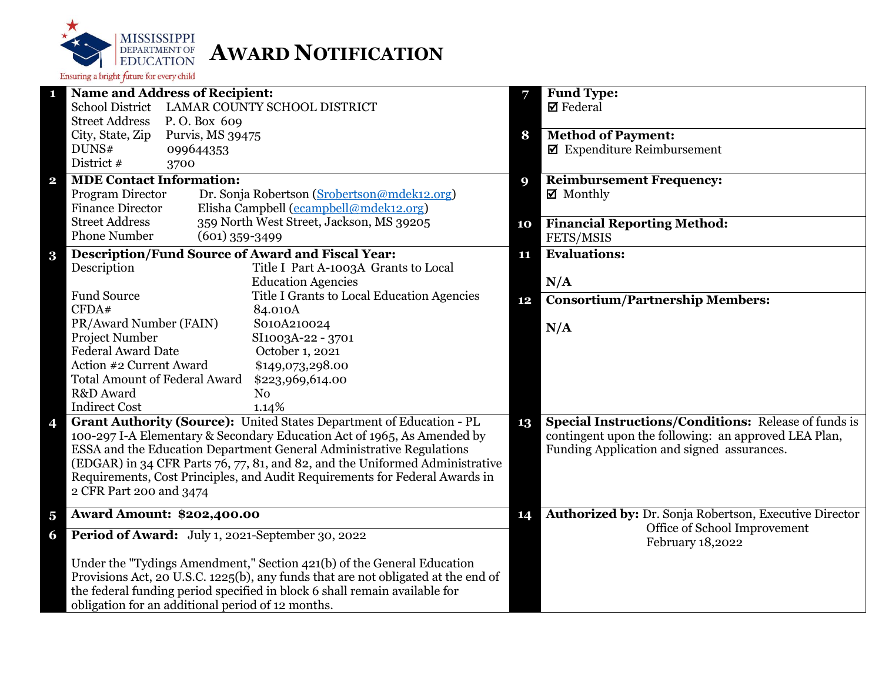# AWARD NOTIFICATION

Mississippi Department of Education — Ensuring a bright future for every child

**1 Name and Address of Recipient:**

| | |
|---|---|
| School District | LAMAR COUNTY SCHOOL DISTRICT |
| Street Address | P. O. Box 609 |
| City, State, Zip | Purvis, MS 39475 |
| DUNS# | 099644353 |
| District # | 3700 |

**2 MDE Contact Information:**

| | |
|---|---|
| Program Director | Dr. Sonja Robertson (Srobertson@mdek12.org) |
| Finance Director | Elisha Campbell (ecampbell@mdek12.org) |
| Street Address | 359 North West Street, Jackson, MS 39205 |
| Phone Number | (601) 359-3499 |

**3 Description/Fund Source of Award and Fiscal Year:**

| | |
|---|---|
| Description | Title I Part A-1003A Grants to Local Education Agencies |
| Fund Source | Title I Grants to Local Education Agencies |
| CFDA# | 84.010A |
| PR/Award Number (FAIN) | S010A210024 |
| Project Number | SI1003A-22 - 3701 |
| Federal Award Date | October 1, 2021 |
| Action #2 Current Award | $149,073,298.00 |
| Total Amount of Federal Award | $223,969,614.00 |
| R&D Award | No |
| Indirect Cost | 1.14% |

**4 Grant Authority (Source):** United States Department of Education - PL 100-297 I-A Elementary & Secondary Education Act of 1965, As Amended by ESSA and the Education Department General Administrative Regulations (EDGAR) in 34 CFR Parts 76, 77, 81, and 82, and the Uniformed Administrative Requirements, Cost Principles, and Audit Requirements for Federal Awards in 2 CFR Part 200 and 3474

**5 Award Amount: $202,400.00**

**6 Period of Award:** July 1, 2021-September 30, 2022

Under the "Tydings Amendment," Section 421(b) of the General Education Provisions Act, 20 U.S.C. 1225(b), any funds that are not obligated at the end of the federal funding period specified in block 6 shall remain available for obligation for an additional period of 12 months.

**7 Fund Type:**
☑ Federal

**8 Method of Payment:**
☑ Expenditure Reimbursement

**9 Reimbursement Frequency:**
☑ Monthly

**10 Financial Reporting Method:**
FETS/MSIS

**11 Evaluations:**

N/A

**12 Consortium/Partnership Members:**

N/A

**13 Special Instructions/Conditions:** Release of funds is contingent upon the following: an approved LEA Plan, Funding Application and signed assurances.

**14 Authorized by:** Dr. Sonja Robertson, Executive Director
Office of School Improvement
February 18,2022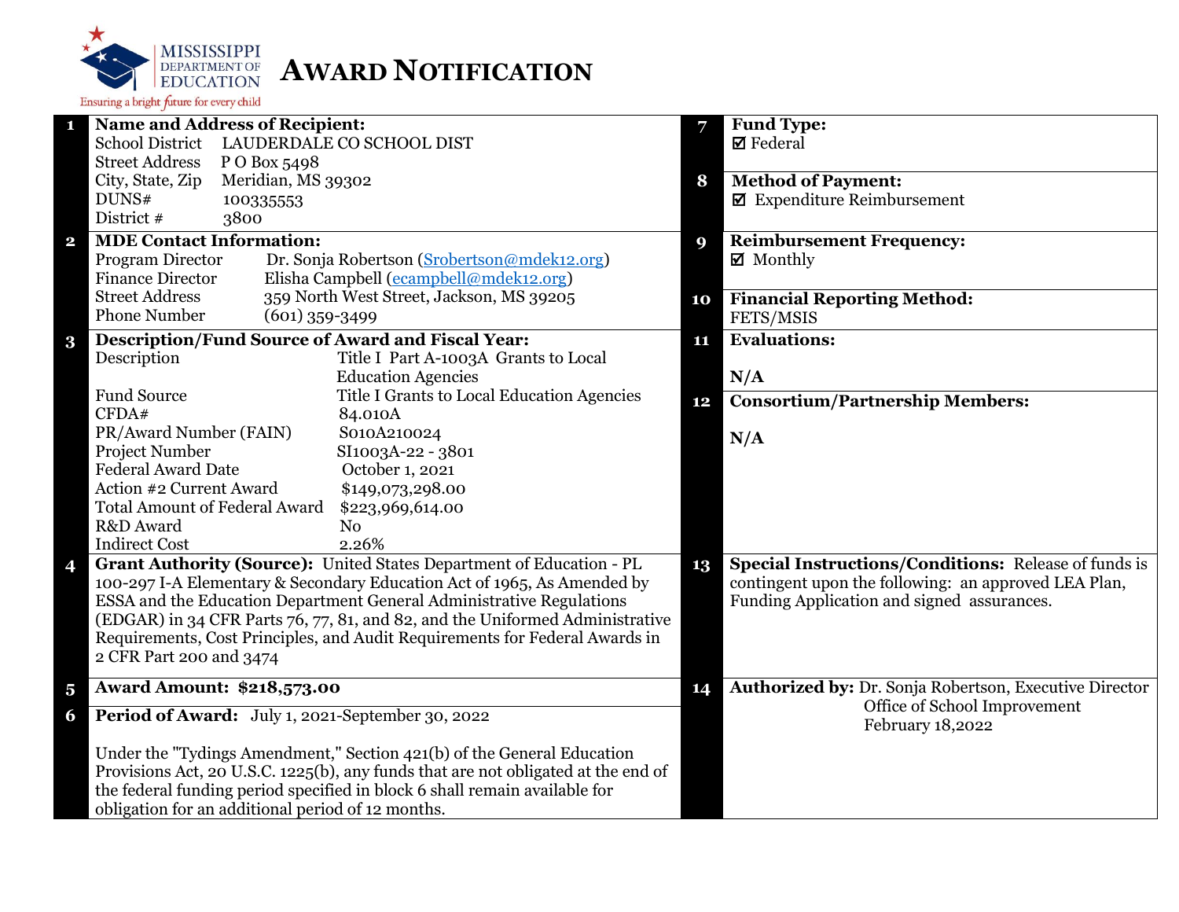MISSISSIPPI DEPARTMENT OF EDUCATION

Ensuring a bright future for every child

# AWARD NOTIFICATION

| # | | # | |
|---|---|---|---|
| 1 | **Name and Address of Recipient:**<br>School District LAUDERDALE CO SCHOOL DIST<br>Street Address P O Box 5498<br>City, State, Zip Meridian, MS 39302<br>DUNS# 100335553<br>District # 3800 | 7 | **Fund Type:**<br>☑ Federal |
| | | 8 | **Method of Payment:**<br>☑ Expenditure Reimbursement |
| 2 | **MDE Contact Information:**<br>Program Director Dr. Sonja Robertson (Srobertson@mdek12.org)<br>Finance Director Elisha Campbell (ecampbell@mdek12.org)<br>Street Address 359 North West Street, Jackson, MS 39205<br>Phone Number (601) 359-3499 | 9 | **Reimbursement Frequency:**<br>☑ Monthly |
| | | 10 | **Financial Reporting Method:**<br>FETS/MSIS |
| 3 | **Description/Fund Source of Award and Fiscal Year:**<br>Description: Title I Part A-1003A Grants to Local Education Agencies<br>Fund Source: Title I Grants to Local Education Agencies<br>CFDA#: 84.010A<br>PR/Award Number (FAIN): S010A210024<br>Project Number: SI1003A-22 - 3801<br>Federal Award Date: October 1, 2021<br>Action #2 Current Award: $149,073,298.00<br>Total Amount of Federal Award: $223,969,614.00<br>R&D Award: No<br>Indirect Cost: 2.26% | 11 | **Evaluations:**<br><br>**N/A** |
| | | 12 | **Consortium/Partnership Members:**<br><br>**N/A** |
| 4 | **Grant Authority (Source):** United States Department of Education - PL 100-297 I-A Elementary & Secondary Education Act of 1965, As Amended by ESSA and the Education Department General Administrative Regulations (EDGAR) in 34 CFR Parts 76, 77, 81, and 82, and the Uniformed Administrative Requirements, Cost Principles, and Audit Requirements for Federal Awards in 2 CFR Part 200 and 3474 | 13 | **Special Instructions/Conditions:** Release of funds is contingent upon the following: an approved LEA Plan, Funding Application and signed assurances. |
| 5 | **Award Amount: $218,573.00** | 14 | **Authorized by:** Dr. Sonja Robertson, Executive Director<br>Office of School Improvement<br>February 18,2022 |
| 6 | **Period of Award:** July 1, 2021-September 30, 2022<br><br>Under the "Tydings Amendment," Section 421(b) of the General Education Provisions Act, 20 U.S.C. 1225(b), any funds that are not obligated at the end of the federal funding period specified in block 6 shall remain available for obligation for an additional period of 12 months. | | |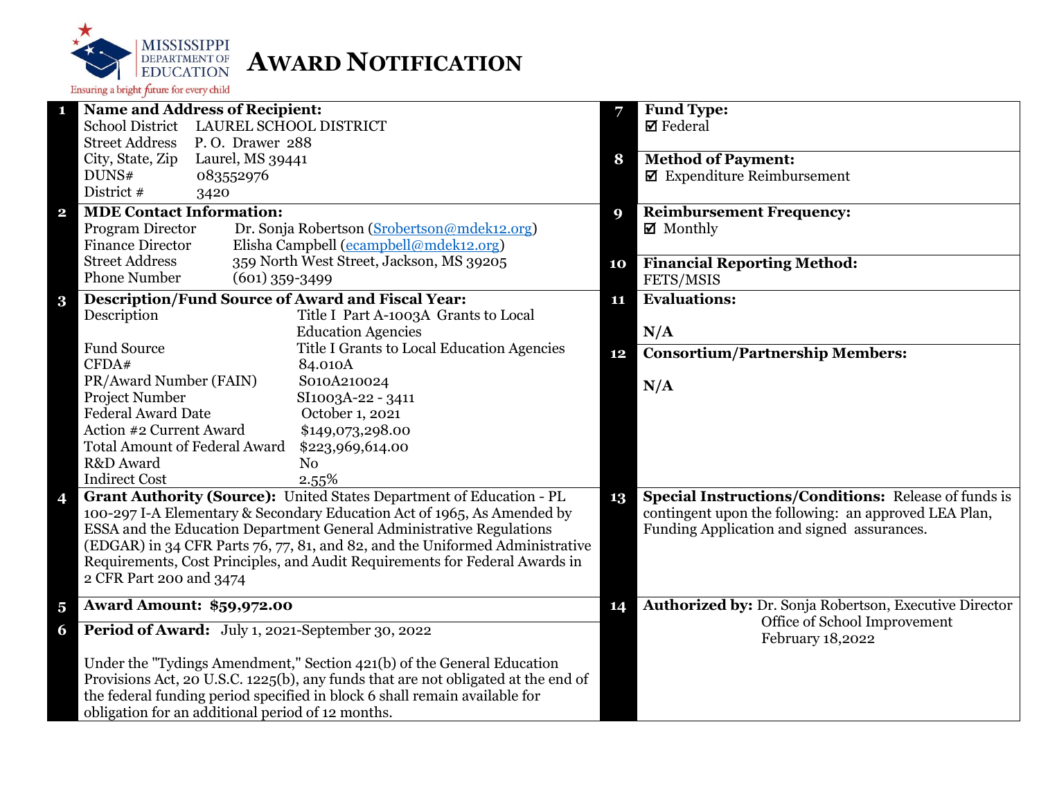MISSISSIPPI DEPARTMENT OF EDUCATION
Ensuring a bright future for every child

# AWARD NOTIFICATION

**1 Name and Address of Recipient:**

| | |
|---|---|
| School District | LAUREL SCHOOL DISTRICT |
| Street Address | P. O. Drawer 288 |
| City, State, Zip | Laurel, MS 39441 |
| DUNS# | 083552976 |
| District # | 3420 |

**2 MDE Contact Information:**

| | |
|---|---|
| Program Director | Dr. Sonja Robertson (Srobertson@mdek12.org) |
| Finance Director | Elisha Campbell (ecampbell@mdek12.org) |
| Street Address | 359 North West Street, Jackson, MS 39205 |
| Phone Number | (601) 359-3499 |

**3 Description/Fund Source of Award and Fiscal Year:**

| | |
|---|---|
| Description | Title I Part A-1003A Grants to Local Education Agencies |
| Fund Source | Title I Grants to Local Education Agencies |
| CFDA# | 84.010A |
| PR/Award Number (FAIN) | S010A210024 |
| Project Number | SI1003A-22 - 3411 |
| Federal Award Date | October 1, 2021 |
| Action #2 Current Award | $149,073,298.00 |
| Total Amount of Federal Award | $223,969,614.00 |
| R&D Award | No |
| Indirect Cost | 2.55% |

**4 Grant Authority (Source):** United States Department of Education - PL 100-297 I-A Elementary & Secondary Education Act of 1965, As Amended by ESSA and the Education Department General Administrative Regulations (EDGAR) in 34 CFR Parts 76, 77, 81, and 82, and the Uniformed Administrative Requirements, Cost Principles, and Audit Requirements for Federal Awards in 2 CFR Part 200 and 3474

**5 Award Amount: $59,972.00**

**6 Period of Award:** July 1, 2021-September 30, 2022

Under the "Tydings Amendment," Section 421(b) of the General Education Provisions Act, 20 U.S.C. 1225(b), any funds that are not obligated at the end of the federal funding period specified in block 6 shall remain available for obligation for an additional period of 12 months.

**7 Fund Type:**
☑ Federal

**8 Method of Payment:**
☑ Expenditure Reimbursement

**9 Reimbursement Frequency:**
☑ Monthly

**10 Financial Reporting Method:**
FETS/MSIS

**11 Evaluations:**

N/A

**12 Consortium/Partnership Members:**

N/A

**13 Special Instructions/Conditions:** Release of funds is contingent upon the following: an approved LEA Plan, Funding Application and signed assurances.

**14 Authorized by:** Dr. Sonja Robertson, Executive Director
Office of School Improvement
February 18,2022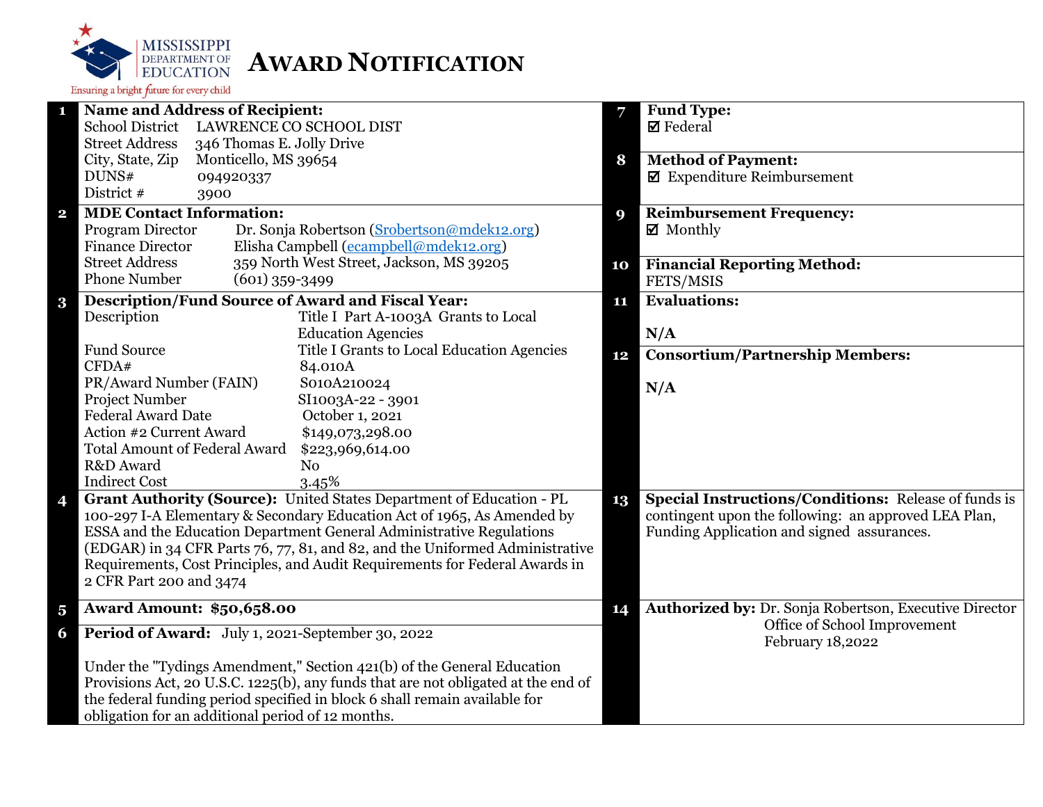MISSISSIPPI DEPARTMENT OF EDUCATION

Ensuring a bright future for every child

# AWARD NOTIFICATION

**1 Name and Address of Recipient:**

School District LAWRENCE CO SCHOOL DIST
Street Address 346 Thomas E. Jolly Drive
City, State, Zip Monticello, MS 39654
DUNS# 094920337
District # 3900

**2 MDE Contact Information:**

Program Director Dr. Sonja Robertson (Srobertson@mdek12.org)
Finance Director Elisha Campbell (ecampbell@mdek12.org)
Street Address 359 North West Street, Jackson, MS 39205
Phone Number (601) 359-3499

**3 Description/Fund Source of Award and Fiscal Year:**

| | |
|---|---|
| Description | Title I Part A-1003A Grants to Local Education Agencies |
| Fund Source | Title I Grants to Local Education Agencies |
| CFDA# | 84.010A |
| PR/Award Number (FAIN) | S010A210024 |
| Project Number | SI1003A-22 - 3901 |
| Federal Award Date | October 1, 2021 |
| Action #2 Current Award | $149,073,298.00 |
| Total Amount of Federal Award | $223,969,614.00 |
| R&D Award | No |
| Indirect Cost | 3.45% |

**4 Grant Authority (Source):** United States Department of Education - PL 100-297 I-A Elementary & Secondary Education Act of 1965, As Amended by ESSA and the Education Department General Administrative Regulations (EDGAR) in 34 CFR Parts 76, 77, 81, and 82, and the Uniformed Administrative Requirements, Cost Principles, and Audit Requirements for Federal Awards in 2 CFR Part 200 and 3474

**5 Award Amount: $50,658.00**

**6 Period of Award:** July 1, 2021-September 30, 2022

Under the "Tydings Amendment," Section 421(b) of the General Education Provisions Act, 20 U.S.C. 1225(b), any funds that are not obligated at the end of the federal funding period specified in block 6 shall remain available for obligation for an additional period of 12 months.

**7 Fund Type:**
☑ Federal

**8 Method of Payment:**
☑ Expenditure Reimbursement

**9 Reimbursement Frequency:**
☑ Monthly

**10 Financial Reporting Method:**
FETS/MSIS

**11 Evaluations:**

N/A

**12 Consortium/Partnership Members:**

N/A

**13 Special Instructions/Conditions:** Release of funds is contingent upon the following: an approved LEA Plan, Funding Application and signed assurances.

**14 Authorized by:** Dr. Sonja Robertson, Executive Director
Office of School Improvement
February 18,2022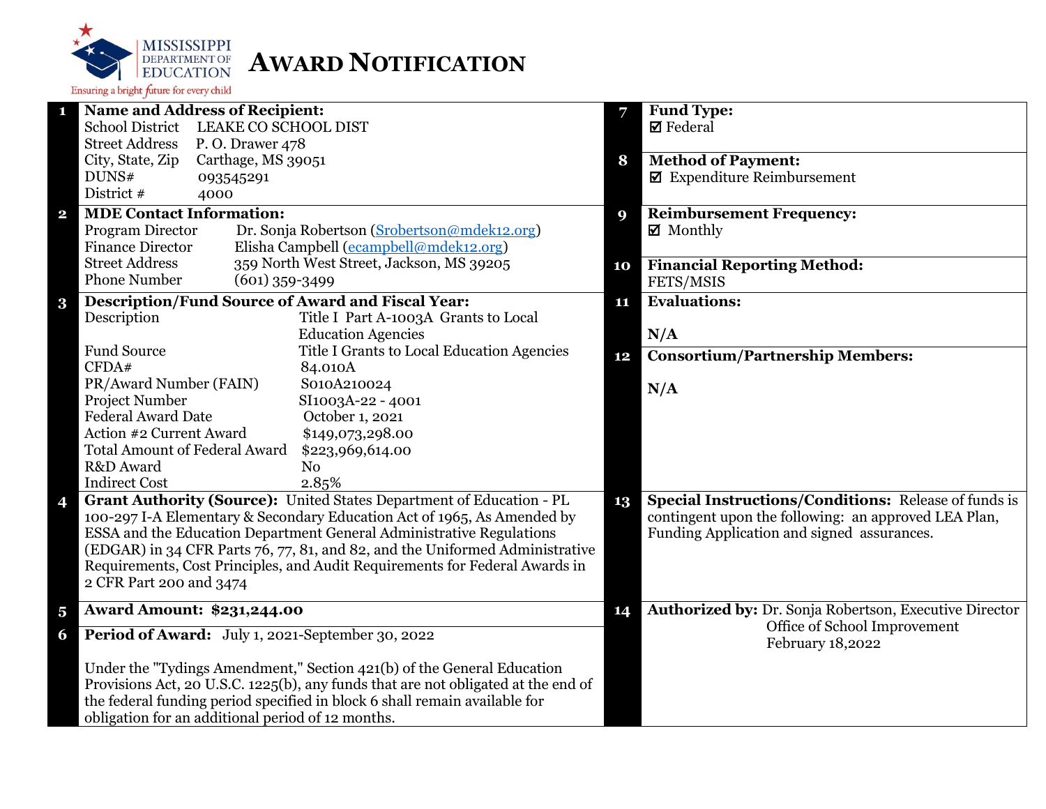MISSISSIPPI DEPARTMENT OF EDUCATION
Ensuring a bright future for every child

# AWARD NOTIFICATION

**1 Name and Address of Recipient:**

School District LEAKE CO SCHOOL DIST
Street Address P. O. Drawer 478
City, State, Zip Carthage, MS 39051
DUNS# 093545291
District # 4000

**2 MDE Contact Information:**

Program Director Dr. Sonja Robertson (Srobertson@mdek12.org)
Finance Director Elisha Campbell (ecampbell@mdek12.org)
Street Address 359 North West Street, Jackson, MS 39205
Phone Number (601) 359-3499

**3 Description/Fund Source of Award and Fiscal Year:**

| | |
|---|---|
| Description | Title I Part A-1003A Grants to Local Education Agencies |
| Fund Source | Title I Grants to Local Education Agencies |
| CFDA# | 84.010A |
| PR/Award Number (FAIN) | S010A210024 |
| Project Number | SI1003A-22 - 4001 |
| Federal Award Date | October 1, 2021 |
| Action #2 Current Award | $149,073,298.00 |
| Total Amount of Federal Award | $223,969,614.00 |
| R&D Award | No |
| Indirect Cost | 2.85% |

**4 Grant Authority (Source):** United States Department of Education - PL 100-297 I-A Elementary & Secondary Education Act of 1965, As Amended by ESSA and the Education Department General Administrative Regulations (EDGAR) in 34 CFR Parts 76, 77, 81, and 82, and the Uniformed Administrative Requirements, Cost Principles, and Audit Requirements for Federal Awards in 2 CFR Part 200 and 3474

**5 Award Amount: $231,244.00**

**6 Period of Award:** July 1, 2021-September 30, 2022

Under the "Tydings Amendment," Section 421(b) of the General Education Provisions Act, 20 U.S.C. 1225(b), any funds that are not obligated at the end of the federal funding period specified in block 6 shall remain available for obligation for an additional period of 12 months.

**7 Fund Type:**
☑ Federal

**8 Method of Payment:**
☑ Expenditure Reimbursement

**9 Reimbursement Frequency:**
☑ Monthly

**10 Financial Reporting Method:**
FETS/MSIS

**11 Evaluations:**

N/A

**12 Consortium/Partnership Members:**

N/A

**13 Special Instructions/Conditions:** Release of funds is contingent upon the following: an approved LEA Plan, Funding Application and signed assurances.

**14 Authorized by:** Dr. Sonja Robertson, Executive Director
Office of School Improvement
February 18,2022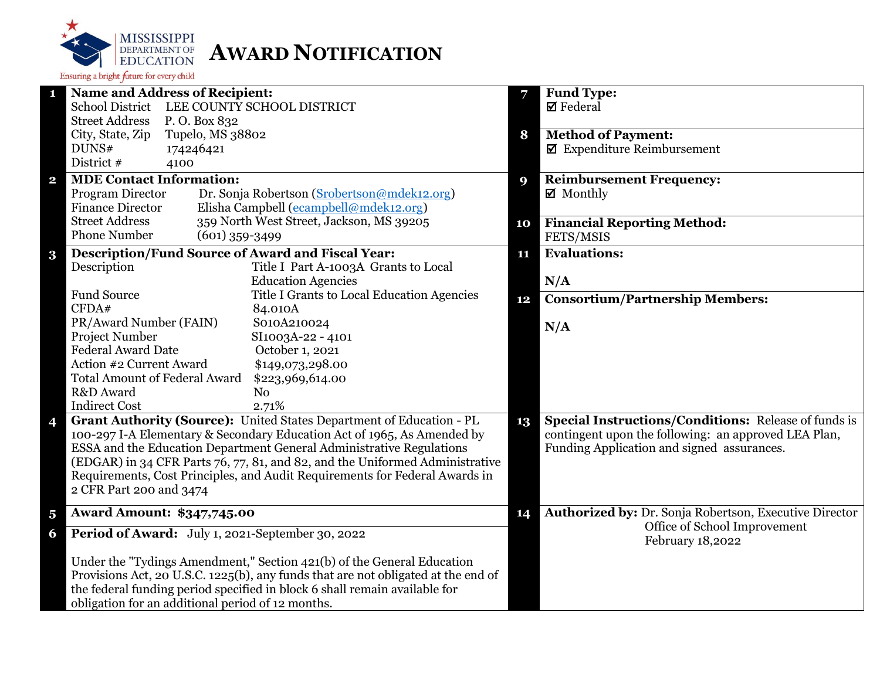Mississippi Department of Education — Ensuring a bright future for every child

# AWARD NOTIFICATION

**1 Name and Address of Recipient:**

| | |
|---|---|
| School District | LEE COUNTY SCHOOL DISTRICT |
| Street Address | P. O. Box 832 |
| City, State, Zip | Tupelo, MS 38802 |
| DUNS# | 174246421 |
| District # | 4100 |

**2 MDE Contact Information:**

| | |
|---|---|
| Program Director | Dr. Sonja Robertson (Srobertson@mdek12.org) |
| Finance Director | Elisha Campbell (ecampbell@mdek12.org) |
| Street Address | 359 North West Street, Jackson, MS 39205 |
| Phone Number | (601) 359-3499 |

**3 Description/Fund Source of Award and Fiscal Year:**

| | |
|---|---|
| Description | Title I Part A-1003A Grants to Local Education Agencies |
| Fund Source | Title I Grants to Local Education Agencies |
| CFDA# | 84.010A |
| PR/Award Number (FAIN) | S010A210024 |
| Project Number | SI1003A-22 - 4101 |
| Federal Award Date | October 1, 2021 |
| Action #2 Current Award | $149,073,298.00 |
| Total Amount of Federal Award | $223,969,614.00 |
| R&D Award | No |
| Indirect Cost | 2.71% |

**4 Grant Authority (Source):** United States Department of Education - PL 100-297 I-A Elementary & Secondary Education Act of 1965, As Amended by ESSA and the Education Department General Administrative Regulations (EDGAR) in 34 CFR Parts 76, 77, 81, and 82, and the Uniformed Administrative Requirements, Cost Principles, and Audit Requirements for Federal Awards in 2 CFR Part 200 and 3474

**5 Award Amount: $347,745.00**

**6 Period of Award:** July 1, 2021-September 30, 2022

Under the "Tydings Amendment," Section 421(b) of the General Education Provisions Act, 20 U.S.C. 1225(b), any funds that are not obligated at the end of the federal funding period specified in block 6 shall remain available for obligation for an additional period of 12 months.

**7 Fund Type:**
☑ Federal

**8 Method of Payment:**
☑ Expenditure Reimbursement

**9 Reimbursement Frequency:**
☑ Monthly

**10 Financial Reporting Method:**
FETS/MSIS

**11 Evaluations:**

N/A

**12 Consortium/Partnership Members:**

N/A

**13 Special Instructions/Conditions:** Release of funds is contingent upon the following: an approved LEA Plan, Funding Application and signed assurances.

**14 Authorized by:** Dr. Sonja Robertson, Executive Director
Office of School Improvement
February 18,2022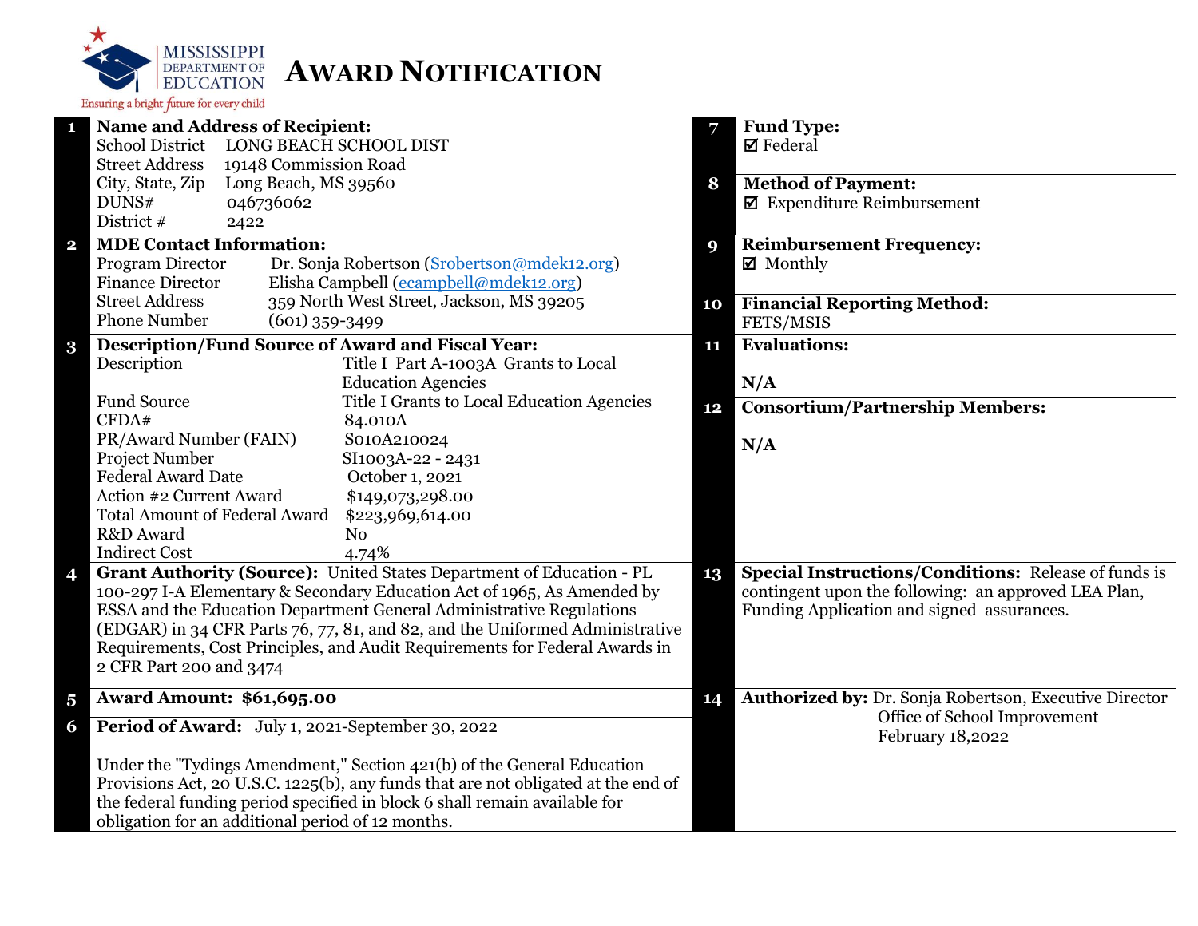MISSISSIPPI DEPARTMENT OF EDUCATION
Ensuring a bright future for every child

# AWARD NOTIFICATION

**1 Name and Address of Recipient:**

| | |
|---|---|
| School District | LONG BEACH SCHOOL DIST |
| Street Address | 19148 Commission Road |
| City, State, Zip | Long Beach, MS 39560 |
| DUNS# | 046736062 |
| District # | 2422 |

**2 MDE Contact Information:**

| | |
|---|---|
| Program Director | Dr. Sonja Robertson (Srobertson@mdek12.org) |
| Finance Director | Elisha Campbell (ecampbell@mdek12.org) |
| Street Address | 359 North West Street, Jackson, MS 39205 |
| Phone Number | (601) 359-3499 |

**3 Description/Fund Source of Award and Fiscal Year:**

| | |
|---|---|
| Description | Title I Part A-1003A Grants to Local Education Agencies |
| Fund Source | Title I Grants to Local Education Agencies |
| CFDA# | 84.010A |
| PR/Award Number (FAIN) | S010A210024 |
| Project Number | SI1003A-22 - 2431 |
| Federal Award Date | October 1, 2021 |
| Action #2 Current Award | $149,073,298.00 |
| Total Amount of Federal Award | $223,969,614.00 |
| R&D Award | No |
| Indirect Cost | 4.74% |

**4 Grant Authority (Source):** United States Department of Education - PL 100-297 I-A Elementary & Secondary Education Act of 1965, As Amended by ESSA and the Education Department General Administrative Regulations (EDGAR) in 34 CFR Parts 76, 77, 81, and 82, and the Uniformed Administrative Requirements, Cost Principles, and Audit Requirements for Federal Awards in 2 CFR Part 200 and 3474

**5 Award Amount: $61,695.00**

**6 Period of Award:** July 1, 2021-September 30, 2022

Under the "Tydings Amendment," Section 421(b) of the General Education Provisions Act, 20 U.S.C. 1225(b), any funds that are not obligated at the end of the federal funding period specified in block 6 shall remain available for obligation for an additional period of 12 months.

**7 Fund Type:**
☑ Federal

**8 Method of Payment:**
☑ Expenditure Reimbursement

**9 Reimbursement Frequency:**
☑ Monthly

**10 Financial Reporting Method:**
FETS/MSIS

**11 Evaluations:**

N/A

**12 Consortium/Partnership Members:**

N/A

**13 Special Instructions/Conditions:** Release of funds is contingent upon the following: an approved LEA Plan, Funding Application and signed assurances.

**14 Authorized by:** Dr. Sonja Robertson, Executive Director
Office of School Improvement
February 18,2022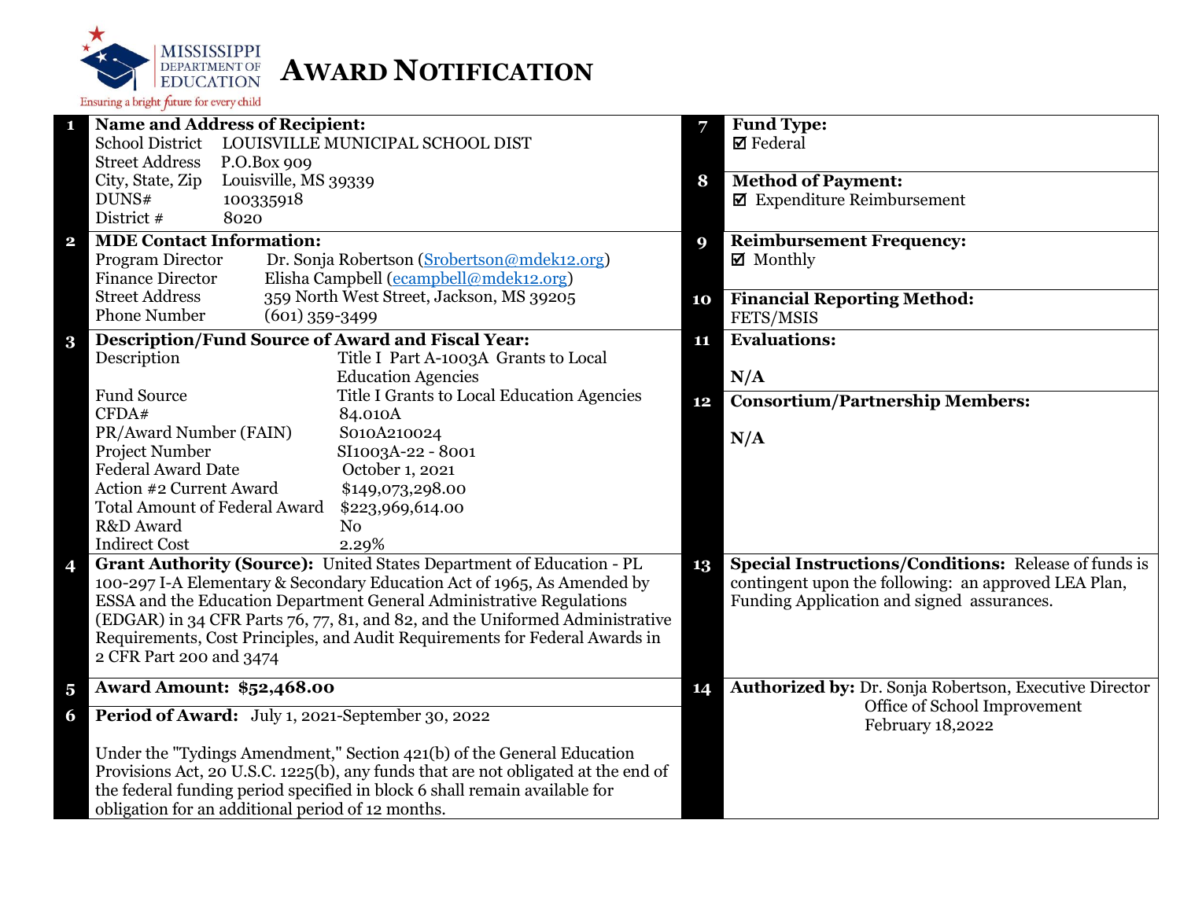MISSISSIPPI DEPARTMENT OF EDUCATION

Ensuring a bright future for every child

# AWARD NOTIFICATION

**1 Name and Address of Recipient:**

| | |
|---|---|
| School District | LOUISVILLE MUNICIPAL SCHOOL DIST |
| Street Address | P.O.Box 909 |
| City, State, Zip | Louisville, MS 39339 |
| DUNS# | 100335918 |
| District # | 8020 |

**2 MDE Contact Information:**

| | |
|---|---|
| Program Director | Dr. Sonja Robertson (Srobertson@mdek12.org) |
| Finance Director | Elisha Campbell (ecampbell@mdek12.org) |
| Street Address | 359 North West Street, Jackson, MS 39205 |
| Phone Number | (601) 359-3499 |

**3 Description/Fund Source of Award and Fiscal Year:**

| | |
|---|---|
| Description | Title I Part A-1003A Grants to Local Education Agencies |
| Fund Source | Title I Grants to Local Education Agencies |
| CFDA# | 84.010A |
| PR/Award Number (FAIN) | S010A210024 |
| Project Number | SI1003A-22 - 8001 |
| Federal Award Date | October 1, 2021 |
| Action #2 Current Award | $149,073,298.00 |
| Total Amount of Federal Award | $223,969,614.00 |
| R&D Award | No |
| Indirect Cost | 2.29% |

**4 Grant Authority (Source):** United States Department of Education - PL 100-297 I-A Elementary & Secondary Education Act of 1965, As Amended by ESSA and the Education Department General Administrative Regulations (EDGAR) in 34 CFR Parts 76, 77, 81, and 82, and the Uniformed Administrative Requirements, Cost Principles, and Audit Requirements for Federal Awards in 2 CFR Part 200 and 3474

**5 Award Amount: $52,468.00**

**6 Period of Award:** July 1, 2021-September 30, 2022

Under the "Tydings Amendment," Section 421(b) of the General Education Provisions Act, 20 U.S.C. 1225(b), any funds that are not obligated at the end of the federal funding period specified in block 6 shall remain available for obligation for an additional period of 12 months.

**7 Fund Type:**
☑ Federal

**8 Method of Payment:**
☑ Expenditure Reimbursement

**9 Reimbursement Frequency:**
☑ Monthly

**10 Financial Reporting Method:**
FETS/MSIS

**11 Evaluations:**

N/A

**12 Consortium/Partnership Members:**

N/A

**13 Special Instructions/Conditions:** Release of funds is contingent upon the following: an approved LEA Plan, Funding Application and signed assurances.

**14 Authorized by:** Dr. Sonja Robertson, Executive Director
Office of School Improvement
February 18,2022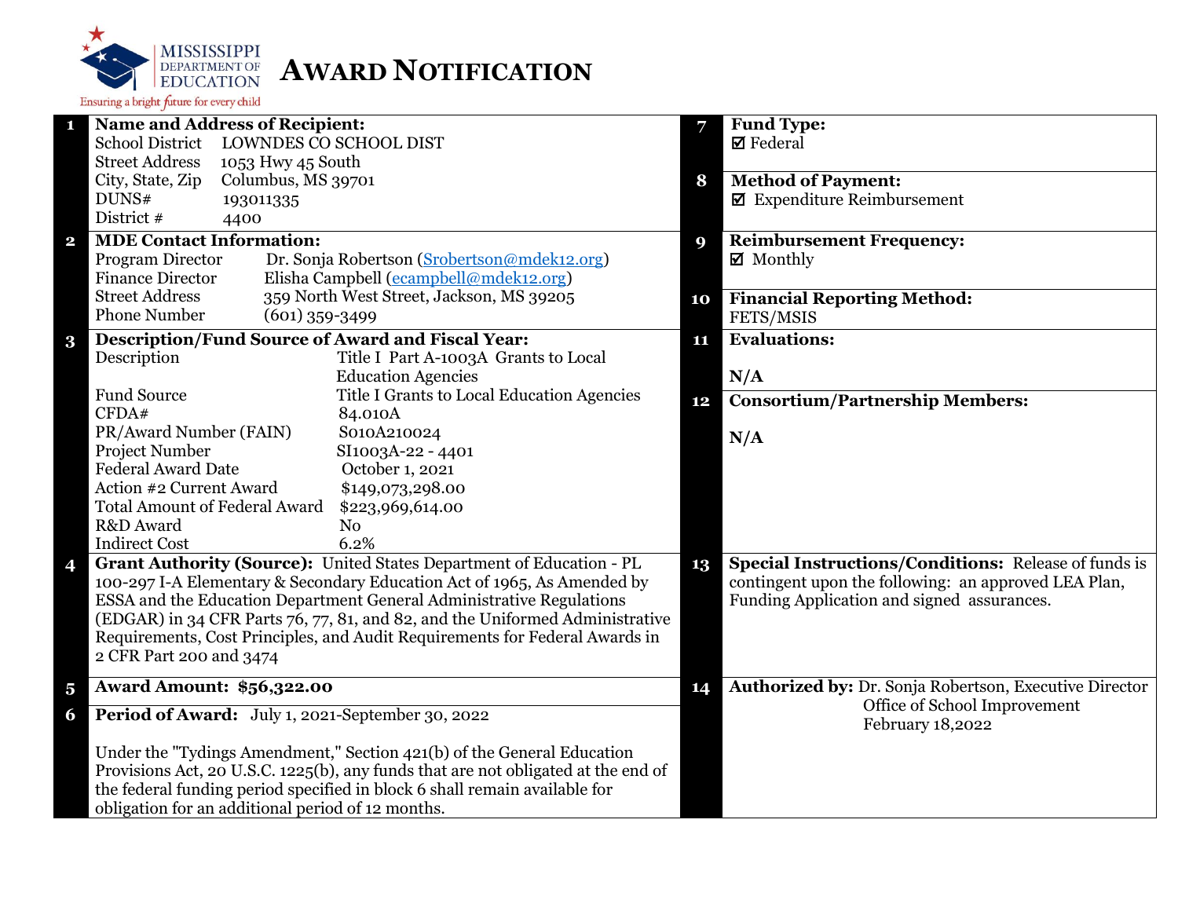MISSISSIPPI DEPARTMENT OF EDUCATION

Ensuring a bright future for every child

# AWARD NOTIFICATION

**1 Name and Address of Recipient:**

| | |
|---|---|
| School District | LOWNDES CO SCHOOL DIST |
| Street Address | 1053 Hwy 45 South |
| City, State, Zip | Columbus, MS 39701 |
| DUNS# | 193011335 |
| District # | 4400 |

**2 MDE Contact Information:**

| | |
|---|---|
| Program Director | Dr. Sonja Robertson (Srobertson@mdek12.org) |
| Finance Director | Elisha Campbell (ecampbell@mdek12.org) |
| Street Address | 359 North West Street, Jackson, MS 39205 |
| Phone Number | (601) 359-3499 |

**3 Description/Fund Source of Award and Fiscal Year:**

| | |
|---|---|
| Description | Title I Part A-1003A Grants to Local Education Agencies |
| Fund Source | Title I Grants to Local Education Agencies |
| CFDA# | 84.010A |
| PR/Award Number (FAIN) | S010A210024 |
| Project Number | SI1003A-22 - 4401 |
| Federal Award Date | October 1, 2021 |
| Action #2 Current Award | $149,073,298.00 |
| Total Amount of Federal Award | $223,969,614.00 |
| R&D Award | No |
| Indirect Cost | 6.2% |

**4 Grant Authority (Source):** United States Department of Education - PL 100-297 I-A Elementary & Secondary Education Act of 1965, As Amended by ESSA and the Education Department General Administrative Regulations (EDGAR) in 34 CFR Parts 76, 77, 81, and 82, and the Uniformed Administrative Requirements, Cost Principles, and Audit Requirements for Federal Awards in 2 CFR Part 200 and 3474

**5 Award Amount: $56,322.00**

**6 Period of Award:** July 1, 2021-September 30, 2022

Under the "Tydings Amendment," Section 421(b) of the General Education Provisions Act, 20 U.S.C. 1225(b), any funds that are not obligated at the end of the federal funding period specified in block 6 shall remain available for obligation for an additional period of 12 months.

**7 Fund Type:**
☑ Federal

**8 Method of Payment:**
☑ Expenditure Reimbursement

**9 Reimbursement Frequency:**
☑ Monthly

**10 Financial Reporting Method:**
FETS/MSIS

**11 Evaluations:**

N/A

**12 Consortium/Partnership Members:**

N/A

**13 Special Instructions/Conditions:** Release of funds is contingent upon the following: an approved LEA Plan, Funding Application and signed assurances.

**14 Authorized by:** Dr. Sonja Robertson, Executive Director
Office of School Improvement
February 18,2022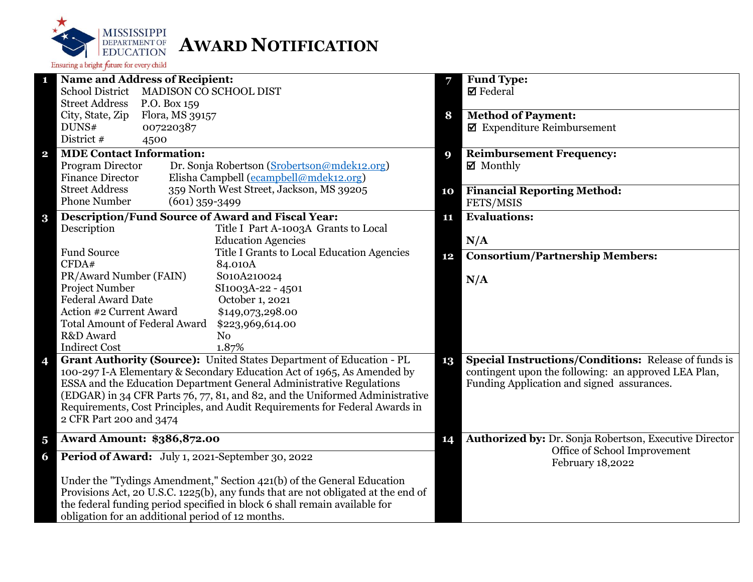# AWARD NOTIFICATION

MISSISSIPPI DEPARTMENT OF EDUCATION
Ensuring a bright future for every child

**1 Name and Address of Recipient:**
School District MADISON CO SCHOOL DIST
Street Address P.O. Box 159
City, State, Zip Flora, MS 39157
DUNS# 007220387
District # 4500

**2 MDE Contact Information:**
Program Director Dr. Sonja Robertson (Srobertson@mdek12.org)
Finance Director Elisha Campbell (ecampbell@mdek12.org)
Street Address 359 North West Street, Jackson, MS 39205
Phone Number (601) 359-3499

**3 Description/Fund Source of Award and Fiscal Year:**
Description Title I Part A-1003A Grants to Local Education Agencies
Fund Source Title I Grants to Local Education Agencies
CFDA# 84.010A
PR/Award Number (FAIN) S010A210024
Project Number SI1003A-22 - 4501
Federal Award Date October 1, 2021
Action #2 Current Award $149,073,298.00
Total Amount of Federal Award $223,969,614.00
R&D Award No
Indirect Cost 1.87%

**4 Grant Authority (Source):** United States Department of Education - PL 100-297 I-A Elementary & Secondary Education Act of 1965, As Amended by ESSA and the Education Department General Administrative Regulations (EDGAR) in 34 CFR Parts 76, 77, 81, and 82, and the Uniformed Administrative Requirements, Cost Principles, and Audit Requirements for Federal Awards in 2 CFR Part 200 and 3474

**5 Award Amount: $386,872.00**

**6 Period of Award:** July 1, 2021-September 30, 2022

Under the "Tydings Amendment," Section 421(b) of the General Education Provisions Act, 20 U.S.C. 1225(b), any funds that are not obligated at the end of the federal funding period specified in block 6 shall remain available for obligation for an additional period of 12 months.

**7 Fund Type:**
☑ Federal

**8 Method of Payment:**
☑ Expenditure Reimbursement

**9 Reimbursement Frequency:**
☑ Monthly

**10 Financial Reporting Method:**
FETS/MSIS

**11 Evaluations:**

N/A

**12 Consortium/Partnership Members:**

N/A

**13 Special Instructions/Conditions:** Release of funds is contingent upon the following: an approved LEA Plan, Funding Application and signed assurances.

**14 Authorized by:** Dr. Sonja Robertson, Executive Director
Office of School Improvement
February 18,2022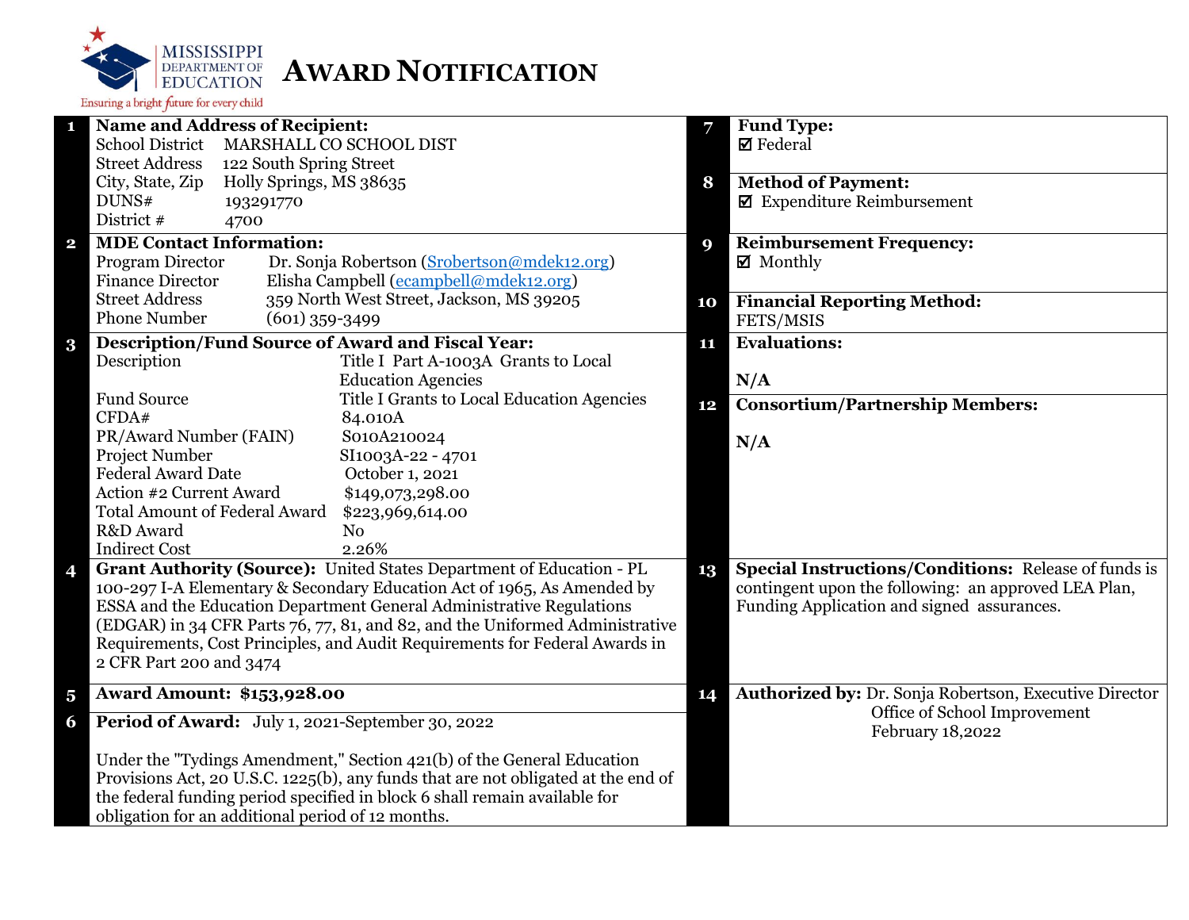# AWARD NOTIFICATION

MISSISSIPPI DEPARTMENT OF EDUCATION
Ensuring a bright future for every child

| # | | # | |
|---|---|---|---|
| 1 | **Name and Address of Recipient:**<br>School District MARSHALL CO SCHOOL DIST<br>Street Address 122 South Spring Street<br>City, State, Zip Holly Springs, MS 38635<br>DUNS# 193291770<br>District # 4700 | 7 | **Fund Type:**<br>☑ Federal |
| | | 8 | **Method of Payment:**<br>☑ Expenditure Reimbursement |
| 2 | **MDE Contact Information:**<br>Program Director Dr. Sonja Robertson (Srobertson@mdek12.org)<br>Finance Director Elisha Campbell (ecampbell@mdek12.org)<br>Street Address 359 North West Street, Jackson, MS 39205<br>Phone Number (601) 359-3499 | 9 | **Reimbursement Frequency:**<br>☑ Monthly |
| | | 10 | **Financial Reporting Method:**<br>FETS/MSIS |
| 3 | **Description/Fund Source of Award and Fiscal Year:**<br>Description Title I Part A-1003A Grants to Local Education Agencies<br>Fund Source Title I Grants to Local Education Agencies<br>CFDA# 84.010A<br>PR/Award Number (FAIN) S010A210024<br>Project Number SI1003A-22 - 4701<br>Federal Award Date October 1, 2021<br>Action #2 Current Award $149,073,298.00<br>Total Amount of Federal Award $223,969,614.00<br>R&D Award No<br>Indirect Cost 2.26% | 11 | **Evaluations:**<br>N/A |
| | | 12 | **Consortium/Partnership Members:**<br>N/A |
| 4 | **Grant Authority (Source):** United States Department of Education - PL 100-297 I-A Elementary & Secondary Education Act of 1965, As Amended by ESSA and the Education Department General Administrative Regulations (EDGAR) in 34 CFR Parts 76, 77, 81, and 82, and the Uniformed Administrative Requirements, Cost Principles, and Audit Requirements for Federal Awards in 2 CFR Part 200 and 3474 | 13 | **Special Instructions/Conditions:** Release of funds is contingent upon the following: an approved LEA Plan, Funding Application and signed assurances. |
| 5 | **Award Amount: $153,928.00** | 14 | **Authorized by:** Dr. Sonja Robertson, Executive Director<br>Office of School Improvement<br>February 18,2022 |
| 6 | **Period of Award:** July 1, 2021-September 30, 2022<br><br>Under the "Tydings Amendment," Section 421(b) of the General Education Provisions Act, 20 U.S.C. 1225(b), any funds that are not obligated at the end of the federal funding period specified in block 6 shall remain available for obligation for an additional period of 12 months. | | |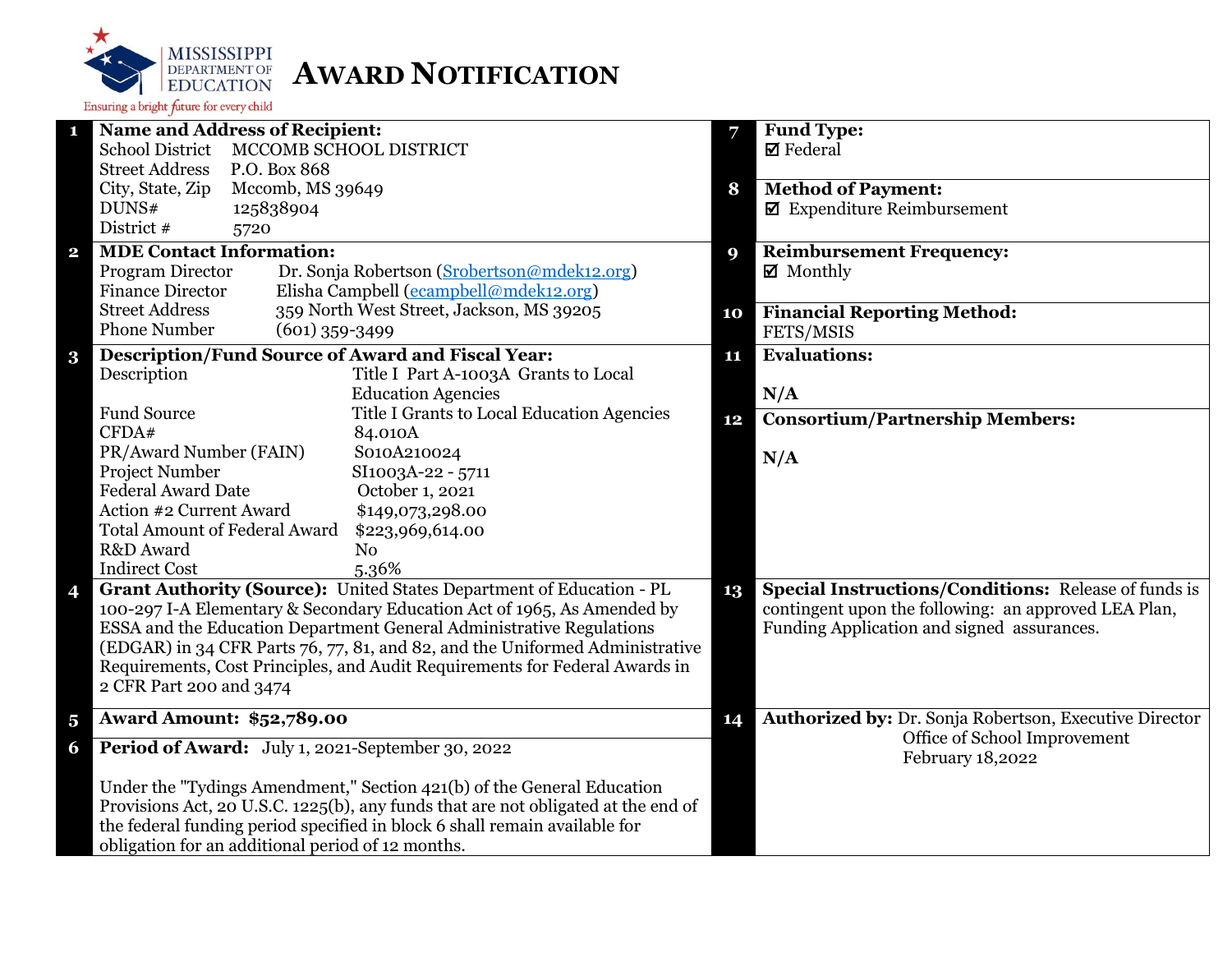MISSISSIPPI DEPARTMENT OF EDUCATION
Ensuring a bright future for every child

# AWARD NOTIFICATION

| # | | # | |
|---|---|---|---|
| **1** | **Name and Address of Recipient:**<br>School District MCCOMB SCHOOL DISTRICT<br>Street Address P.O. Box 868<br>City, State, Zip Mccomb, MS 39649<br>DUNS# 125838904<br>District # 5720 | **7** | **Fund Type:**<br>☑ Federal |
| | | **8** | **Method of Payment:**<br>☑ Expenditure Reimbursement |
| **2** | **MDE Contact Information:**<br>Program Director Dr. Sonja Robertson (Srobertson@mdek12.org)<br>Finance Director Elisha Campbell (ecampbell@mdek12.org)<br>Street Address 359 North West Street, Jackson, MS 39205<br>Phone Number (601) 359-3499 | **9** | **Reimbursement Frequency:**<br>☑ Monthly |
| | | **10** | **Financial Reporting Method:**<br>FETS/MSIS |
| **3** | **Description/Fund Source of Award and Fiscal Year:**<br>Description: Title I Part A-1003A Grants to Local Education Agencies<br>Fund Source: Title I Grants to Local Education Agencies<br>CFDA#: 84.010A<br>PR/Award Number (FAIN): S010A210024<br>Project Number: SI1003A-22 - 5711<br>Federal Award Date: October 1, 2021<br>Action #2 Current Award: $149,073,298.00<br>Total Amount of Federal Award: $223,969,614.00<br>R&D Award: No<br>Indirect Cost: 5.36% | **11** | **Evaluations:**<br><br>**N/A** |
| | | **12** | **Consortium/Partnership Members:**<br><br>**N/A** |
| **4** | **Grant Authority (Source):** United States Department of Education - PL 100-297 I-A Elementary & Secondary Education Act of 1965, As Amended by ESSA and the Education Department General Administrative Regulations (EDGAR) in 34 CFR Parts 76, 77, 81, and 82, and the Uniformed Administrative Requirements, Cost Principles, and Audit Requirements for Federal Awards in 2 CFR Part 200 and 3474 | **13** | **Special Instructions/Conditions:** Release of funds is contingent upon the following: an approved LEA Plan, Funding Application and signed assurances. |
| **5** | **Award Amount: $52,789.00** | **14** | **Authorized by:** Dr. Sonja Robertson, Executive Director<br>Office of School Improvement<br>February 18,2022 |
| **6** | **Period of Award:** July 1, 2021-September 30, 2022<br><br>Under the "Tydings Amendment," Section 421(b) of the General Education Provisions Act, 20 U.S.C. 1225(b), any funds that are not obligated at the end of the federal funding period specified in block 6 shall remain available for obligation for an additional period of 12 months. | | |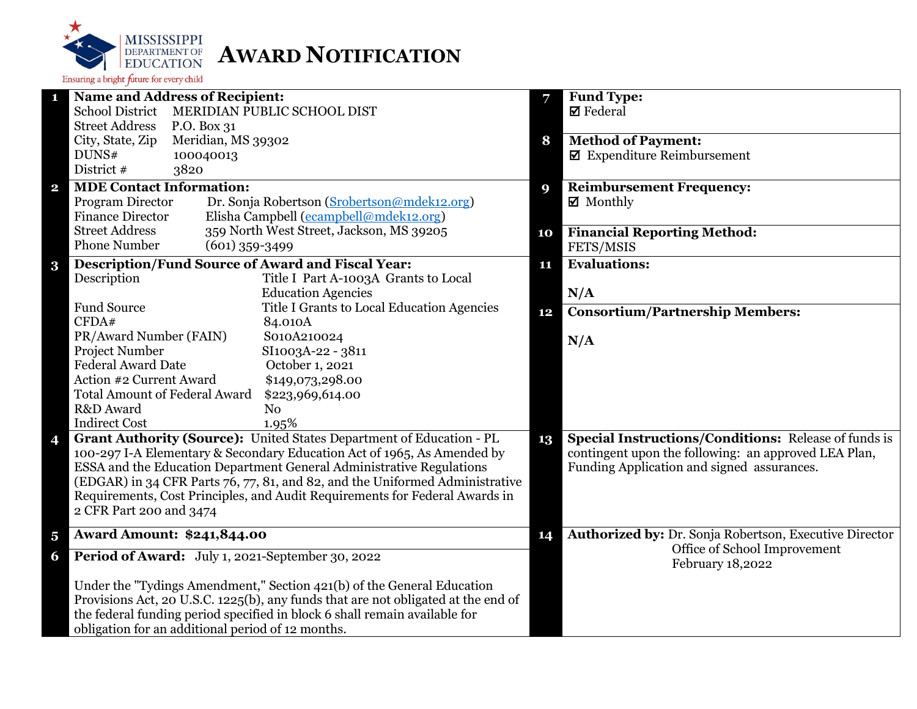# AWARD NOTIFICATION

**1 Name and Address of Recipient:**

School District MERIDIAN PUBLIC SCHOOL DIST
Street Address P.O. Box 31
City, State, Zip Meridian, MS 39302
DUNS# 100040013
District # 3820

**2 MDE Contact Information:**

Program Director Dr. Sonja Robertson (Srobertson@mdek12.org)
Finance Director Elisha Campbell (ecampbell@mdek12.org)
Street Address 359 North West Street, Jackson, MS 39205
Phone Number (601) 359-3499

**3 Description/Fund Source of Award and Fiscal Year:**

| | |
|---|---|
| Description | Title I Part A-1003A Grants to Local Education Agencies |
| Fund Source | Title I Grants to Local Education Agencies |
| CFDA# | 84.010A |
| PR/Award Number (FAIN) | S010A210024 |
| Project Number | SI1003A-22 - 3811 |
| Federal Award Date | October 1, 2021 |
| Action #2 Current Award | $149,073,298.00 |
| Total Amount of Federal Award | $223,969,614.00 |
| R&D Award | No |
| Indirect Cost | 1.95% |

**4 Grant Authority (Source):** United States Department of Education - PL 100-297 I-A Elementary & Secondary Education Act of 1965, As Amended by ESSA and the Education Department General Administrative Regulations (EDGAR) in 34 CFR Parts 76, 77, 81, and 82, and the Uniformed Administrative Requirements, Cost Principles, and Audit Requirements for Federal Awards in 2 CFR Part 200 and 3474

**5 Award Amount: $241,844.00**

**6 Period of Award:** July 1, 2021-September 30, 2022

Under the "Tydings Amendment," Section 421(b) of the General Education Provisions Act, 20 U.S.C. 1225(b), any funds that are not obligated at the end of the federal funding period specified in block 6 shall remain available for obligation for an additional period of 12 months.

**7 Fund Type:**
☑ Federal

**8 Method of Payment:**
☑ Expenditure Reimbursement

**9 Reimbursement Frequency:**
☑ Monthly

**10 Financial Reporting Method:**
FETS/MSIS

**11 Evaluations:**

N/A

**12 Consortium/Partnership Members:**

N/A

**13 Special Instructions/Conditions:** Release of funds is contingent upon the following: an approved LEA Plan, Funding Application and signed assurances.

**14 Authorized by:** Dr. Sonja Robertson, Executive Director
Office of School Improvement
February 18,2022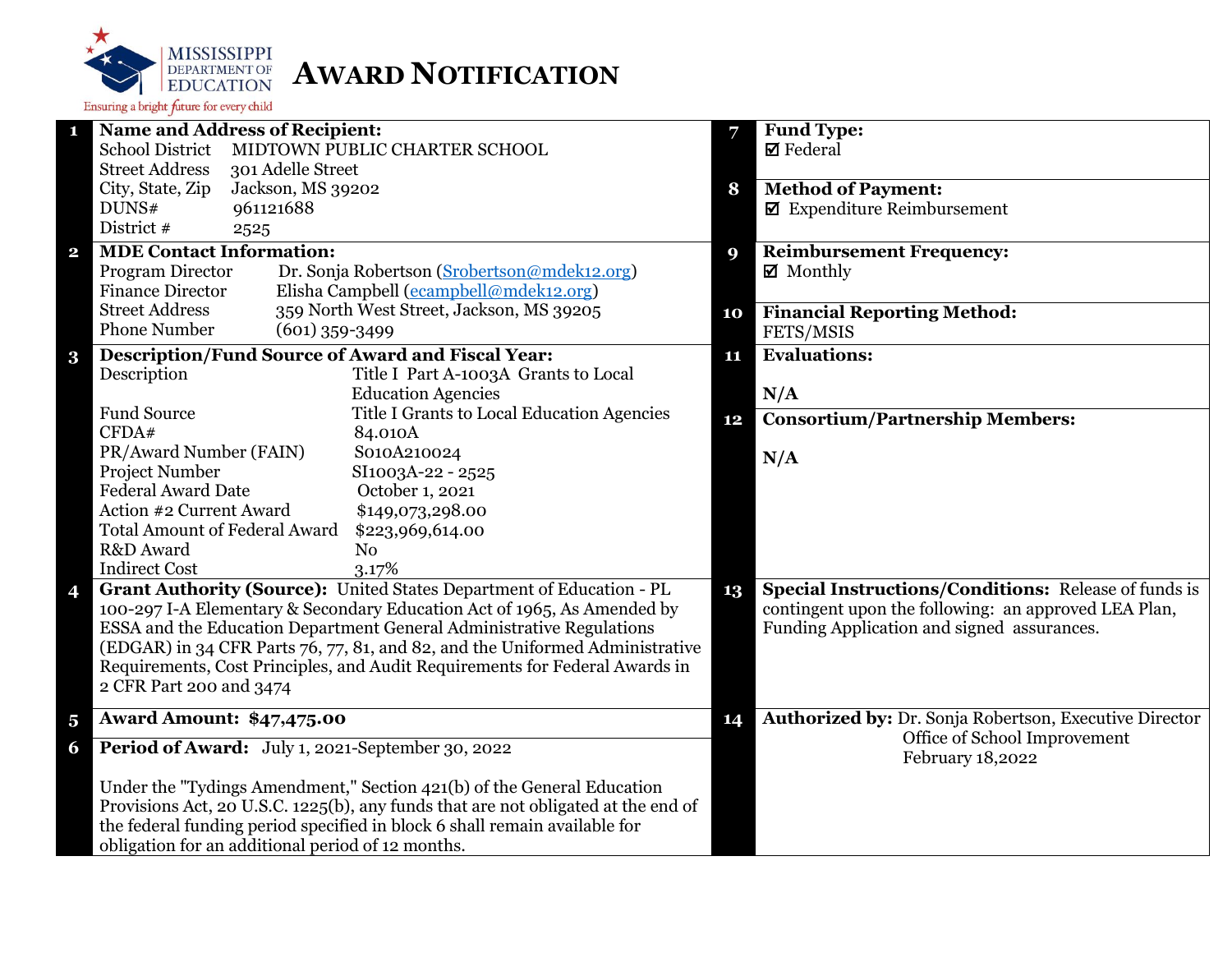MISSISSIPPI DEPARTMENT OF EDUCATION
Ensuring a bright future for every child

# AWARD NOTIFICATION

**1 Name and Address of Recipient:**

| | |
|---|---|
| School District | MIDTOWN PUBLIC CHARTER SCHOOL |
| Street Address | 301 Adelle Street |
| City, State, Zip | Jackson, MS 39202 |
| DUNS# | 961121688 |
| District # | 2525 |

**2 MDE Contact Information:**

| | |
|---|---|
| Program Director | Dr. Sonja Robertson (Srobertson@mdek12.org) |
| Finance Director | Elisha Campbell (ecampbell@mdek12.org) |
| Street Address | 359 North West Street, Jackson, MS 39205 |
| Phone Number | (601) 359-3499 |

**3 Description/Fund Source of Award and Fiscal Year:**

| | |
|---|---|
| Description | Title I Part A-1003A Grants to Local Education Agencies |
| Fund Source | Title I Grants to Local Education Agencies |
| CFDA# | 84.010A |
| PR/Award Number (FAIN) | S010A210024 |
| Project Number | SI1003A-22 - 2525 |
| Federal Award Date | October 1, 2021 |
| Action #2 Current Award | $149,073,298.00 |
| Total Amount of Federal Award | $223,969,614.00 |
| R&D Award | No |
| Indirect Cost | 3.17% |

**4 Grant Authority (Source):** United States Department of Education - PL 100-297 I-A Elementary & Secondary Education Act of 1965, As Amended by ESSA and the Education Department General Administrative Regulations (EDGAR) in 34 CFR Parts 76, 77, 81, and 82, and the Uniformed Administrative Requirements, Cost Principles, and Audit Requirements for Federal Awards in 2 CFR Part 200 and 3474

**5 Award Amount: $47,475.00**

**6 Period of Award:** July 1, 2021-September 30, 2022

Under the "Tydings Amendment," Section 421(b) of the General Education Provisions Act, 20 U.S.C. 1225(b), any funds that are not obligated at the end of the federal funding period specified in block 6 shall remain available for obligation for an additional period of 12 months.

**7 Fund Type:**
☑ Federal

**8 Method of Payment:**
☑ Expenditure Reimbursement

**9 Reimbursement Frequency:**
☑ Monthly

**10 Financial Reporting Method:**
FETS/MSIS

**11 Evaluations:**

N/A

**12 Consortium/Partnership Members:**

N/A

**13 Special Instructions/Conditions:** Release of funds is contingent upon the following: an approved LEA Plan, Funding Application and signed assurances.

**14 Authorized by:** Dr. Sonja Robertson, Executive Director
Office of School Improvement
February 18,2022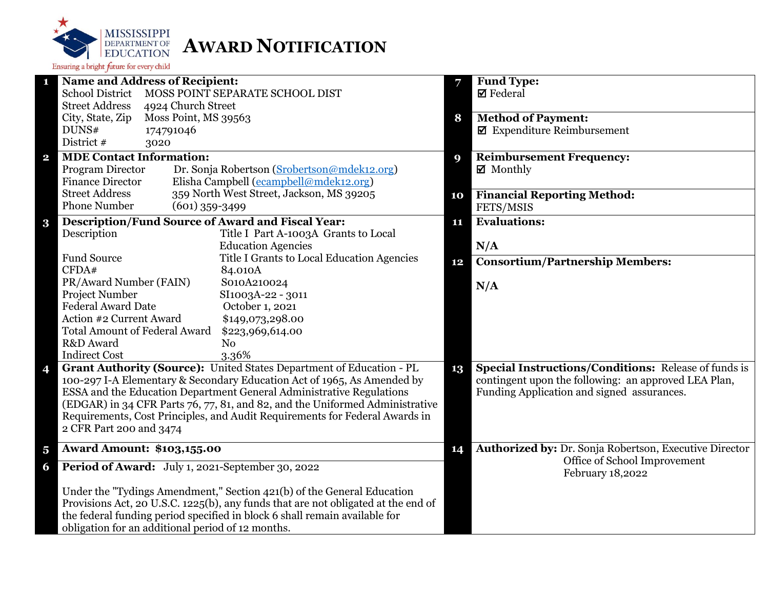Mississippi Department of Education — Ensuring a bright future for every child

# AWARD NOTIFICATION

| # | | # | |
|---|---|---|---|
| 1 | **Name and Address of Recipient:**<br>School District: MOSS POINT SEPARATE SCHOOL DIST<br>Street Address: 4924 Church Street<br>City, State, Zip: Moss Point, MS 39563<br>DUNS#: 174791046<br>District #: 3020 | 7 | **Fund Type:**<br>☑ Federal |
| | | 8 | **Method of Payment:**<br>☑ Expenditure Reimbursement |
| 2 | **MDE Contact Information:**<br>Program Director: Dr. Sonja Robertson (Srobertson@mdek12.org)<br>Finance Director: Elisha Campbell (ecampbell@mdek12.org)<br>Street Address: 359 North West Street, Jackson, MS 39205<br>Phone Number: (601) 359-3499 | 9 | **Reimbursement Frequency:**<br>☑ Monthly |
| | | 10 | **Financial Reporting Method:**<br>FETS/MSIS |
| 3 | **Description/Fund Source of Award and Fiscal Year:**<br>Description: Title I Part A-1003A Grants to Local Education Agencies<br>Fund Source: Title I Grants to Local Education Agencies<br>CFDA#: 84.010A<br>PR/Award Number (FAIN): S010A210024<br>Project Number: SI1003A-22 - 3011<br>Federal Award Date: October 1, 2021<br>Action #2 Current Award: $149,073,298.00<br>Total Amount of Federal Award: $223,969,614.00<br>R&D Award: No<br>Indirect Cost: 3.36% | 11 | **Evaluations:**<br>N/A |
| | | 12 | **Consortium/Partnership Members:**<br>N/A |
| 4 | **Grant Authority (Source):** United States Department of Education - PL 100-297 I-A Elementary & Secondary Education Act of 1965, As Amended by ESSA and the Education Department General Administrative Regulations (EDGAR) in 34 CFR Parts 76, 77, 81, and 82, and the Uniformed Administrative Requirements, Cost Principles, and Audit Requirements for Federal Awards in 2 CFR Part 200 and 3474 | 13 | **Special Instructions/Conditions:** Release of funds is contingent upon the following: an approved LEA Plan, Funding Application and signed assurances. |
| 5 | **Award Amount: $103,155.00** | 14 | **Authorized by:** Dr. Sonja Robertson, Executive Director<br>Office of School Improvement<br>February 18,2022 |
| 6 | **Period of Award:** July 1, 2021-September 30, 2022<br><br>Under the "Tydings Amendment," Section 421(b) of the General Education Provisions Act, 20 U.S.C. 1225(b), any funds that are not obligated at the end of the federal funding period specified in block 6 shall remain available for obligation for an additional period of 12 months. | | |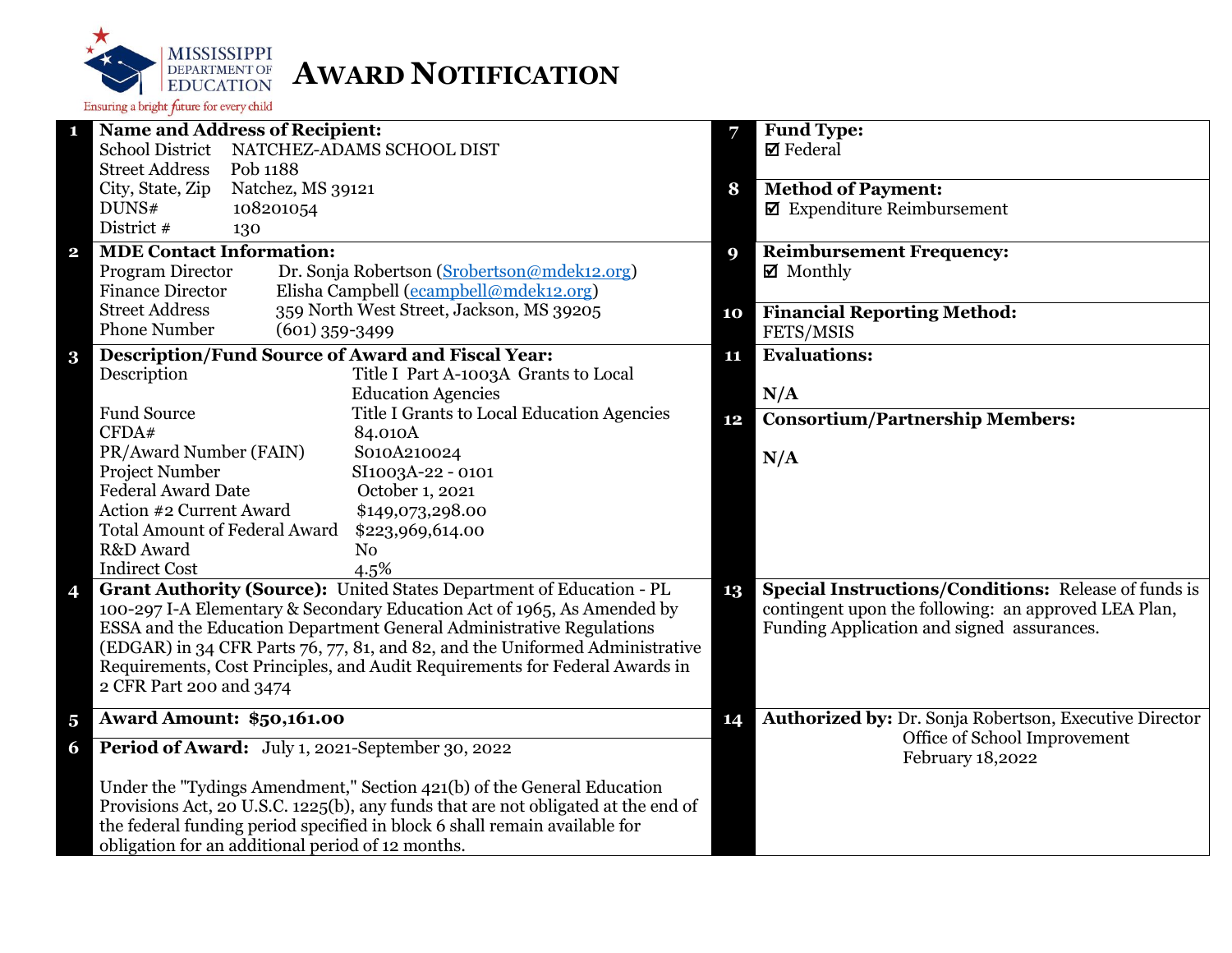**MISSISSIPPI DEPARTMENT OF EDUCATION**
Ensuring a bright future for every child

# AWARD NOTIFICATION

| # | | # | |
|---|---|---|---|
| **1** | **Name and Address of Recipient:**<br>School District NATCHEZ-ADAMS SCHOOL DIST<br>Street Address Pob 1188<br>City, State, Zip Natchez, MS 39121<br>DUNS# 108201054<br>District # 130 | **7** | **Fund Type:**<br>☑ Federal |
| | | **8** | **Method of Payment:**<br>☑ Expenditure Reimbursement |
| **2** | **MDE Contact Information:**<br>Program Director Dr. Sonja Robertson (Srobertson@mdek12.org)<br>Finance Director Elisha Campbell (ecampbell@mdek12.org)<br>Street Address 359 North West Street, Jackson, MS 39205<br>Phone Number (601) 359-3499 | **9** | **Reimbursement Frequency:**<br>☑ Monthly |
| | | **10** | **Financial Reporting Method:**<br>FETS/MSIS |
| **3** | **Description/Fund Source of Award and Fiscal Year:**<br>Description Title I Part A-1003A Grants to Local Education Agencies<br>Fund Source Title I Grants to Local Education Agencies<br>CFDA# 84.010A<br>PR/Award Number (FAIN) S010A210024<br>Project Number SI1003A-22 - 0101<br>Federal Award Date October 1, 2021<br>Action #2 Current Award $149,073,298.00<br>Total Amount of Federal Award $223,969,614.00<br>R&D Award No<br>Indirect Cost 4.5% | **11** | **Evaluations:**<br><br>**N/A** |
| | | **12** | **Consortium/Partnership Members:**<br><br>**N/A** |
| **4** | **Grant Authority (Source):** United States Department of Education - PL 100-297 I-A Elementary & Secondary Education Act of 1965, As Amended by ESSA and the Education Department General Administrative Regulations (EDGAR) in 34 CFR Parts 76, 77, 81, and 82, and the Uniformed Administrative Requirements, Cost Principles, and Audit Requirements for Federal Awards in 2 CFR Part 200 and 3474 | **13** | **Special Instructions/Conditions:** Release of funds is contingent upon the following: an approved LEA Plan, Funding Application and signed assurances. |
| **5** | **Award Amount: $50,161.00** | **14** | **Authorized by:** Dr. Sonja Robertson, Executive Director<br>Office of School Improvement<br>February 18,2022 |
| **6** | **Period of Award:** July 1, 2021-September 30, 2022<br><br>Under the "Tydings Amendment," Section 421(b) of the General Education Provisions Act, 20 U.S.C. 1225(b), any funds that are not obligated at the end of the federal funding period specified in block 6 shall remain available for obligation for an additional period of 12 months. | | |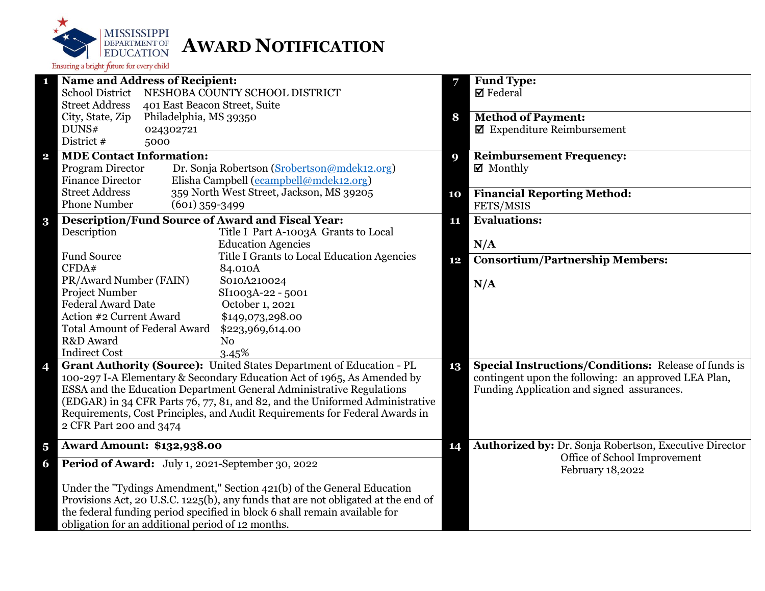MISSISSIPPI DEPARTMENT OF EDUCATION

Ensuring a bright future for every child

# AWARD NOTIFICATION

**1 Name and Address of Recipient:**

| | |
|---|---|
| School District | NESHOBA COUNTY SCHOOL DISTRICT |
| Street Address | 401 East Beacon Street, Suite |
| City, State, Zip | Philadelphia, MS 39350 |
| DUNS# | 024302721 |
| District # | 5000 |

**2 MDE Contact Information:**

| | |
|---|---|
| Program Director | Dr. Sonja Robertson (Srobertson@mdek12.org) |
| Finance Director | Elisha Campbell (ecampbell@mdek12.org) |
| Street Address | 359 North West Street, Jackson, MS 39205 |
| Phone Number | (601) 359-3499 |

**3 Description/Fund Source of Award and Fiscal Year:**

| | |
|---|---|
| Description | Title I Part A-1003A Grants to Local Education Agencies |
| Fund Source | Title I Grants to Local Education Agencies |
| CFDA# | 84.010A |
| PR/Award Number (FAIN) | S010A210024 |
| Project Number | SI1003A-22 - 5001 |
| Federal Award Date | October 1, 2021 |
| Action #2 Current Award | $149,073,298.00 |
| Total Amount of Federal Award | $223,969,614.00 |
| R&D Award | No |
| Indirect Cost | 3.45% |

**4 Grant Authority (Source):** United States Department of Education - PL 100-297 I-A Elementary & Secondary Education Act of 1965, As Amended by ESSA and the Education Department General Administrative Regulations (EDGAR) in 34 CFR Parts 76, 77, 81, and 82, and the Uniformed Administrative Requirements, Cost Principles, and Audit Requirements for Federal Awards in 2 CFR Part 200 and 3474

**5 Award Amount: $132,938.00**

**6 Period of Award:** July 1, 2021-September 30, 2022

Under the "Tydings Amendment," Section 421(b) of the General Education Provisions Act, 20 U.S.C. 1225(b), any funds that are not obligated at the end of the federal funding period specified in block 6 shall remain available for obligation for an additional period of 12 months.

**7 Fund Type:**
☑ Federal

**8 Method of Payment:**
☑ Expenditure Reimbursement

**9 Reimbursement Frequency:**
☑ Monthly

**10 Financial Reporting Method:**
FETS/MSIS

**11 Evaluations:**

N/A

**12 Consortium/Partnership Members:**

N/A

**13 Special Instructions/Conditions:** Release of funds is contingent upon the following: an approved LEA Plan, Funding Application and signed assurances.

**14 Authorized by:** Dr. Sonja Robertson, Executive Director
Office of School Improvement
February 18,2022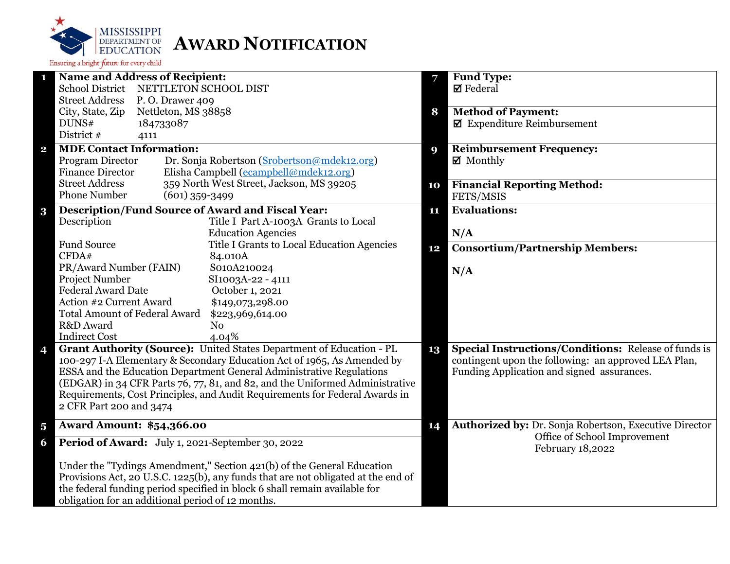MISSISSIPPI DEPARTMENT OF EDUCATION
Ensuring a bright future for every child

# AWARD NOTIFICATION

**1 Name and Address of Recipient:**

School District NETTLETON SCHOOL DIST
Street Address P. O. Drawer 409
City, State, Zip Nettleton, MS 38858
DUNS# 184733087
District # 4111

**2 MDE Contact Information:**

Program Director Dr. Sonja Robertson (Srobertson@mdek12.org)
Finance Director Elisha Campbell (ecampbell@mdek12.org)
Street Address 359 North West Street, Jackson, MS 39205
Phone Number (601) 359-3499

**3 Description/Fund Source of Award and Fiscal Year:**

| | |
|---|---|
| Description | Title I Part A-1003A Grants to Local Education Agencies |
| Fund Source | Title I Grants to Local Education Agencies |
| CFDA# | 84.010A |
| PR/Award Number (FAIN) | S010A210024 |
| Project Number | SI1003A-22 - 4111 |
| Federal Award Date | October 1, 2021 |
| Action #2 Current Award | $149,073,298.00 |
| Total Amount of Federal Award | $223,969,614.00 |
| R&D Award | No |
| Indirect Cost | 4.04% |

**4 Grant Authority (Source):** United States Department of Education - PL 100-297 I-A Elementary & Secondary Education Act of 1965, As Amended by ESSA and the Education Department General Administrative Regulations (EDGAR) in 34 CFR Parts 76, 77, 81, and 82, and the Uniformed Administrative Requirements, Cost Principles, and Audit Requirements for Federal Awards in 2 CFR Part 200 and 3474

**5 Award Amount: $54,366.00**

**6 Period of Award:** July 1, 2021-September 30, 2022

Under the "Tydings Amendment," Section 421(b) of the General Education Provisions Act, 20 U.S.C. 1225(b), any funds that are not obligated at the end of the federal funding period specified in block 6 shall remain available for obligation for an additional period of 12 months.

**7 Fund Type:**
☑ Federal

**8 Method of Payment:**
☑ Expenditure Reimbursement

**9 Reimbursement Frequency:**
☑ Monthly

**10 Financial Reporting Method:**
FETS/MSIS

**11 Evaluations:**

N/A

**12 Consortium/Partnership Members:**

N/A

**13 Special Instructions/Conditions:** Release of funds is contingent upon the following: an approved LEA Plan, Funding Application and signed assurances.

**14 Authorized by:** Dr. Sonja Robertson, Executive Director
Office of School Improvement
February 18,2022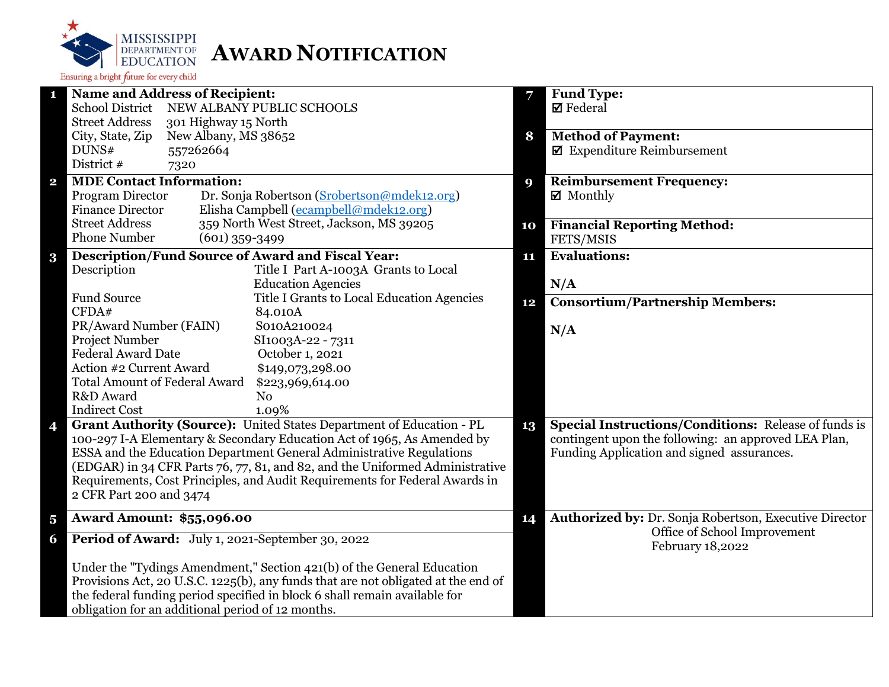MISSISSIPPI DEPARTMENT OF EDUCATION

Ensuring a bright future for every child

# AWARD NOTIFICATION

**1 Name and Address of Recipient:**

| | |
|---|---|
| School District | NEW ALBANY PUBLIC SCHOOLS |
| Street Address | 301 Highway 15 North |
| City, State, Zip | New Albany, MS 38652 |
| DUNS# | 557262664 |
| District # | 7320 |

**2 MDE Contact Information:**

| | |
|---|---|
| Program Director | Dr. Sonja Robertson (Srobertson@mdek12.org) |
| Finance Director | Elisha Campbell (ecampbell@mdek12.org) |
| Street Address | 359 North West Street, Jackson, MS 39205 |
| Phone Number | (601) 359-3499 |

**3 Description/Fund Source of Award and Fiscal Year:**

| | |
|---|---|
| Description | Title I Part A-1003A Grants to Local Education Agencies |
| Fund Source | Title I Grants to Local Education Agencies |
| CFDA# | 84.010A |
| PR/Award Number (FAIN) | S010A210024 |
| Project Number | SI1003A-22 - 7311 |
| Federal Award Date | October 1, 2021 |
| Action #2 Current Award | $149,073,298.00 |
| Total Amount of Federal Award | $223,969,614.00 |
| R&D Award | No |
| Indirect Cost | 1.09% |

**4 Grant Authority (Source):** United States Department of Education - PL 100-297 I-A Elementary & Secondary Education Act of 1965, As Amended by ESSA and the Education Department General Administrative Regulations (EDGAR) in 34 CFR Parts 76, 77, 81, and 82, and the Uniformed Administrative Requirements, Cost Principles, and Audit Requirements for Federal Awards in 2 CFR Part 200 and 3474

**5 Award Amount: $55,096.00**

**6 Period of Award:** July 1, 2021-September 30, 2022

Under the "Tydings Amendment," Section 421(b) of the General Education Provisions Act, 20 U.S.C. 1225(b), any funds that are not obligated at the end of the federal funding period specified in block 6 shall remain available for obligation for an additional period of 12 months.

**7 Fund Type:**
☑ Federal

**8 Method of Payment:**
☑ Expenditure Reimbursement

**9 Reimbursement Frequency:**
☑ Monthly

**10 Financial Reporting Method:**
FETS/MSIS

**11 Evaluations:**

N/A

**12 Consortium/Partnership Members:**

N/A

**13 Special Instructions/Conditions:** Release of funds is contingent upon the following: an approved LEA Plan, Funding Application and signed assurances.

**14 Authorized by:** Dr. Sonja Robertson, Executive Director
Office of School Improvement
February 18,2022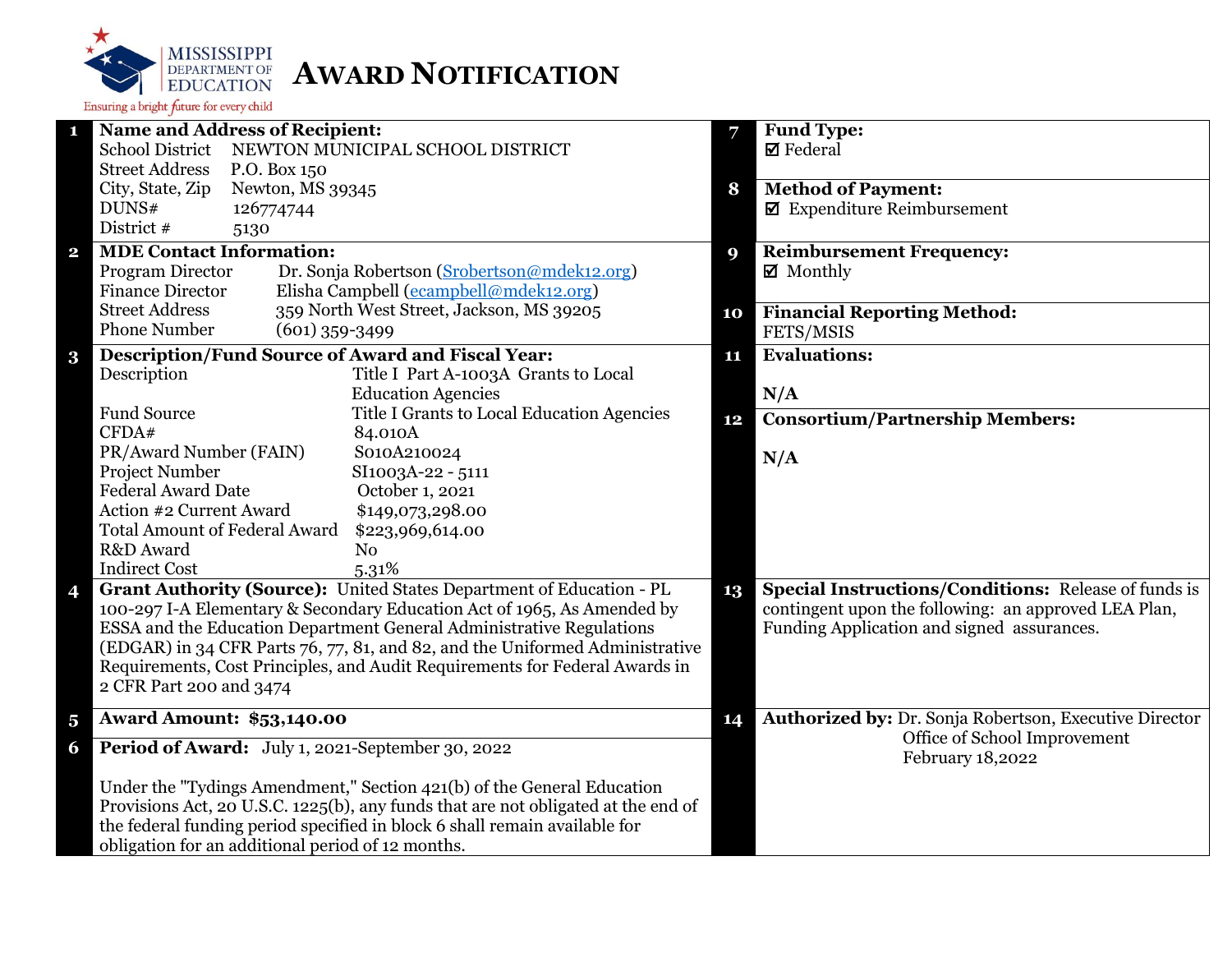MISSISSIPPI DEPARTMENT OF EDUCATION

Ensuring a bright future for every child

# AWARD NOTIFICATION

| # | Field | # | Field |
|---|---|---|---|
| 1 | **Name and Address of Recipient:**<br>School District: NEWTON MUNICIPAL SCHOOL DISTRICT<br>Street Address: P.O. Box 150<br>City, State, Zip: Newton, MS 39345<br>DUNS#: 126774744<br>District #: 5130 | 7 | **Fund Type:**<br>☑ Federal |
| | | 8 | **Method of Payment:**<br>☑ Expenditure Reimbursement |
| 2 | **MDE Contact Information:**<br>Program Director: Dr. Sonja Robertson (Srobertson@mdek12.org)<br>Finance Director: Elisha Campbell (ecampbell@mdek12.org)<br>Street Address: 359 North West Street, Jackson, MS 39205<br>Phone Number: (601) 359-3499 | 9 | **Reimbursement Frequency:**<br>☑ Monthly |
| | | 10 | **Financial Reporting Method:**<br>FETS/MSIS |
| 3 | **Description/Fund Source of Award and Fiscal Year:**<br>Description: Title I Part A-1003A Grants to Local Education Agencies<br>Fund Source: Title I Grants to Local Education Agencies<br>CFDA#: 84.010A<br>PR/Award Number (FAIN): S010A210024<br>Project Number: SI1003A-22 - 5111<br>Federal Award Date: October 1, 2021<br>Action #2 Current Award: $149,073,298.00<br>Total Amount of Federal Award: $223,969,614.00<br>R&D Award: No<br>Indirect Cost: 5.31% | 11 | **Evaluations:**<br>N/A |
| | | 12 | **Consortium/Partnership Members:**<br>N/A |
| 4 | **Grant Authority (Source):** United States Department of Education - PL 100-297 I-A Elementary & Secondary Education Act of 1965, As Amended by ESSA and the Education Department General Administrative Regulations (EDGAR) in 34 CFR Parts 76, 77, 81, and 82, and the Uniformed Administrative Requirements, Cost Principles, and Audit Requirements for Federal Awards in 2 CFR Part 200 and 3474 | 13 | **Special Instructions/Conditions:** Release of funds is contingent upon the following: an approved LEA Plan, Funding Application and signed assurances. |
| 5 | **Award Amount: $53,140.00** | 14 | **Authorized by:** Dr. Sonja Robertson, Executive Director<br>Office of School Improvement<br>February 18,2022 |
| 6 | **Period of Award:** July 1, 2021-September 30, 2022<br><br>Under the "Tydings Amendment," Section 421(b) of the General Education Provisions Act, 20 U.S.C. 1225(b), any funds that are not obligated at the end of the federal funding period specified in block 6 shall remain available for obligation for an additional period of 12 months. | | |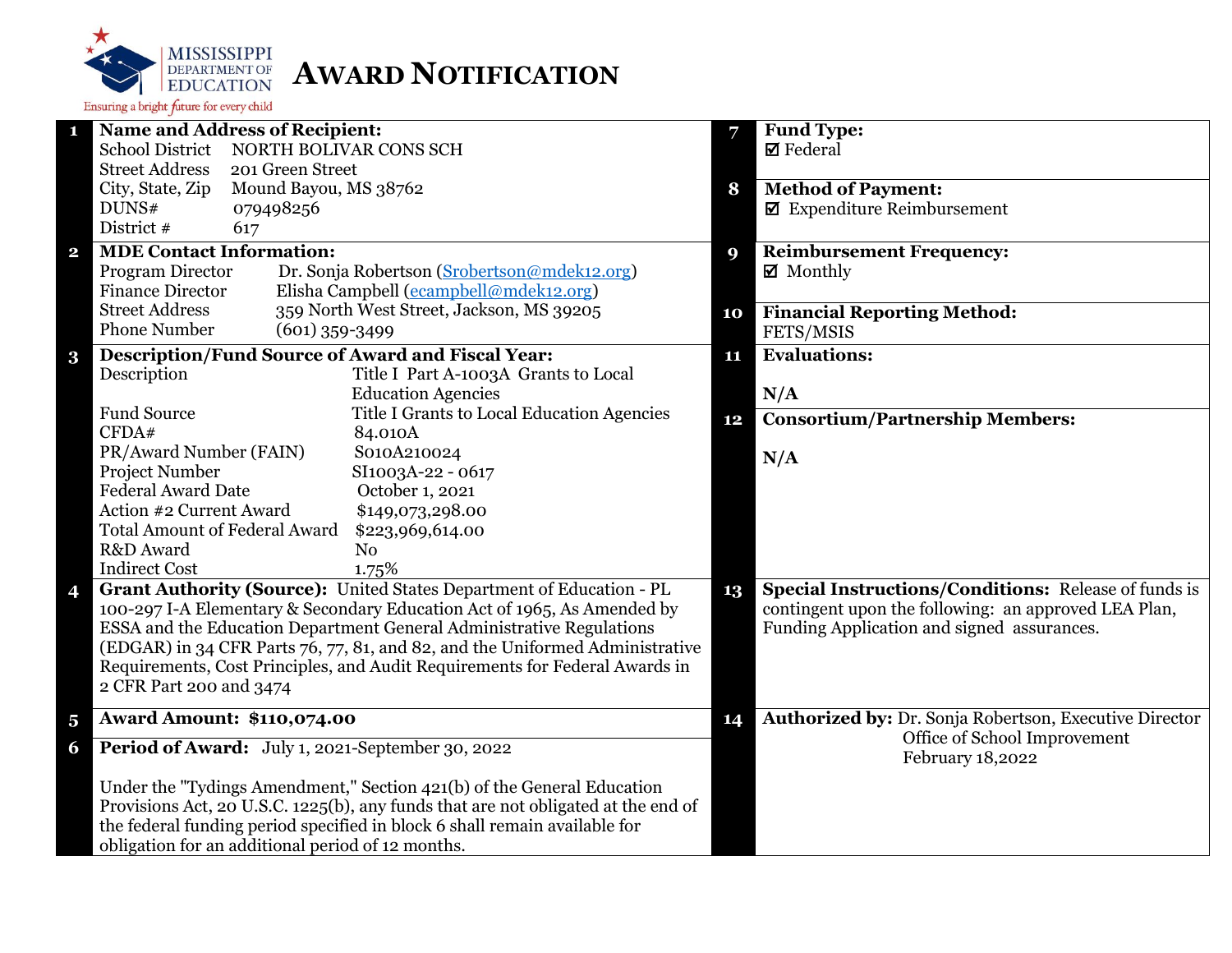MISSISSIPPI DEPARTMENT OF EDUCATION

Ensuring a bright future for every child

# AWARD NOTIFICATION

**1 Name and Address of Recipient:**

| | |
|---|---|
| School District | NORTH BOLIVAR CONS SCH |
| Street Address | 201 Green Street |
| City, State, Zip | Mound Bayou, MS 38762 |
| DUNS# | 079498256 |
| District # | 617 |

**2 MDE Contact Information:**

| | |
|---|---|
| Program Director | Dr. Sonja Robertson (Srobertson@mdek12.org) |
| Finance Director | Elisha Campbell (ecampbell@mdek12.org) |
| Street Address | 359 North West Street, Jackson, MS 39205 |
| Phone Number | (601) 359-3499 |

**3 Description/Fund Source of Award and Fiscal Year:**

| | |
|---|---|
| Description | Title I Part A-1003A Grants to Local Education Agencies |
| Fund Source | Title I Grants to Local Education Agencies |
| CFDA# | 84.010A |
| PR/Award Number (FAIN) | S010A210024 |
| Project Number | SI1003A-22 - 0617 |
| Federal Award Date | October 1, 2021 |
| Action #2 Current Award | $149,073,298.00 |
| Total Amount of Federal Award | $223,969,614.00 |
| R&D Award | No |
| Indirect Cost | 1.75% |

**4 Grant Authority (Source):** United States Department of Education - PL 100-297 I-A Elementary & Secondary Education Act of 1965, As Amended by ESSA and the Education Department General Administrative Regulations (EDGAR) in 34 CFR Parts 76, 77, 81, and 82, and the Uniformed Administrative Requirements, Cost Principles, and Audit Requirements for Federal Awards in 2 CFR Part 200 and 3474

**5 Award Amount: $110,074.00**

**6 Period of Award:** July 1, 2021-September 30, 2022

Under the "Tydings Amendment," Section 421(b) of the General Education Provisions Act, 20 U.S.C. 1225(b), any funds that are not obligated at the end of the federal funding period specified in block 6 shall remain available for obligation for an additional period of 12 months.

**7 Fund Type:**
☑ Federal

**8 Method of Payment:**
☑ Expenditure Reimbursement

**9 Reimbursement Frequency:**
☑ Monthly

**10 Financial Reporting Method:**
FETS/MSIS

**11 Evaluations:**

**N/A**

**12 Consortium/Partnership Members:**

**N/A**

**13 Special Instructions/Conditions:** Release of funds is contingent upon the following: an approved LEA Plan, Funding Application and signed assurances.

**14 Authorized by:** Dr. Sonja Robertson, Executive Director
Office of School Improvement
February 18,2022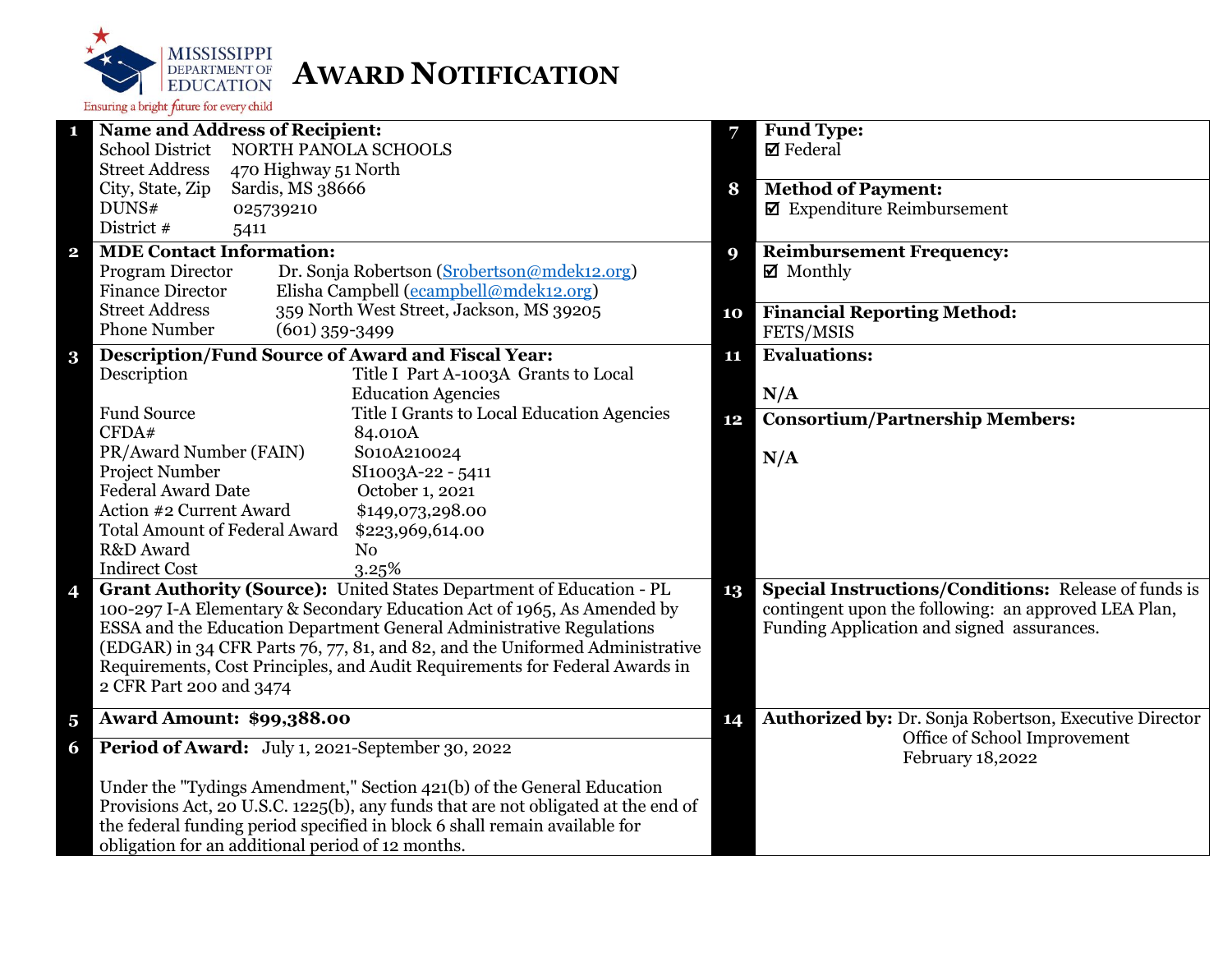MISSISSIPPI DEPARTMENT OF EDUCATION

Ensuring a bright future for every child

# AWARD NOTIFICATION

**1 Name and Address of Recipient:**

| | |
|---|---|
| School District | NORTH PANOLA SCHOOLS |
| Street Address | 470 Highway 51 North |
| City, State, Zip | Sardis, MS 38666 |
| DUNS# | 025739210 |
| District # | 5411 |

**2 MDE Contact Information:**

| | |
|---|---|
| Program Director | Dr. Sonja Robertson (Srobertson@mdek12.org) |
| Finance Director | Elisha Campbell (ecampbell@mdek12.org) |
| Street Address | 359 North West Street, Jackson, MS 39205 |
| Phone Number | (601) 359-3499 |

**3 Description/Fund Source of Award and Fiscal Year:**

| | |
|---|---|
| Description | Title I Part A-1003A Grants to Local Education Agencies |
| Fund Source | Title I Grants to Local Education Agencies |
| CFDA# | 84.010A |
| PR/Award Number (FAIN) | S010A210024 |
| Project Number | SI1003A-22 - 5411 |
| Federal Award Date | October 1, 2021 |
| Action #2 Current Award | $149,073,298.00 |
| Total Amount of Federal Award | $223,969,614.00 |
| R&D Award | No |
| Indirect Cost | 3.25% |

**4 Grant Authority (Source):** United States Department of Education - PL 100-297 I-A Elementary & Secondary Education Act of 1965, As Amended by ESSA and the Education Department General Administrative Regulations (EDGAR) in 34 CFR Parts 76, 77, 81, and 82, and the Uniformed Administrative Requirements, Cost Principles, and Audit Requirements for Federal Awards in 2 CFR Part 200 and 3474

**5 Award Amount: $99,388.00**

**6 Period of Award:** July 1, 2021-September 30, 2022

Under the "Tydings Amendment," Section 421(b) of the General Education Provisions Act, 20 U.S.C. 1225(b), any funds that are not obligated at the end of the federal funding period specified in block 6 shall remain available for obligation for an additional period of 12 months.

**7 Fund Type:**
☑ Federal

**8 Method of Payment:**
☑ Expenditure Reimbursement

**9 Reimbursement Frequency:**
☑ Monthly

**10 Financial Reporting Method:**
FETS/MSIS

**11 Evaluations:**

N/A

**12 Consortium/Partnership Members:**

N/A

**13 Special Instructions/Conditions:** Release of funds is contingent upon the following: an approved LEA Plan, Funding Application and signed assurances.

**14 Authorized by:** Dr. Sonja Robertson, Executive Director
Office of School Improvement
February 18,2022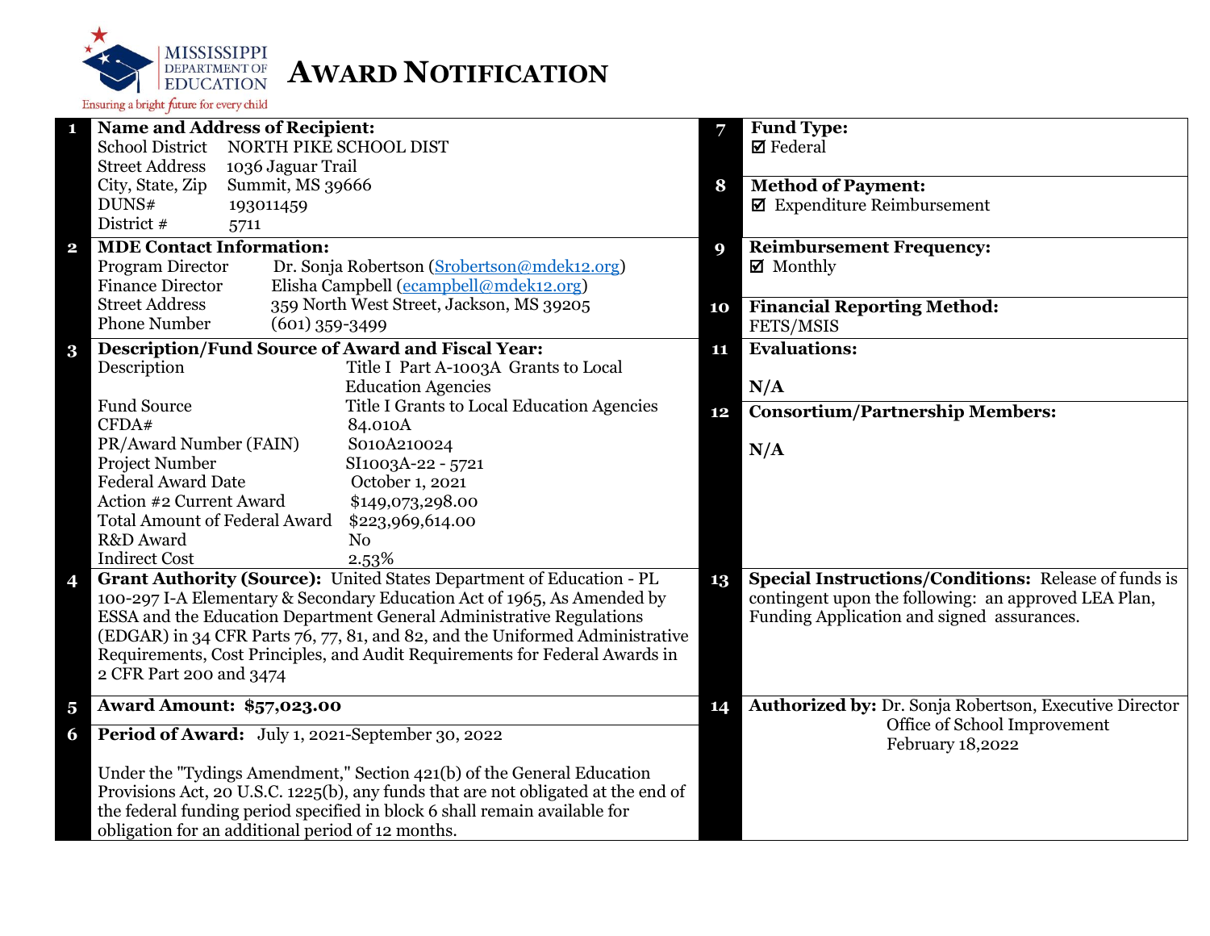MISSISSIPPI DEPARTMENT OF EDUCATION

Ensuring a bright future for every child

# AWARD NOTIFICATION

**1 Name and Address of Recipient:**

| | |
|---|---|
| School District | NORTH PIKE SCHOOL DIST |
| Street Address | 1036 Jaguar Trail |
| City, State, Zip | Summit, MS 39666 |
| DUNS# | 193011459 |
| District # | 5711 |

**2 MDE Contact Information:**

| | |
|---|---|
| Program Director | Dr. Sonja Robertson (Srobertson@mdek12.org) |
| Finance Director | Elisha Campbell (ecampbell@mdek12.org) |
| Street Address | 359 North West Street, Jackson, MS 39205 |
| Phone Number | (601) 359-3499 |

**3 Description/Fund Source of Award and Fiscal Year:**

| | |
|---|---|
| Description | Title I Part A-1003A Grants to Local Education Agencies |
| Fund Source | Title I Grants to Local Education Agencies |
| CFDA# | 84.010A |
| PR/Award Number (FAIN) | S010A210024 |
| Project Number | SI1003A-22 - 5721 |
| Federal Award Date | October 1, 2021 |
| Action #2 Current Award | $149,073,298.00 |
| Total Amount of Federal Award | $223,969,614.00 |
| R&D Award | No |
| Indirect Cost | 2.53% |

**4 Grant Authority (Source):** United States Department of Education - PL 100-297 I-A Elementary & Secondary Education Act of 1965, As Amended by ESSA and the Education Department General Administrative Regulations (EDGAR) in 34 CFR Parts 76, 77, 81, and 82, and the Uniformed Administrative Requirements, Cost Principles, and Audit Requirements for Federal Awards in 2 CFR Part 200 and 3474

**5 Award Amount: $57,023.00**

**6 Period of Award:** July 1, 2021-September 30, 2022

Under the "Tydings Amendment," Section 421(b) of the General Education Provisions Act, 20 U.S.C. 1225(b), any funds that are not obligated at the end of the federal funding period specified in block 6 shall remain available for obligation for an additional period of 12 months.

**7 Fund Type:**
☑ Federal

**8 Method of Payment:**
☑ Expenditure Reimbursement

**9 Reimbursement Frequency:**
☑ Monthly

**10 Financial Reporting Method:**
FETS/MSIS

**11 Evaluations:**

N/A

**12 Consortium/Partnership Members:**

N/A

**13 Special Instructions/Conditions:** Release of funds is contingent upon the following: an approved LEA Plan, Funding Application and signed assurances.

**14 Authorized by:** Dr. Sonja Robertson, Executive Director
Office of School Improvement
February 18,2022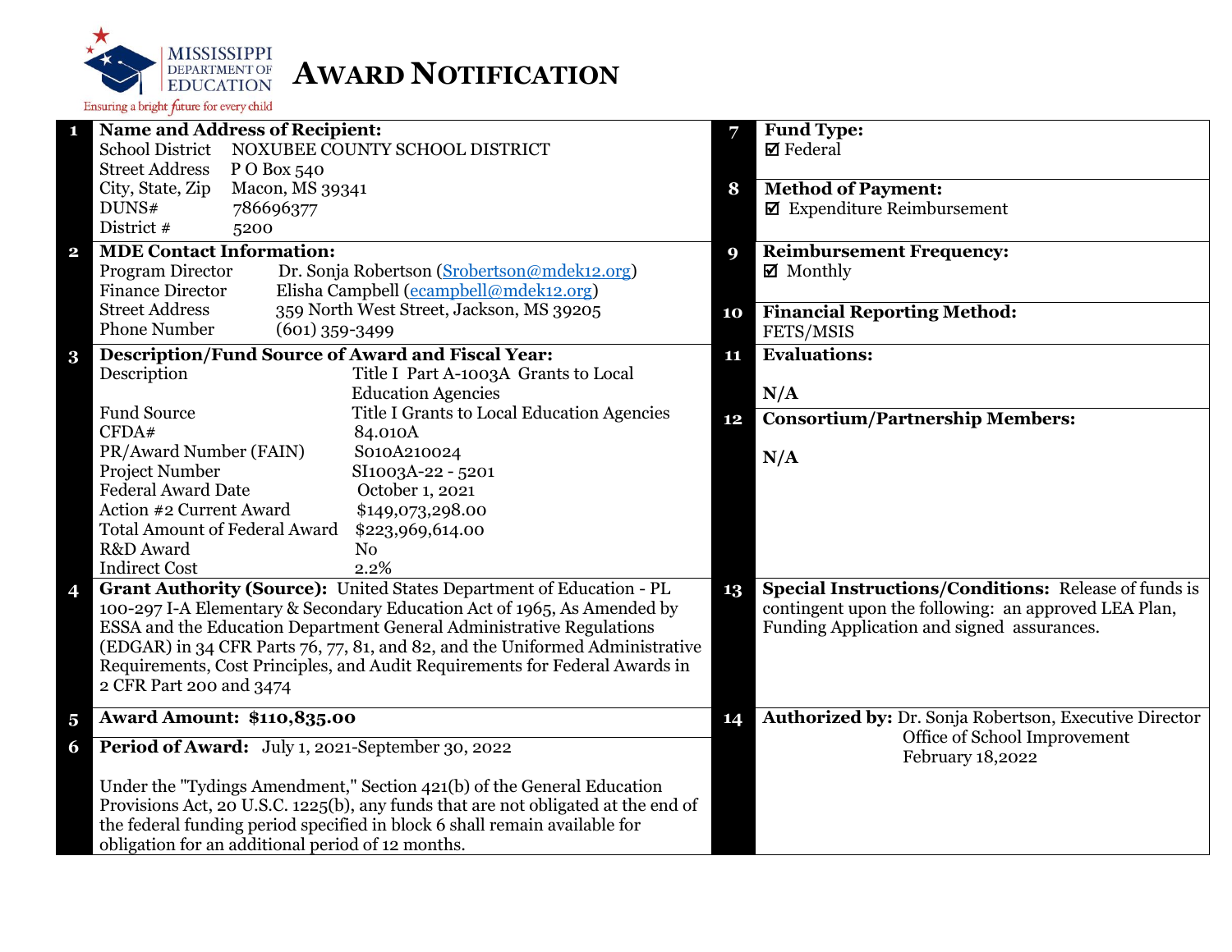# AWARD NOTIFICATION

Mississippi Department of Education — Ensuring a bright future for every child

| # | | # | |
|---|---|---|---|
| 1 | **Name and Address of Recipient:**<br>School District NOXUBEE COUNTY SCHOOL DISTRICT<br>Street Address P O Box 540<br>City, State, Zip Macon, MS 39341<br>DUNS# 786696377<br>District # 5200 | 7 | **Fund Type:**<br>☑ Federal |
| | | 8 | **Method of Payment:**<br>☑ Expenditure Reimbursement |
| 2 | **MDE Contact Information:**<br>Program Director Dr. Sonja Robertson (Srobertson@mdek12.org)<br>Finance Director Elisha Campbell (ecampbell@mdek12.org)<br>Street Address 359 North West Street, Jackson, MS 39205<br>Phone Number (601) 359-3499 | 9 | **Reimbursement Frequency:**<br>☑ Monthly |
| | | 10 | **Financial Reporting Method:**<br>FETS/MSIS |
| 3 | **Description/Fund Source of Award and Fiscal Year:**<br>Description: Title I Part A-1003A Grants to Local Education Agencies<br>Fund Source: Title I Grants to Local Education Agencies<br>CFDA#: 84.010A<br>PR/Award Number (FAIN): S010A210024<br>Project Number: SI1003A-22 - 5201<br>Federal Award Date: October 1, 2021<br>Action #2 Current Award: $149,073,298.00<br>Total Amount of Federal Award: $223,969,614.00<br>R&D Award: No<br>Indirect Cost: 2.2% | 11 | **Evaluations:**<br>N/A |
| | | 12 | **Consortium/Partnership Members:**<br>N/A |
| 4 | **Grant Authority (Source):** United States Department of Education - PL 100-297 I-A Elementary & Secondary Education Act of 1965, As Amended by ESSA and the Education Department General Administrative Regulations (EDGAR) in 34 CFR Parts 76, 77, 81, and 82, and the Uniformed Administrative Requirements, Cost Principles, and Audit Requirements for Federal Awards in 2 CFR Part 200 and 3474 | 13 | **Special Instructions/Conditions:** Release of funds is contingent upon the following: an approved LEA Plan, Funding Application and signed assurances. |
| 5 | **Award Amount: $110,835.00** | 14 | **Authorized by:** Dr. Sonja Robertson, Executive Director<br>Office of School Improvement<br>February 18,2022 |
| 6 | **Period of Award:** July 1, 2021-September 30, 2022<br><br>Under the "Tydings Amendment," Section 421(b) of the General Education Provisions Act, 20 U.S.C. 1225(b), any funds that are not obligated at the end of the federal funding period specified in block 6 shall remain available for obligation for an additional period of 12 months. | | |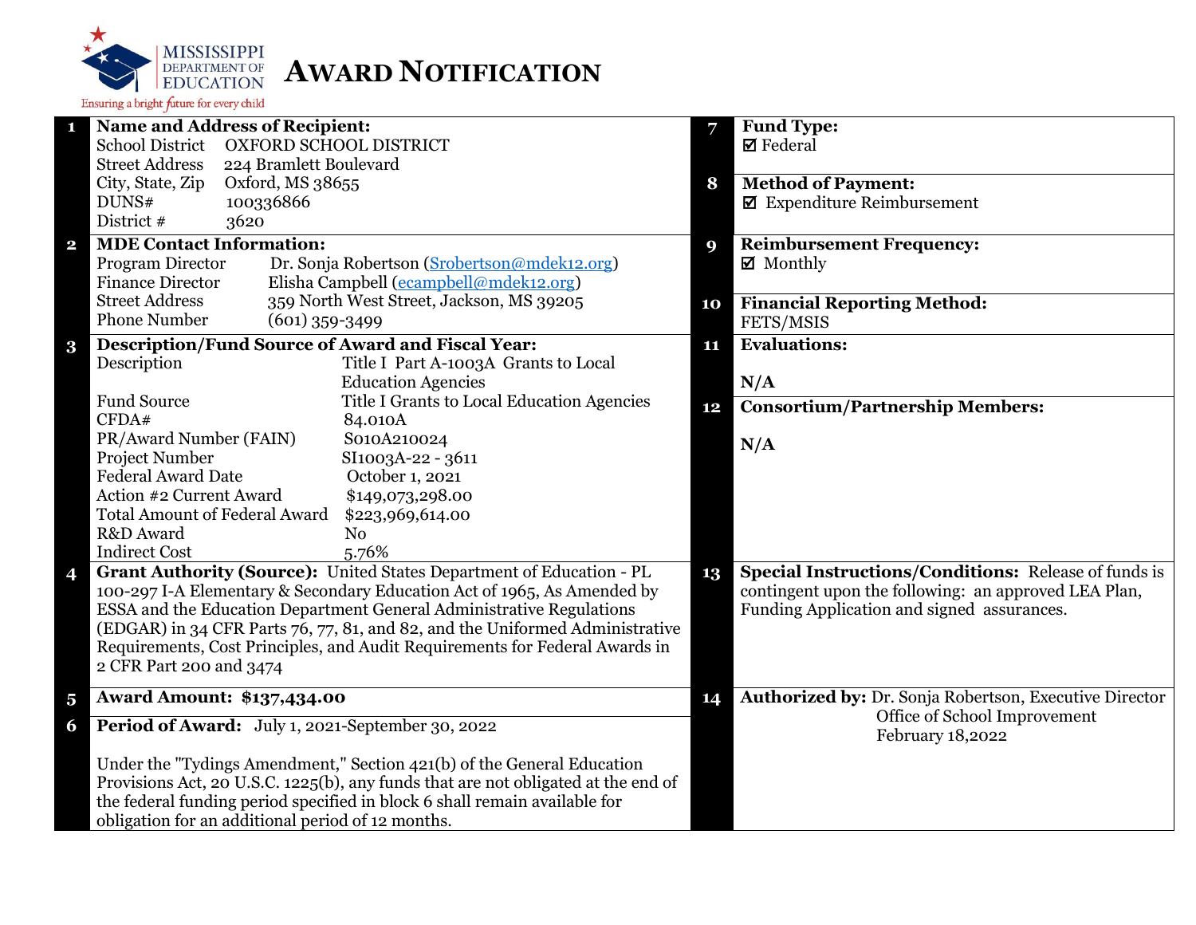MISSISSIPPI DEPARTMENT OF EDUCATION

Ensuring a bright future for every child

# AWARD NOTIFICATION

**1 Name and Address of Recipient:**

| | |
|---|---|
| School District | OXFORD SCHOOL DISTRICT |
| Street Address | 224 Bramlett Boulevard |
| City, State, Zip | Oxford, MS 38655 |
| DUNS# | 100336866 |
| District # | 3620 |

**2 MDE Contact Information:**

| | |
|---|---|
| Program Director | Dr. Sonja Robertson (Srobertson@mdek12.org) |
| Finance Director | Elisha Campbell (ecampbell@mdek12.org) |
| Street Address | 359 North West Street, Jackson, MS 39205 |
| Phone Number | (601) 359-3499 |

**3 Description/Fund Source of Award and Fiscal Year:**

| | |
|---|---|
| Description | Title I Part A-1003A Grants to Local Education Agencies |
| Fund Source | Title I Grants to Local Education Agencies |
| CFDA# | 84.010A |
| PR/Award Number (FAIN) | S010A210024 |
| Project Number | SI1003A-22 - 3611 |
| Federal Award Date | October 1, 2021 |
| Action #2 Current Award | $149,073,298.00 |
| Total Amount of Federal Award | $223,969,614.00 |
| R&D Award | No |
| Indirect Cost | 5.76% |

**4 Grant Authority (Source):** United States Department of Education - PL 100-297 I-A Elementary & Secondary Education Act of 1965, As Amended by ESSA and the Education Department General Administrative Regulations (EDGAR) in 34 CFR Parts 76, 77, 81, and 82, and the Uniformed Administrative Requirements, Cost Principles, and Audit Requirements for Federal Awards in 2 CFR Part 200 and 3474

**5 Award Amount: $137,434.00**

**6 Period of Award:** July 1, 2021-September 30, 2022

Under the "Tydings Amendment," Section 421(b) of the General Education Provisions Act, 20 U.S.C. 1225(b), any funds that are not obligated at the end of the federal funding period specified in block 6 shall remain available for obligation for an additional period of 12 months.

**7 Fund Type:**
☑ Federal

**8 Method of Payment:**
☑ Expenditure Reimbursement

**9 Reimbursement Frequency:**
☑ Monthly

**10 Financial Reporting Method:**
FETS/MSIS

**11 Evaluations:**

N/A

**12 Consortium/Partnership Members:**

N/A

**13 Special Instructions/Conditions:** Release of funds is contingent upon the following: an approved LEA Plan, Funding Application and signed assurances.

**14 Authorized by:** Dr. Sonja Robertson, Executive Director
Office of School Improvement
February 18,2022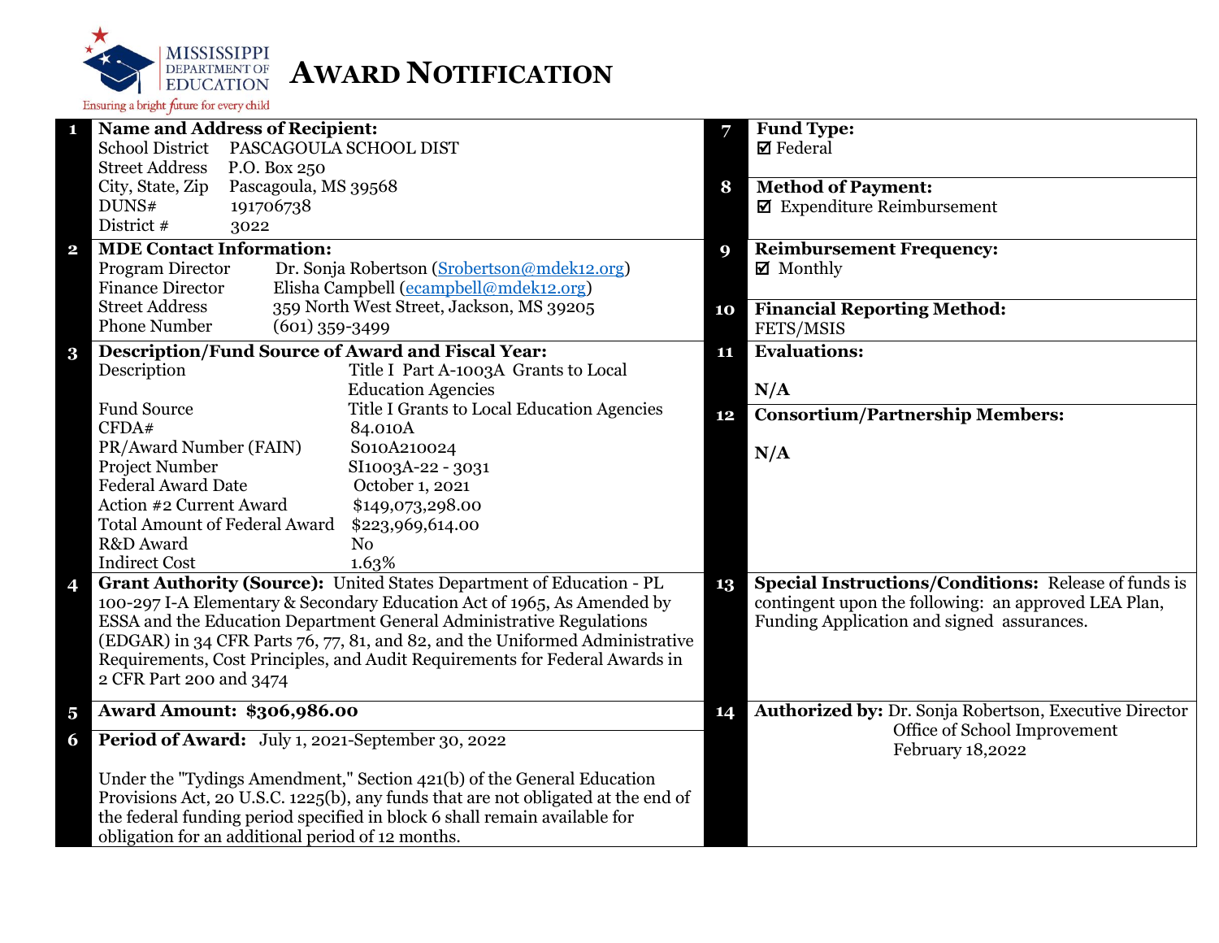Mississippi Department of Education — Ensuring a bright future for every child

# Award Notification

| | | | |
|---|---|---|---|
| **1** | **Name and Address of Recipient:**<br>School District PASCAGOULA SCHOOL DIST<br>Street Address P.O. Box 250<br>City, State, Zip Pascagoula, MS 39568<br>DUNS# 191706738<br>District # 3022 | **7** | **Fund Type:**<br>☑ Federal |
| | | **8** | **Method of Payment:**<br>☑ Expenditure Reimbursement |
| **2** | **MDE Contact Information:**<br>Program Director Dr. Sonja Robertson (Srobertson@mdek12.org)<br>Finance Director Elisha Campbell (ecampbell@mdek12.org)<br>Street Address 359 North West Street, Jackson, MS 39205<br>Phone Number (601) 359-3499 | **9** | **Reimbursement Frequency:**<br>☑ Monthly |
| | | **10** | **Financial Reporting Method:**<br>FETS/MSIS |
| **3** | **Description/Fund Source of Award and Fiscal Year:**<br>Description Title I Part A-1003A Grants to Local Education Agencies<br>Fund Source Title I Grants to Local Education Agencies<br>CFDA# 84.010A<br>PR/Award Number (FAIN) S010A210024<br>Project Number SI1003A-22 - 3031<br>Federal Award Date October 1, 2021<br>Action #2 Current Award $149,073,298.00<br>Total Amount of Federal Award $223,969,614.00<br>R&D Award No<br>Indirect Cost 1.63% | **11** | **Evaluations:**<br><br>**N/A** |
| | | **12** | **Consortium/Partnership Members:**<br><br>**N/A** |
| **4** | **Grant Authority (Source):** United States Department of Education - PL 100-297 I-A Elementary & Secondary Education Act of 1965, As Amended by ESSA and the Education Department General Administrative Regulations (EDGAR) in 34 CFR Parts 76, 77, 81, and 82, and the Uniformed Administrative Requirements, Cost Principles, and Audit Requirements for Federal Awards in 2 CFR Part 200 and 3474 | **13** | **Special Instructions/Conditions:** Release of funds is contingent upon the following: an approved LEA Plan, Funding Application and signed assurances. |
| **5** | **Award Amount: $306,986.00** | **14** | **Authorized by:** Dr. Sonja Robertson, Executive Director<br>Office of School Improvement<br>February 18,2022 |
| **6** | **Period of Award:** July 1, 2021-September 30, 2022<br><br>Under the "Tydings Amendment," Section 421(b) of the General Education Provisions Act, 20 U.S.C. 1225(b), any funds that are not obligated at the end of the federal funding period specified in block 6 shall remain available for obligation for an additional period of 12 months. | | |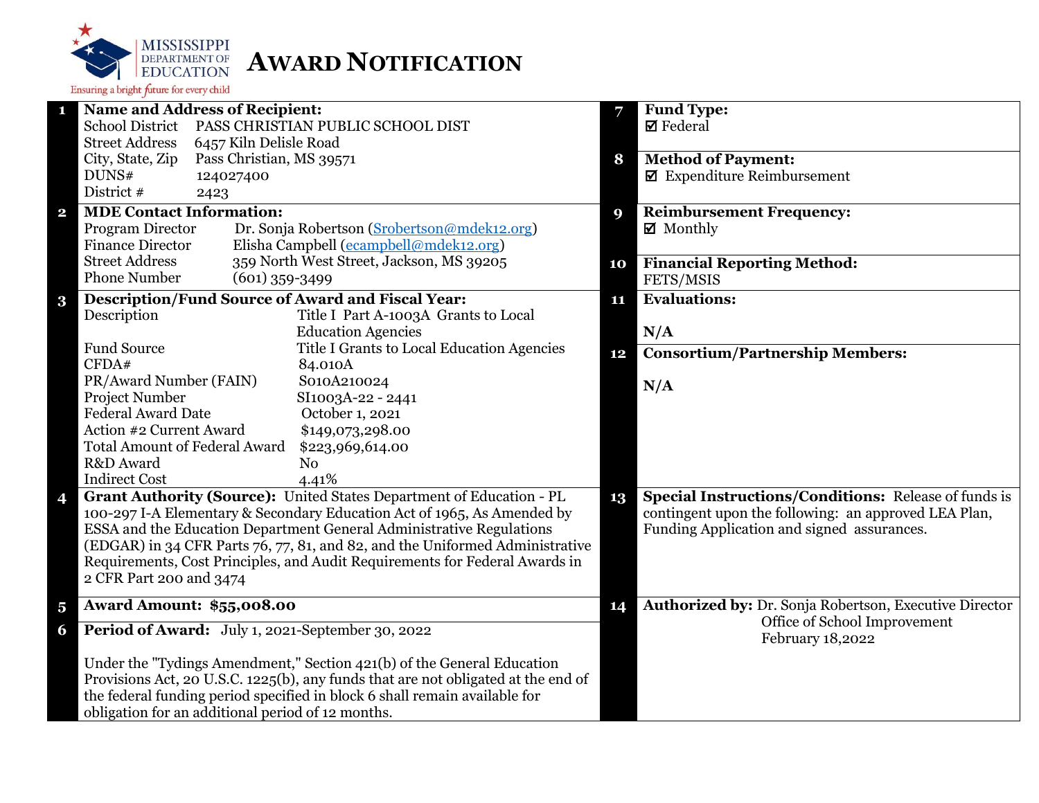MISSISSIPPI DEPARTMENT OF EDUCATION
Ensuring a bright future for every child

# AWARD NOTIFICATION

**1 Name and Address of Recipient:**

| | |
|---|---|
| School District | PASS CHRISTIAN PUBLIC SCHOOL DIST |
| Street Address | 6457 Kiln Delisle Road |
| City, State, Zip | Pass Christian, MS 39571 |
| DUNS# | 124027400 |
| District # | 2423 |

**2 MDE Contact Information:**

| | |
|---|---|
| Program Director | Dr. Sonja Robertson (Srobertson@mdek12.org) |
| Finance Director | Elisha Campbell (ecampbell@mdek12.org) |
| Street Address | 359 North West Street, Jackson, MS 39205 |
| Phone Number | (601) 359-3499 |

**3 Description/Fund Source of Award and Fiscal Year:**

| | |
|---|---|
| Description | Title I Part A-1003A Grants to Local Education Agencies |
| Fund Source | Title I Grants to Local Education Agencies |
| CFDA# | 84.010A |
| PR/Award Number (FAIN) | S010A210024 |
| Project Number | SI1003A-22 - 2441 |
| Federal Award Date | October 1, 2021 |
| Action #2 Current Award | $149,073,298.00 |
| Total Amount of Federal Award | $223,969,614.00 |
| R&D Award | No |
| Indirect Cost | 4.41% |

**4 Grant Authority (Source):** United States Department of Education - PL 100-297 I-A Elementary & Secondary Education Act of 1965, As Amended by ESSA and the Education Department General Administrative Regulations (EDGAR) in 34 CFR Parts 76, 77, 81, and 82, and the Uniformed Administrative Requirements, Cost Principles, and Audit Requirements for Federal Awards in 2 CFR Part 200 and 3474

**5 Award Amount: $55,008.00**

**6 Period of Award:** July 1, 2021-September 30, 2022

Under the "Tydings Amendment," Section 421(b) of the General Education Provisions Act, 20 U.S.C. 1225(b), any funds that are not obligated at the end of the federal funding period specified in block 6 shall remain available for obligation for an additional period of 12 months.

**7 Fund Type:**
☑ Federal

**8 Method of Payment:**
☑ Expenditure Reimbursement

**9 Reimbursement Frequency:**
☑ Monthly

**10 Financial Reporting Method:**
FETS/MSIS

**11 Evaluations:**

N/A

**12 Consortium/Partnership Members:**

N/A

**13 Special Instructions/Conditions:** Release of funds is contingent upon the following: an approved LEA Plan, Funding Application and signed assurances.

**14 Authorized by:** Dr. Sonja Robertson, Executive Director
Office of School Improvement
February 18,2022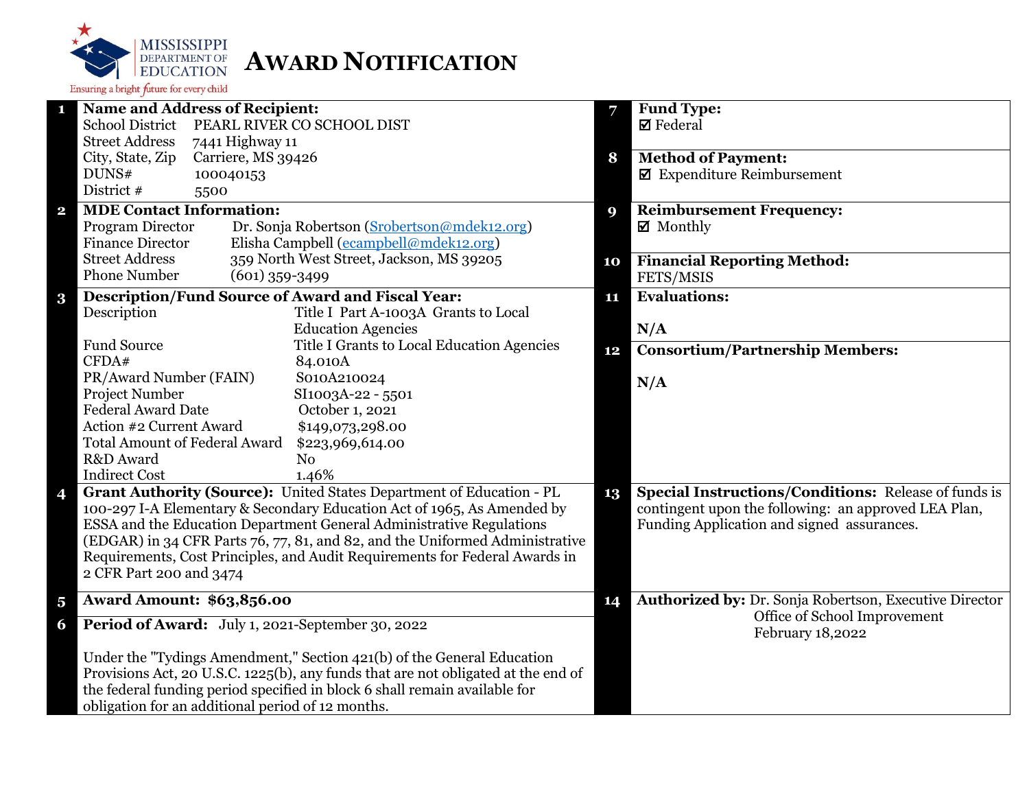MISSISSIPPI DEPARTMENT OF EDUCATION

Ensuring a bright future for every child

# AWARD NOTIFICATION

**1 Name and Address of Recipient:**

| | |
|---|---|
| School District | PEARL RIVER CO SCHOOL DIST |
| Street Address | 7441 Highway 11 |
| City, State, Zip | Carriere, MS 39426 |
| DUNS# | 100040153 |
| District # | 5500 |

**2 MDE Contact Information:**

| | |
|---|---|
| Program Director | Dr. Sonja Robertson (Srobertson@mdek12.org) |
| Finance Director | Elisha Campbell (ecampbell@mdek12.org) |
| Street Address | 359 North West Street, Jackson, MS 39205 |
| Phone Number | (601) 359-3499 |

**3 Description/Fund Source of Award and Fiscal Year:**

| | |
|---|---|
| Description | Title I Part A-1003A Grants to Local Education Agencies |
| Fund Source | Title I Grants to Local Education Agencies |
| CFDA# | 84.010A |
| PR/Award Number (FAIN) | S010A210024 |
| Project Number | SI1003A-22 - 5501 |
| Federal Award Date | October 1, 2021 |
| Action #2 Current Award | $149,073,298.00 |
| Total Amount of Federal Award | $223,969,614.00 |
| R&D Award | No |
| Indirect Cost | 1.46% |

**4 Grant Authority (Source):** United States Department of Education - PL 100-297 I-A Elementary & Secondary Education Act of 1965, As Amended by ESSA and the Education Department General Administrative Regulations (EDGAR) in 34 CFR Parts 76, 77, 81, and 82, and the Uniformed Administrative Requirements, Cost Principles, and Audit Requirements for Federal Awards in 2 CFR Part 200 and 3474

**5 Award Amount: $63,856.00**

**6 Period of Award:** July 1, 2021-September 30, 2022

Under the "Tydings Amendment," Section 421(b) of the General Education Provisions Act, 20 U.S.C. 1225(b), any funds that are not obligated at the end of the federal funding period specified in block 6 shall remain available for obligation for an additional period of 12 months.

**7 Fund Type:**
☑ Federal

**8 Method of Payment:**
☑ Expenditure Reimbursement

**9 Reimbursement Frequency:**
☑ Monthly

**10 Financial Reporting Method:**
FETS/MSIS

**11 Evaluations:**

N/A

**12 Consortium/Partnership Members:**

N/A

**13 Special Instructions/Conditions:** Release of funds is contingent upon the following: an approved LEA Plan, Funding Application and signed assurances.

**14 Authorized by:** Dr. Sonja Robertson, Executive Director
Office of School Improvement
February 18,2022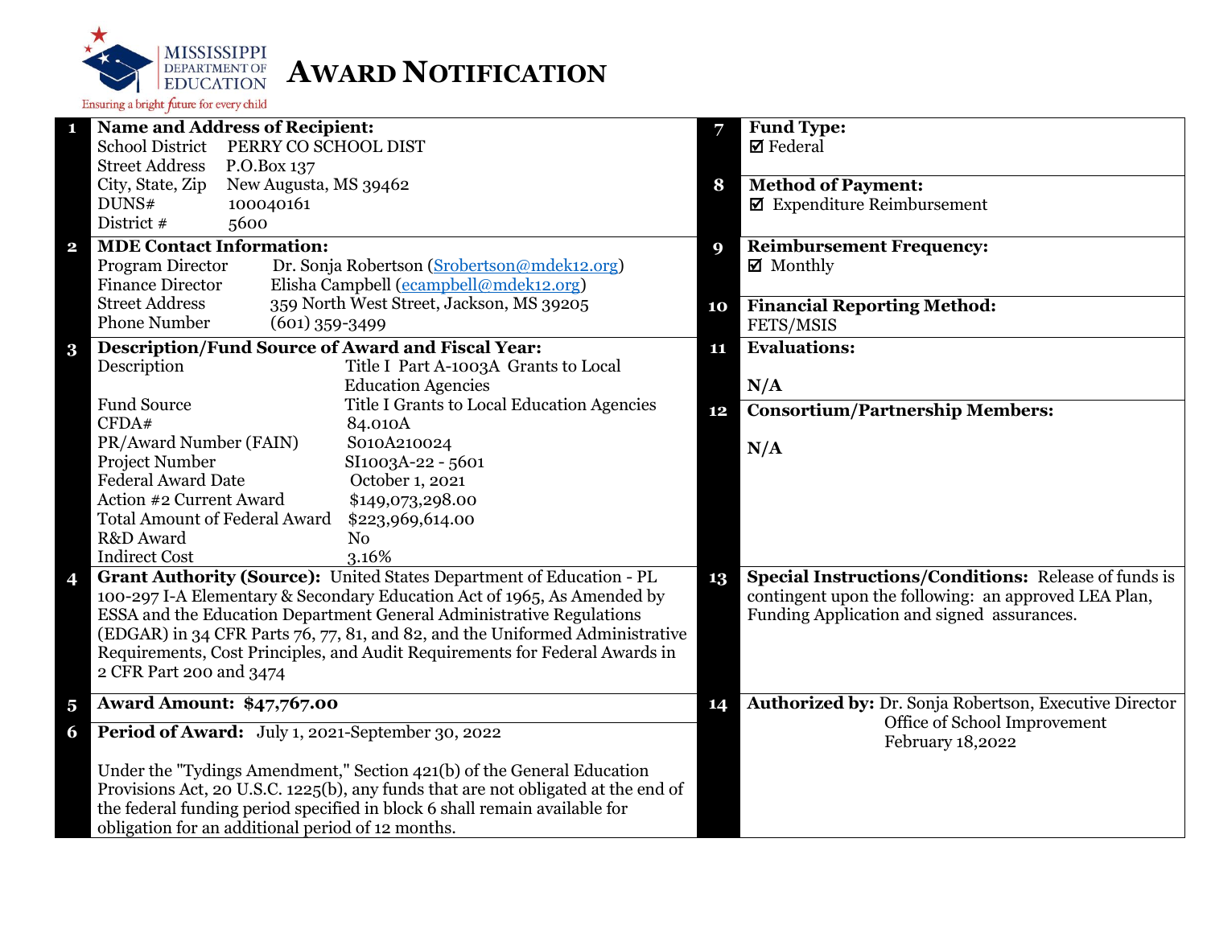MISSISSIPPI DEPARTMENT OF EDUCATION

Ensuring a bright future for every child

# AWARD NOTIFICATION

**1 Name and Address of Recipient:**

| | |
|---|---|
| School District | PERRY CO SCHOOL DIST |
| Street Address | P.O.Box 137 |
| City, State, Zip | New Augusta, MS 39462 |
| DUNS# | 100040161 |
| District # | 5600 |

**2 MDE Contact Information:**

| | |
|---|---|
| Program Director | Dr. Sonja Robertson (Srobertson@mdek12.org) |
| Finance Director | Elisha Campbell (ecampbell@mdek12.org) |
| Street Address | 359 North West Street, Jackson, MS 39205 |
| Phone Number | (601) 359-3499 |

**3 Description/Fund Source of Award and Fiscal Year:**

| | |
|---|---|
| Description | Title I Part A-1003A Grants to Local Education Agencies |
| Fund Source | Title I Grants to Local Education Agencies |
| CFDA# | 84.010A |
| PR/Award Number (FAIN) | S010A210024 |
| Project Number | SI1003A-22 - 5601 |
| Federal Award Date | October 1, 2021 |
| Action #2 Current Award | $149,073,298.00 |
| Total Amount of Federal Award | $223,969,614.00 |
| R&D Award | No |
| Indirect Cost | 3.16% |

**4 Grant Authority (Source):** United States Department of Education - PL 100-297 I-A Elementary & Secondary Education Act of 1965, As Amended by ESSA and the Education Department General Administrative Regulations (EDGAR) in 34 CFR Parts 76, 77, 81, and 82, and the Uniformed Administrative Requirements, Cost Principles, and Audit Requirements for Federal Awards in 2 CFR Part 200 and 3474

**5 Award Amount: $47,767.00**

**6 Period of Award:** July 1, 2021-September 30, 2022

Under the "Tydings Amendment," Section 421(b) of the General Education Provisions Act, 20 U.S.C. 1225(b), any funds that are not obligated at the end of the federal funding period specified in block 6 shall remain available for obligation for an additional period of 12 months.

**7 Fund Type:**
☑ Federal

**8 Method of Payment:**
☑ Expenditure Reimbursement

**9 Reimbursement Frequency:**
☑ Monthly

**10 Financial Reporting Method:**
FETS/MSIS

**11 Evaluations:**

N/A

**12 Consortium/Partnership Members:**

N/A

**13 Special Instructions/Conditions:** Release of funds is contingent upon the following: an approved LEA Plan, Funding Application and signed assurances.

**14 Authorized by:** Dr. Sonja Robertson, Executive Director
Office of School Improvement
February 18,2022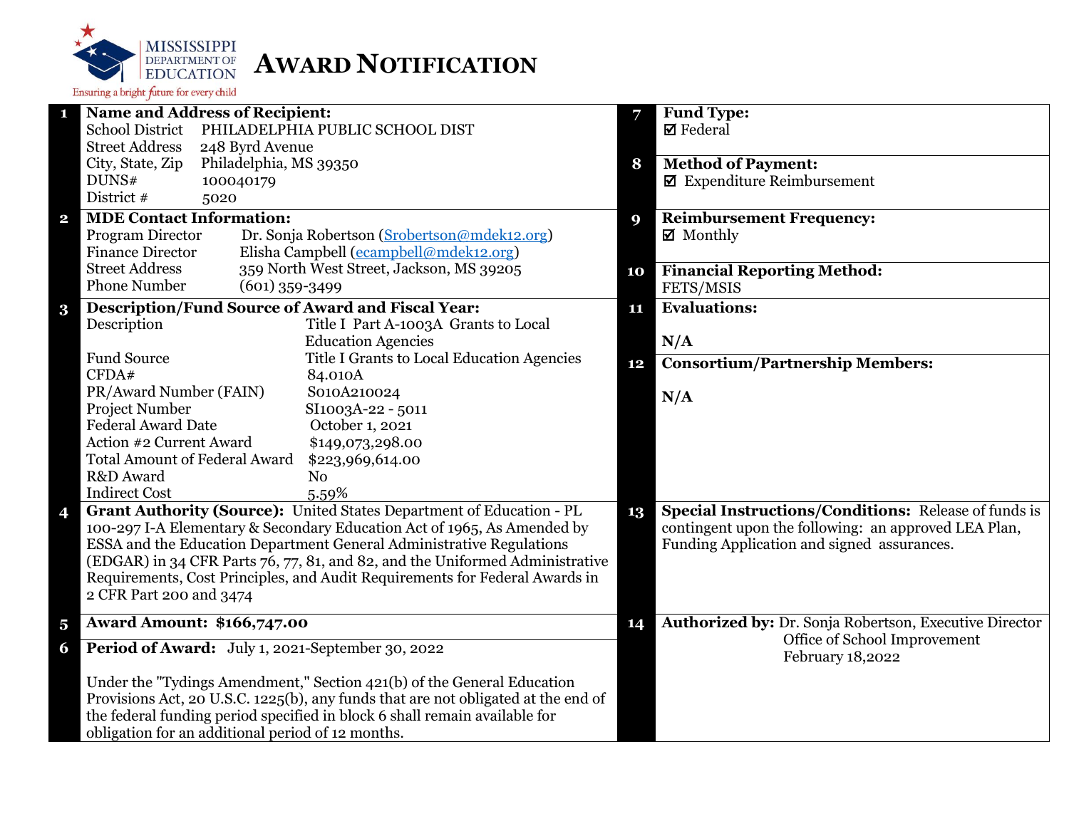MISSISSIPPI DEPARTMENT OF EDUCATION

Ensuring a bright future for every child

# AWARD NOTIFICATION

**1 Name and Address of Recipient:**

School District PHILADELPHIA PUBLIC SCHOOL DIST
Street Address 248 Byrd Avenue
City, State, Zip Philadelphia, MS 39350
DUNS# 100040179
District # 5020

**2 MDE Contact Information:**

Program Director Dr. Sonja Robertson (Srobertson@mdek12.org)
Finance Director Elisha Campbell (ecampbell@mdek12.org)
Street Address 359 North West Street, Jackson, MS 39205
Phone Number (601) 359-3499

**3 Description/Fund Source of Award and Fiscal Year:**

| | |
|---|---|
| Description | Title I Part A-1003A Grants to Local Education Agencies |
| Fund Source | Title I Grants to Local Education Agencies |
| CFDA# | 84.010A |
| PR/Award Number (FAIN) | S010A210024 |
| Project Number | SI1003A-22 - 5011 |
| Federal Award Date | October 1, 2021 |
| Action #2 Current Award | $149,073,298.00 |
| Total Amount of Federal Award | $223,969,614.00 |
| R&D Award | No |
| Indirect Cost | 5.59% |

**4 Grant Authority (Source):** United States Department of Education - PL 100-297 I-A Elementary & Secondary Education Act of 1965, As Amended by ESSA and the Education Department General Administrative Regulations (EDGAR) in 34 CFR Parts 76, 77, 81, and 82, and the Uniformed Administrative Requirements, Cost Principles, and Audit Requirements for Federal Awards in 2 CFR Part 200 and 3474

**5 Award Amount: $166,747.00**

**6 Period of Award:** July 1, 2021-September 30, 2022

Under the "Tydings Amendment," Section 421(b) of the General Education Provisions Act, 20 U.S.C. 1225(b), any funds that are not obligated at the end of the federal funding period specified in block 6 shall remain available for obligation for an additional period of 12 months.

**7 Fund Type:**
☑ Federal

**8 Method of Payment:**
☑ Expenditure Reimbursement

**9 Reimbursement Frequency:**
☑ Monthly

**10 Financial Reporting Method:**
FETS/MSIS

**11 Evaluations:**

N/A

**12 Consortium/Partnership Members:**

N/A

**13 Special Instructions/Conditions:** Release of funds is contingent upon the following: an approved LEA Plan, Funding Application and signed assurances.

**14 Authorized by:** Dr. Sonja Robertson, Executive Director
Office of School Improvement
February 18,2022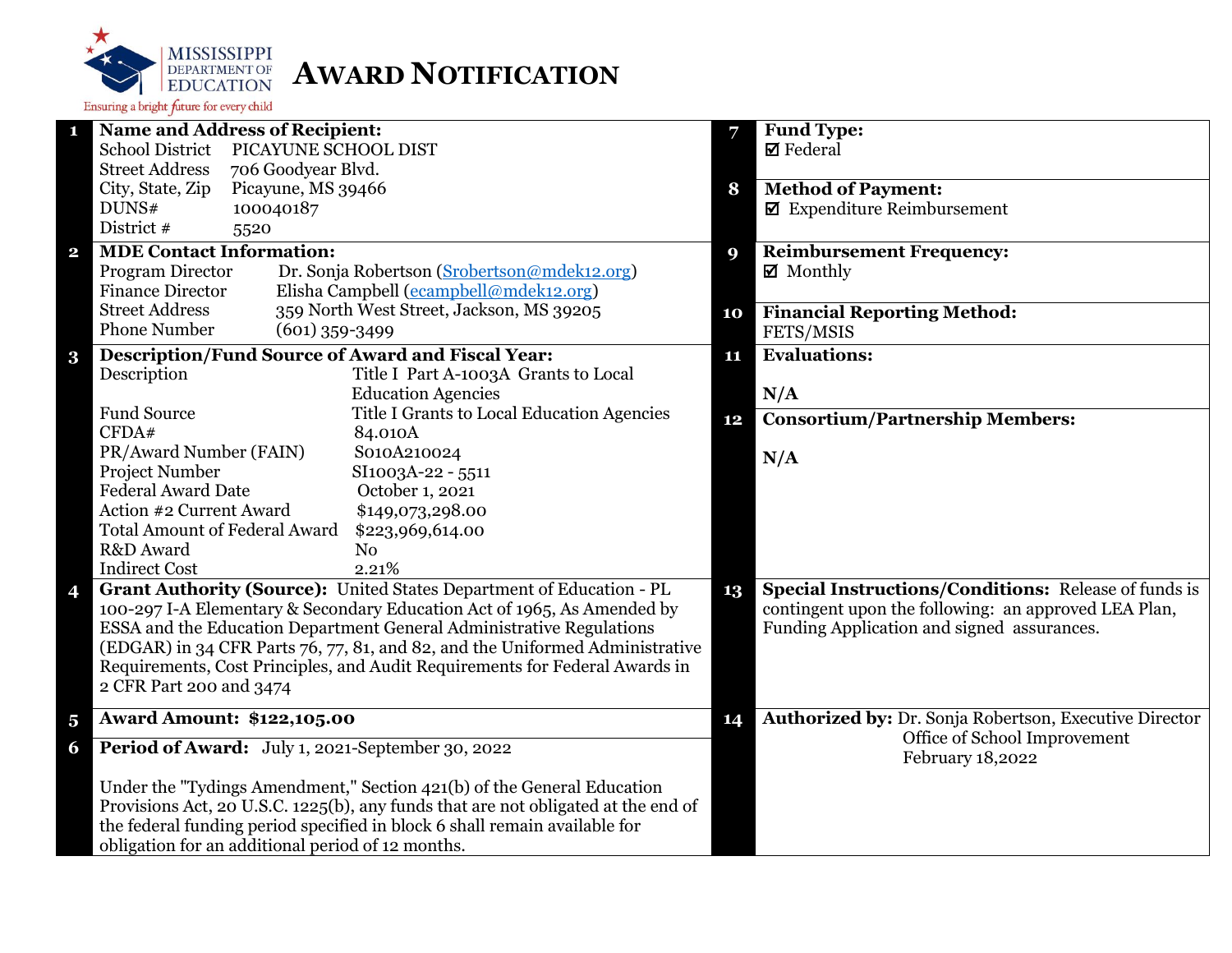MISSISSIPPI DEPARTMENT OF EDUCATION

Ensuring a bright future for every child

# AWARD NOTIFICATION

**1 Name and Address of Recipient:**

| | |
|---|---|
| School District | PICAYUNE SCHOOL DIST |
| Street Address | 706 Goodyear Blvd. |
| City, State, Zip | Picayune, MS 39466 |
| DUNS# | 100040187 |
| District # | 5520 |

**2 MDE Contact Information:**

| | |
|---|---|
| Program Director | Dr. Sonja Robertson (Srobertson@mdek12.org) |
| Finance Director | Elisha Campbell (ecampbell@mdek12.org) |
| Street Address | 359 North West Street, Jackson, MS 39205 |
| Phone Number | (601) 359-3499 |

**3 Description/Fund Source of Award and Fiscal Year:**

| | |
|---|---|
| Description | Title I Part A-1003A Grants to Local Education Agencies |
| Fund Source | Title I Grants to Local Education Agencies |
| CFDA# | 84.010A |
| PR/Award Number (FAIN) | S010A210024 |
| Project Number | SI1003A-22 - 5511 |
| Federal Award Date | October 1, 2021 |
| Action #2 Current Award | $149,073,298.00 |
| Total Amount of Federal Award | $223,969,614.00 |
| R&D Award | No |
| Indirect Cost | 2.21% |

**4 Grant Authority (Source):** United States Department of Education - PL 100-297 I-A Elementary & Secondary Education Act of 1965, As Amended by ESSA and the Education Department General Administrative Regulations (EDGAR) in 34 CFR Parts 76, 77, 81, and 82, and the Uniformed Administrative Requirements, Cost Principles, and Audit Requirements for Federal Awards in 2 CFR Part 200 and 3474

**5 Award Amount: $122,105.00**

**6 Period of Award:** July 1, 2021-September 30, 2022

Under the "Tydings Amendment," Section 421(b) of the General Education Provisions Act, 20 U.S.C. 1225(b), any funds that are not obligated at the end of the federal funding period specified in block 6 shall remain available for obligation for an additional period of 12 months.

**7 Fund Type:**
☑ Federal

**8 Method of Payment:**
☑ Expenditure Reimbursement

**9 Reimbursement Frequency:**
☑ Monthly

**10 Financial Reporting Method:**
FETS/MSIS

**11 Evaluations:**

**N/A**

**12 Consortium/Partnership Members:**

**N/A**

**13 Special Instructions/Conditions:** Release of funds is contingent upon the following: an approved LEA Plan, Funding Application and signed assurances.

**14 Authorized by:** Dr. Sonja Robertson, Executive Director
Office of School Improvement
February 18,2022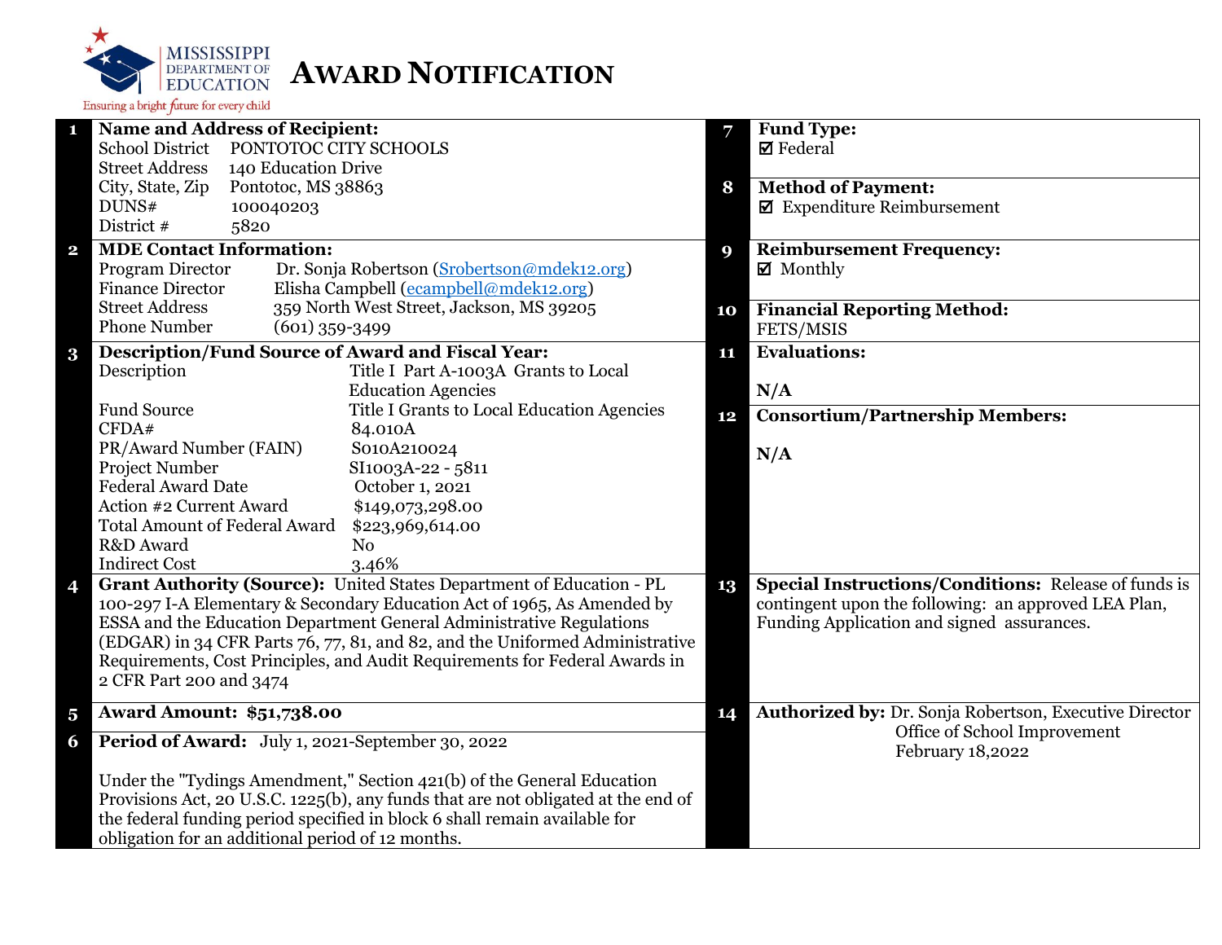MISSISSIPPI DEPARTMENT OF EDUCATION
Ensuring a bright future for every child

# AWARD NOTIFICATION

| # | | # | |
|---|---|---|---|
| 1 | **Name and Address of Recipient:**<br>School District PONTOTOC CITY SCHOOLS<br>Street Address 140 Education Drive<br>City, State, Zip Pontotoc, MS 38863<br>DUNS# 100040203<br>District # 5820 | 7 | **Fund Type:**<br>☑ Federal |
| | | 8 | **Method of Payment:**<br>☑ Expenditure Reimbursement |
| 2 | **MDE Contact Information:**<br>Program Director Dr. Sonja Robertson (Srobertson@mdek12.org)<br>Finance Director Elisha Campbell (ecampbell@mdek12.org)<br>Street Address 359 North West Street, Jackson, MS 39205<br>Phone Number (601) 359-3499 | 9 | **Reimbursement Frequency:**<br>☑ Monthly |
| | | 10 | **Financial Reporting Method:**<br>FETS/MSIS |
| 3 | **Description/Fund Source of Award and Fiscal Year:**<br>Description: Title I Part A-1003A Grants to Local Education Agencies<br>Fund Source: Title I Grants to Local Education Agencies<br>CFDA#: 84.010A<br>PR/Award Number (FAIN): S010A210024<br>Project Number: SI1003A-22 - 5811<br>Federal Award Date: October 1, 2021<br>Action #2 Current Award: $149,073,298.00<br>Total Amount of Federal Award: $223,969,614.00<br>R&D Award: No<br>Indirect Cost: 3.46% | 11 | **Evaluations:**<br>N/A |
| | | 12 | **Consortium/Partnership Members:**<br>N/A |
| 4 | **Grant Authority (Source):** United States Department of Education - PL 100-297 I-A Elementary & Secondary Education Act of 1965, As Amended by ESSA and the Education Department General Administrative Regulations (EDGAR) in 34 CFR Parts 76, 77, 81, and 82, and the Uniformed Administrative Requirements, Cost Principles, and Audit Requirements for Federal Awards in 2 CFR Part 200 and 3474 | 13 | **Special Instructions/Conditions:** Release of funds is contingent upon the following: an approved LEA Plan, Funding Application and signed assurances. |
| 5 | **Award Amount: $51,738.00** | 14 | **Authorized by:** Dr. Sonja Robertson, Executive Director<br>Office of School Improvement<br>February 18,2022 |
| 6 | **Period of Award:** July 1, 2021-September 30, 2022<br><br>Under the "Tydings Amendment," Section 421(b) of the General Education Provisions Act, 20 U.S.C. 1225(b), any funds that are not obligated at the end of the federal funding period specified in block 6 shall remain available for obligation for an additional period of 12 months. | | |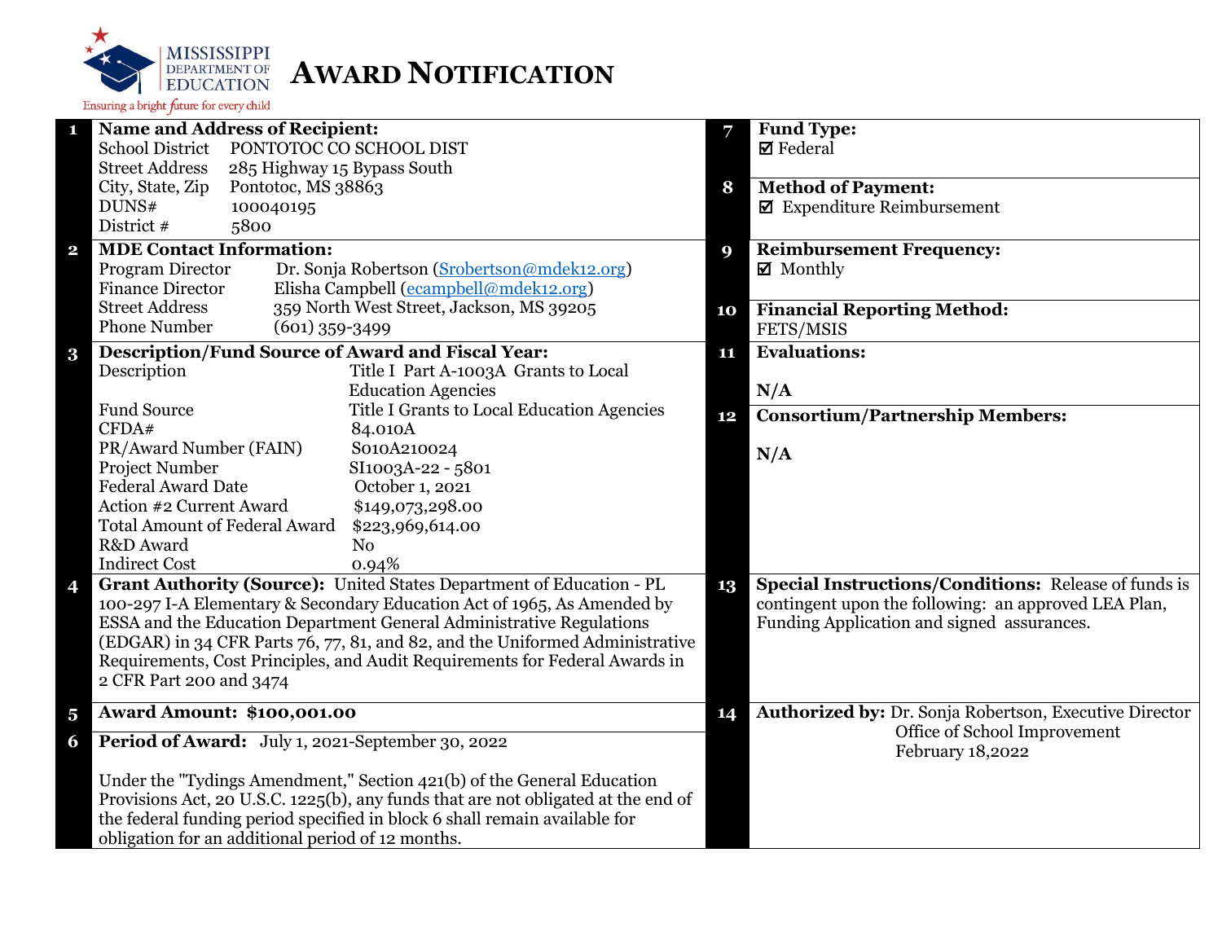MISSISSIPPI DEPARTMENT OF EDUCATION
Ensuring a bright future for every child

# AWARD NOTIFICATION

**1 Name and Address of Recipient:**

| | |
|---|---|
| School District | PONTOTOC CO SCHOOL DIST |
| Street Address | 285 Highway 15 Bypass South |
| City, State, Zip | Pontotoc, MS 38863 |
| DUNS# | 100040195 |
| District # | 5800 |

**2 MDE Contact Information:**

| | |
|---|---|
| Program Director | Dr. Sonja Robertson (Srobertson@mdek12.org) |
| Finance Director | Elisha Campbell (ecampbell@mdek12.org) |
| Street Address | 359 North West Street, Jackson, MS 39205 |
| Phone Number | (601) 359-3499 |

**3 Description/Fund Source of Award and Fiscal Year:**

| | |
|---|---|
| Description | Title I Part A-1003A Grants to Local Education Agencies |
| Fund Source | Title I Grants to Local Education Agencies |
| CFDA# | 84.010A |
| PR/Award Number (FAIN) | S010A210024 |
| Project Number | SI1003A-22 - 5801 |
| Federal Award Date | October 1, 2021 |
| Action #2 Current Award | $149,073,298.00 |
| Total Amount of Federal Award | $223,969,614.00 |
| R&D Award | No |
| Indirect Cost | 0.94% |

**4 Grant Authority (Source):** United States Department of Education - PL 100-297 I-A Elementary & Secondary Education Act of 1965, As Amended by ESSA and the Education Department General Administrative Regulations (EDGAR) in 34 CFR Parts 76, 77, 81, and 82, and the Uniformed Administrative Requirements, Cost Principles, and Audit Requirements for Federal Awards in 2 CFR Part 200 and 3474

**5 Award Amount: $100,001.00**

**6 Period of Award:** July 1, 2021-September 30, 2022

Under the "Tydings Amendment," Section 421(b) of the General Education Provisions Act, 20 U.S.C. 1225(b), any funds that are not obligated at the end of the federal funding period specified in block 6 shall remain available for obligation for an additional period of 12 months.

**7 Fund Type:**
☑ Federal

**8 Method of Payment:**
☑ Expenditure Reimbursement

**9 Reimbursement Frequency:**
☑ Monthly

**10 Financial Reporting Method:**
FETS/MSIS

**11 Evaluations:**

N/A

**12 Consortium/Partnership Members:**

N/A

**13 Special Instructions/Conditions:** Release of funds is contingent upon the following: an approved LEA Plan, Funding Application and signed assurances.

**14 Authorized by:** Dr. Sonja Robertson, Executive Director
Office of School Improvement
February 18,2022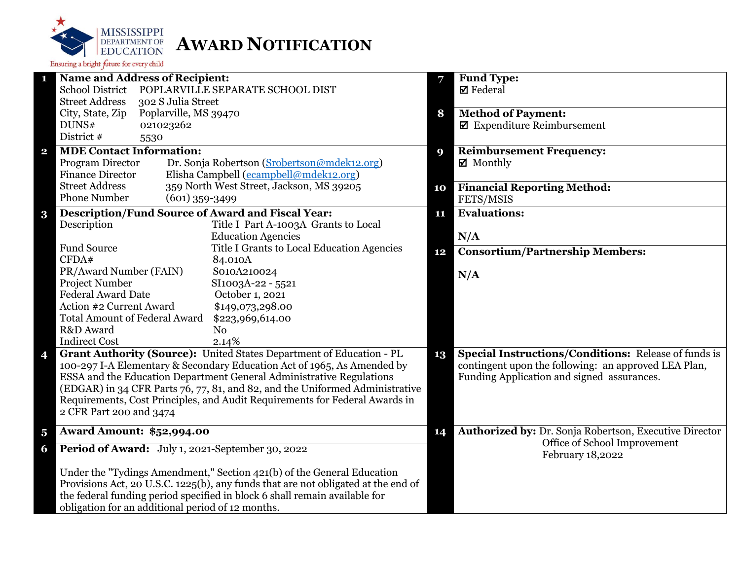# Award Notification

MISSISSIPPI DEPARTMENT OF EDUCATION
Ensuring a bright future for every child

**1 Name and Address of Recipient:**

| | |
|---|---|
| School District | POPLARVILLE SEPARATE SCHOOL DIST |
| Street Address | 302 S Julia Street |
| City, State, Zip | Poplarville, MS 39470 |
| DUNS# | 021023262 |
| District # | 5530 |

**2 MDE Contact Information:**

| | |
|---|---|
| Program Director | Dr. Sonja Robertson (Srobertson@mdek12.org) |
| Finance Director | Elisha Campbell (ecampbell@mdek12.org) |
| Street Address | 359 North West Street, Jackson, MS 39205 |
| Phone Number | (601) 359-3499 |

**3 Description/Fund Source of Award and Fiscal Year:**

| | |
|---|---|
| Description | Title I Part A-1003A Grants to Local Education Agencies |
| Fund Source | Title I Grants to Local Education Agencies |
| CFDA# | 84.010A |
| PR/Award Number (FAIN) | S010A210024 |
| Project Number | SI1003A-22 - 5521 |
| Federal Award Date | October 1, 2021 |
| Action #2 Current Award | $149,073,298.00 |
| Total Amount of Federal Award | $223,969,614.00 |
| R&D Award | No |
| Indirect Cost | 2.14% |

**4 Grant Authority (Source):** United States Department of Education - PL 100-297 I-A Elementary & Secondary Education Act of 1965, As Amended by ESSA and the Education Department General Administrative Regulations (EDGAR) in 34 CFR Parts 76, 77, 81, and 82, and the Uniformed Administrative Requirements, Cost Principles, and Audit Requirements for Federal Awards in 2 CFR Part 200 and 3474

**5 Award Amount: $52,994.00**

**6 Period of Award:** July 1, 2021-September 30, 2022

Under the "Tydings Amendment," Section 421(b) of the General Education Provisions Act, 20 U.S.C. 1225(b), any funds that are not obligated at the end of the federal funding period specified in block 6 shall remain available for obligation for an additional period of 12 months.

**7 Fund Type:**
☑ Federal

**8 Method of Payment:**
☑ Expenditure Reimbursement

**9 Reimbursement Frequency:**
☑ Monthly

**10 Financial Reporting Method:**
FETS/MSIS

**11 Evaluations:**

N/A

**12 Consortium/Partnership Members:**

N/A

**13 Special Instructions/Conditions:** Release of funds is contingent upon the following: an approved LEA Plan, Funding Application and signed assurances.

**14 Authorized by:** Dr. Sonja Robertson, Executive Director
Office of School Improvement
February 18,2022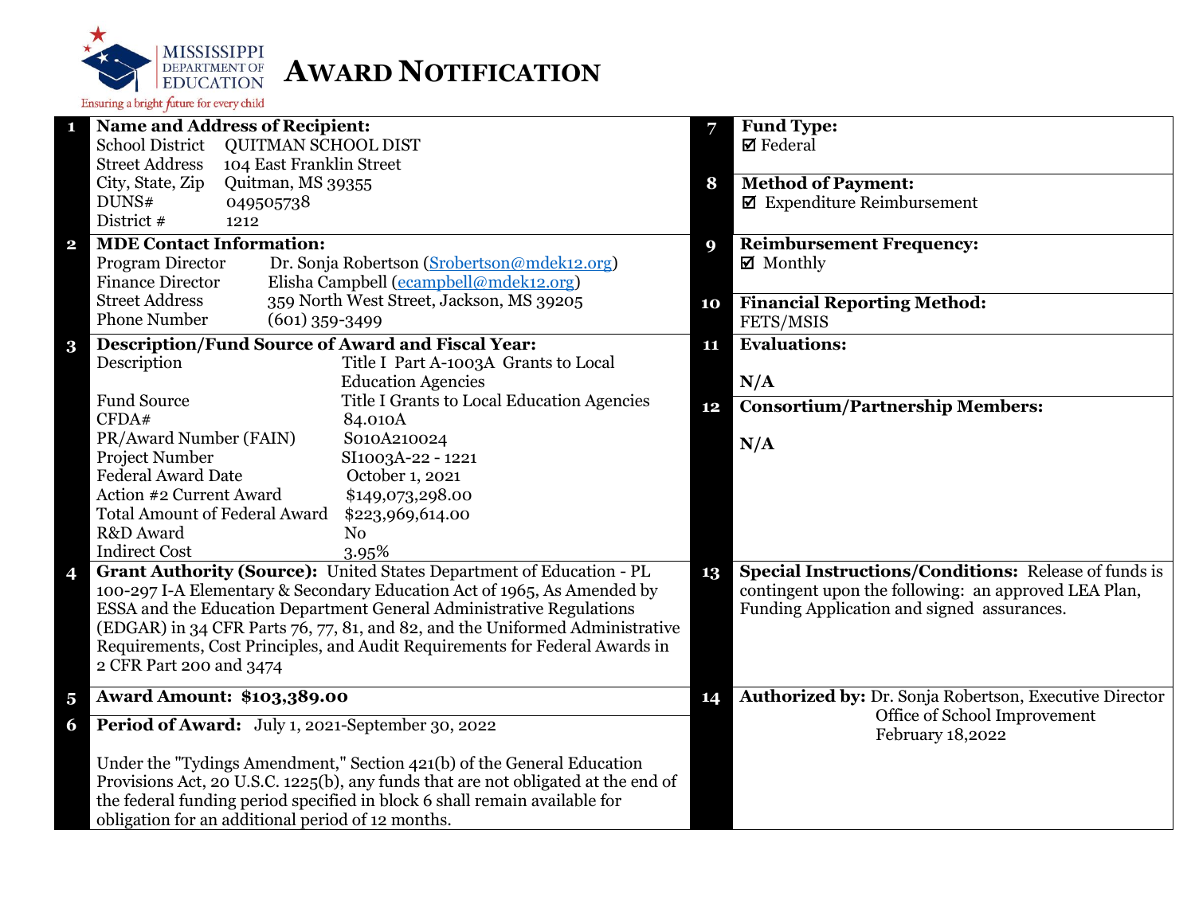MISSISSIPPI DEPARTMENT OF EDUCATION
Ensuring a bright future for every child

# AWARD NOTIFICATION

**1 Name and Address of Recipient:**

School District QUITMAN SCHOOL DIST
Street Address 104 East Franklin Street
City, State, Zip Quitman, MS 39355
DUNS# 049505738
District # 1212

**2 MDE Contact Information:**

Program Director Dr. Sonja Robertson (Srobertson@mdek12.org)
Finance Director Elisha Campbell (ecampbell@mdek12.org)
Street Address 359 North West Street, Jackson, MS 39205
Phone Number (601) 359-3499

**3 Description/Fund Source of Award and Fiscal Year:**

| | |
|---|---|
| Description | Title I Part A-1003A Grants to Local Education Agencies |
| Fund Source | Title I Grants to Local Education Agencies |
| CFDA# | 84.010A |
| PR/Award Number (FAIN) | S010A210024 |
| Project Number | SI1003A-22 - 1221 |
| Federal Award Date | October 1, 2021 |
| Action #2 Current Award | $149,073,298.00 |
| Total Amount of Federal Award | $223,969,614.00 |
| R&D Award | No |
| Indirect Cost | 3.95% |

**4 Grant Authority (Source):** United States Department of Education - PL 100-297 I-A Elementary & Secondary Education Act of 1965, As Amended by ESSA and the Education Department General Administrative Regulations (EDGAR) in 34 CFR Parts 76, 77, 81, and 82, and the Uniformed Administrative Requirements, Cost Principles, and Audit Requirements for Federal Awards in 2 CFR Part 200 and 3474

**5 Award Amount: $103,389.00**

**6 Period of Award:** July 1, 2021-September 30, 2022

Under the "Tydings Amendment," Section 421(b) of the General Education Provisions Act, 20 U.S.C. 1225(b), any funds that are not obligated at the end of the federal funding period specified in block 6 shall remain available for obligation for an additional period of 12 months.

**7 Fund Type:**
☑ Federal

**8 Method of Payment:**
☑ Expenditure Reimbursement

**9 Reimbursement Frequency:**
☑ Monthly

**10 Financial Reporting Method:**
FETS/MSIS

**11 Evaluations:**

N/A

**12 Consortium/Partnership Members:**

N/A

**13 Special Instructions/Conditions:** Release of funds is contingent upon the following: an approved LEA Plan, Funding Application and signed assurances.

**14 Authorized by:** Dr. Sonja Robertson, Executive Director
Office of School Improvement
February 18,2022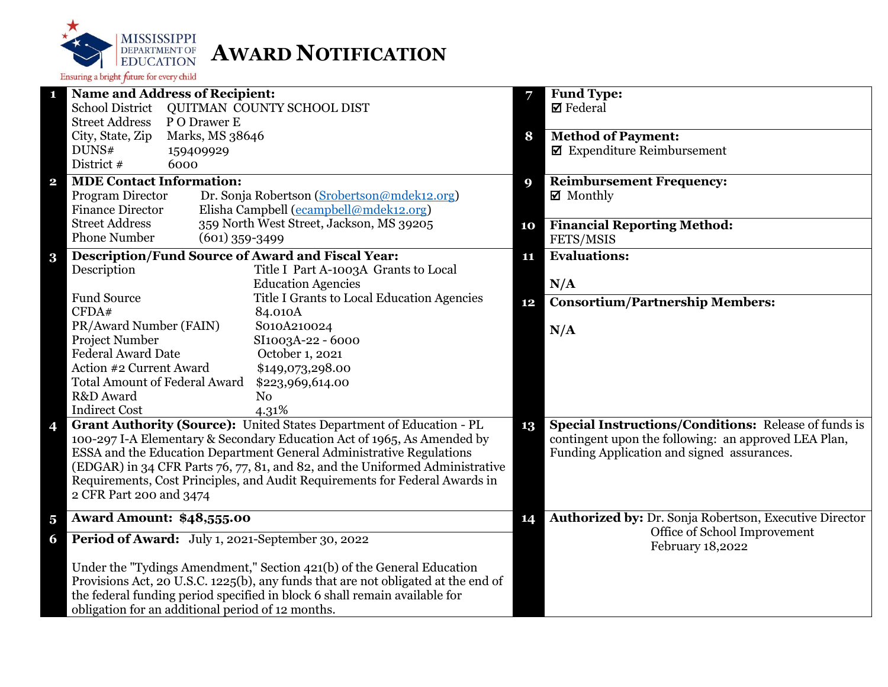MISSISSIPPI DEPARTMENT OF EDUCATION

Ensuring a bright future for every child

# AWARD NOTIFICATION

**1 Name and Address of Recipient:**

| | |
|---|---|
| School District | QUITMAN COUNTY SCHOOL DIST |
| Street Address | P O Drawer E |
| City, State, Zip | Marks, MS 38646 |
| DUNS# | 159409929 |
| District # | 6000 |

**2 MDE Contact Information:**

| | |
|---|---|
| Program Director | Dr. Sonja Robertson (Srobertson@mdek12.org) |
| Finance Director | Elisha Campbell (ecampbell@mdek12.org) |
| Street Address | 359 North West Street, Jackson, MS 39205 |
| Phone Number | (601) 359-3499 |

**3 Description/Fund Source of Award and Fiscal Year:**

| | |
|---|---|
| Description | Title I Part A-1003A Grants to Local Education Agencies |
| Fund Source | Title I Grants to Local Education Agencies |
| CFDA# | 84.010A |
| PR/Award Number (FAIN) | S010A210024 |
| Project Number | SI1003A-22 - 6000 |
| Federal Award Date | October 1, 2021 |
| Action #2 Current Award | $149,073,298.00 |
| Total Amount of Federal Award | $223,969,614.00 |
| R&D Award | No |
| Indirect Cost | 4.31% |

**4 Grant Authority (Source):** United States Department of Education - PL 100-297 I-A Elementary & Secondary Education Act of 1965, As Amended by ESSA and the Education Department General Administrative Regulations (EDGAR) in 34 CFR Parts 76, 77, 81, and 82, and the Uniformed Administrative Requirements, Cost Principles, and Audit Requirements for Federal Awards in 2 CFR Part 200 and 3474

**5 Award Amount: $48,555.00**

**6 Period of Award:** July 1, 2021-September 30, 2022

Under the "Tydings Amendment," Section 421(b) of the General Education Provisions Act, 20 U.S.C. 1225(b), any funds that are not obligated at the end of the federal funding period specified in block 6 shall remain available for obligation for an additional period of 12 months.

**7 Fund Type:**
☑ Federal

**8 Method of Payment:**
☑ Expenditure Reimbursement

**9 Reimbursement Frequency:**
☑ Monthly

**10 Financial Reporting Method:**
FETS/MSIS

**11 Evaluations:**

N/A

**12 Consortium/Partnership Members:**

N/A

**13 Special Instructions/Conditions:** Release of funds is contingent upon the following: an approved LEA Plan, Funding Application and signed assurances.

**14 Authorized by:** Dr. Sonja Robertson, Executive Director
Office of School Improvement
February 18,2022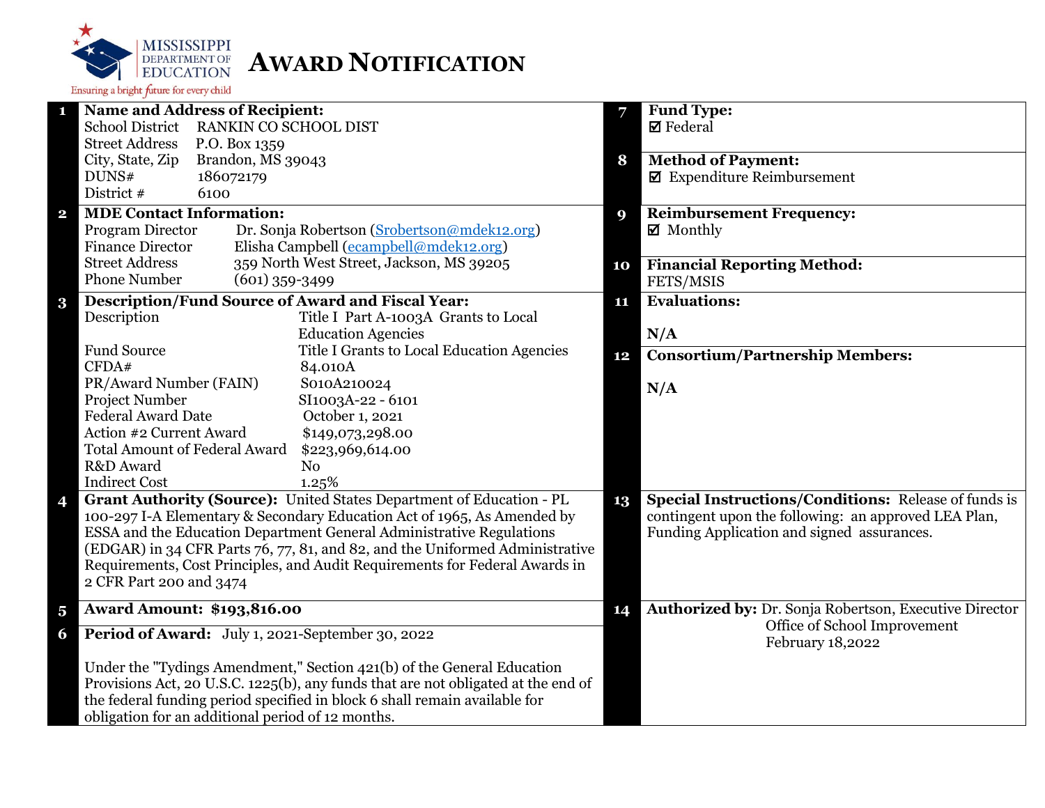MISSISSIPPI DEPARTMENT OF EDUCATION

Ensuring a bright future for every child

# AWARD NOTIFICATION

**1 Name and Address of Recipient:**

| | |
|---|---|
| School District | RANKIN CO SCHOOL DIST |
| Street Address | P.O. Box 1359 |
| City, State, Zip | Brandon, MS 39043 |
| DUNS# | 186072179 |
| District # | 6100 |

**2 MDE Contact Information:**

| | |
|---|---|
| Program Director | Dr. Sonja Robertson (Srobertson@mdek12.org) |
| Finance Director | Elisha Campbell (ecampbell@mdek12.org) |
| Street Address | 359 North West Street, Jackson, MS 39205 |
| Phone Number | (601) 359-3499 |

**3 Description/Fund Source of Award and Fiscal Year:**

| | |
|---|---|
| Description | Title I Part A-1003A Grants to Local Education Agencies |
| Fund Source | Title I Grants to Local Education Agencies |
| CFDA# | 84.010A |
| PR/Award Number (FAIN) | S010A210024 |
| Project Number | SI1003A-22 - 6101 |
| Federal Award Date | October 1, 2021 |
| Action #2 Current Award | $149,073,298.00 |
| Total Amount of Federal Award | $223,969,614.00 |
| R&D Award | No |
| Indirect Cost | 1.25% |

**4 Grant Authority (Source):** United States Department of Education - PL 100-297 I-A Elementary & Secondary Education Act of 1965, As Amended by ESSA and the Education Department General Administrative Regulations (EDGAR) in 34 CFR Parts 76, 77, 81, and 82, and the Uniformed Administrative Requirements, Cost Principles, and Audit Requirements for Federal Awards in 2 CFR Part 200 and 3474

**5 Award Amount: $193,816.00**

**6 Period of Award:** July 1, 2021-September 30, 2022

Under the "Tydings Amendment," Section 421(b) of the General Education Provisions Act, 20 U.S.C. 1225(b), any funds that are not obligated at the end of the federal funding period specified in block 6 shall remain available for obligation for an additional period of 12 months.

**7 Fund Type:**
☑ Federal

**8 Method of Payment:**
☑ Expenditure Reimbursement

**9 Reimbursement Frequency:**
☑ Monthly

**10 Financial Reporting Method:**
FETS/MSIS

**11 Evaluations:**

N/A

**12 Consortium/Partnership Members:**

N/A

**13 Special Instructions/Conditions:** Release of funds is contingent upon the following: an approved LEA Plan, Funding Application and signed assurances.

**14 Authorized by:** Dr. Sonja Robertson, Executive Director
Office of School Improvement
February 18,2022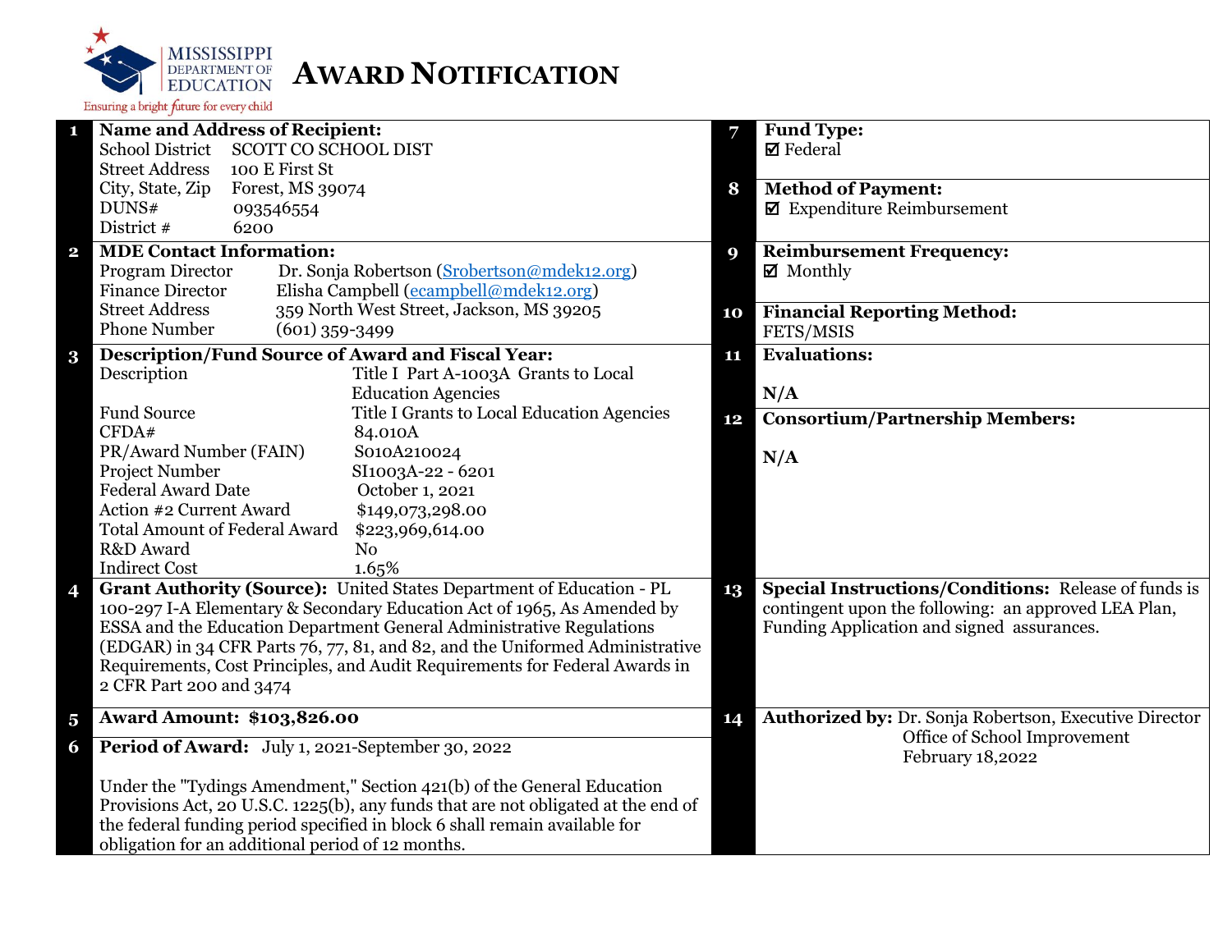MISSISSIPPI DEPARTMENT OF EDUCATION

Ensuring a bright future for every child

# AWARD NOTIFICATION

**1 Name and Address of Recipient:**

School District SCOTT CO SCHOOL DIST
Street Address 100 E First St
City, State, Zip Forest, MS 39074
DUNS# 093546554
District # 6200

**2 MDE Contact Information:**

Program Director Dr. Sonja Robertson (Srobertson@mdek12.org)
Finance Director Elisha Campbell (ecampbell@mdek12.org)
Street Address 359 North West Street, Jackson, MS 39205
Phone Number (601) 359-3499

**3 Description/Fund Source of Award and Fiscal Year:**

| | |
|---|---|
| Description | Title I Part A-1003A Grants to Local Education Agencies |
| Fund Source | Title I Grants to Local Education Agencies |
| CFDA# | 84.010A |
| PR/Award Number (FAIN) | S010A210024 |
| Project Number | SI1003A-22 - 6201 |
| Federal Award Date | October 1, 2021 |
| Action #2 Current Award | $149,073,298.00 |
| Total Amount of Federal Award | $223,969,614.00 |
| R&D Award | No |
| Indirect Cost | 1.65% |

**4 Grant Authority (Source):** United States Department of Education - PL 100-297 I-A Elementary & Secondary Education Act of 1965, As Amended by ESSA and the Education Department General Administrative Regulations (EDGAR) in 34 CFR Parts 76, 77, 81, and 82, and the Uniformed Administrative Requirements, Cost Principles, and Audit Requirements for Federal Awards in 2 CFR Part 200 and 3474

**5 Award Amount: $103,826.00**

**6 Period of Award:** July 1, 2021-September 30, 2022

Under the "Tydings Amendment," Section 421(b) of the General Education Provisions Act, 20 U.S.C. 1225(b), any funds that are not obligated at the end of the federal funding period specified in block 6 shall remain available for obligation for an additional period of 12 months.

**7 Fund Type:**
☑ Federal

**8 Method of Payment:**
☑ Expenditure Reimbursement

**9 Reimbursement Frequency:**
☑ Monthly

**10 Financial Reporting Method:**
FETS/MSIS

**11 Evaluations:**

N/A

**12 Consortium/Partnership Members:**

N/A

**13 Special Instructions/Conditions:** Release of funds is contingent upon the following: an approved LEA Plan, Funding Application and signed assurances.

**14 Authorized by:** Dr. Sonja Robertson, Executive Director
Office of School Improvement
February 18,2022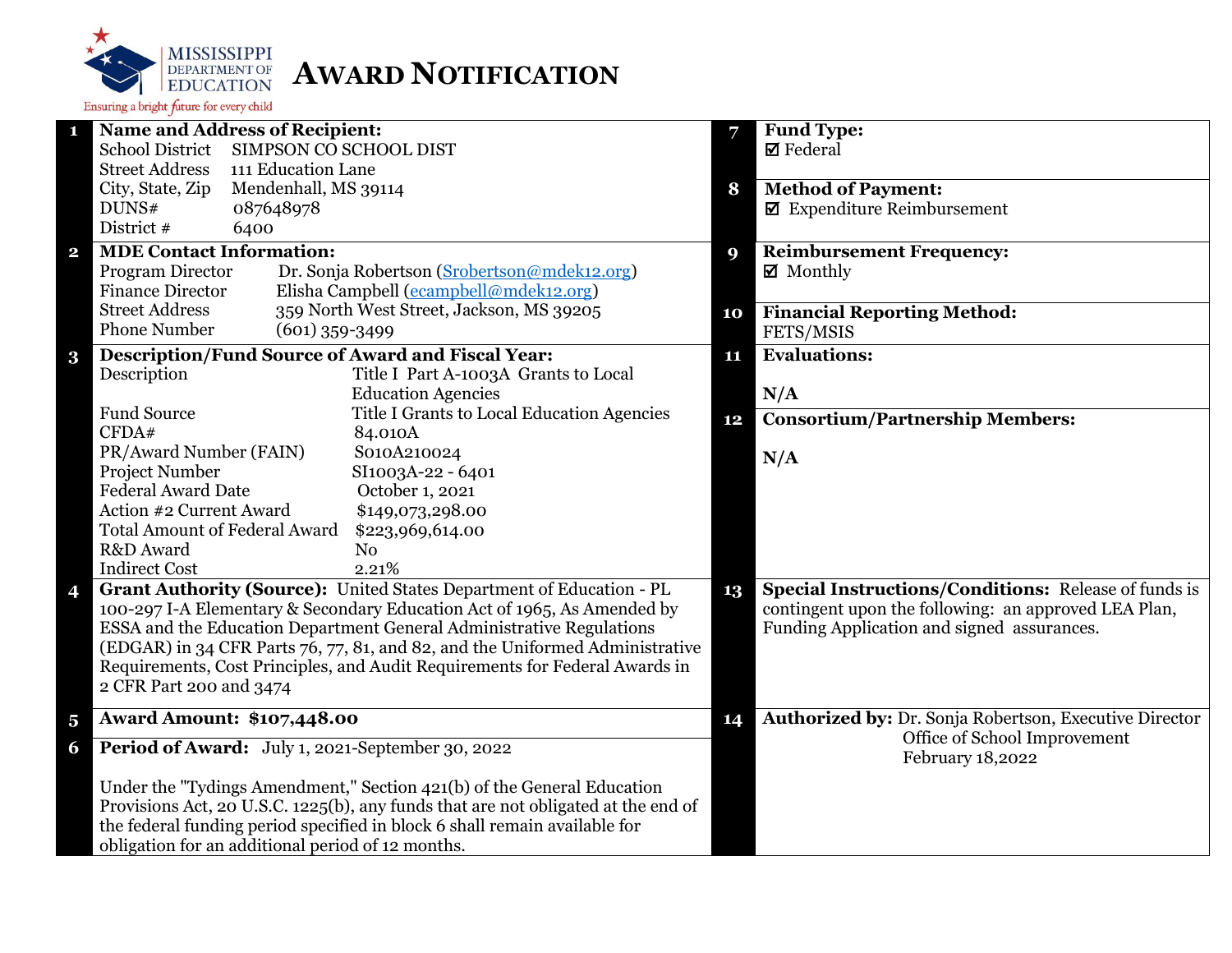MISSISSIPPI DEPARTMENT OF EDUCATION

Ensuring a bright future for every child

# AWARD NOTIFICATION

**1 Name and Address of Recipient:**

School District: SIMPSON CO SCHOOL DIST
Street Address: 111 Education Lane
City, State, Zip: Mendenhall, MS 39114
DUNS#: 087648978
District #: 6400

**2 MDE Contact Information:**

Program Director: Dr. Sonja Robertson (Srobertson@mdek12.org)
Finance Director: Elisha Campbell (ecampbell@mdek12.org)
Street Address: 359 North West Street, Jackson, MS 39205
Phone Number: (601) 359-3499

**3 Description/Fund Source of Award and Fiscal Year:**

| | |
|---|---|
| Description | Title I Part A-1003A Grants to Local Education Agencies |
| Fund Source | Title I Grants to Local Education Agencies |
| CFDA# | 84.010A |
| PR/Award Number (FAIN) | S010A210024 |
| Project Number | SI1003A-22 - 6401 |
| Federal Award Date | October 1, 2021 |
| Action #2 Current Award | $149,073,298.00 |
| Total Amount of Federal Award | $223,969,614.00 |
| R&D Award | No |
| Indirect Cost | 2.21% |

**4 Grant Authority (Source):** United States Department of Education - PL 100-297 I-A Elementary & Secondary Education Act of 1965, As Amended by ESSA and the Education Department General Administrative Regulations (EDGAR) in 34 CFR Parts 76, 77, 81, and 82, and the Uniformed Administrative Requirements, Cost Principles, and Audit Requirements for Federal Awards in 2 CFR Part 200 and 3474

**5 Award Amount: $107,448.00**

**6 Period of Award:** July 1, 2021-September 30, 2022

Under the "Tydings Amendment," Section 421(b) of the General Education Provisions Act, 20 U.S.C. 1225(b), any funds that are not obligated at the end of the federal funding period specified in block 6 shall remain available for obligation for an additional period of 12 months.

**7 Fund Type:**
☑ Federal

**8 Method of Payment:**
☑ Expenditure Reimbursement

**9 Reimbursement Frequency:**
☑ Monthly

**10 Financial Reporting Method:**
FETS/MSIS

**11 Evaluations:**

N/A

**12 Consortium/Partnership Members:**

N/A

**13 Special Instructions/Conditions:** Release of funds is contingent upon the following: an approved LEA Plan, Funding Application and signed assurances.

**14 Authorized by:** Dr. Sonja Robertson, Executive Director
Office of School Improvement
February 18,2022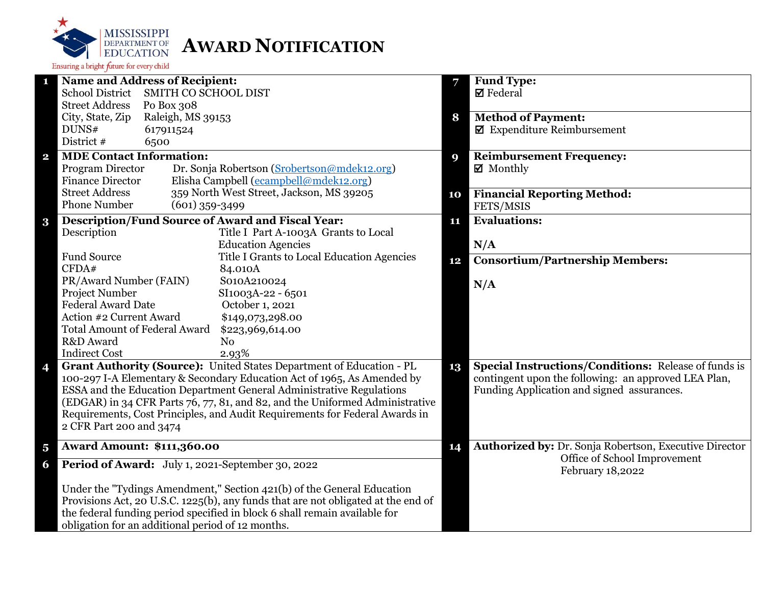# AWARD NOTIFICATION

MISSISSIPPI DEPARTMENT OF EDUCATION
Ensuring a bright future for every child

**1 Name and Address of Recipient:**

| | |
|---|---|
| School District | SMITH CO SCHOOL DIST |
| Street Address | Po Box 308 |
| City, State, Zip | Raleigh, MS 39153 |
| DUNS# | 617911524 |
| District # | 6500 |

**2 MDE Contact Information:**

| | |
|---|---|
| Program Director | Dr. Sonja Robertson (Srobertson@mdek12.org) |
| Finance Director | Elisha Campbell (ecampbell@mdek12.org) |
| Street Address | 359 North West Street, Jackson, MS 39205 |
| Phone Number | (601) 359-3499 |

**3 Description/Fund Source of Award and Fiscal Year:**

| | |
|---|---|
| Description | Title I Part A-1003A Grants to Local Education Agencies |
| Fund Source | Title I Grants to Local Education Agencies |
| CFDA# | 84.010A |
| PR/Award Number (FAIN) | S010A210024 |
| Project Number | SI1003A-22 - 6501 |
| Federal Award Date | October 1, 2021 |
| Action #2 Current Award | $149,073,298.00 |
| Total Amount of Federal Award | $223,969,614.00 |
| R&D Award | No |
| Indirect Cost | 2.93% |

**4 Grant Authority (Source):** United States Department of Education - PL 100-297 I-A Elementary & Secondary Education Act of 1965, As Amended by ESSA and the Education Department General Administrative Regulations (EDGAR) in 34 CFR Parts 76, 77, 81, and 82, and the Uniformed Administrative Requirements, Cost Principles, and Audit Requirements for Federal Awards in 2 CFR Part 200 and 3474

**5 Award Amount: $111,360.00**

**6 Period of Award:** July 1, 2021-September 30, 2022

Under the "Tydings Amendment," Section 421(b) of the General Education Provisions Act, 20 U.S.C. 1225(b), any funds that are not obligated at the end of the federal funding period specified in block 6 shall remain available for obligation for an additional period of 12 months.

**7 Fund Type:**
☑ Federal

**8 Method of Payment:**
☑ Expenditure Reimbursement

**9 Reimbursement Frequency:**
☑ Monthly

**10 Financial Reporting Method:**
FETS/MSIS

**11 Evaluations:**

N/A

**12 Consortium/Partnership Members:**

N/A

**13 Special Instructions/Conditions:** Release of funds is contingent upon the following: an approved LEA Plan, Funding Application and signed assurances.

**14 Authorized by:** Dr. Sonja Robertson, Executive Director
Office of School Improvement
February 18,2022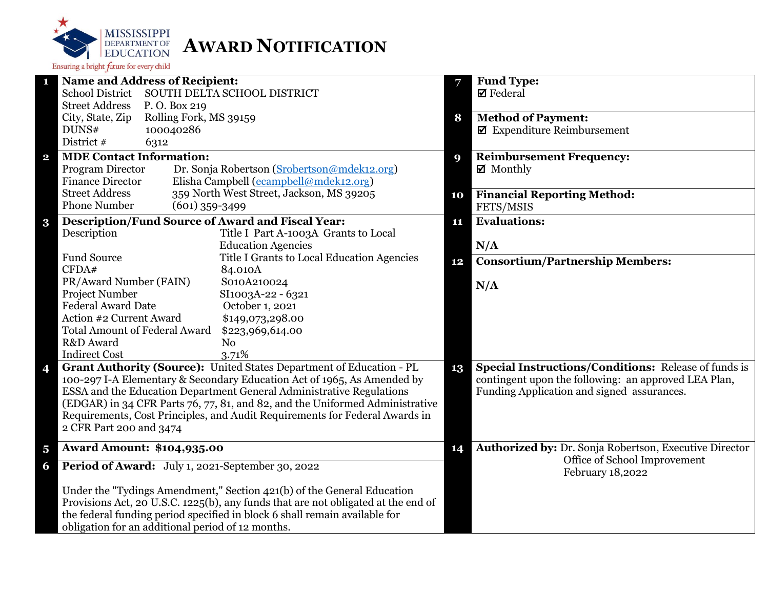MISSISSIPPI DEPARTMENT OF EDUCATION

Ensuring a bright future for every child

# AWARD NOTIFICATION

**1 Name and Address of Recipient:**

| | |
|---|---|
| School District | SOUTH DELTA SCHOOL DISTRICT |
| Street Address | P. O. Box 219 |
| City, State, Zip | Rolling Fork, MS 39159 |
| DUNS# | 100040286 |
| District # | 6312 |

**2 MDE Contact Information:**

| | |
|---|---|
| Program Director | Dr. Sonja Robertson (Srobertson@mdek12.org) |
| Finance Director | Elisha Campbell (ecampbell@mdek12.org) |
| Street Address | 359 North West Street, Jackson, MS 39205 |
| Phone Number | (601) 359-3499 |

**3 Description/Fund Source of Award and Fiscal Year:**

| | |
|---|---|
| Description | Title I Part A-1003A Grants to Local Education Agencies |
| Fund Source | Title I Grants to Local Education Agencies |
| CFDA# | 84.010A |
| PR/Award Number (FAIN) | S010A210024 |
| Project Number | SI1003A-22 - 6321 |
| Federal Award Date | October 1, 2021 |
| Action #2 Current Award | $149,073,298.00 |
| Total Amount of Federal Award | $223,969,614.00 |
| R&D Award | No |
| Indirect Cost | 3.71% |

**4 Grant Authority (Source):** United States Department of Education - PL 100-297 I-A Elementary & Secondary Education Act of 1965, As Amended by ESSA and the Education Department General Administrative Regulations (EDGAR) in 34 CFR Parts 76, 77, 81, and 82, and the Uniformed Administrative Requirements, Cost Principles, and Audit Requirements for Federal Awards in 2 CFR Part 200 and 3474

**5 Award Amount: $104,935.00**

**6 Period of Award:** July 1, 2021-September 30, 2022

Under the "Tydings Amendment," Section 421(b) of the General Education Provisions Act, 20 U.S.C. 1225(b), any funds that are not obligated at the end of the federal funding period specified in block 6 shall remain available for obligation for an additional period of 12 months.

**7 Fund Type:**
☑ Federal

**8 Method of Payment:**
☑ Expenditure Reimbursement

**9 Reimbursement Frequency:**
☑ Monthly

**10 Financial Reporting Method:**
FETS/MSIS

**11 Evaluations:**

N/A

**12 Consortium/Partnership Members:**

N/A

**13 Special Instructions/Conditions:** Release of funds is contingent upon the following: an approved LEA Plan, Funding Application and signed assurances.

**14 Authorized by:** Dr. Sonja Robertson, Executive Director
Office of School Improvement
February 18,2022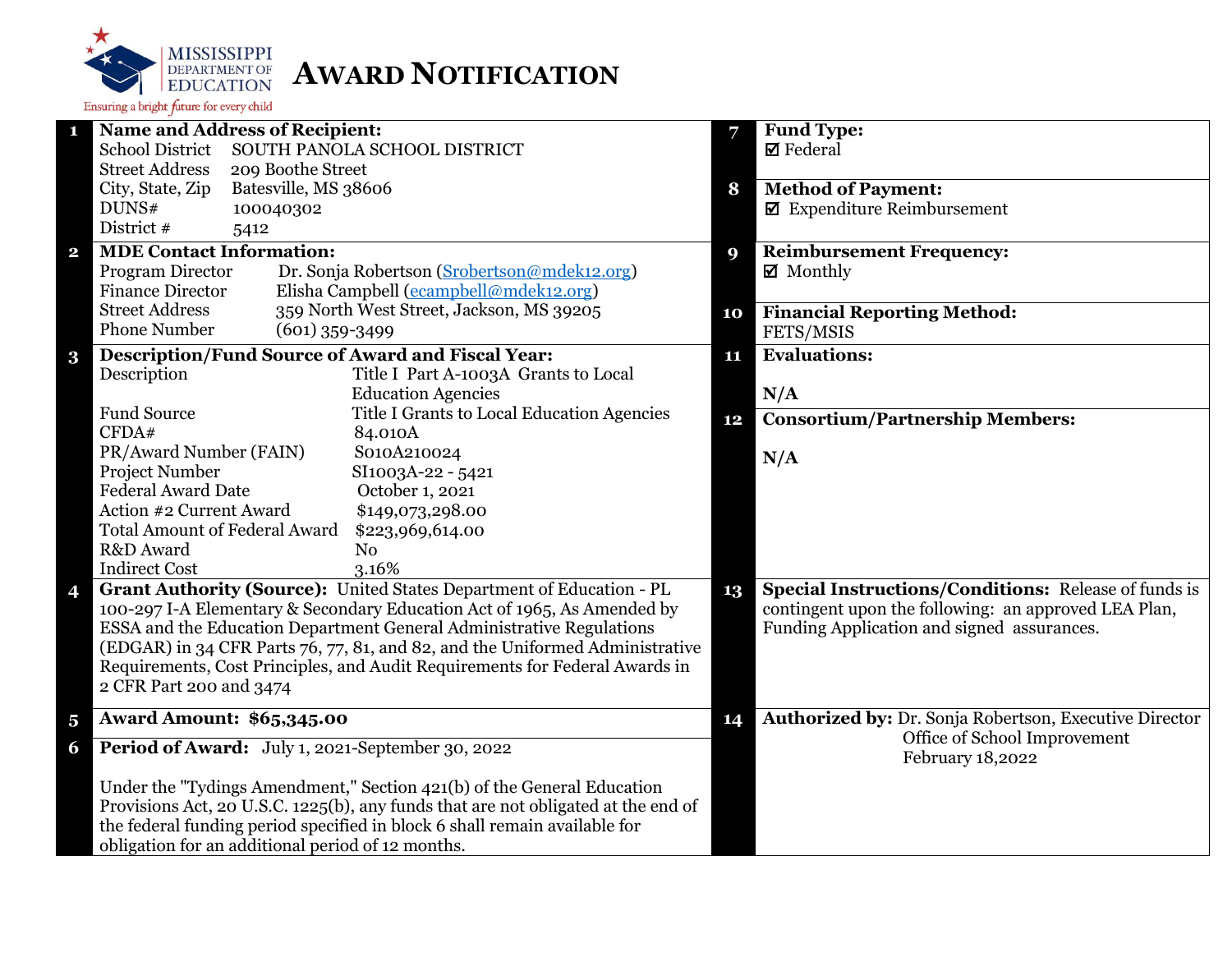MISSISSIPPI DEPARTMENT OF EDUCATION
Ensuring a bright future for every child

# AWARD NOTIFICATION

**1 Name and Address of Recipient:**

| | |
|---|---|
| School District | SOUTH PANOLA SCHOOL DISTRICT |
| Street Address | 209 Boothe Street |
| City, State, Zip | Batesville, MS 38606 |
| DUNS# | 100040302 |
| District # | 5412 |

**2 MDE Contact Information:**

| | |
|---|---|
| Program Director | Dr. Sonja Robertson (Srobertson@mdek12.org) |
| Finance Director | Elisha Campbell (ecampbell@mdek12.org) |
| Street Address | 359 North West Street, Jackson, MS 39205 |
| Phone Number | (601) 359-3499 |

**3 Description/Fund Source of Award and Fiscal Year:**

| | |
|---|---|
| Description | Title I Part A-1003A Grants to Local Education Agencies |
| Fund Source | Title I Grants to Local Education Agencies |
| CFDA# | 84.010A |
| PR/Award Number (FAIN) | S010A210024 |
| Project Number | SI1003A-22 - 5421 |
| Federal Award Date | October 1, 2021 |
| Action #2 Current Award | $149,073,298.00 |
| Total Amount of Federal Award | $223,969,614.00 |
| R&D Award | No |
| Indirect Cost | 3.16% |

**4 Grant Authority (Source):** United States Department of Education - PL 100-297 I-A Elementary & Secondary Education Act of 1965, As Amended by ESSA and the Education Department General Administrative Regulations (EDGAR) in 34 CFR Parts 76, 77, 81, and 82, and the Uniformed Administrative Requirements, Cost Principles, and Audit Requirements for Federal Awards in 2 CFR Part 200 and 3474

**5 Award Amount: $65,345.00**

**6 Period of Award:** July 1, 2021-September 30, 2022

Under the "Tydings Amendment," Section 421(b) of the General Education Provisions Act, 20 U.S.C. 1225(b), any funds that are not obligated at the end of the federal funding period specified in block 6 shall remain available for obligation for an additional period of 12 months.

**7 Fund Type:**
☑ Federal

**8 Method of Payment:**
☑ Expenditure Reimbursement

**9 Reimbursement Frequency:**
☑ Monthly

**10 Financial Reporting Method:**
FETS/MSIS

**11 Evaluations:**
N/A

**12 Consortium/Partnership Members:**
N/A

**13 Special Instructions/Conditions:** Release of funds is contingent upon the following: an approved LEA Plan, Funding Application and signed assurances.

**14 Authorized by:** Dr. Sonja Robertson, Executive Director
Office of School Improvement
February 18,2022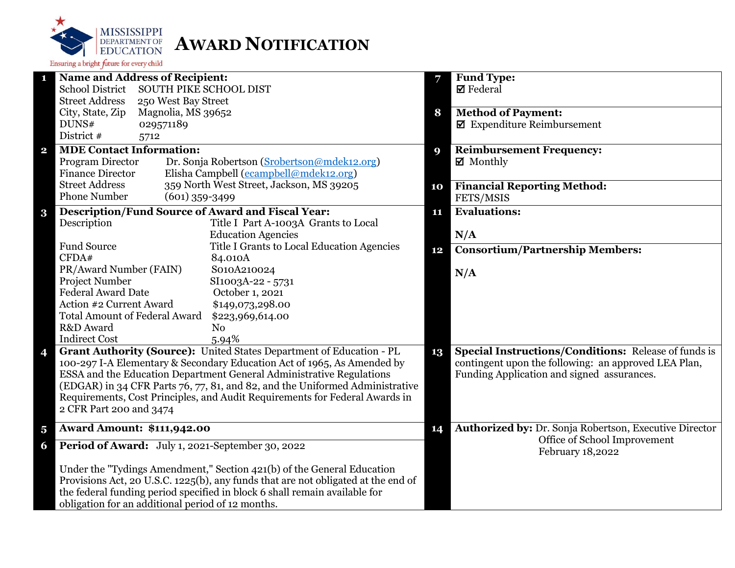MISSISSIPPI DEPARTMENT OF EDUCATION

Ensuring a bright future for every child

# AWARD NOTIFICATION

**1 Name and Address of Recipient:**

School District SOUTH PIKE SCHOOL DIST
Street Address 250 West Bay Street
City, State, Zip Magnolia, MS 39652
DUNS# 029571189
District # 5712

**2 MDE Contact Information:**

Program Director Dr. Sonja Robertson (Srobertson@mdek12.org)
Finance Director Elisha Campbell (ecampbell@mdek12.org)
Street Address 359 North West Street, Jackson, MS 39205
Phone Number (601) 359-3499

**3 Description/Fund Source of Award and Fiscal Year:**

| | |
|---|---|
| Description | Title I Part A-1003A Grants to Local Education Agencies |
| Fund Source | Title I Grants to Local Education Agencies |
| CFDA# | 84.010A |
| PR/Award Number (FAIN) | S010A210024 |
| Project Number | SI1003A-22 - 5731 |
| Federal Award Date | October 1, 2021 |
| Action #2 Current Award | $149,073,298.00 |
| Total Amount of Federal Award | $223,969,614.00 |
| R&D Award | No |
| Indirect Cost | 5.94% |

**4 Grant Authority (Source):** United States Department of Education - PL 100-297 I-A Elementary & Secondary Education Act of 1965, As Amended by ESSA and the Education Department General Administrative Regulations (EDGAR) in 34 CFR Parts 76, 77, 81, and 82, and the Uniformed Administrative Requirements, Cost Principles, and Audit Requirements for Federal Awards in 2 CFR Part 200 and 3474

**5 Award Amount: $111,942.00**

**6 Period of Award:** July 1, 2021-September 30, 2022

Under the "Tydings Amendment," Section 421(b) of the General Education Provisions Act, 20 U.S.C. 1225(b), any funds that are not obligated at the end of the federal funding period specified in block 6 shall remain available for obligation for an additional period of 12 months.

**7 Fund Type:**

☑ Federal

**8 Method of Payment:**

☑ Expenditure Reimbursement

**9 Reimbursement Frequency:**

☑ Monthly

**10 Financial Reporting Method:**

FETS/MSIS

**11 Evaluations:**

N/A

**12 Consortium/Partnership Members:**

N/A

**13 Special Instructions/Conditions:** Release of funds is contingent upon the following: an approved LEA Plan, Funding Application and signed assurances.

**14 Authorized by:** Dr. Sonja Robertson, Executive Director
Office of School Improvement
February 18,2022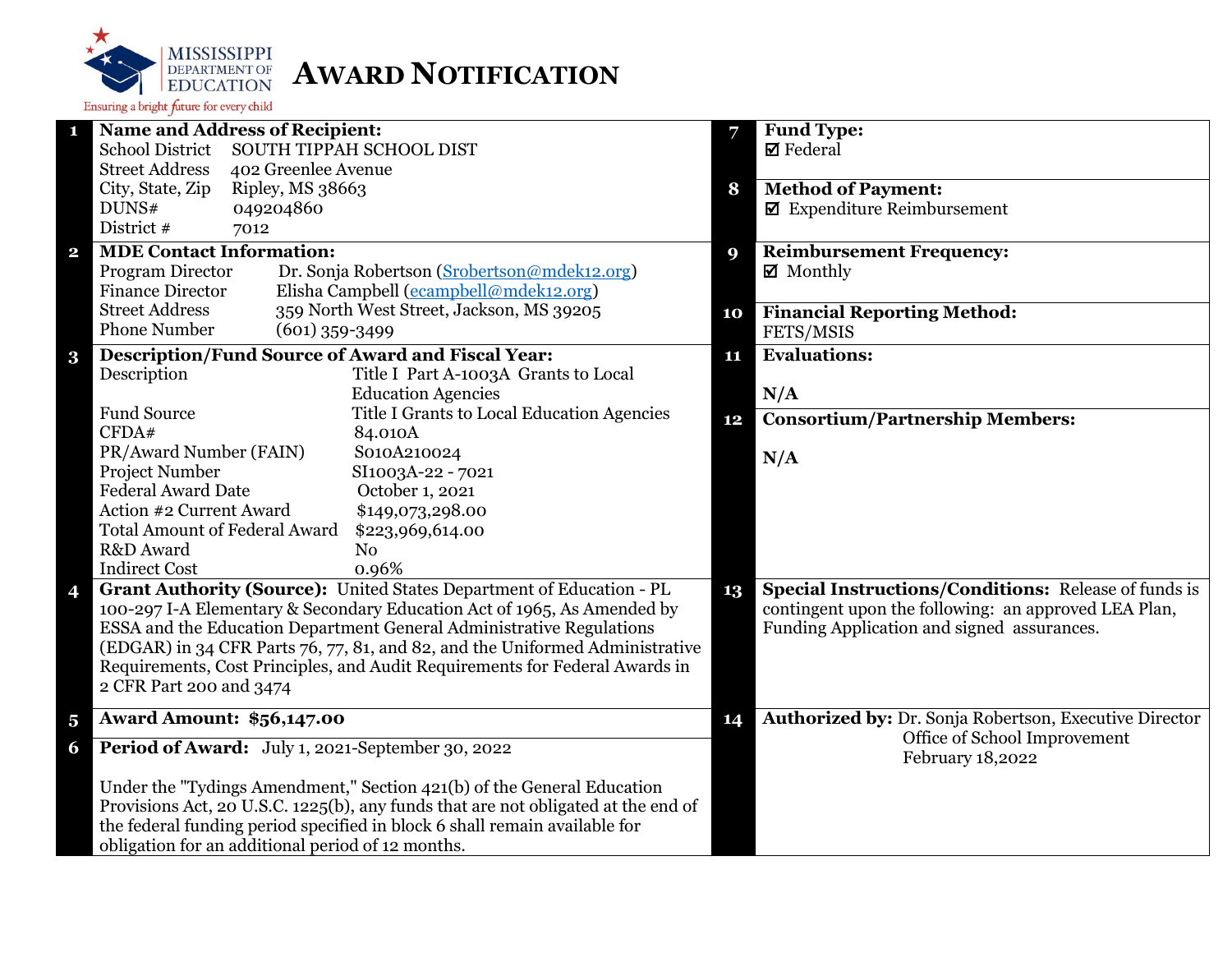MISSISSIPPI DEPARTMENT OF EDUCATION
Ensuring a bright future for every child

# AWARD NOTIFICATION

**1 Name and Address of Recipient:**

| | |
|---|---|
| School District | SOUTH TIPPAH SCHOOL DIST |
| Street Address | 402 Greenlee Avenue |
| City, State, Zip | Ripley, MS 38663 |
| DUNS# | 049204860 |
| District # | 7012 |

**2 MDE Contact Information:**

| | |
|---|---|
| Program Director | Dr. Sonja Robertson (Srobertson@mdek12.org) |
| Finance Director | Elisha Campbell (ecampbell@mdek12.org) |
| Street Address | 359 North West Street, Jackson, MS 39205 |
| Phone Number | (601) 359-3499 |

**3 Description/Fund Source of Award and Fiscal Year:**

| | |
|---|---|
| Description | Title I Part A-1003A Grants to Local Education Agencies |
| Fund Source | Title I Grants to Local Education Agencies |
| CFDA# | 84.010A |
| PR/Award Number (FAIN) | S010A210024 |
| Project Number | SI1003A-22 - 7021 |
| Federal Award Date | October 1, 2021 |
| Action #2 Current Award | $149,073,298.00 |
| Total Amount of Federal Award | $223,969,614.00 |
| R&D Award | No |
| Indirect Cost | 0.96% |

**4 Grant Authority (Source):** United States Department of Education - PL 100-297 I-A Elementary & Secondary Education Act of 1965, As Amended by ESSA and the Education Department General Administrative Regulations (EDGAR) in 34 CFR Parts 76, 77, 81, and 82, and the Uniformed Administrative Requirements, Cost Principles, and Audit Requirements for Federal Awards in 2 CFR Part 200 and 3474

**5 Award Amount: $56,147.00**

**6 Period of Award:** July 1, 2021-September 30, 2022

Under the "Tydings Amendment," Section 421(b) of the General Education Provisions Act, 20 U.S.C. 1225(b), any funds that are not obligated at the end of the federal funding period specified in block 6 shall remain available for obligation for an additional period of 12 months.

**7 Fund Type:**
☑ Federal

**8 Method of Payment:**
☑ Expenditure Reimbursement

**9 Reimbursement Frequency:**
☑ Monthly

**10 Financial Reporting Method:**
FETS/MSIS

**11 Evaluations:**

N/A

**12 Consortium/Partnership Members:**

N/A

**13 Special Instructions/Conditions:** Release of funds is contingent upon the following: an approved LEA Plan, Funding Application and signed assurances.

**14 Authorized by:** Dr. Sonja Robertson, Executive Director
Office of School Improvement
February 18,2022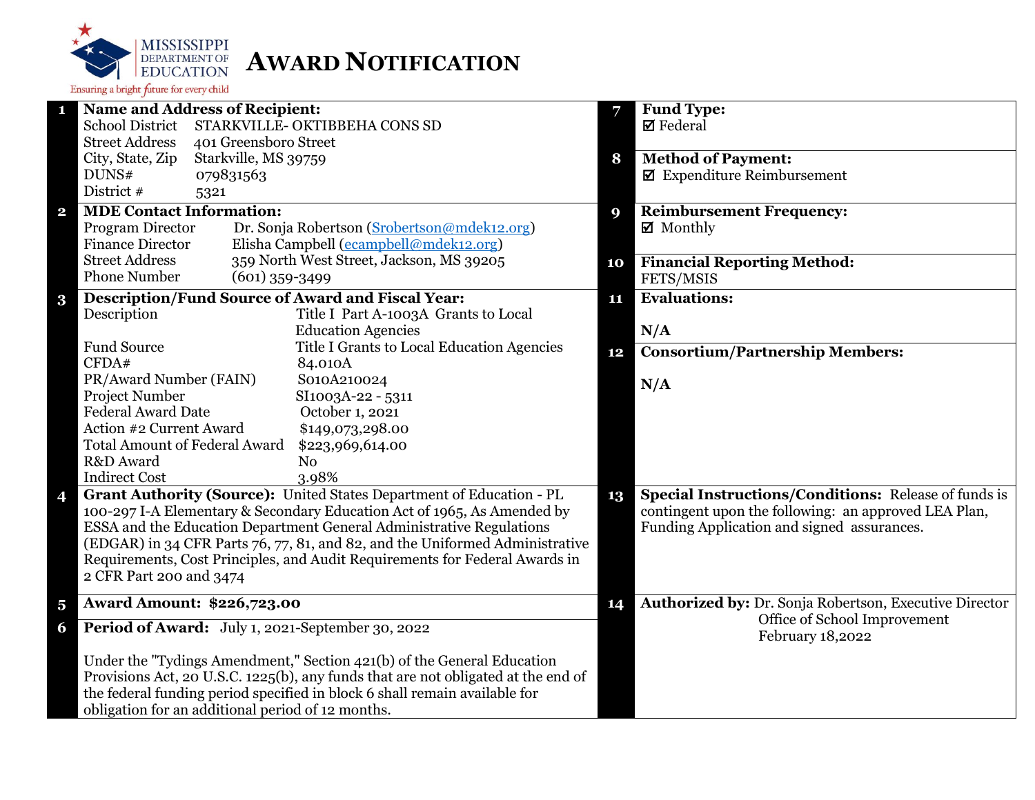MISSISSIPPI DEPARTMENT OF EDUCATION
Ensuring a bright future for every child

# AWARD NOTIFICATION

**1 Name and Address of Recipient:**

| | |
|---|---|
| School District | STARKVILLE- OKTIBBEHA CONS SD |
| Street Address | 401 Greensboro Street |
| City, State, Zip | Starkville, MS 39759 |
| DUNS# | 079831563 |
| District # | 5321 |

**2 MDE Contact Information:**

| | |
|---|---|
| Program Director | Dr. Sonja Robertson (Srobertson@mdek12.org) |
| Finance Director | Elisha Campbell (ecampbell@mdek12.org) |
| Street Address | 359 North West Street, Jackson, MS 39205 |
| Phone Number | (601) 359-3499 |

**3 Description/Fund Source of Award and Fiscal Year:**

| | |
|---|---|
| Description | Title I Part A-1003A Grants to Local Education Agencies |
| Fund Source | Title I Grants to Local Education Agencies |
| CFDA# | 84.010A |
| PR/Award Number (FAIN) | S010A210024 |
| Project Number | SI1003A-22 - 5311 |
| Federal Award Date | October 1, 2021 |
| Action #2 Current Award | $149,073,298.00 |
| Total Amount of Federal Award | $223,969,614.00 |
| R&D Award | No |
| Indirect Cost | 3.98% |

**4 Grant Authority (Source):** United States Department of Education - PL 100-297 I-A Elementary & Secondary Education Act of 1965, As Amended by ESSA and the Education Department General Administrative Regulations (EDGAR) in 34 CFR Parts 76, 77, 81, and 82, and the Uniformed Administrative Requirements, Cost Principles, and Audit Requirements for Federal Awards in 2 CFR Part 200 and 3474

**5 Award Amount: $226,723.00**

**6 Period of Award:** July 1, 2021-September 30, 2022

Under the "Tydings Amendment," Section 421(b) of the General Education Provisions Act, 20 U.S.C. 1225(b), any funds that are not obligated at the end of the federal funding period specified in block 6 shall remain available for obligation for an additional period of 12 months.

**7 Fund Type:**
☑ Federal

**8 Method of Payment:**
☑ Expenditure Reimbursement

**9 Reimbursement Frequency:**
☑ Monthly

**10 Financial Reporting Method:**
FETS/MSIS

**11 Evaluations:**

N/A

**12 Consortium/Partnership Members:**

N/A

**13 Special Instructions/Conditions:** Release of funds is contingent upon the following: an approved LEA Plan, Funding Application and signed assurances.

**14 Authorized by:** Dr. Sonja Robertson, Executive Director
Office of School Improvement
February 18,2022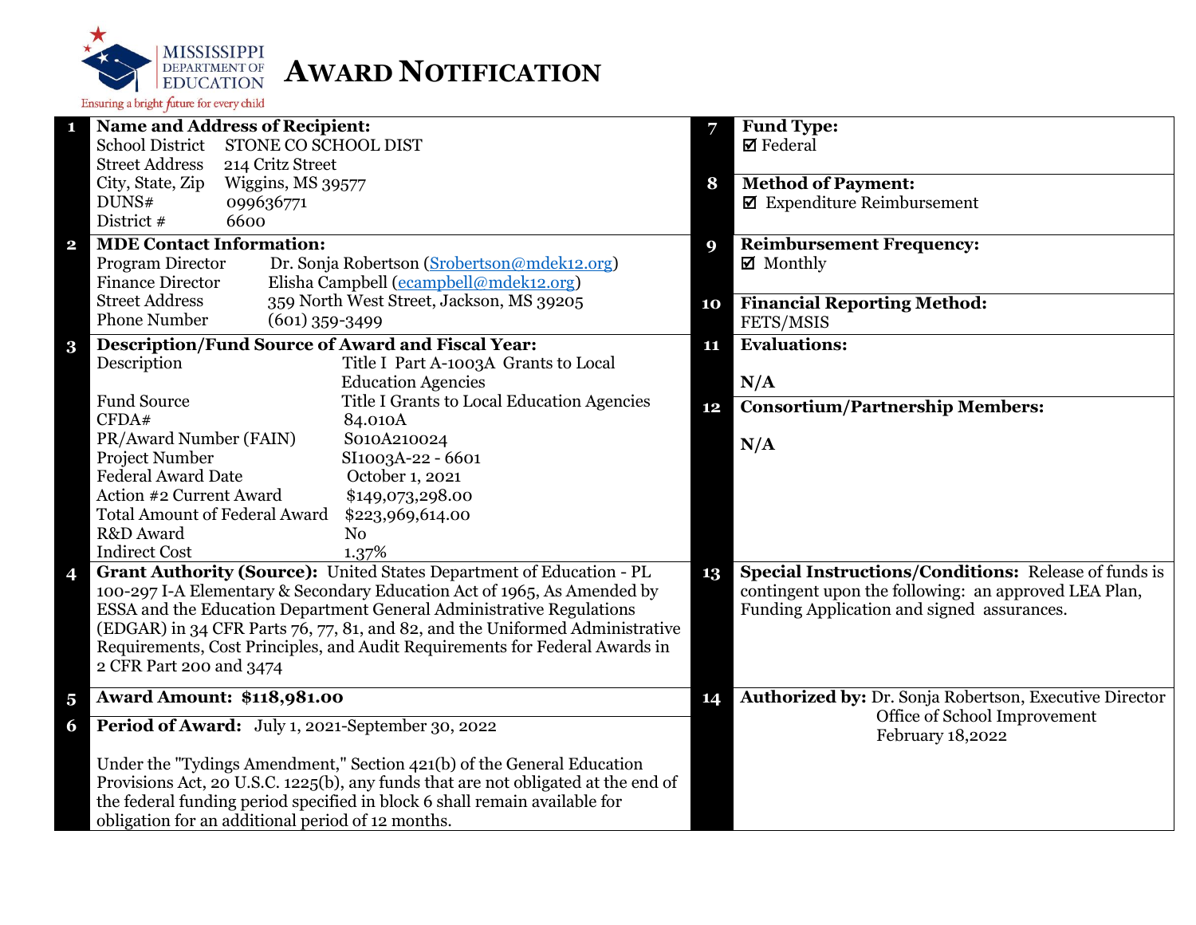MISSISSIPPI DEPARTMENT OF EDUCATION

Ensuring a bright future for every child

# AWARD NOTIFICATION

**1 Name and Address of Recipient:**

| | |
|---|---|
| School District | STONE CO SCHOOL DIST |
| Street Address | 214 Critz Street |
| City, State, Zip | Wiggins, MS 39577 |
| DUNS# | 099636771 |
| District # | 6600 |

**2 MDE Contact Information:**

| | |
|---|---|
| Program Director | Dr. Sonja Robertson (Srobertson@mdek12.org) |
| Finance Director | Elisha Campbell (ecampbell@mdek12.org) |
| Street Address | 359 North West Street, Jackson, MS 39205 |
| Phone Number | (601) 359-3499 |

**3 Description/Fund Source of Award and Fiscal Year:**

| | |
|---|---|
| Description | Title I Part A-1003A Grants to Local Education Agencies |
| Fund Source | Title I Grants to Local Education Agencies |
| CFDA# | 84.010A |
| PR/Award Number (FAIN) | S010A210024 |
| Project Number | SI1003A-22 - 6601 |
| Federal Award Date | October 1, 2021 |
| Action #2 Current Award | $149,073,298.00 |
| Total Amount of Federal Award | $223,969,614.00 |
| R&D Award | No |
| Indirect Cost | 1.37% |

**4 Grant Authority (Source):** United States Department of Education - PL 100-297 I-A Elementary & Secondary Education Act of 1965, As Amended by ESSA and the Education Department General Administrative Regulations (EDGAR) in 34 CFR Parts 76, 77, 81, and 82, and the Uniformed Administrative Requirements, Cost Principles, and Audit Requirements for Federal Awards in 2 CFR Part 200 and 3474

**5 Award Amount: $118,981.00**

**6 Period of Award:** July 1, 2021-September 30, 2022

Under the "Tydings Amendment," Section 421(b) of the General Education Provisions Act, 20 U.S.C. 1225(b), any funds that are not obligated at the end of the federal funding period specified in block 6 shall remain available for obligation for an additional period of 12 months.

**7 Fund Type:**
☑ Federal

**8 Method of Payment:**
☑ Expenditure Reimbursement

**9 Reimbursement Frequency:**
☑ Monthly

**10 Financial Reporting Method:**
FETS/MSIS

**11 Evaluations:**

N/A

**12 Consortium/Partnership Members:**

N/A

**13 Special Instructions/Conditions:** Release of funds is contingent upon the following: an approved LEA Plan, Funding Application and signed assurances.

**14 Authorized by:** Dr. Sonja Robertson, Executive Director
Office of School Improvement
February 18,2022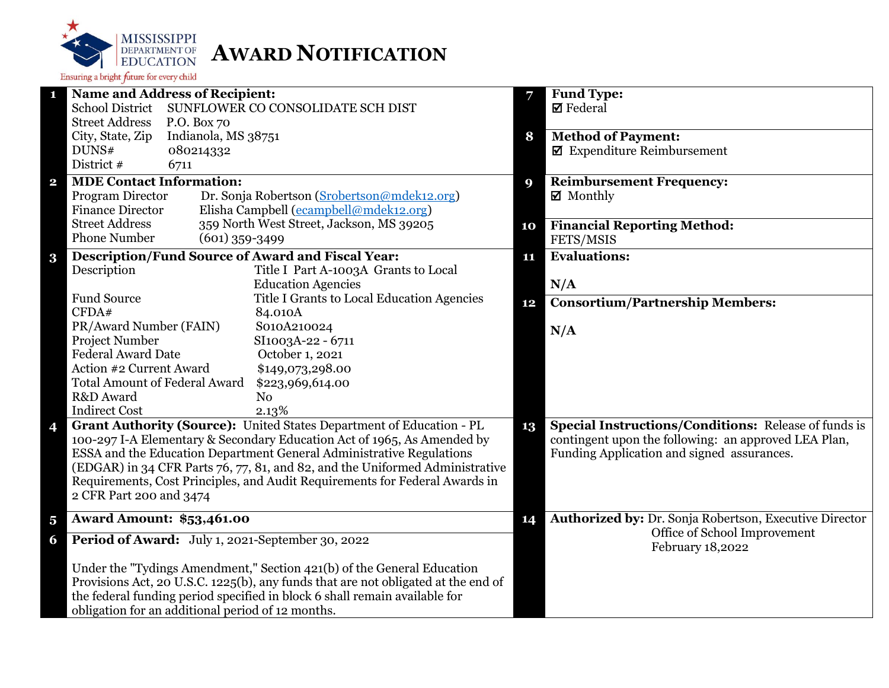MISSISSIPPI DEPARTMENT OF EDUCATION

Ensuring a bright future for every child

# AWARD NOTIFICATION

**1 Name and Address of Recipient:**

| | |
|---|---|
| School District | SUNFLOWER CO CONSOLIDATE SCH DIST |
| Street Address | P.O. Box 70 |
| City, State, Zip | Indianola, MS 38751 |
| DUNS# | 080214332 |
| District # | 6711 |

**2 MDE Contact Information:**

| | |
|---|---|
| Program Director | Dr. Sonja Robertson (Srobertson@mdek12.org) |
| Finance Director | Elisha Campbell (ecampbell@mdek12.org) |
| Street Address | 359 North West Street, Jackson, MS 39205 |
| Phone Number | (601) 359-3499 |

**3 Description/Fund Source of Award and Fiscal Year:**

| | |
|---|---|
| Description | Title I Part A-1003A Grants to Local Education Agencies |
| Fund Source | Title I Grants to Local Education Agencies |
| CFDA# | 84.010A |
| PR/Award Number (FAIN) | S010A210024 |
| Project Number | SI1003A-22 - 6711 |
| Federal Award Date | October 1, 2021 |
| Action #2 Current Award | $149,073,298.00 |
| Total Amount of Federal Award | $223,969,614.00 |
| R&D Award | No |
| Indirect Cost | 2.13% |

**4 Grant Authority (Source):** United States Department of Education - PL 100-297 I-A Elementary & Secondary Education Act of 1965, As Amended by ESSA and the Education Department General Administrative Regulations (EDGAR) in 34 CFR Parts 76, 77, 81, and 82, and the Uniformed Administrative Requirements, Cost Principles, and Audit Requirements for Federal Awards in 2 CFR Part 200 and 3474

**5 Award Amount: $53,461.00**

**6 Period of Award:** July 1, 2021-September 30, 2022

Under the "Tydings Amendment," Section 421(b) of the General Education Provisions Act, 20 U.S.C. 1225(b), any funds that are not obligated at the end of the federal funding period specified in block 6 shall remain available for obligation for an additional period of 12 months.

**7 Fund Type:**
☑ Federal

**8 Method of Payment:**
☑ Expenditure Reimbursement

**9 Reimbursement Frequency:**
☑ Monthly

**10 Financial Reporting Method:**
FETS/MSIS

**11 Evaluations:**

N/A

**12 Consortium/Partnership Members:**

N/A

**13 Special Instructions/Conditions:** Release of funds is contingent upon the following: an approved LEA Plan, Funding Application and signed assurances.

**14 Authorized by:** Dr. Sonja Robertson, Executive Director
Office of School Improvement
February 18,2022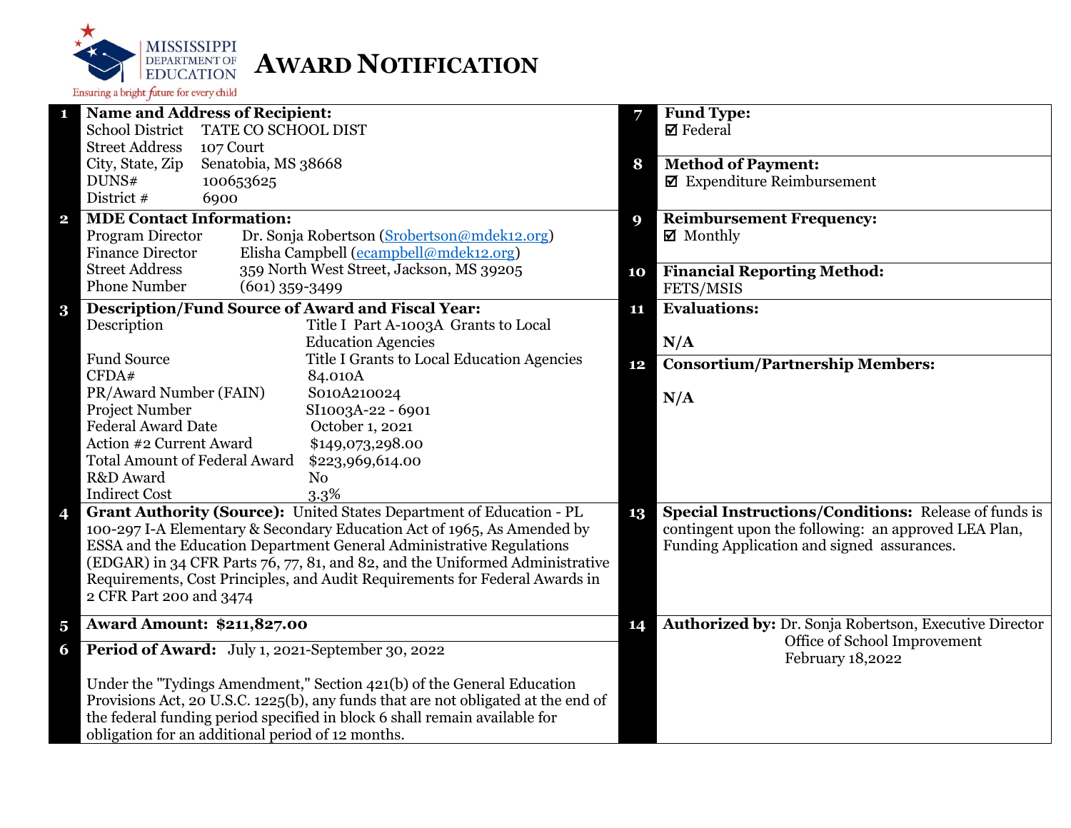MISSISSIPPI DEPARTMENT OF EDUCATION

Ensuring a bright future for every child

# AWARD NOTIFICATION

**1 Name and Address of Recipient:**

School District TATE CO SCHOOL DIST
Street Address 107 Court
City, State, Zip Senatobia, MS 38668
DUNS# 100653625
District # 6900

**2 MDE Contact Information:**

Program Director Dr. Sonja Robertson (Srobertson@mdek12.org)
Finance Director Elisha Campbell (ecampbell@mdek12.org)
Street Address 359 North West Street, Jackson, MS 39205
Phone Number (601) 359-3499

**3 Description/Fund Source of Award and Fiscal Year:**

| | |
|---|---|
| Description | Title I Part A-1003A Grants to Local Education Agencies |
| Fund Source | Title I Grants to Local Education Agencies |
| CFDA# | 84.010A |
| PR/Award Number (FAIN) | S010A210024 |
| Project Number | SI1003A-22 - 6901 |
| Federal Award Date | October 1, 2021 |
| Action #2 Current Award | $149,073,298.00 |
| Total Amount of Federal Award | $223,969,614.00 |
| R&D Award | No |
| Indirect Cost | 3.3% |

**4 Grant Authority (Source):** United States Department of Education - PL 100-297 I-A Elementary & Secondary Education Act of 1965, As Amended by ESSA and the Education Department General Administrative Regulations (EDGAR) in 34 CFR Parts 76, 77, 81, and 82, and the Uniformed Administrative Requirements, Cost Principles, and Audit Requirements for Federal Awards in 2 CFR Part 200 and 3474

**5 Award Amount: $211,827.00**

**6 Period of Award:** July 1, 2021-September 30, 2022

Under the "Tydings Amendment," Section 421(b) of the General Education Provisions Act, 20 U.S.C. 1225(b), any funds that are not obligated at the end of the federal funding period specified in block 6 shall remain available for obligation for an additional period of 12 months.

**7 Fund Type:**
☑ Federal

**8 Method of Payment:**
☑ Expenditure Reimbursement

**9 Reimbursement Frequency:**
☑ Monthly

**10 Financial Reporting Method:**
FETS/MSIS

**11 Evaluations:**

N/A

**12 Consortium/Partnership Members:**

N/A

**13 Special Instructions/Conditions:** Release of funds is contingent upon the following: an approved LEA Plan, Funding Application and signed assurances.

**14 Authorized by:** Dr. Sonja Robertson, Executive Director
Office of School Improvement
February 18,2022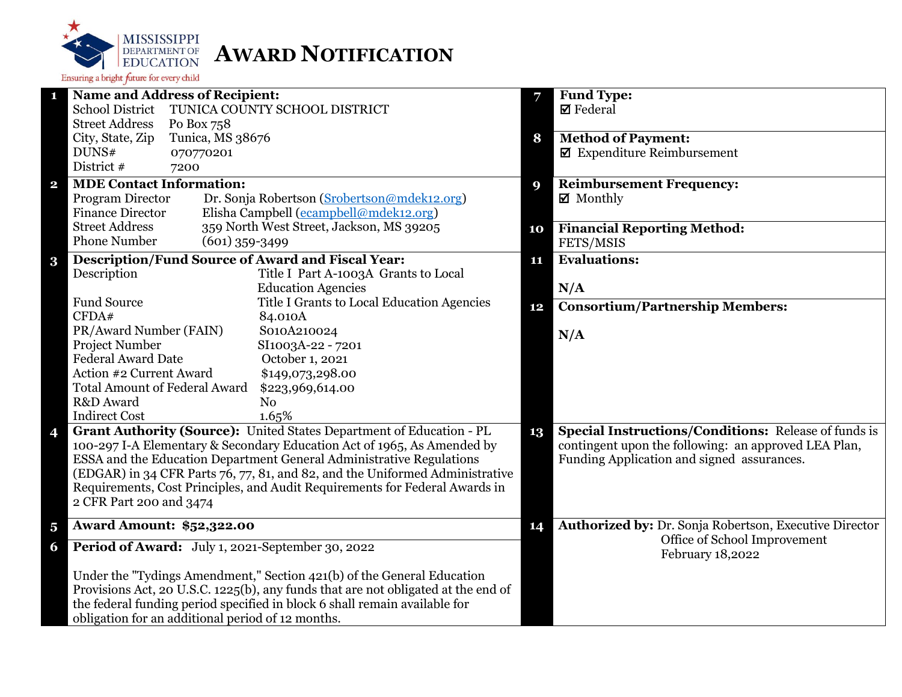MISSISSIPPI DEPARTMENT OF EDUCATION

Ensuring a bright future for every child

# AWARD NOTIFICATION

**1 Name and Address of Recipient:**

| | |
|---|---|
| School District | TUNICA COUNTY SCHOOL DISTRICT |
| Street Address | Po Box 758 |
| City, State, Zip | Tunica, MS 38676 |
| DUNS# | 070770201 |
| District # | 7200 |

**2 MDE Contact Information:**

| | |
|---|---|
| Program Director | Dr. Sonja Robertson (Srobertson@mdek12.org) |
| Finance Director | Elisha Campbell (ecampbell@mdek12.org) |
| Street Address | 359 North West Street, Jackson, MS 39205 |
| Phone Number | (601) 359-3499 |

**3 Description/Fund Source of Award and Fiscal Year:**

| | |
|---|---|
| Description | Title I Part A-1003A Grants to Local Education Agencies |
| Fund Source | Title I Grants to Local Education Agencies |
| CFDA# | 84.010A |
| PR/Award Number (FAIN) | S010A210024 |
| Project Number | SI1003A-22 - 7201 |
| Federal Award Date | October 1, 2021 |
| Action #2 Current Award | $149,073,298.00 |
| Total Amount of Federal Award | $223,969,614.00 |
| R&D Award | No |
| Indirect Cost | 1.65% |

**4 Grant Authority (Source):** United States Department of Education - PL 100-297 I-A Elementary & Secondary Education Act of 1965, As Amended by ESSA and the Education Department General Administrative Regulations (EDGAR) in 34 CFR Parts 76, 77, 81, and 82, and the Uniformed Administrative Requirements, Cost Principles, and Audit Requirements for Federal Awards in 2 CFR Part 200 and 3474

**5 Award Amount: $52,322.00**

**6 Period of Award:** July 1, 2021-September 30, 2022

Under the "Tydings Amendment," Section 421(b) of the General Education Provisions Act, 20 U.S.C. 1225(b), any funds that are not obligated at the end of the federal funding period specified in block 6 shall remain available for obligation for an additional period of 12 months.

**7 Fund Type:**
☑ Federal

**8 Method of Payment:**
☑ Expenditure Reimbursement

**9 Reimbursement Frequency:**
☑ Monthly

**10 Financial Reporting Method:**
FETS/MSIS

**11 Evaluations:**

N/A

**12 Consortium/Partnership Members:**

N/A

**13 Special Instructions/Conditions:** Release of funds is contingent upon the following: an approved LEA Plan, Funding Application and signed assurances.

**14 Authorized by:** Dr. Sonja Robertson, Executive Director
Office of School Improvement
February 18,2022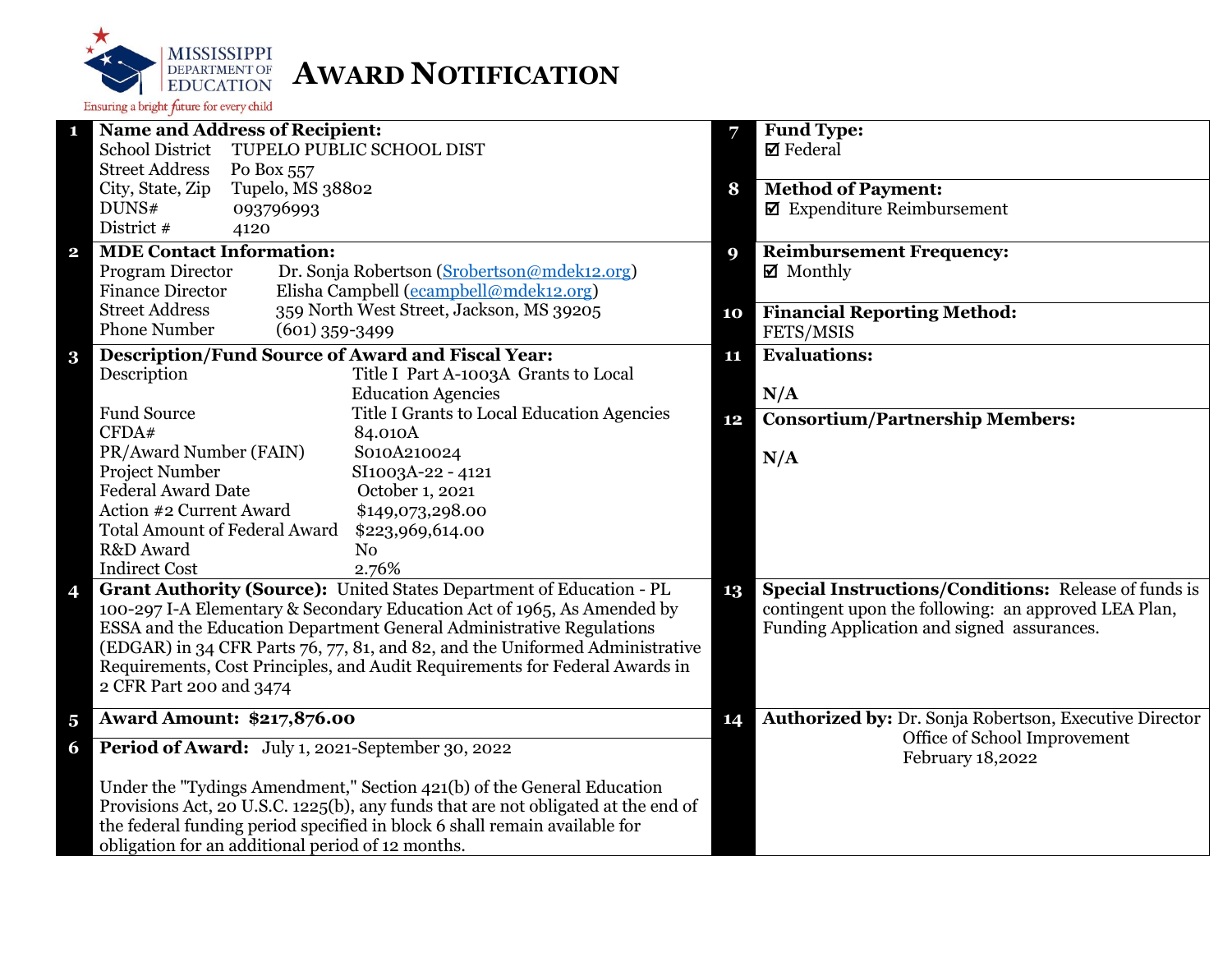MISSISSIPPI DEPARTMENT OF EDUCATION

Ensuring a bright future for every child

# AWARD NOTIFICATION

**1 Name and Address of Recipient:**

School District TUPELO PUBLIC SCHOOL DIST
Street Address Po Box 557
City, State, Zip Tupelo, MS 38802
DUNS# 093796993
District # 4120

**2 MDE Contact Information:**

Program Director Dr. Sonja Robertson (Srobertson@mdek12.org)
Finance Director Elisha Campbell (ecampbell@mdek12.org)
Street Address 359 North West Street, Jackson, MS 39205
Phone Number (601) 359-3499

**3 Description/Fund Source of Award and Fiscal Year:**

| | |
|---|---|
| Description | Title I Part A-1003A Grants to Local Education Agencies |
| Fund Source | Title I Grants to Local Education Agencies |
| CFDA# | 84.010A |
| PR/Award Number (FAIN) | S010A210024 |
| Project Number | SI1003A-22 - 4121 |
| Federal Award Date | October 1, 2021 |
| Action #2 Current Award | $149,073,298.00 |
| Total Amount of Federal Award | $223,969,614.00 |
| R&D Award | No |
| Indirect Cost | 2.76% |

**4 Grant Authority (Source):** United States Department of Education - PL 100-297 I-A Elementary & Secondary Education Act of 1965, As Amended by ESSA and the Education Department General Administrative Regulations (EDGAR) in 34 CFR Parts 76, 77, 81, and 82, and the Uniformed Administrative Requirements, Cost Principles, and Audit Requirements for Federal Awards in 2 CFR Part 200 and 3474

**5 Award Amount: $217,876.00**

**6 Period of Award:** July 1, 2021-September 30, 2022

Under the "Tydings Amendment," Section 421(b) of the General Education Provisions Act, 20 U.S.C. 1225(b), any funds that are not obligated at the end of the federal funding period specified in block 6 shall remain available for obligation for an additional period of 12 months.

**7 Fund Type:**
☑ Federal

**8 Method of Payment:**
☑ Expenditure Reimbursement

**9 Reimbursement Frequency:**
☑ Monthly

**10 Financial Reporting Method:**
FETS/MSIS

**11 Evaluations:**

N/A

**12 Consortium/Partnership Members:**

N/A

**13 Special Instructions/Conditions:** Release of funds is contingent upon the following: an approved LEA Plan, Funding Application and signed assurances.

**14 Authorized by:** Dr. Sonja Robertson, Executive Director
Office of School Improvement
February 18,2022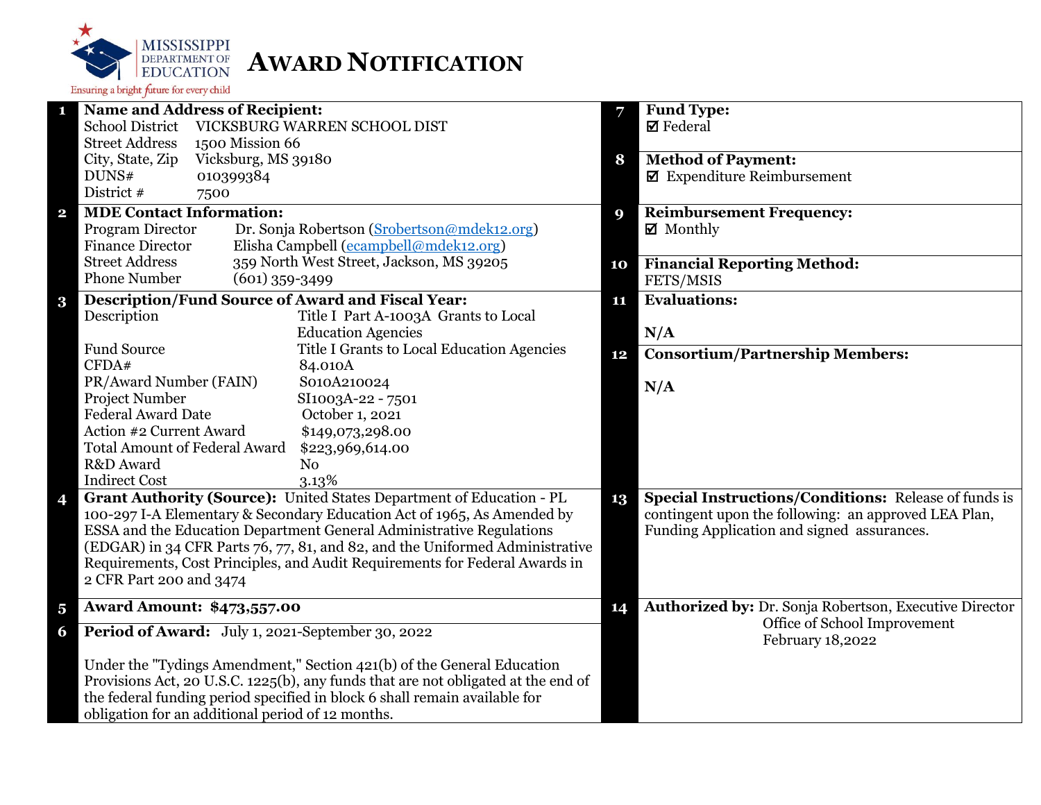MISSISSIPPI DEPARTMENT OF EDUCATION

Ensuring a bright future for every child

# AWARD NOTIFICATION

**1 Name and Address of Recipient:**

| | |
|---|---|
| School District | VICKSBURG WARREN SCHOOL DIST |
| Street Address | 1500 Mission 66 |
| City, State, Zip | Vicksburg, MS 39180 |
| DUNS# | 010399384 |
| District # | 7500 |

**2 MDE Contact Information:**

| | |
|---|---|
| Program Director | Dr. Sonja Robertson (Srobertson@mdek12.org) |
| Finance Director | Elisha Campbell (ecampbell@mdek12.org) |
| Street Address | 359 North West Street, Jackson, MS 39205 |
| Phone Number | (601) 359-3499 |

**3 Description/Fund Source of Award and Fiscal Year:**

| | |
|---|---|
| Description | Title I Part A-1003A Grants to Local Education Agencies |
| Fund Source | Title I Grants to Local Education Agencies |
| CFDA# | 84.010A |
| PR/Award Number (FAIN) | S010A210024 |
| Project Number | SI1003A-22 - 7501 |
| Federal Award Date | October 1, 2021 |
| Action #2 Current Award | $149,073,298.00 |
| Total Amount of Federal Award | $223,969,614.00 |
| R&D Award | No |
| Indirect Cost | 3.13% |

**4 Grant Authority (Source):** United States Department of Education - PL 100-297 I-A Elementary & Secondary Education Act of 1965, As Amended by ESSA and the Education Department General Administrative Regulations (EDGAR) in 34 CFR Parts 76, 77, 81, and 82, and the Uniformed Administrative Requirements, Cost Principles, and Audit Requirements for Federal Awards in 2 CFR Part 200 and 3474

**5 Award Amount: $473,557.00**

**6 Period of Award:** July 1, 2021-September 30, 2022

Under the "Tydings Amendment," Section 421(b) of the General Education Provisions Act, 20 U.S.C. 1225(b), any funds that are not obligated at the end of the federal funding period specified in block 6 shall remain available for obligation for an additional period of 12 months.

**7 Fund Type:**
☑ Federal

**8 Method of Payment:**
☑ Expenditure Reimbursement

**9 Reimbursement Frequency:**
☑ Monthly

**10 Financial Reporting Method:**
FETS/MSIS

**11 Evaluations:**

N/A

**12 Consortium/Partnership Members:**

N/A

**13 Special Instructions/Conditions:** Release of funds is contingent upon the following: an approved LEA Plan, Funding Application and signed assurances.

**14 Authorized by:** Dr. Sonja Robertson, Executive Director
Office of School Improvement
February 18,2022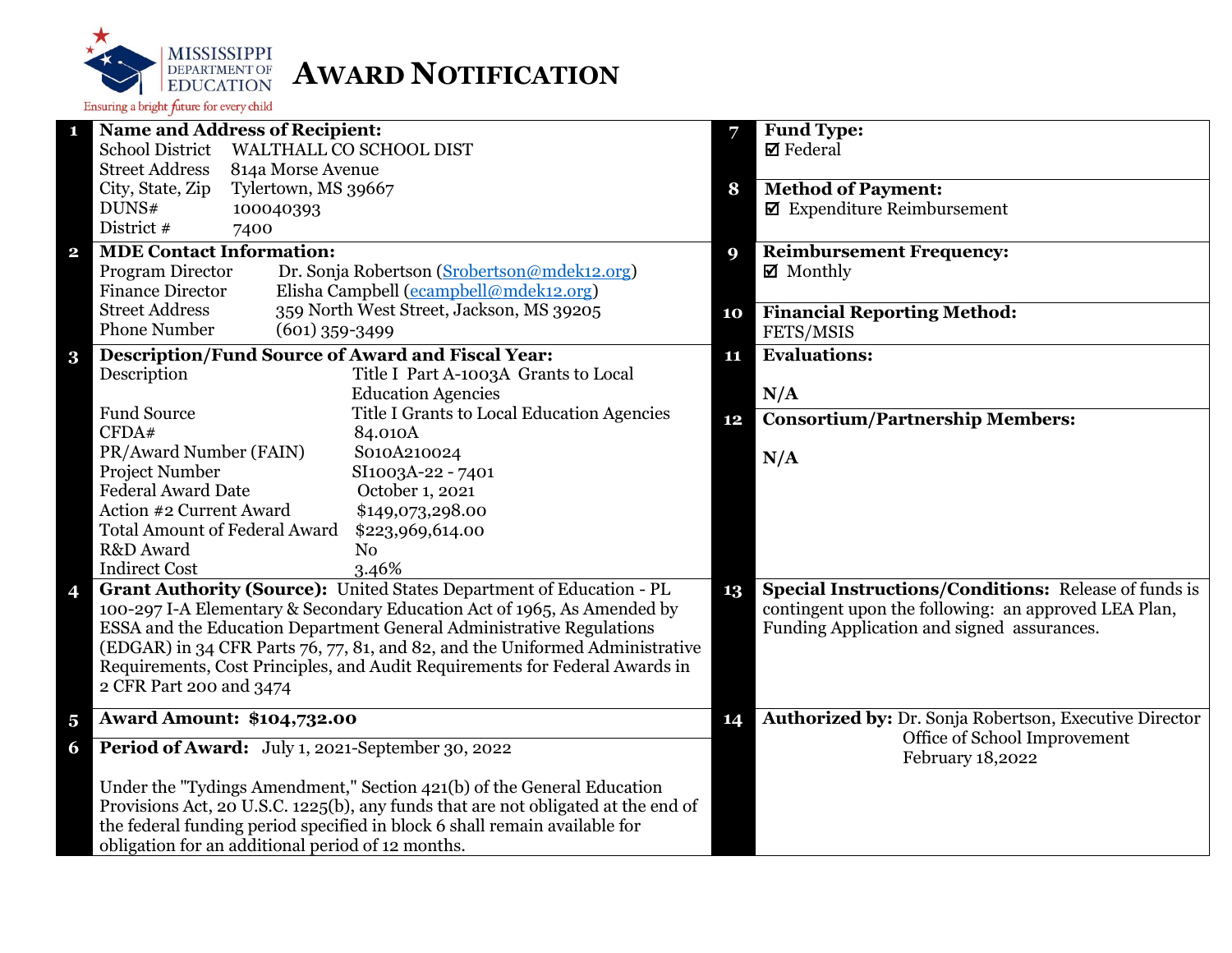MISSISSIPPI DEPARTMENT OF EDUCATION

Ensuring a bright future for every child

# AWARD NOTIFICATION

**1 Name and Address of Recipient:**

| | |
|---|---|
| School District | WALTHALL CO SCHOOL DIST |
| Street Address | 814a Morse Avenue |
| City, State, Zip | Tylertown, MS 39667 |
| DUNS# | 100040393 |
| District # | 7400 |

**2 MDE Contact Information:**

| | |
|---|---|
| Program Director | Dr. Sonja Robertson (Srobertson@mdek12.org) |
| Finance Director | Elisha Campbell (ecampbell@mdek12.org) |
| Street Address | 359 North West Street, Jackson, MS 39205 |
| Phone Number | (601) 359-3499 |

**3 Description/Fund Source of Award and Fiscal Year:**

| | |
|---|---|
| Description | Title I Part A-1003A Grants to Local Education Agencies |
| Fund Source | Title I Grants to Local Education Agencies |
| CFDA# | 84.010A |
| PR/Award Number (FAIN) | S010A210024 |
| Project Number | SI1003A-22 - 7401 |
| Federal Award Date | October 1, 2021 |
| Action #2 Current Award | $149,073,298.00 |
| Total Amount of Federal Award | $223,969,614.00 |
| R&D Award | No |
| Indirect Cost | 3.46% |

**4 Grant Authority (Source):** United States Department of Education - PL 100-297 I-A Elementary & Secondary Education Act of 1965, As Amended by ESSA and the Education Department General Administrative Regulations (EDGAR) in 34 CFR Parts 76, 77, 81, and 82, and the Uniformed Administrative Requirements, Cost Principles, and Audit Requirements for Federal Awards in 2 CFR Part 200 and 3474

**5 Award Amount: $104,732.00**

**6 Period of Award:** July 1, 2021-September 30, 2022

Under the "Tydings Amendment," Section 421(b) of the General Education Provisions Act, 20 U.S.C. 1225(b), any funds that are not obligated at the end of the federal funding period specified in block 6 shall remain available for obligation for an additional period of 12 months.

**7 Fund Type:**
☑ Federal

**8 Method of Payment:**
☑ Expenditure Reimbursement

**9 Reimbursement Frequency:**
☑ Monthly

**10 Financial Reporting Method:**
FETS/MSIS

**11 Evaluations:**

N/A

**12 Consortium/Partnership Members:**

N/A

**13 Special Instructions/Conditions:** Release of funds is contingent upon the following: an approved LEA Plan, Funding Application and signed assurances.

**14 Authorized by:** Dr. Sonja Robertson, Executive Director
Office of School Improvement
February 18,2022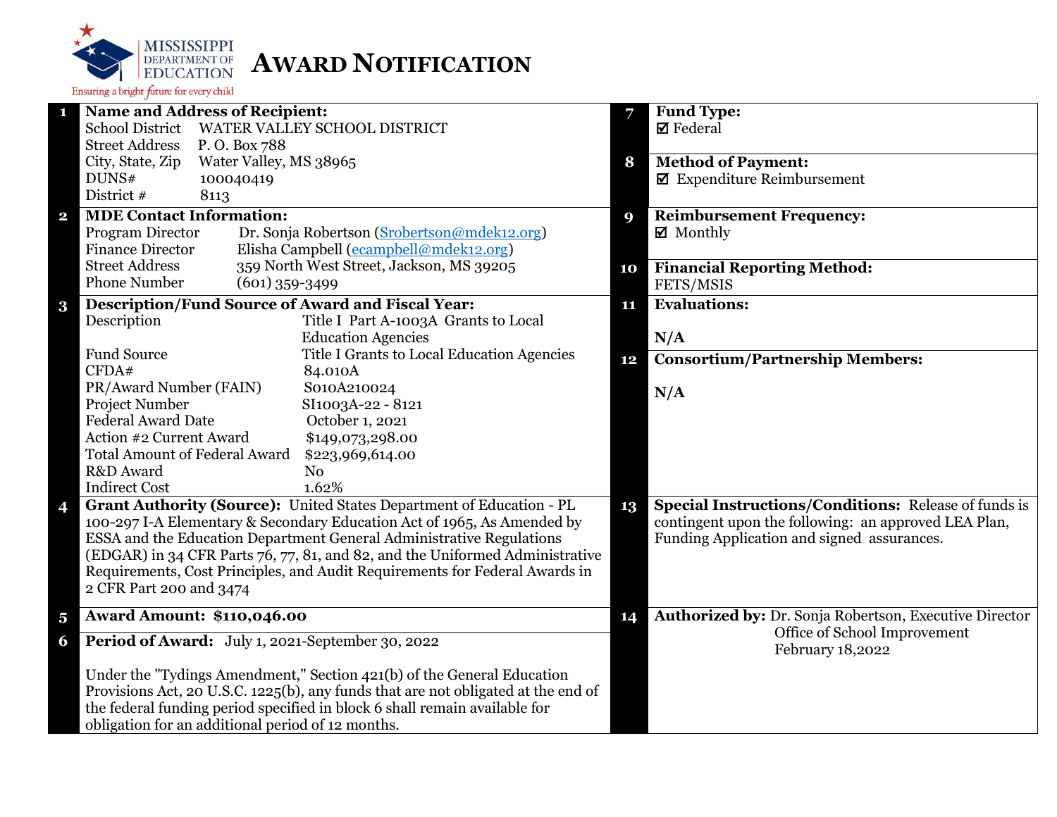MISSISSIPPI DEPARTMENT OF EDUCATION

Ensuring a bright future for every child

# AWARD NOTIFICATION

**1 Name and Address of Recipient:**

| | |
|---|---|
| School District | WATER VALLEY SCHOOL DISTRICT |
| Street Address | P. O. Box 788 |
| City, State, Zip | Water Valley, MS 38965 |
| DUNS# | 100040419 |
| District # | 8113 |

**2 MDE Contact Information:**

| | |
|---|---|
| Program Director | Dr. Sonja Robertson (Srobertson@mdek12.org) |
| Finance Director | Elisha Campbell (ecampbell@mdek12.org) |
| Street Address | 359 North West Street, Jackson, MS 39205 |
| Phone Number | (601) 359-3499 |

**3 Description/Fund Source of Award and Fiscal Year:**

| | |
|---|---|
| Description | Title I Part A-1003A Grants to Local Education Agencies |
| Fund Source | Title I Grants to Local Education Agencies |
| CFDA# | 84.010A |
| PR/Award Number (FAIN) | S010A210024 |
| Project Number | SI1003A-22 - 8121 |
| Federal Award Date | October 1, 2021 |
| Action #2 Current Award | $149,073,298.00 |
| Total Amount of Federal Award | $223,969,614.00 |
| R&D Award | No |
| Indirect Cost | 1.62% |

**4 Grant Authority (Source):** United States Department of Education - PL 100-297 I-A Elementary & Secondary Education Act of 1965, As Amended by ESSA and the Education Department General Administrative Regulations (EDGAR) in 34 CFR Parts 76, 77, 81, and 82, and the Uniformed Administrative Requirements, Cost Principles, and Audit Requirements for Federal Awards in 2 CFR Part 200 and 3474

**5 Award Amount: $110,046.00**

**6 Period of Award:** July 1, 2021-September 30, 2022

Under the "Tydings Amendment," Section 421(b) of the General Education Provisions Act, 20 U.S.C. 1225(b), any funds that are not obligated at the end of the federal funding period specified in block 6 shall remain available for obligation for an additional period of 12 months.

**7 Fund Type:**
☑ Federal

**8 Method of Payment:**
☑ Expenditure Reimbursement

**9 Reimbursement Frequency:**
☑ Monthly

**10 Financial Reporting Method:**
FETS/MSIS

**11 Evaluations:**

N/A

**12 Consortium/Partnership Members:**

N/A

**13 Special Instructions/Conditions:** Release of funds is contingent upon the following: an approved LEA Plan, Funding Application and signed assurances.

**14 Authorized by:** Dr. Sonja Robertson, Executive Director
Office of School Improvement
February 18,2022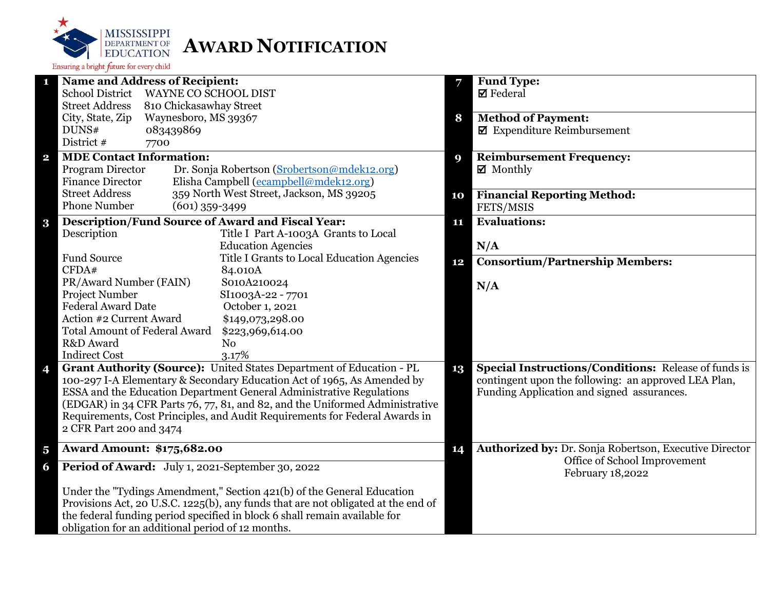MISSISSIPPI DEPARTMENT OF EDUCATION

Ensuring a bright future for every child

# AWARD NOTIFICATION

| | | | |
|---|---|---|---|
| **1** | **Name and Address of Recipient:**<br>School District WAYNE CO SCHOOL DIST<br>Street Address 810 Chickasawhay Street<br>City, State, Zip Waynesboro, MS 39367<br>DUNS# 083439869<br>District # 7700 | **7** | **Fund Type:**<br>☑ Federal |
| | | **8** | **Method of Payment:**<br>☑ Expenditure Reimbursement |
| **2** | **MDE Contact Information:**<br>Program Director Dr. Sonja Robertson (Srobertson@mdek12.org)<br>Finance Director Elisha Campbell (ecampbell@mdek12.org)<br>Street Address 359 North West Street, Jackson, MS 39205<br>Phone Number (601) 359-3499 | **9** | **Reimbursement Frequency:**<br>☑ Monthly |
| | | **10** | **Financial Reporting Method:**<br>FETS/MSIS |
| **3** | **Description/Fund Source of Award and Fiscal Year:**<br>Description: Title I Part A-1003A Grants to Local Education Agencies<br>Fund Source: Title I Grants to Local Education Agencies<br>CFDA#: 84.010A<br>PR/Award Number (FAIN): S010A210024<br>Project Number: SI1003A-22 - 7701<br>Federal Award Date: October 1, 2021<br>Action #2 Current Award: $149,073,298.00<br>Total Amount of Federal Award: $223,969,614.00<br>R&D Award: No<br>Indirect Cost: 3.17% | **11** | **Evaluations:**<br><br>**N/A** |
| | | **12** | **Consortium/Partnership Members:**<br><br>**N/A** |
| **4** | **Grant Authority (Source):** United States Department of Education - PL 100-297 I-A Elementary & Secondary Education Act of 1965, As Amended by ESSA and the Education Department General Administrative Regulations (EDGAR) in 34 CFR Parts 76, 77, 81, and 82, and the Uniformed Administrative Requirements, Cost Principles, and Audit Requirements for Federal Awards in 2 CFR Part 200 and 3474 | **13** | **Special Instructions/Conditions:** Release of funds is contingent upon the following: an approved LEA Plan, Funding Application and signed assurances. |
| **5** | **Award Amount: $175,682.00** | **14** | **Authorized by:** Dr. Sonja Robertson, Executive Director<br>Office of School Improvement<br>February 18,2022 |
| **6** | **Period of Award:** July 1, 2021-September 30, 2022<br><br>Under the "Tydings Amendment," Section 421(b) of the General Education Provisions Act, 20 U.S.C. 1225(b), any funds that are not obligated at the end of the federal funding period specified in block 6 shall remain available for obligation for an additional period of 12 months. | | |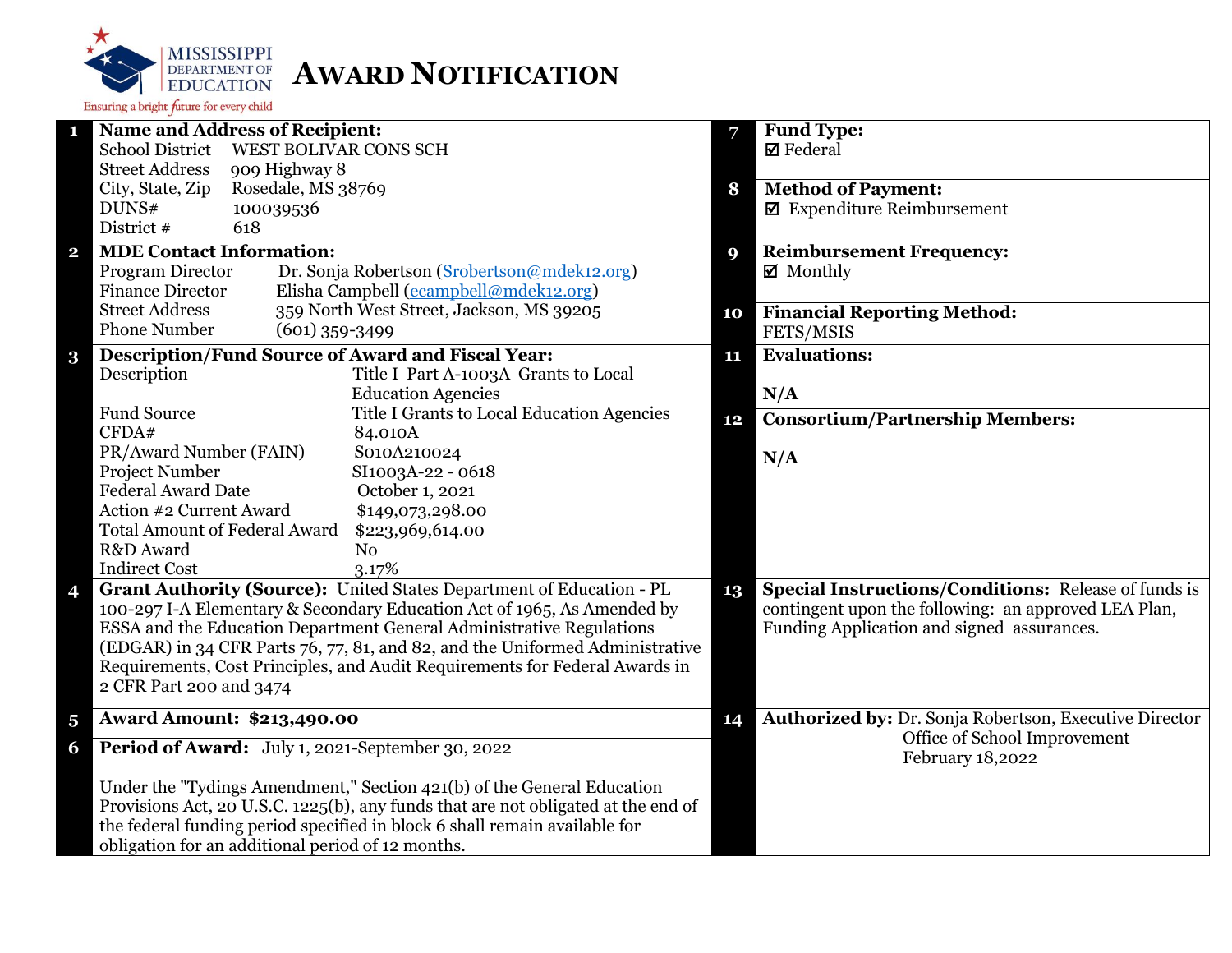MISSISSIPPI DEPARTMENT OF EDUCATION
Ensuring a bright future for every child

# AWARD NOTIFICATION

**1 Name and Address of Recipient:**

School District WEST BOLIVAR CONS SCH
Street Address 909 Highway 8
City, State, Zip Rosedale, MS 38769
DUNS# 100039536
District # 618

**2 MDE Contact Information:**

Program Director Dr. Sonja Robertson (Srobertson@mdek12.org)
Finance Director Elisha Campbell (ecampbell@mdek12.org)
Street Address 359 North West Street, Jackson, MS 39205
Phone Number (601) 359-3499

**3 Description/Fund Source of Award and Fiscal Year:**

| | |
|---|---|
| Description | Title I Part A-1003A Grants to Local Education Agencies |
| Fund Source | Title I Grants to Local Education Agencies |
| CFDA# | 84.010A |
| PR/Award Number (FAIN) | S010A210024 |
| Project Number | SI1003A-22 - 0618 |
| Federal Award Date | October 1, 2021 |
| Action #2 Current Award | $149,073,298.00 |
| Total Amount of Federal Award | $223,969,614.00 |
| R&D Award | No |
| Indirect Cost | 3.17% |

**4 Grant Authority (Source):** United States Department of Education - PL 100-297 I-A Elementary & Secondary Education Act of 1965, As Amended by ESSA and the Education Department General Administrative Regulations (EDGAR) in 34 CFR Parts 76, 77, 81, and 82, and the Uniformed Administrative Requirements, Cost Principles, and Audit Requirements for Federal Awards in 2 CFR Part 200 and 3474

**5 Award Amount: $213,490.00**

**6 Period of Award:** July 1, 2021-September 30, 2022

Under the "Tydings Amendment," Section 421(b) of the General Education Provisions Act, 20 U.S.C. 1225(b), any funds that are not obligated at the end of the federal funding period specified in block 6 shall remain available for obligation for an additional period of 12 months.

**7 Fund Type:**
☑ Federal

**8 Method of Payment:**
☑ Expenditure Reimbursement

**9 Reimbursement Frequency:**
☑ Monthly

**10 Financial Reporting Method:**
FETS/MSIS

**11 Evaluations:**

N/A

**12 Consortium/Partnership Members:**

N/A

**13 Special Instructions/Conditions:** Release of funds is contingent upon the following: an approved LEA Plan, Funding Application and signed assurances.

**14 Authorized by:** Dr. Sonja Robertson, Executive Director
Office of School Improvement
February 18,2022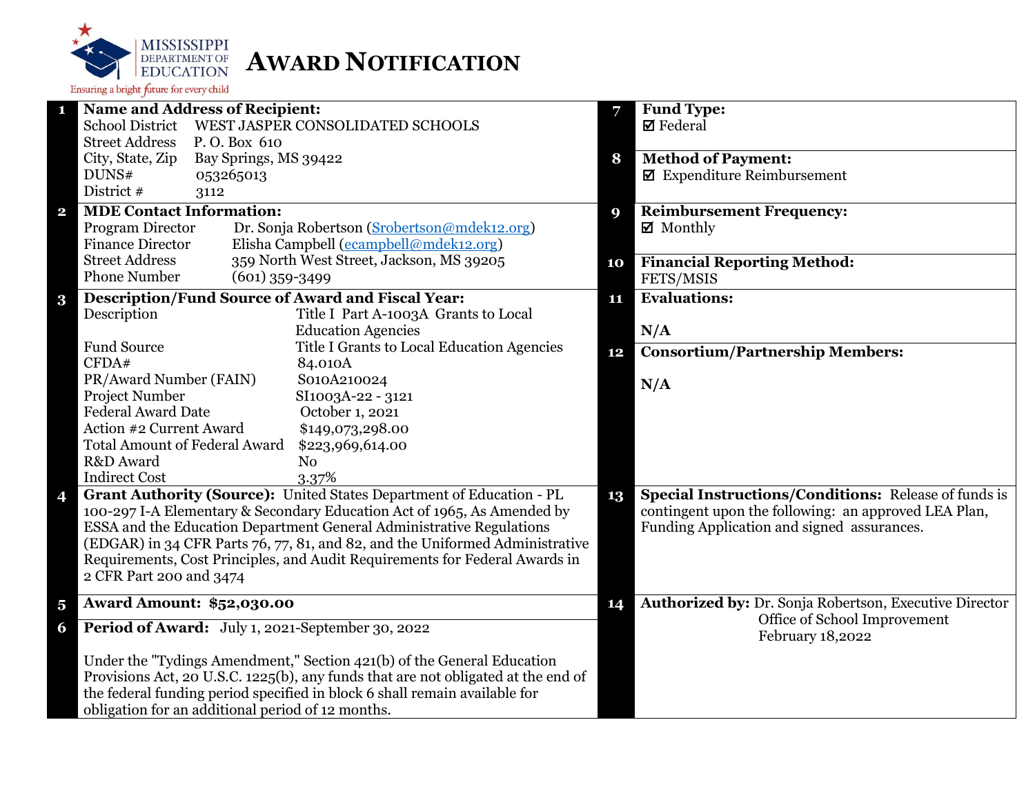MISSISSIPPI DEPARTMENT OF EDUCATION

Ensuring a bright future for every child

# AWARD NOTIFICATION

| # | Field | # | Field |
|---|---|---|---|
| 1 | **Name and Address of Recipient:**<br>School District WEST JASPER CONSOLIDATED SCHOOLS<br>Street Address P. O. Box 610<br>City, State, Zip Bay Springs, MS 39422<br>DUNS# 053265013<br>District # 3112 | 7 | **Fund Type:**<br>☑ Federal |
| | | 8 | **Method of Payment:**<br>☑ Expenditure Reimbursement |
| 2 | **MDE Contact Information:**<br>Program Director Dr. Sonja Robertson (Srobertson@mdek12.org)<br>Finance Director Elisha Campbell (ecampbell@mdek12.org)<br>Street Address 359 North West Street, Jackson, MS 39205<br>Phone Number (601) 359-3499 | 9 | **Reimbursement Frequency:**<br>☑ Monthly |
| | | 10 | **Financial Reporting Method:**<br>FETS/MSIS |
| 3 | **Description/Fund Source of Award and Fiscal Year:**<br>Description Title I Part A-1003A Grants to Local Education Agencies<br>Fund Source Title I Grants to Local Education Agencies<br>CFDA# 84.010A<br>PR/Award Number (FAIN) S010A210024<br>Project Number SI1003A-22 - 3121<br>Federal Award Date October 1, 2021<br>Action #2 Current Award $149,073,298.00<br>Total Amount of Federal Award $223,969,614.00<br>R&D Award No<br>Indirect Cost 3.37% | 11 | **Evaluations:**<br>N/A |
| | | 12 | **Consortium/Partnership Members:**<br>N/A |
| 4 | **Grant Authority (Source):** United States Department of Education - PL 100-297 I-A Elementary & Secondary Education Act of 1965, As Amended by ESSA and the Education Department General Administrative Regulations (EDGAR) in 34 CFR Parts 76, 77, 81, and 82, and the Uniformed Administrative Requirements, Cost Principles, and Audit Requirements for Federal Awards in 2 CFR Part 200 and 3474 | 13 | **Special Instructions/Conditions:** Release of funds is contingent upon the following: an approved LEA Plan, Funding Application and signed assurances. |
| 5 | **Award Amount: $52,030.00** | 14 | **Authorized by:** Dr. Sonja Robertson, Executive Director<br>Office of School Improvement<br>February 18,2022 |
| 6 | **Period of Award:** July 1, 2021-September 30, 2022<br><br>Under the "Tydings Amendment," Section 421(b) of the General Education Provisions Act, 20 U.S.C. 1225(b), any funds that are not obligated at the end of the federal funding period specified in block 6 shall remain available for obligation for an additional period of 12 months. | | |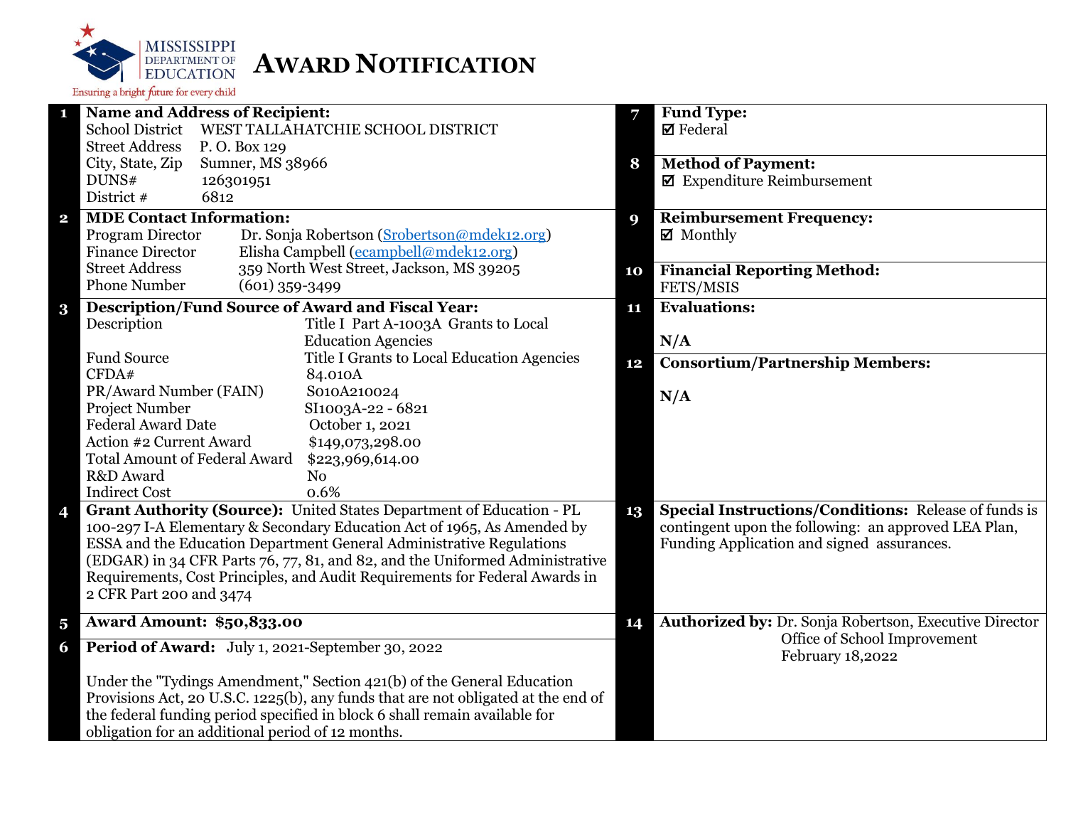# Award Notification

MISSISSIPPI DEPARTMENT OF EDUCATION
Ensuring a bright future for every child

**1 Name and Address of Recipient:**

| | |
|---|---|
| School District | WEST TALLAHATCHIE SCHOOL DISTRICT |
| Street Address | P. O. Box 129 |
| City, State, Zip | Sumner, MS 38966 |
| DUNS# | 126301951 |
| District # | 6812 |

**2 MDE Contact Information:**

| | |
|---|---|
| Program Director | Dr. Sonja Robertson (Srobertson@mdek12.org) |
| Finance Director | Elisha Campbell (ecampbell@mdek12.org) |
| Street Address | 359 North West Street, Jackson, MS 39205 |
| Phone Number | (601) 359-3499 |

**3 Description/Fund Source of Award and Fiscal Year:**

| | |
|---|---|
| Description | Title I Part A-1003A Grants to Local Education Agencies |
| Fund Source | Title I Grants to Local Education Agencies |
| CFDA# | 84.010A |
| PR/Award Number (FAIN) | S010A210024 |
| Project Number | SI1003A-22 - 6821 |
| Federal Award Date | October 1, 2021 |
| Action #2 Current Award | $149,073,298.00 |
| Total Amount of Federal Award | $223,969,614.00 |
| R&D Award | No |
| Indirect Cost | 0.6% |

**4 Grant Authority (Source):** United States Department of Education - PL 100-297 I-A Elementary & Secondary Education Act of 1965, As Amended by ESSA and the Education Department General Administrative Regulations (EDGAR) in 34 CFR Parts 76, 77, 81, and 82, and the Uniformed Administrative Requirements, Cost Principles, and Audit Requirements for Federal Awards in 2 CFR Part 200 and 3474

**5 Award Amount: $50,833.00**

**6 Period of Award:** July 1, 2021-September 30, 2022

Under the "Tydings Amendment," Section 421(b) of the General Education Provisions Act, 20 U.S.C. 1225(b), any funds that are not obligated at the end of the federal funding period specified in block 6 shall remain available for obligation for an additional period of 12 months.

**7 Fund Type:**
☑ Federal

**8 Method of Payment:**
☑ Expenditure Reimbursement

**9 Reimbursement Frequency:**
☑ Monthly

**10 Financial Reporting Method:**
FETS/MSIS

**11 Evaluations:**

N/A

**12 Consortium/Partnership Members:**

N/A

**13 Special Instructions/Conditions:** Release of funds is contingent upon the following: an approved LEA Plan, Funding Application and signed assurances.

**14 Authorized by:** Dr. Sonja Robertson, Executive Director
Office of School Improvement
February 18,2022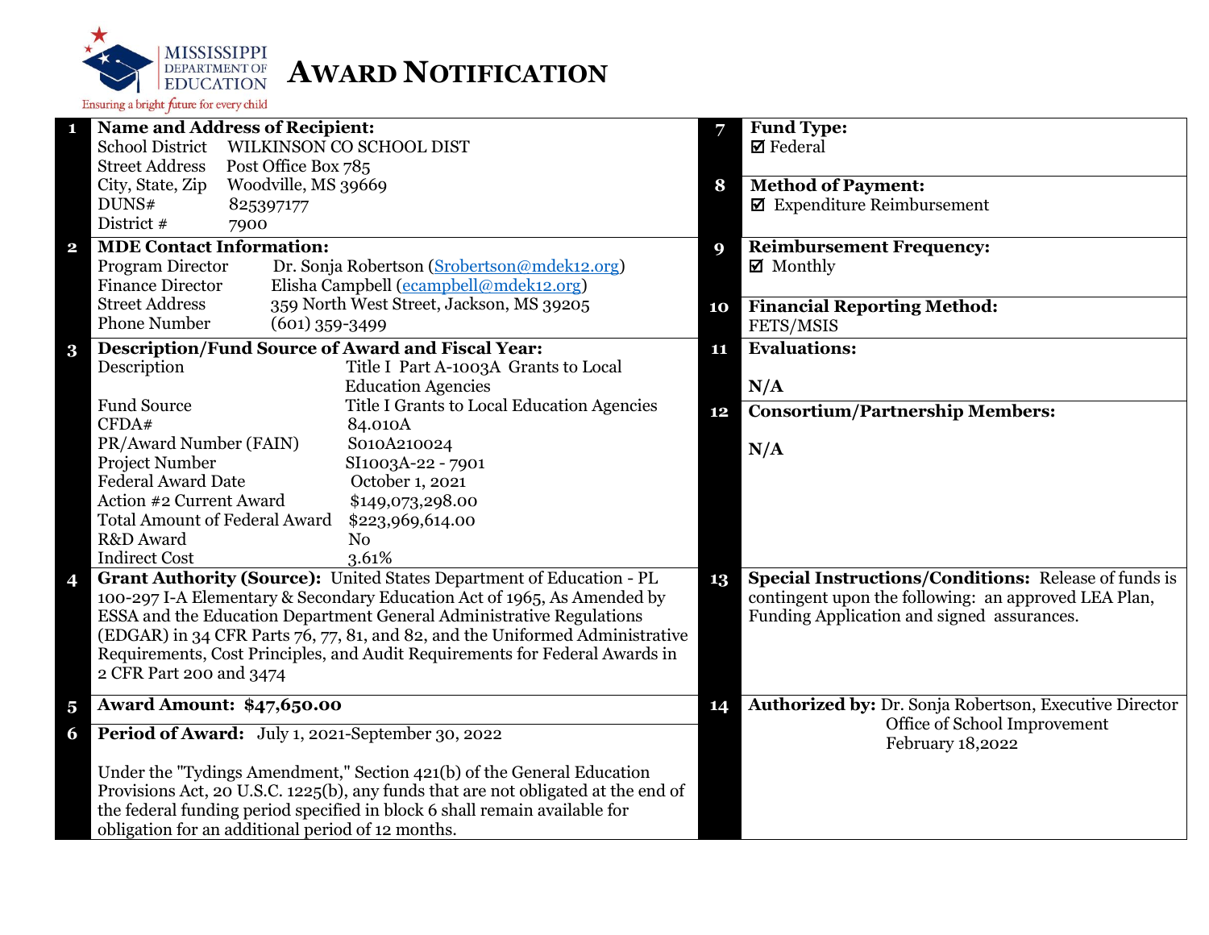MISSISSIPPI DEPARTMENT OF EDUCATION

Ensuring a bright future for every child

# AWARD NOTIFICATION

**1 Name and Address of Recipient:**

School District WILKINSON CO SCHOOL DIST
Street Address Post Office Box 785
City, State, Zip Woodville, MS 39669
DUNS# 825397177
District # 7900

**2 MDE Contact Information:**

Program Director Dr. Sonja Robertson (Srobertson@mdek12.org)
Finance Director Elisha Campbell (ecampbell@mdek12.org)
Street Address 359 North West Street, Jackson, MS 39205
Phone Number (601) 359-3499

**3 Description/Fund Source of Award and Fiscal Year:**

| | |
|---|---|
| Description | Title I Part A-1003A Grants to Local Education Agencies |
| Fund Source | Title I Grants to Local Education Agencies |
| CFDA# | 84.010A |
| PR/Award Number (FAIN) | S010A210024 |
| Project Number | SI1003A-22 - 7901 |
| Federal Award Date | October 1, 2021 |
| Action #2 Current Award | $149,073,298.00 |
| Total Amount of Federal Award | $223,969,614.00 |
| R&D Award | No |
| Indirect Cost | 3.61% |

**4 Grant Authority (Source):** United States Department of Education - PL 100-297 I-A Elementary & Secondary Education Act of 1965, As Amended by ESSA and the Education Department General Administrative Regulations (EDGAR) in 34 CFR Parts 76, 77, 81, and 82, and the Uniformed Administrative Requirements, Cost Principles, and Audit Requirements for Federal Awards in 2 CFR Part 200 and 3474

**5 Award Amount: $47,650.00**

**6 Period of Award:** July 1, 2021-September 30, 2022

Under the "Tydings Amendment," Section 421(b) of the General Education Provisions Act, 20 U.S.C. 1225(b), any funds that are not obligated at the end of the federal funding period specified in block 6 shall remain available for obligation for an additional period of 12 months.

**7 Fund Type:**
☑ Federal

**8 Method of Payment:**
☑ Expenditure Reimbursement

**9 Reimbursement Frequency:**
☑ Monthly

**10 Financial Reporting Method:**
FETS/MSIS

**11 Evaluations:**

N/A

**12 Consortium/Partnership Members:**

N/A

**13 Special Instructions/Conditions:** Release of funds is contingent upon the following: an approved LEA Plan, Funding Application and signed assurances.

**14 Authorized by:** Dr. Sonja Robertson, Executive Director
Office of School Improvement
February 18,2022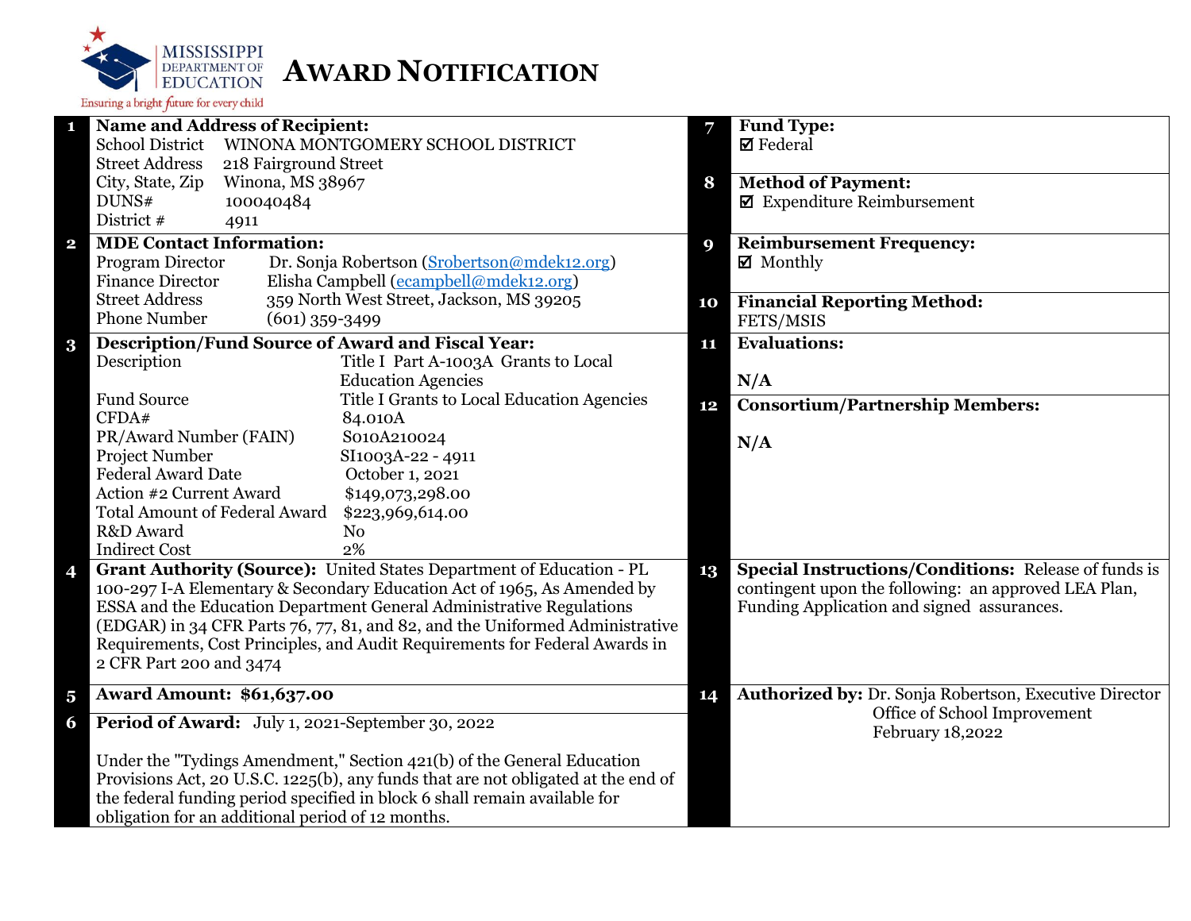MISSISSIPPI DEPARTMENT OF EDUCATION
Ensuring a bright future for every child

# AWARD NOTIFICATION

**1 Name and Address of Recipient:**

| | |
|---|---|
| School District | WINONA MONTGOMERY SCHOOL DISTRICT |
| Street Address | 218 Fairground Street |
| City, State, Zip | Winona, MS 38967 |
| DUNS# | 100040484 |
| District # | 4911 |

**2 MDE Contact Information:**

| | |
|---|---|
| Program Director | Dr. Sonja Robertson (Srobertson@mdek12.org) |
| Finance Director | Elisha Campbell (ecampbell@mdek12.org) |
| Street Address | 359 North West Street, Jackson, MS 39205 |
| Phone Number | (601) 359-3499 |

**3 Description/Fund Source of Award and Fiscal Year:**

| | |
|---|---|
| Description | Title I Part A-1003A Grants to Local Education Agencies |
| Fund Source | Title I Grants to Local Education Agencies |
| CFDA# | 84.010A |
| PR/Award Number (FAIN) | S010A210024 |
| Project Number | SI1003A-22 - 4911 |
| Federal Award Date | October 1, 2021 |
| Action #2 Current Award | $149,073,298.00 |
| Total Amount of Federal Award | $223,969,614.00 |
| R&D Award | No |
| Indirect Cost | 2% |

**4 Grant Authority (Source):** United States Department of Education - PL 100-297 I-A Elementary & Secondary Education Act of 1965, As Amended by ESSA and the Education Department General Administrative Regulations (EDGAR) in 34 CFR Parts 76, 77, 81, and 82, and the Uniformed Administrative Requirements, Cost Principles, and Audit Requirements for Federal Awards in 2 CFR Part 200 and 3474

**5 Award Amount: $61,637.00**

**6 Period of Award:** July 1, 2021-September 30, 2022

Under the "Tydings Amendment," Section 421(b) of the General Education Provisions Act, 20 U.S.C. 1225(b), any funds that are not obligated at the end of the federal funding period specified in block 6 shall remain available for obligation for an additional period of 12 months.

**7 Fund Type:**
☑ Federal

**8 Method of Payment:**
☑ Expenditure Reimbursement

**9 Reimbursement Frequency:**
☑ Monthly

**10 Financial Reporting Method:**
FETS/MSIS

**11 Evaluations:**

N/A

**12 Consortium/Partnership Members:**

N/A

**13 Special Instructions/Conditions:** Release of funds is contingent upon the following: an approved LEA Plan, Funding Application and signed assurances.

**14 Authorized by:** Dr. Sonja Robertson, Executive Director
Office of School Improvement
February 18,2022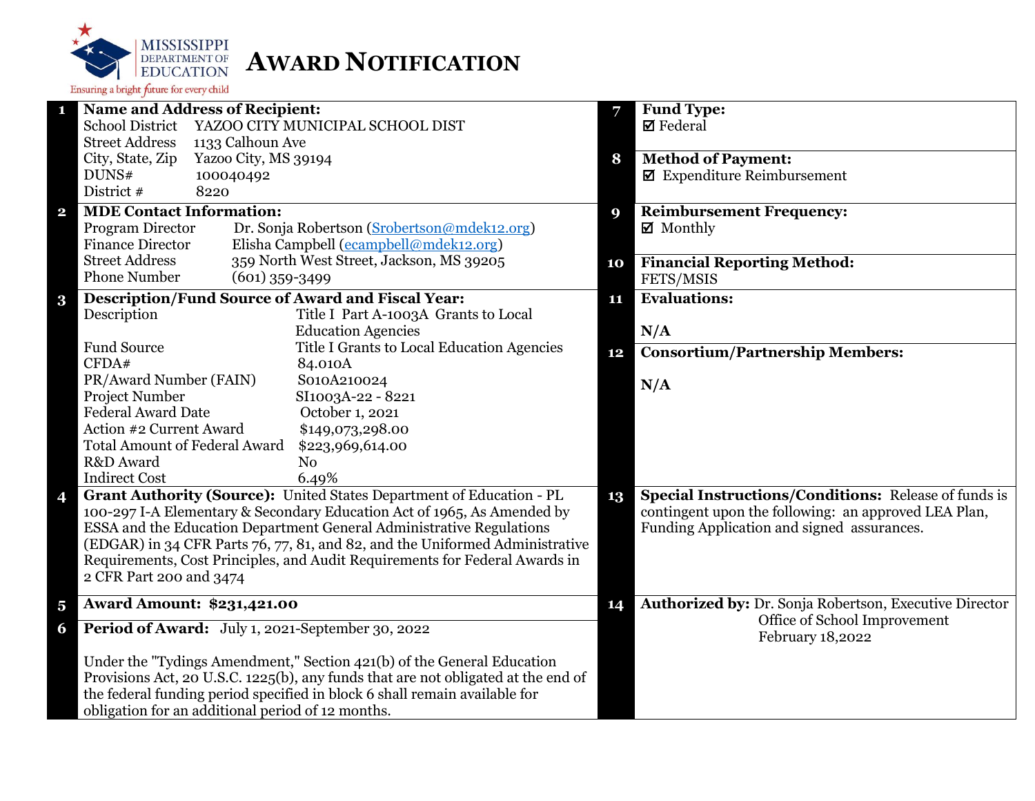MISSISSIPPI DEPARTMENT OF EDUCATION

Ensuring a bright future for every child

# AWARD NOTIFICATION

**1 Name and Address of Recipient:**

| | |
|---|---|
| School District | YAZOO CITY MUNICIPAL SCHOOL DIST |
| Street Address | 1133 Calhoun Ave |
| City, State, Zip | Yazoo City, MS 39194 |
| DUNS# | 100040492 |
| District # | 8220 |

**2 MDE Contact Information:**

| | |
|---|---|
| Program Director | Dr. Sonja Robertson (Srobertson@mdek12.org) |
| Finance Director | Elisha Campbell (ecampbell@mdek12.org) |
| Street Address | 359 North West Street, Jackson, MS 39205 |
| Phone Number | (601) 359-3499 |

**3 Description/Fund Source of Award and Fiscal Year:**

| | |
|---|---|
| Description | Title I Part A-1003A Grants to Local Education Agencies |
| Fund Source | Title I Grants to Local Education Agencies |
| CFDA# | 84.010A |
| PR/Award Number (FAIN) | S010A210024 |
| Project Number | SI1003A-22 - 8221 |
| Federal Award Date | October 1, 2021 |
| Action #2 Current Award | $149,073,298.00 |
| Total Amount of Federal Award | $223,969,614.00 |
| R&D Award | No |
| Indirect Cost | 6.49% |

**4 Grant Authority (Source):** United States Department of Education - PL 100-297 I-A Elementary & Secondary Education Act of 1965, As Amended by ESSA and the Education Department General Administrative Regulations (EDGAR) in 34 CFR Parts 76, 77, 81, and 82, and the Uniformed Administrative Requirements, Cost Principles, and Audit Requirements for Federal Awards in 2 CFR Part 200 and 3474

**5 Award Amount: $231,421.00**

**6 Period of Award:** July 1, 2021-September 30, 2022

Under the "Tydings Amendment," Section 421(b) of the General Education Provisions Act, 20 U.S.C. 1225(b), any funds that are not obligated at the end of the federal funding period specified in block 6 shall remain available for obligation for an additional period of 12 months.

**7 Fund Type:**
☑ Federal

**8 Method of Payment:**
☑ Expenditure Reimbursement

**9 Reimbursement Frequency:**
☑ Monthly

**10 Financial Reporting Method:**
FETS/MSIS

**11 Evaluations:**

N/A

**12 Consortium/Partnership Members:**

N/A

**13 Special Instructions/Conditions:** Release of funds is contingent upon the following: an approved LEA Plan, Funding Application and signed assurances.

**14 Authorized by:** Dr. Sonja Robertson, Executive Director
Office of School Improvement
February 18,2022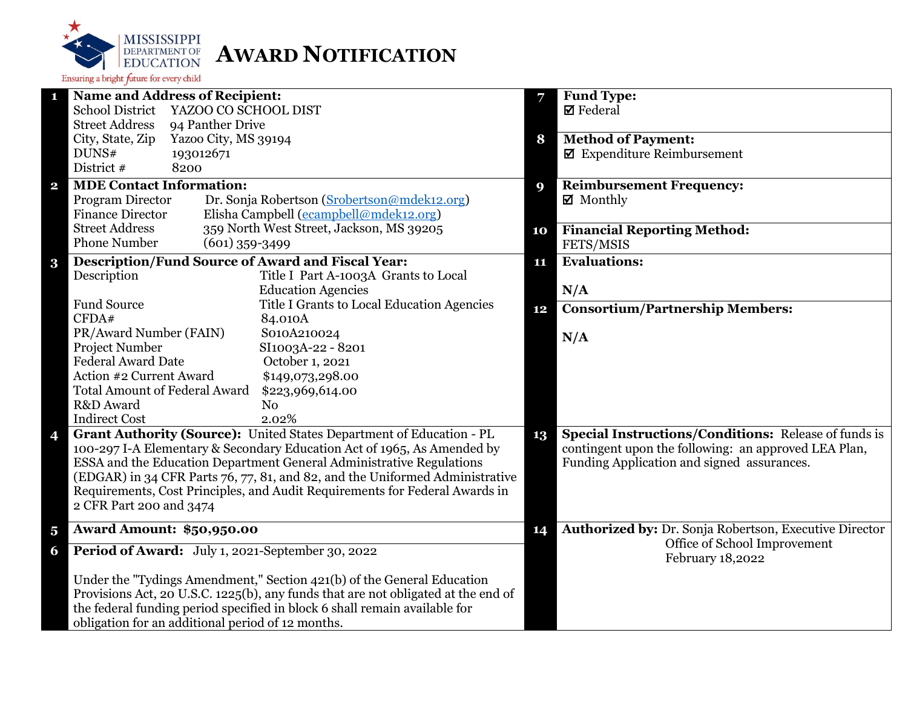MISSISSIPPI DEPARTMENT OF EDUCATION

Ensuring a bright future for every child

# AWARD NOTIFICATION

| | | | |
|---|---|---|---|
| 1 | **Name and Address of Recipient:**<br>School District YAZOO CO SCHOOL DIST<br>Street Address 94 Panther Drive<br>City, State, Zip Yazoo City, MS 39194<br>DUNS# 193012671<br>District # 8200 | 7 | **Fund Type:**<br>☑ Federal |
| | | 8 | **Method of Payment:**<br>☑ Expenditure Reimbursement |
| 2 | **MDE Contact Information:**<br>Program Director Dr. Sonja Robertson (Srobertson@mdek12.org)<br>Finance Director Elisha Campbell (ecampbell@mdek12.org)<br>Street Address 359 North West Street, Jackson, MS 39205<br>Phone Number (601) 359-3499 | 9 | **Reimbursement Frequency:**<br>☑ Monthly |
| | | 10 | **Financial Reporting Method:**<br>FETS/MSIS |
| 3 | **Description/Fund Source of Award and Fiscal Year:**<br>Description Title I Part A-1003A Grants to Local Education Agencies<br>Fund Source Title I Grants to Local Education Agencies<br>CFDA# 84.010A<br>PR/Award Number (FAIN) S010A210024<br>Project Number SI1003A-22 - 8201<br>Federal Award Date October 1, 2021<br>Action #2 Current Award $149,073,298.00<br>Total Amount of Federal Award $223,969,614.00<br>R&D Award No<br>Indirect Cost 2.02% | 11 | **Evaluations:**<br>N/A |
| | | 12 | **Consortium/Partnership Members:**<br>N/A |
| 4 | **Grant Authority (Source):** United States Department of Education - PL 100-297 I-A Elementary & Secondary Education Act of 1965, As Amended by ESSA and the Education Department General Administrative Regulations (EDGAR) in 34 CFR Parts 76, 77, 81, and 82, and the Uniformed Administrative Requirements, Cost Principles, and Audit Requirements for Federal Awards in 2 CFR Part 200 and 3474 | 13 | **Special Instructions/Conditions:** Release of funds is contingent upon the following: an approved LEA Plan, Funding Application and signed assurances. |
| 5 | **Award Amount: $50,950.00** | 14 | **Authorized by:** Dr. Sonja Robertson, Executive Director<br>Office of School Improvement<br>February 18,2022 |
| 6 | **Period of Award:** July 1, 2021-September 30, 2022<br><br>Under the "Tydings Amendment," Section 421(b) of the General Education Provisions Act, 20 U.S.C. 1225(b), any funds that are not obligated at the end of the federal funding period specified in block 6 shall remain available for obligation for an additional period of 12 months. | | |